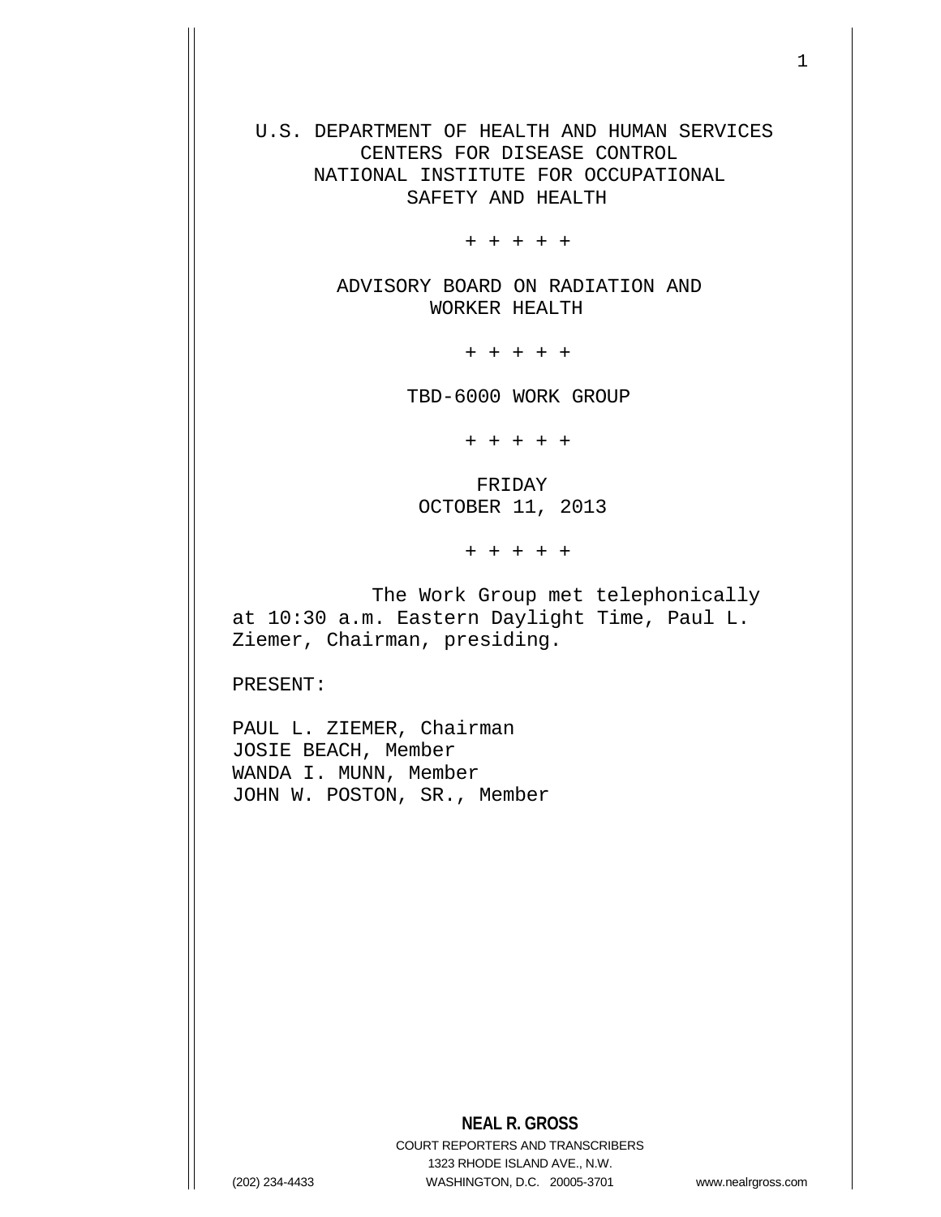U.S. DEPARTMENT OF HEALTH AND HUMAN SERVICES
CENTERS FOR DISEASE CONTROL
NATIONAL INSTITUTE FOR OCCUPATIONAL
SAFETY AND HEALTH

+ + + + +

ADVISORY BOARD ON RADIATION AND
WORKER HEALTH

+ + + + +

TBD-6000 WORK GROUP

+ + + + +

FRIDAY
OCTOBER 11, 2013

+ + + + +

The Work Group met telephonically at 10:30 a.m. Eastern Daylight Time, Paul L. Ziemer, Chairman, presiding.

PRESENT:

PAUL L. ZIEMER, Chairman
JOSIE BEACH, Member
WANDA I. MUNN, Member
JOHN W. POSTON, SR., Member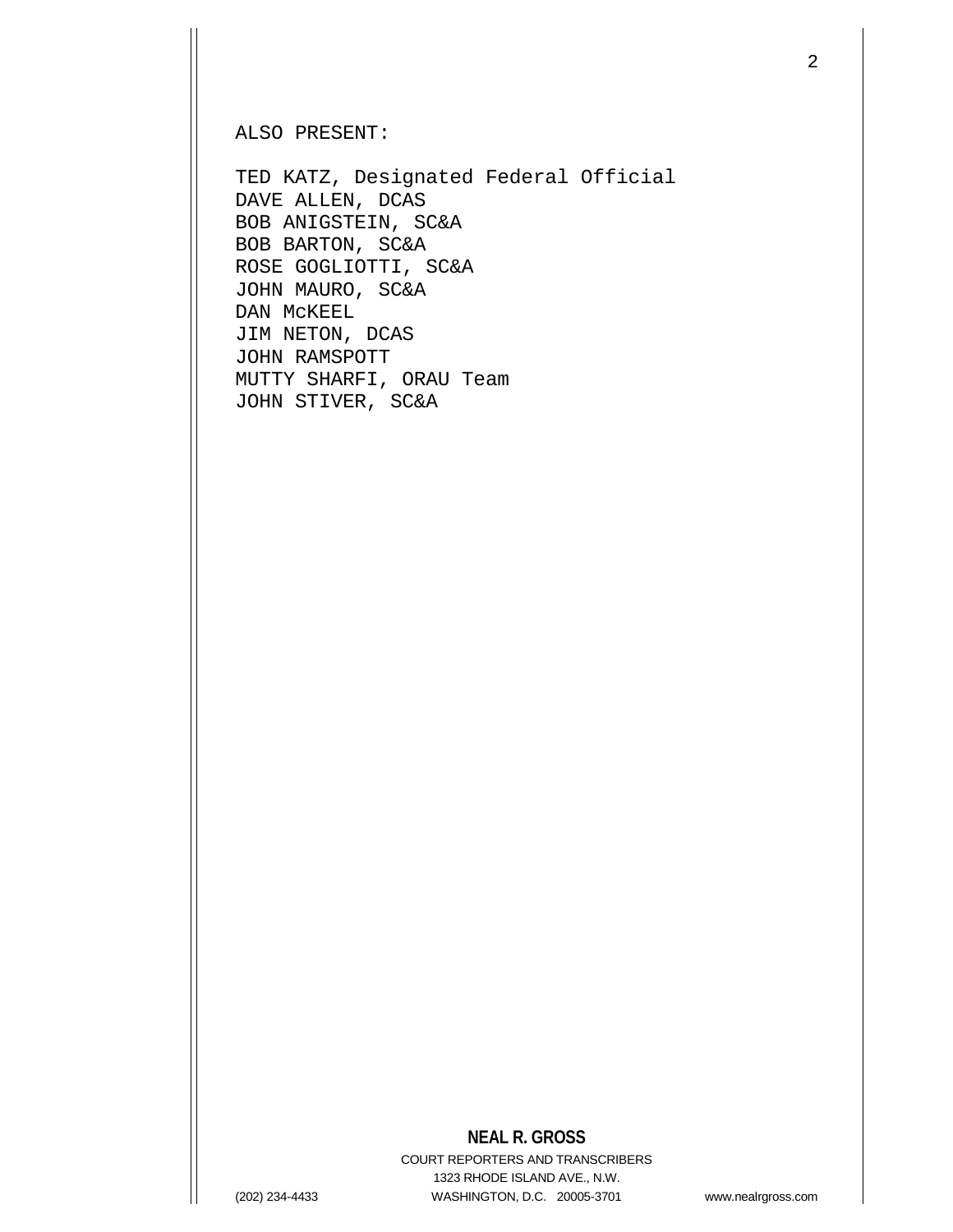ALSO PRESENT:

TED KATZ, Designated Federal Official
DAVE ALLEN, DCAS
BOB ANIGSTEIN, SC&A
BOB BARTON, SC&A
ROSE GOGLIOTTI, SC&A
JOHN MAURO, SC&A
DAN McKEEL
JIM NETON, DCAS
JOHN RAMSPOTT
MUTTY SHARFI, ORAU Team
JOHN STIVER, SC&A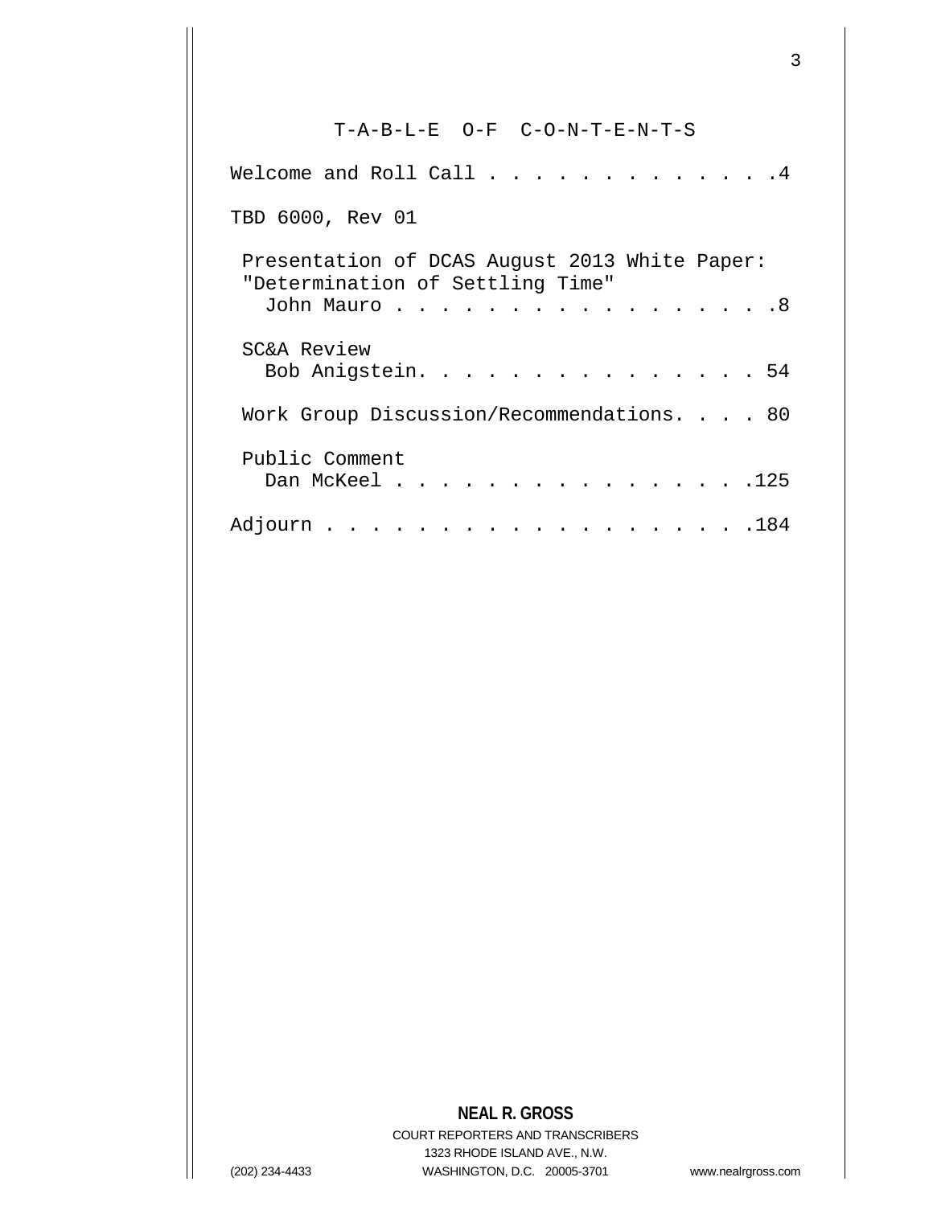# T-A-B-L-E O-F C-O-N-T-E-N-T-S

Welcome and Roll Call . . . . . . . . . . . . . .4

TBD 6000, Rev 01

Presentation of DCAS August 2013 White Paper: "Determination of Settling Time"
John Mauro . . . . . . . . . . . . . . . . . .8

SC&A Review
Bob Anigstein. . . . . . . . . . . . . . . . 54

Work Group Discussion/Recommendations. . . . 80

Public Comment
Dan McKeel . . . . . . . . . . . . . . . . .125

Adjourn . . . . . . . . . . . . . . . . . . . .184

**NEAL R. GROSS**
COURT REPORTERS AND TRANSCRIBERS
1323 RHODE ISLAND AVE., N.W.
(202) 234-4433 WASHINGTON, D.C. 20005-3701 www.nealrgross.com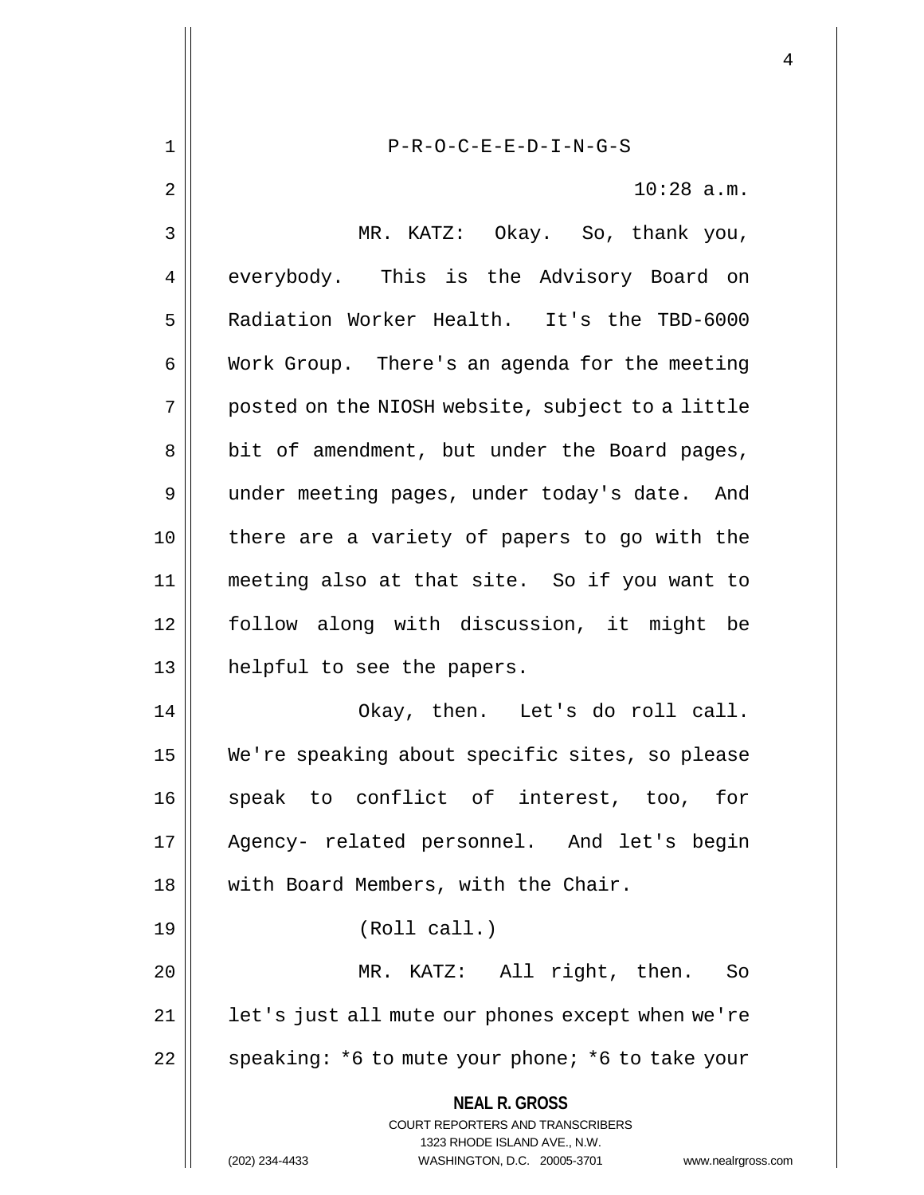P-R-O-C-E-E-D-I-N-G-S

10:28 a.m.

MR. KATZ: Okay. So, thank you, everybody. This is the Advisory Board on Radiation Worker Health. It's the TBD-6000 Work Group. There's an agenda for the meeting posted on the NIOSH website, subject to a little bit of amendment, but under the Board pages, under meeting pages, under today's date. And there are a variety of papers to go with the meeting also at that site. So if you want to follow along with discussion, it might be helpful to see the papers.

Okay, then. Let's do roll call. We're speaking about specific sites, so please speak to conflict of interest, too, for Agency- related personnel. And let's begin with Board Members, with the Chair.

(Roll call.)

MR. KATZ: All right, then. So let's just all mute our phones except when we're speaking: *6 to mute your phone; *6 to take your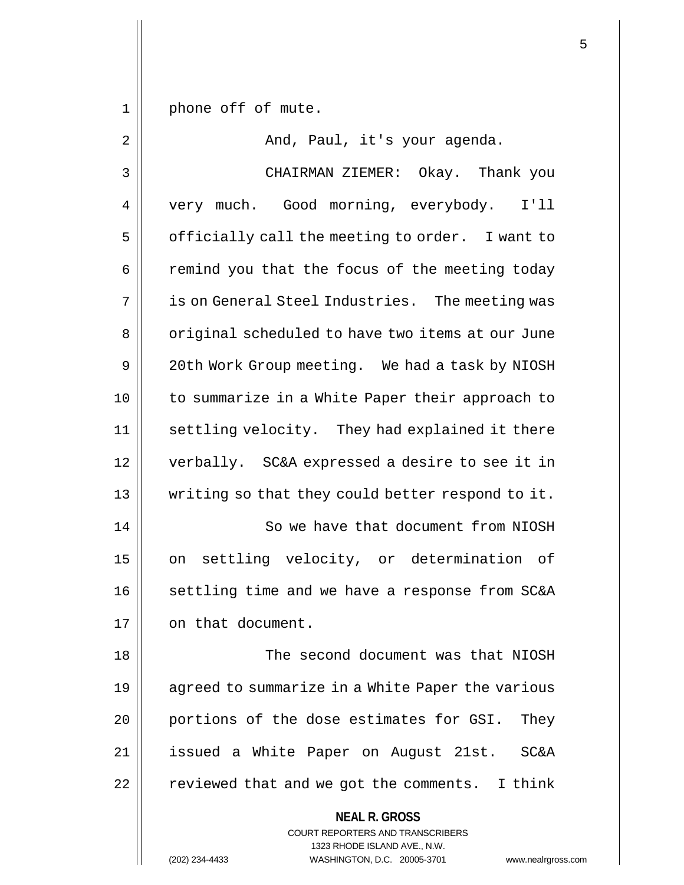phone off of mute.

And, Paul, it's your agenda.

CHAIRMAN ZIEMER: Okay. Thank you very much. Good morning, everybody. I'll officially call the meeting to order. I want to remind you that the focus of the meeting today is on General Steel Industries. The meeting was original scheduled to have two items at our June 20th Work Group meeting. We had a task by NIOSH to summarize in a White Paper their approach to settling velocity. They had explained it there verbally. SC&A expressed a desire to see it in writing so that they could better respond to it.

So we have that document from NIOSH on settling velocity, or determination of settling time and we have a response from SC&A on that document.

The second document was that NIOSH agreed to summarize in a White Paper the various portions of the dose estimates for GSI. They issued a White Paper on August 21st. SC&A reviewed that and we got the comments. I think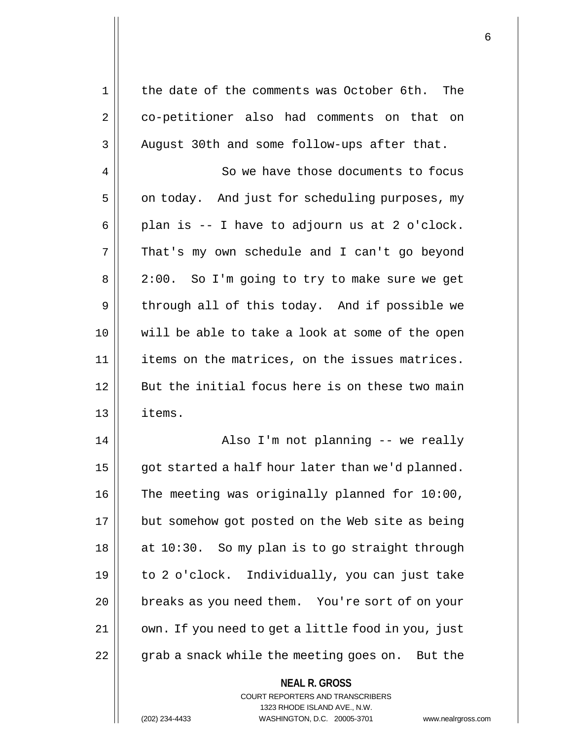the date of the comments was October 6th. The co-petitioner also had comments on that on August 30th and some follow-ups after that.

So we have those documents to focus on today. And just for scheduling purposes, my plan is -- I have to adjourn us at 2 o'clock. That's my own schedule and I can't go beyond 2:00. So I'm going to try to make sure we get through all of this today. And if possible we will be able to take a look at some of the open items on the matrices, on the issues matrices. But the initial focus here is on these two main items.

Also I'm not planning -- we really got started a half hour later than we'd planned. The meeting was originally planned for 10:00, but somehow got posted on the Web site as being at 10:30. So my plan is to go straight through to 2 o'clock. Individually, you can just take breaks as you need them. You're sort of on your own. If you need to get a little food in you, just grab a snack while the meeting goes on. But the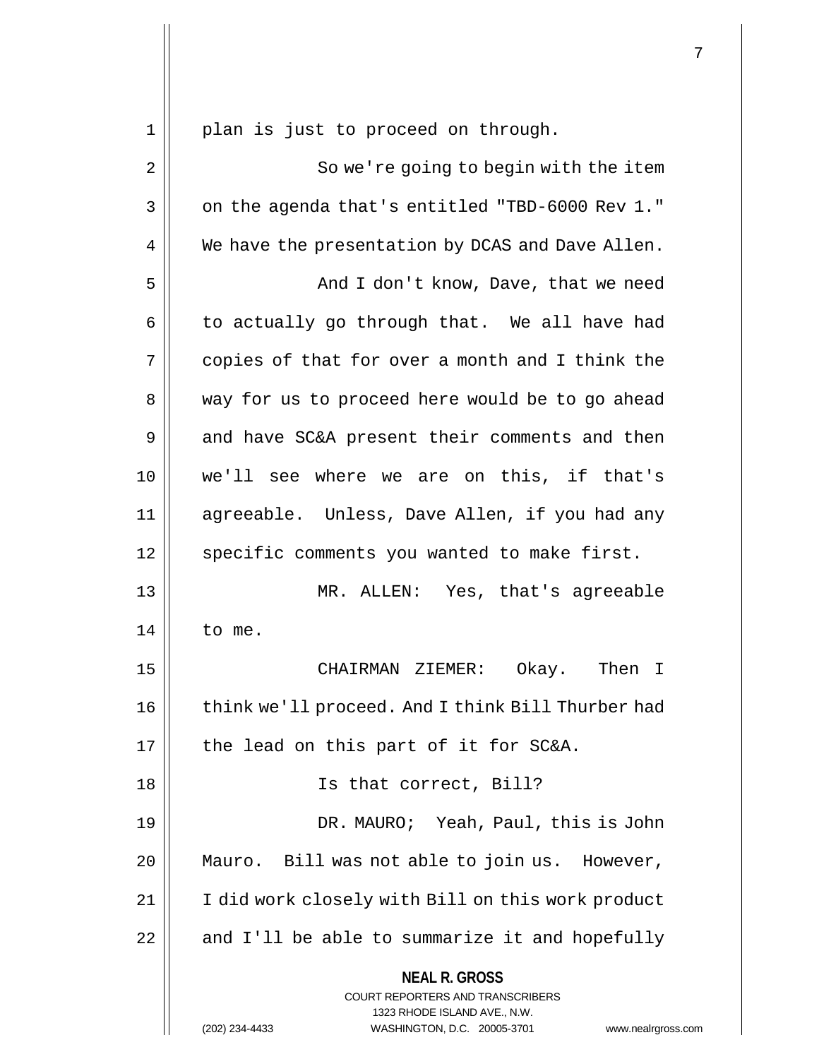plan is just to proceed on through.

So we're going to begin with the item on the agenda that's entitled "TBD-6000 Rev 1." We have the presentation by DCAS and Dave Allen.

And I don't know, Dave, that we need to actually go through that. We all have had copies of that for over a month and I think the way for us to proceed here would be to go ahead and have SC&A present their comments and then we'll see where we are on this, if that's agreeable. Unless, Dave Allen, if you had any specific comments you wanted to make first.

MR. ALLEN: Yes, that's agreeable to me.

CHAIRMAN ZIEMER: Okay. Then I think we'll proceed. And I think Bill Thurber had the lead on this part of it for SC&A.

Is that correct, Bill?

DR. MAURO; Yeah, Paul, this is John Mauro. Bill was not able to join us. However, I did work closely with Bill on this work product and I'll be able to summarize it and hopefully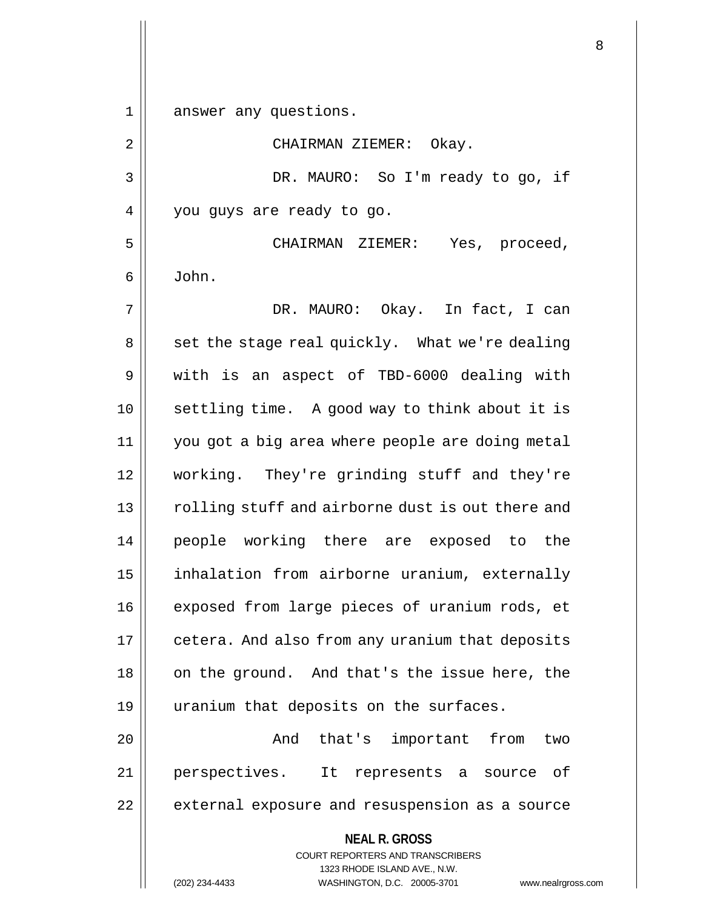answer any questions.

CHAIRMAN ZIEMER: Okay.

DR. MAURO: So I'm ready to go, if you guys are ready to go.

CHAIRMAN ZIEMER: Yes, proceed, John.

DR. MAURO: Okay. In fact, I can set the stage real quickly. What we're dealing with is an aspect of TBD-6000 dealing with settling time. A good way to think about it is you got a big area where people are doing metal working. They're grinding stuff and they're rolling stuff and airborne dust is out there and people working there are exposed to the inhalation from airborne uranium, externally exposed from large pieces of uranium rods, et cetera. And also from any uranium that deposits on the ground. And that's the issue here, the uranium that deposits on the surfaces.

And that's important from two perspectives. It represents a source of external exposure and resuspension as a source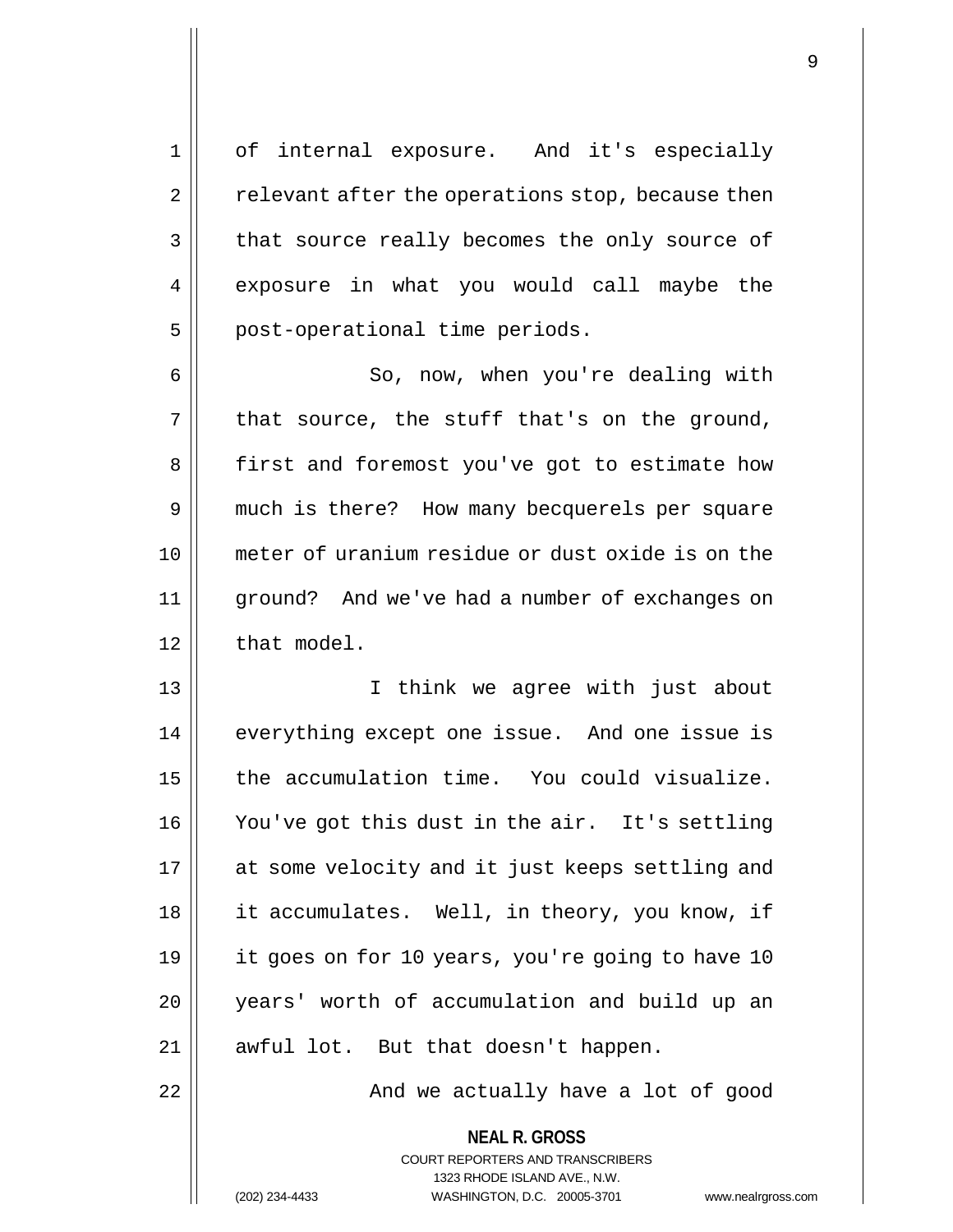of internal exposure. And it's especially relevant after the operations stop, because then that source really becomes the only source of exposure in what you would call maybe the post-operational time periods.

So, now, when you're dealing with that source, the stuff that's on the ground, first and foremost you've got to estimate how much is there? How many becquerels per square meter of uranium residue or dust oxide is on the ground? And we've had a number of exchanges on that model.

I think we agree with just about everything except one issue. And one issue is the accumulation time. You could visualize. You've got this dust in the air. It's settling at some velocity and it just keeps settling and it accumulates. Well, in theory, you know, if it goes on for 10 years, you're going to have 10 years' worth of accumulation and build up an awful lot. But that doesn't happen.

And we actually have a lot of good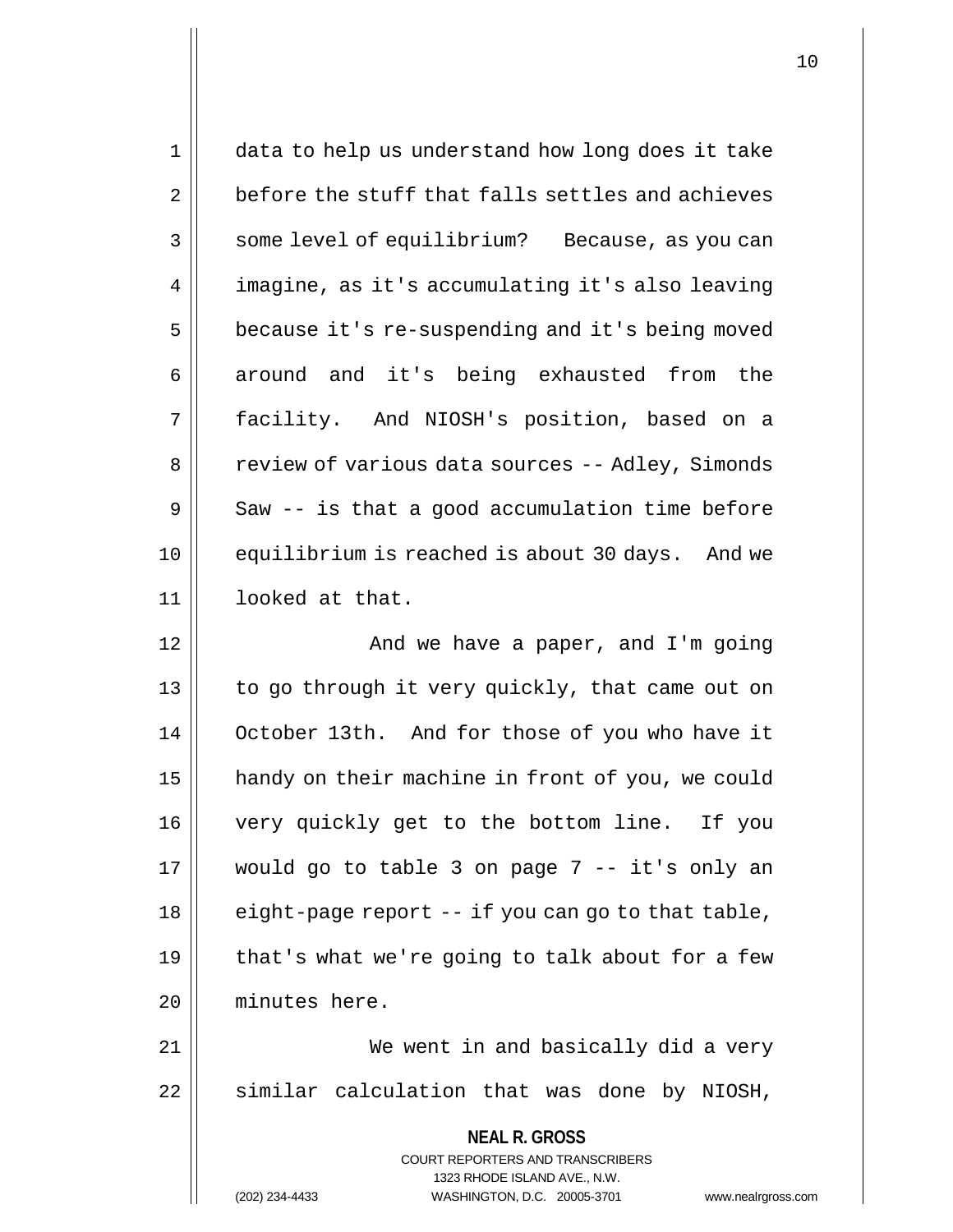data to help us understand how long does it take before the stuff that falls settles and achieves some level of equilibrium? Because, as you can imagine, as it's accumulating it's also leaving because it's re-suspending and it's being moved around and it's being exhausted from the facility. And NIOSH's position, based on a review of various data sources -- Adley, Simonds Saw -- is that a good accumulation time before equilibrium is reached is about 30 days. And we looked at that.

And we have a paper, and I'm going to go through it very quickly, that came out on October 13th. And for those of you who have it handy on their machine in front of you, we could very quickly get to the bottom line. If you would go to table 3 on page 7 -- it's only an eight-page report -- if you can go to that table, that's what we're going to talk about for a few minutes here.

We went in and basically did a very similar calculation that was done by NIOSH,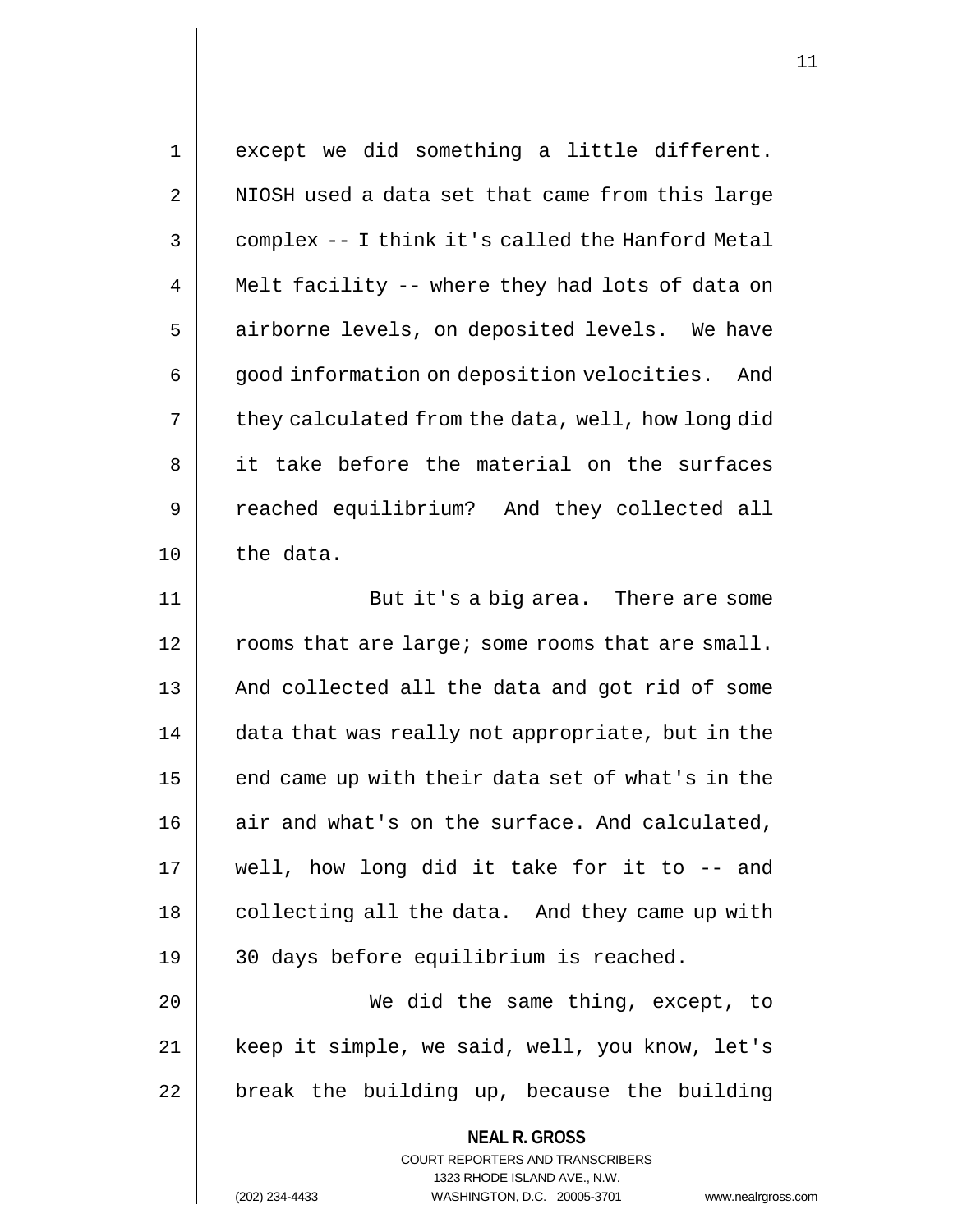except we did something a little different. NIOSH used a data set that came from this large complex -- I think it's called the Hanford Metal Melt facility -- where they had lots of data on airborne levels, on deposited levels. We have good information on deposition velocities. And they calculated from the data, well, how long did it take before the material on the surfaces reached equilibrium? And they collected all the data.

But it's a big area. There are some rooms that are large; some rooms that are small. And collected all the data and got rid of some data that was really not appropriate, but in the end came up with their data set of what's in the air and what's on the surface. And calculated, well, how long did it take for it to -- and collecting all the data. And they came up with 30 days before equilibrium is reached.

We did the same thing, except, to keep it simple, we said, well, you know, let's break the building up, because the building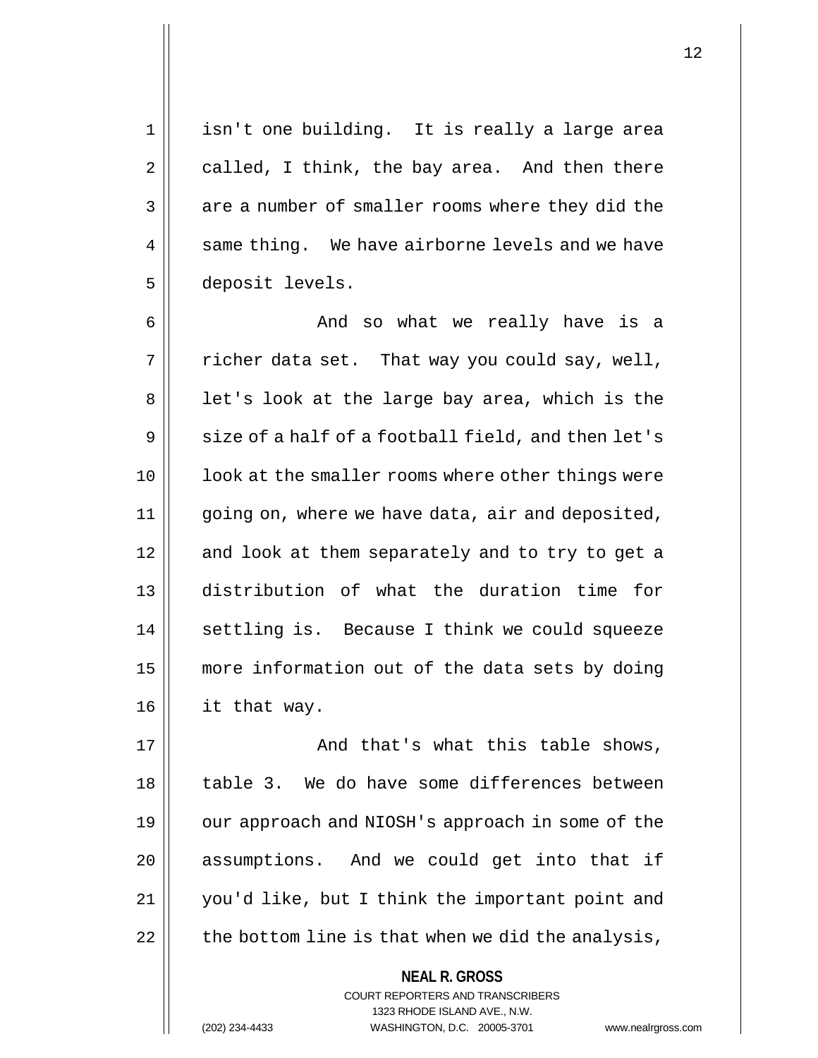isn't one building. It is really a large area called, I think, the bay area. And then there are a number of smaller rooms where they did the same thing. We have airborne levels and we have deposit levels.

And so what we really have is a richer data set. That way you could say, well, let's look at the large bay area, which is the size of a half of a football field, and then let's look at the smaller rooms where other things were going on, where we have data, air and deposited, and look at them separately and to try to get a distribution of what the duration time for settling is. Because I think we could squeeze more information out of the data sets by doing it that way.

And that's what this table shows, table 3. We do have some differences between our approach and NIOSH's approach in some of the assumptions. And we could get into that if you'd like, but I think the important point and the bottom line is that when we did the analysis,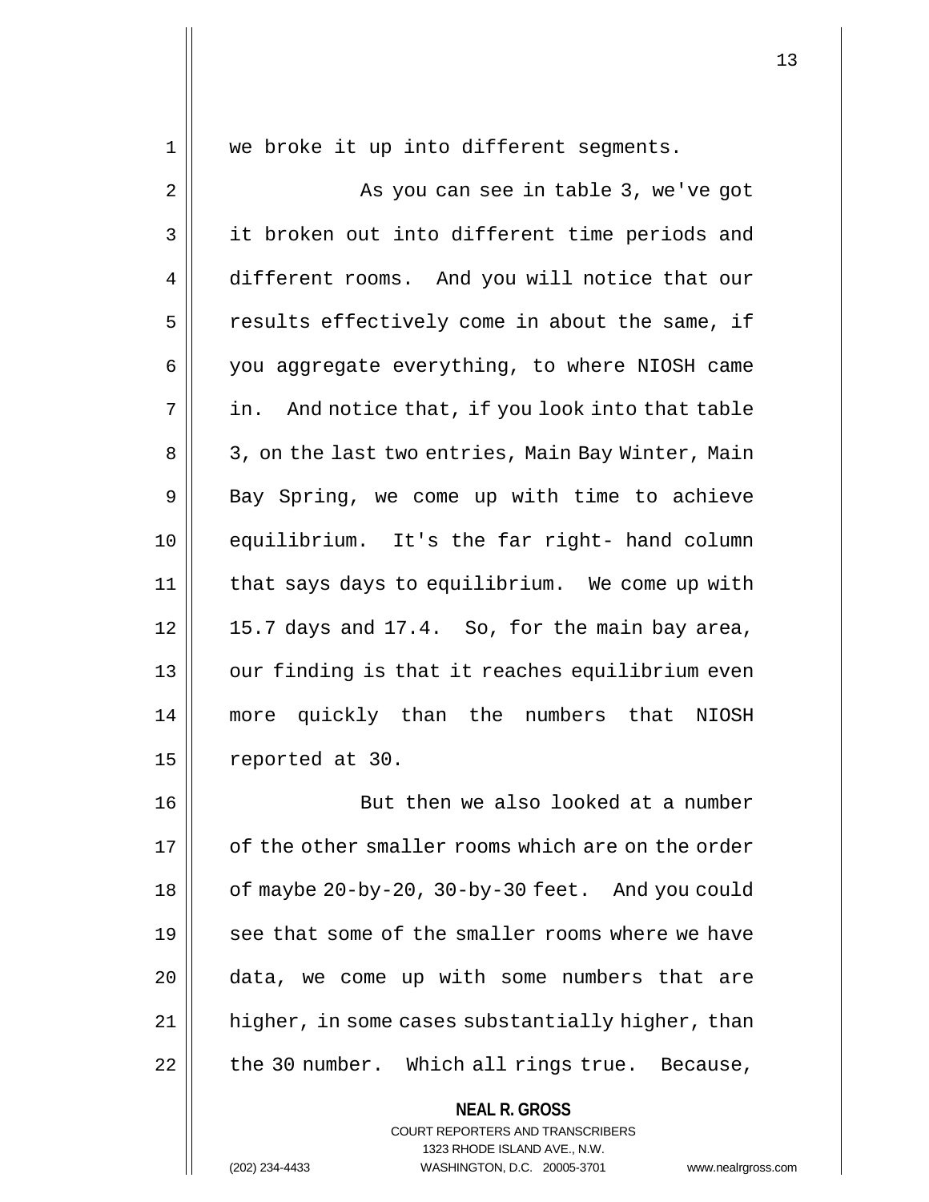we broke it up into different segments.

As you can see in table 3, we've got it broken out into different time periods and different rooms. And you will notice that our results effectively come in about the same, if you aggregate everything, to where NIOSH came in. And notice that, if you look into that table 3, on the last two entries, Main Bay Winter, Main Bay Spring, we come up with time to achieve equilibrium. It's the far right- hand column that says days to equilibrium. We come up with 15.7 days and 17.4. So, for the main bay area, our finding is that it reaches equilibrium even more quickly than the numbers that NIOSH reported at 30.

But then we also looked at a number of the other smaller rooms which are on the order of maybe 20-by-20, 30-by-30 feet. And you could see that some of the smaller rooms where we have data, we come up with some numbers that are higher, in some cases substantially higher, than the 30 number. Which all rings true. Because,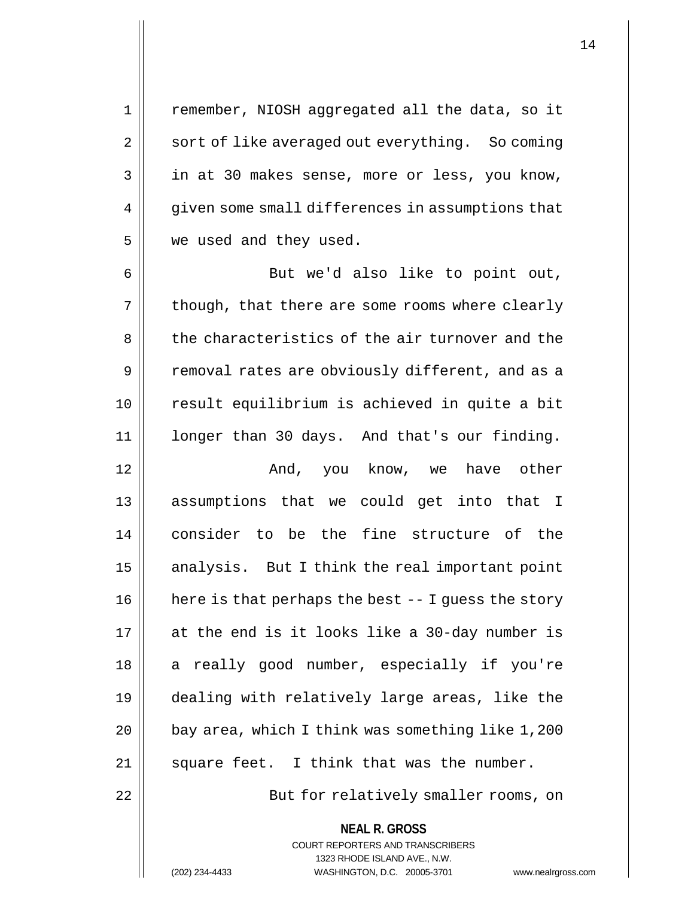remember, NIOSH aggregated all the data, so it sort of like averaged out everything. So coming in at 30 makes sense, more or less, you know, given some small differences in assumptions that we used and they used.

But we'd also like to point out, though, that there are some rooms where clearly the characteristics of the air turnover and the removal rates are obviously different, and as a result equilibrium is achieved in quite a bit longer than 30 days. And that's our finding.

And, you know, we have other assumptions that we could get into that I consider to be the fine structure of the analysis. But I think the real important point here is that perhaps the best -- I guess the story at the end is it looks like a 30-day number is a really good number, especially if you're dealing with relatively large areas, like the bay area, which I think was something like 1,200 square feet. I think that was the number.

But for relatively smaller rooms, on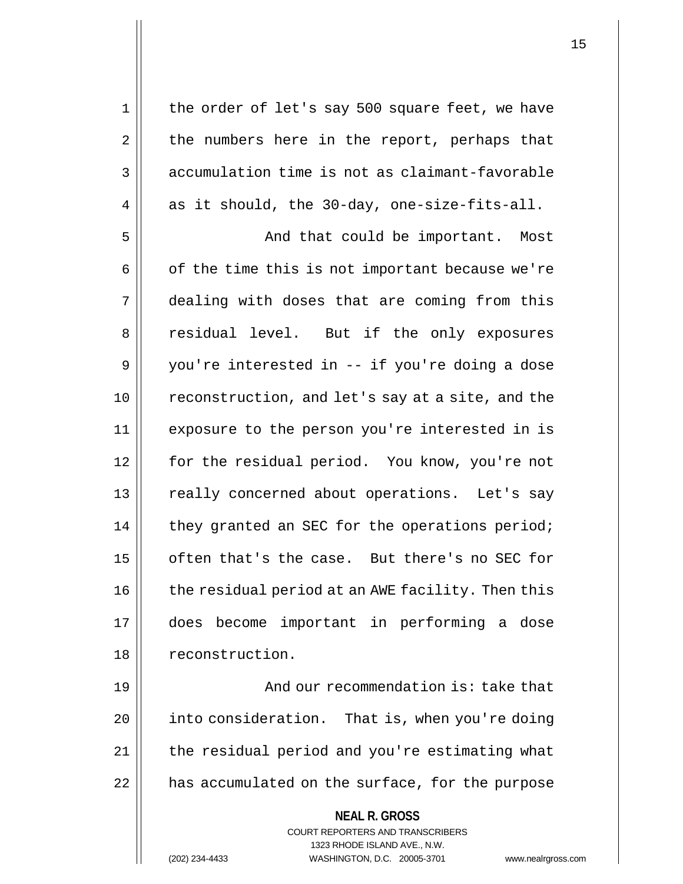the order of let's say 500 square feet, we have the numbers here in the report, perhaps that accumulation time is not as claimant-favorable as it should, the 30-day, one-size-fits-all.

And that could be important. Most of the time this is not important because we're dealing with doses that are coming from this residual level. But if the only exposures you're interested in -- if you're doing a dose reconstruction, and let's say at a site, and the exposure to the person you're interested in is for the residual period. You know, you're not really concerned about operations. Let's say they granted an SEC for the operations period; often that's the case. But there's no SEC for the residual period at an AWE facility. Then this does become important in performing a dose reconstruction.

And our recommendation is: take that into consideration. That is, when you're doing the residual period and you're estimating what has accumulated on the surface, for the purpose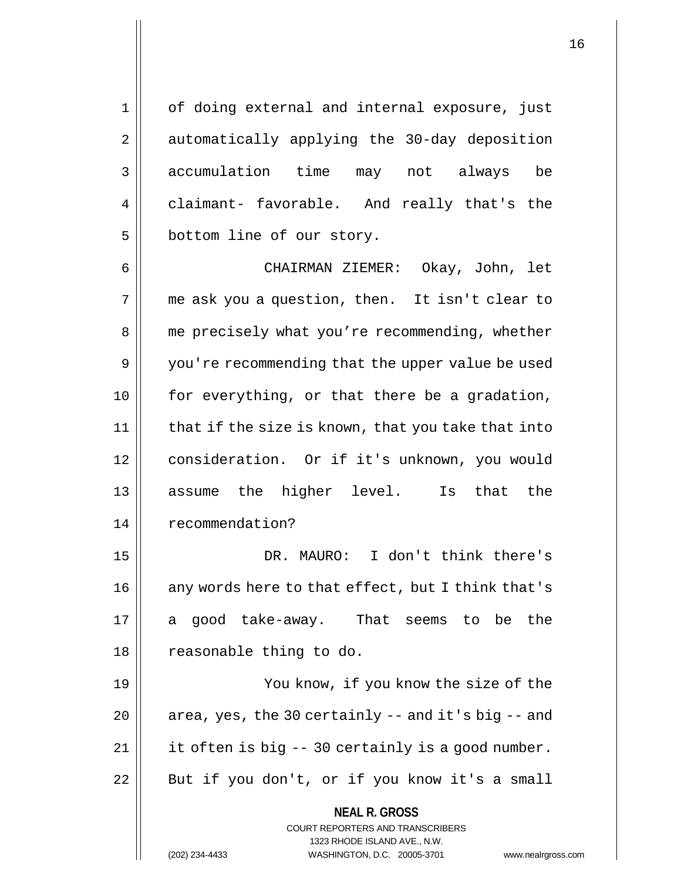of doing external and internal exposure, just automatically applying the 30-day deposition accumulation time may not always be claimant- favorable. And really that's the bottom line of our story.

CHAIRMAN ZIEMER: Okay, John, let me ask you a question, then. It isn't clear to me precisely what you're recommending, whether you're recommending that the upper value be used for everything, or that there be a gradation, that if the size is known, that you take that into consideration. Or if it's unknown, you would assume the higher level. Is that the recommendation?

DR. MAURO: I don't think there's any words here to that effect, but I think that's a good take-away. That seems to be the reasonable thing to do.

You know, if you know the size of the area, yes, the 30 certainly -- and it's big -- and it often is big -- 30 certainly is a good number. But if you don't, or if you know it's a small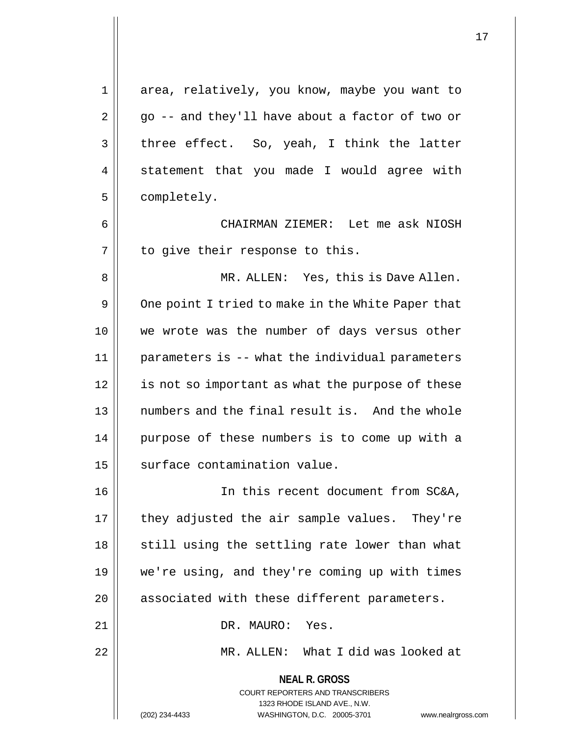area, relatively, you know, maybe you want to go -- and they'll have about a factor of two or three effect. So, yeah, I think the latter statement that you made I would agree with completely.

CHAIRMAN ZIEMER: Let me ask NIOSH to give their response to this.

MR. ALLEN: Yes, this is Dave Allen. One point I tried to make in the White Paper that we wrote was the number of days versus other parameters is -- what the individual parameters is not so important as what the purpose of these numbers and the final result is. And the whole purpose of these numbers is to come up with a surface contamination value.

In this recent document from SC&A, they adjusted the air sample values. They're still using the settling rate lower than what we're using, and they're coming up with times associated with these different parameters.

DR. MAURO: Yes.

MR. ALLEN: What I did was looked at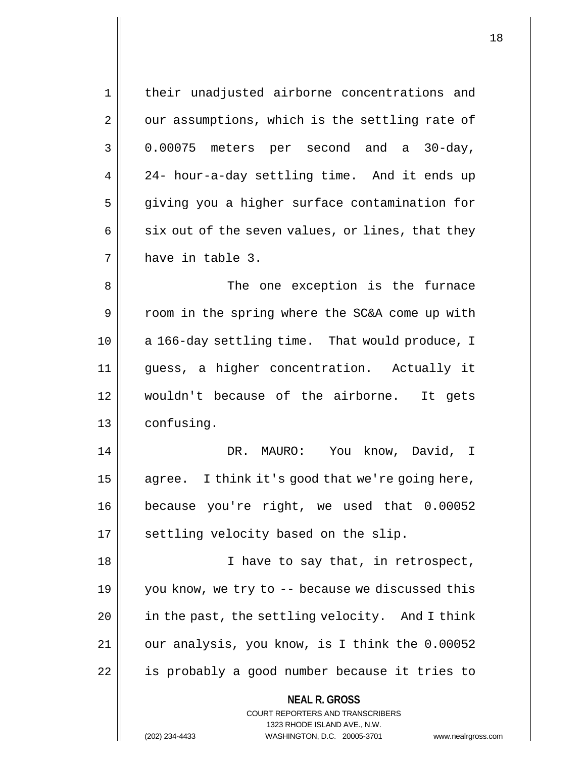their unadjusted airborne concentrations and our assumptions, which is the settling rate of 0.00075 meters per second and a 30-day, 24- hour-a-day settling time. And it ends up giving you a higher surface contamination for six out of the seven values, or lines, that they have in table 3.

The one exception is the furnace room in the spring where the SC&A come up with a 166-day settling time. That would produce, I guess, a higher concentration. Actually it wouldn't because of the airborne. It gets confusing.

DR. MAURO: You know, David, I agree. I think it's good that we're going here, because you're right, we used that 0.00052 settling velocity based on the slip.

I have to say that, in retrospect, you know, we try to -- because we discussed this in the past, the settling velocity. And I think our analysis, you know, is I think the 0.00052 is probably a good number because it tries to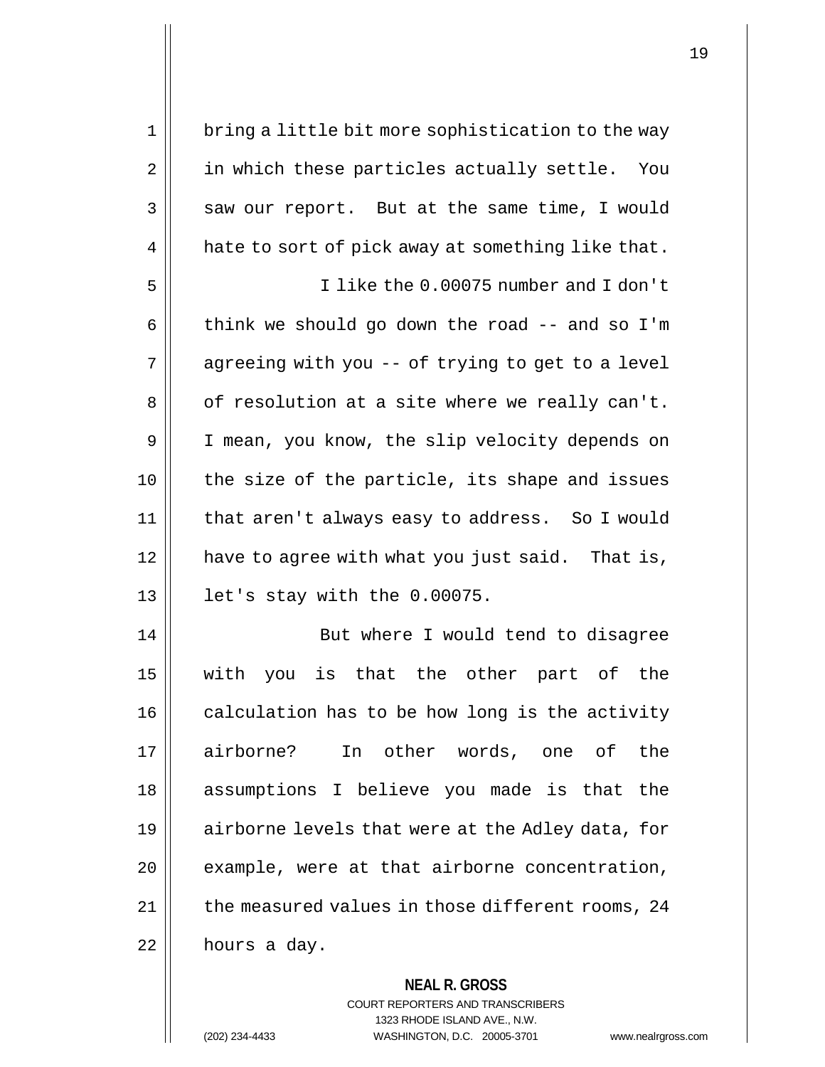bring a little bit more sophistication to the way in which these particles actually settle. You saw our report. But at the same time, I would hate to sort of pick away at something like that.

I like the 0.00075 number and I don't think we should go down the road -- and so I'm agreeing with you -- of trying to get to a level of resolution at a site where we really can't. I mean, you know, the slip velocity depends on the size of the particle, its shape and issues that aren't always easy to address. So I would have to agree with what you just said. That is, let's stay with the 0.00075.

But where I would tend to disagree with you is that the other part of the calculation has to be how long is the activity airborne? In other words, one of the assumptions I believe you made is that the airborne levels that were at the Adley data, for example, were at that airborne concentration, the measured values in those different rooms, 24 hours a day.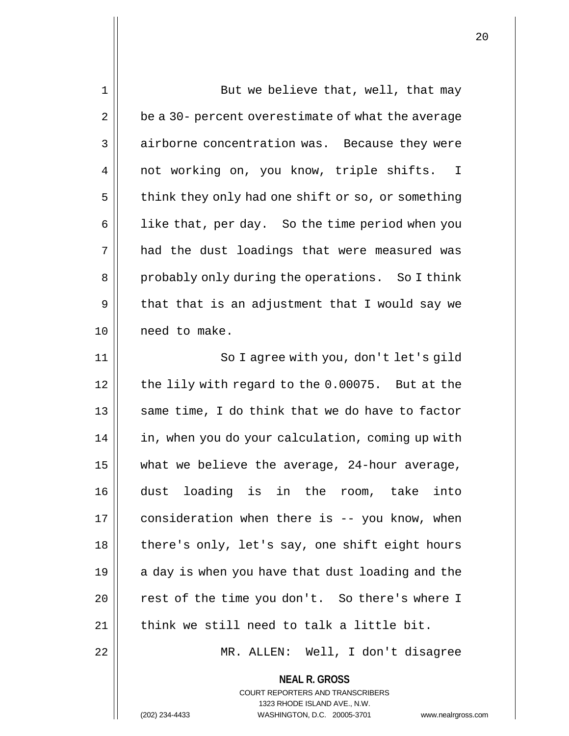But we believe that, well, that may be a 30- percent overestimate of what the average airborne concentration was. Because they were not working on, you know, triple shifts. I think they only had one shift or so, or something like that, per day. So the time period when you had the dust loadings that were measured was probably only during the operations. So I think that that is an adjustment that I would say we need to make.

So I agree with you, don't let's gild the lily with regard to the 0.00075. But at the same time, I do think that we do have to factor in, when you do your calculation, coming up with what we believe the average, 24-hour average, dust loading is in the room, take into consideration when there is -- you know, when there's only, let's say, one shift eight hours a day is when you have that dust loading and the rest of the time you don't. So there's where I think we still need to talk a little bit.

MR. ALLEN: Well, I don't disagree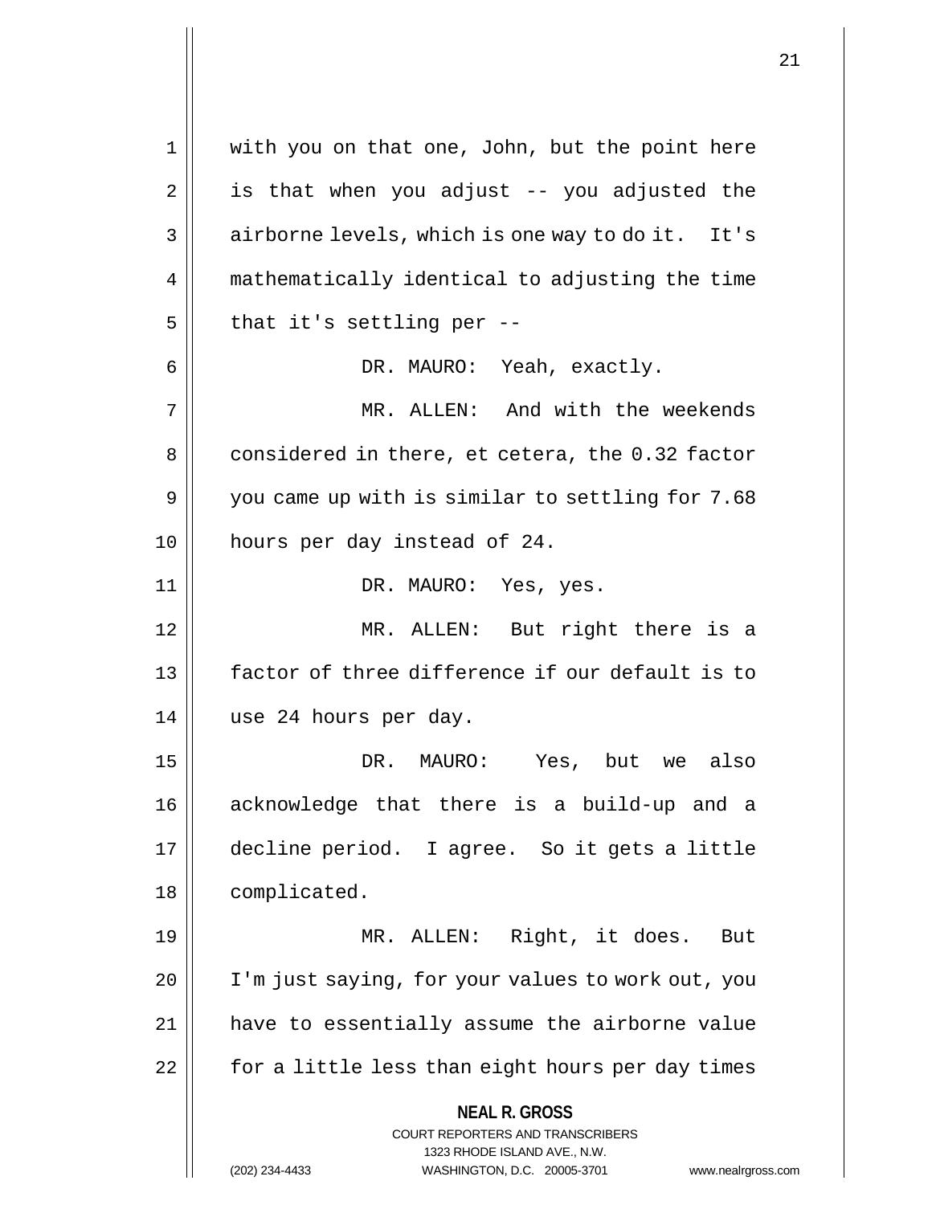with you on that one, John, but the point here is that when you adjust -- you adjusted the airborne levels, which is one way to do it. It's mathematically identical to adjusting the time that it's settling per --

DR. MAURO: Yeah, exactly.

MR. ALLEN: And with the weekends considered in there, et cetera, the 0.32 factor you came up with is similar to settling for 7.68 hours per day instead of 24.

DR. MAURO: Yes, yes.

MR. ALLEN: But right there is a factor of three difference if our default is to use 24 hours per day.

DR. MAURO: Yes, but we also acknowledge that there is a build-up and a decline period. I agree. So it gets a little complicated.

MR. ALLEN: Right, it does. But I'm just saying, for your values to work out, you have to essentially assume the airborne value for a little less than eight hours per day times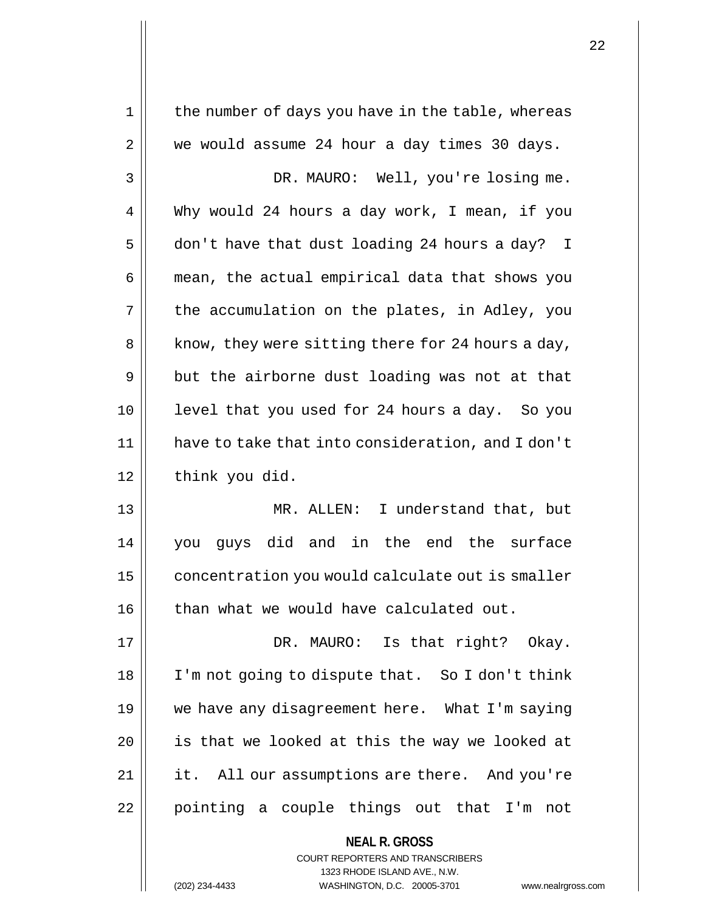the number of days you have in the table, whereas we would assume 24 hour a day times 30 days.

DR. MAURO: Well, you're losing me. Why would 24 hours a day work, I mean, if you don't have that dust loading 24 hours a day? I mean, the actual empirical data that shows you the accumulation on the plates, in Adley, you know, they were sitting there for 24 hours a day, but the airborne dust loading was not at that level that you used for 24 hours a day. So you have to take that into consideration, and I don't think you did.

MR. ALLEN: I understand that, but you guys did and in the end the surface concentration you would calculate out is smaller than what we would have calculated out.

DR. MAURO: Is that right? Okay. I'm not going to dispute that. So I don't think we have any disagreement here. What I'm saying is that we looked at this the way we looked at it. All our assumptions are there. And you're pointing a couple things out that I'm not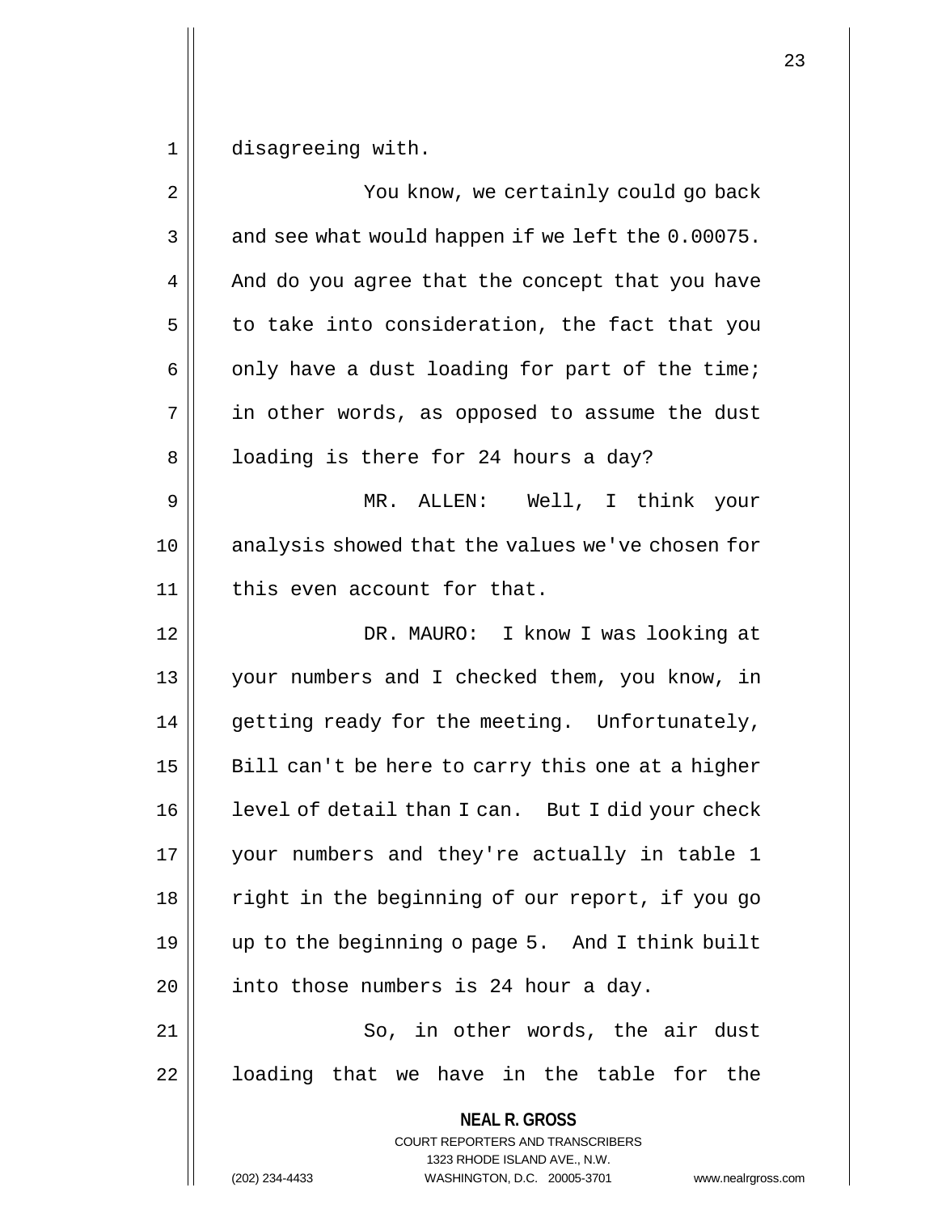disagreeing with.

You know, we certainly could go back and see what would happen if we left the 0.00075. And do you agree that the concept that you have to take into consideration, the fact that you only have a dust loading for part of the time; in other words, as opposed to assume the dust loading is there for 24 hours a day?

MR. ALLEN: Well, I think your analysis showed that the values we've chosen for this even account for that.

DR. MAURO: I know I was looking at your numbers and I checked them, you know, in getting ready for the meeting. Unfortunately, Bill can't be here to carry this one at a higher level of detail than I can. But I did your check your numbers and they're actually in table 1 right in the beginning of our report, if you go up to the beginning o page 5. And I think built into those numbers is 24 hour a day.

So, in other words, the air dust loading that we have in the table for the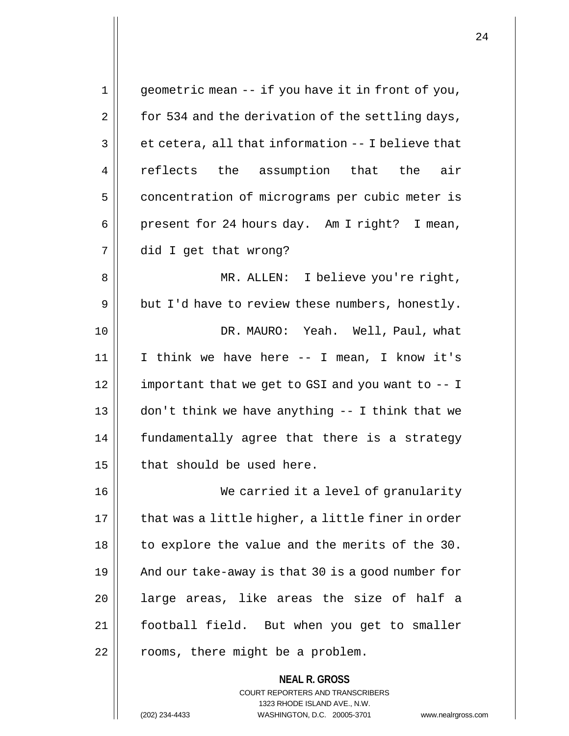geometric mean -- if you have it in front of you, for 534 and the derivation of the settling days, et cetera, all that information -- I believe that reflects the assumption that the air concentration of micrograms per cubic meter is present for 24 hours day. Am I right? I mean, did I get that wrong?

MR. ALLEN: I believe you're right, but I'd have to review these numbers, honestly.

DR. MAURO: Yeah. Well, Paul, what I think we have here -- I mean, I know it's important that we get to GSI and you want to -- I don't think we have anything -- I think that we fundamentally agree that there is a strategy that should be used here.

We carried it a level of granularity that was a little higher, a little finer in order to explore the value and the merits of the 30. And our take-away is that 30 is a good number for large areas, like areas the size of half a football field. But when you get to smaller rooms, there might be a problem.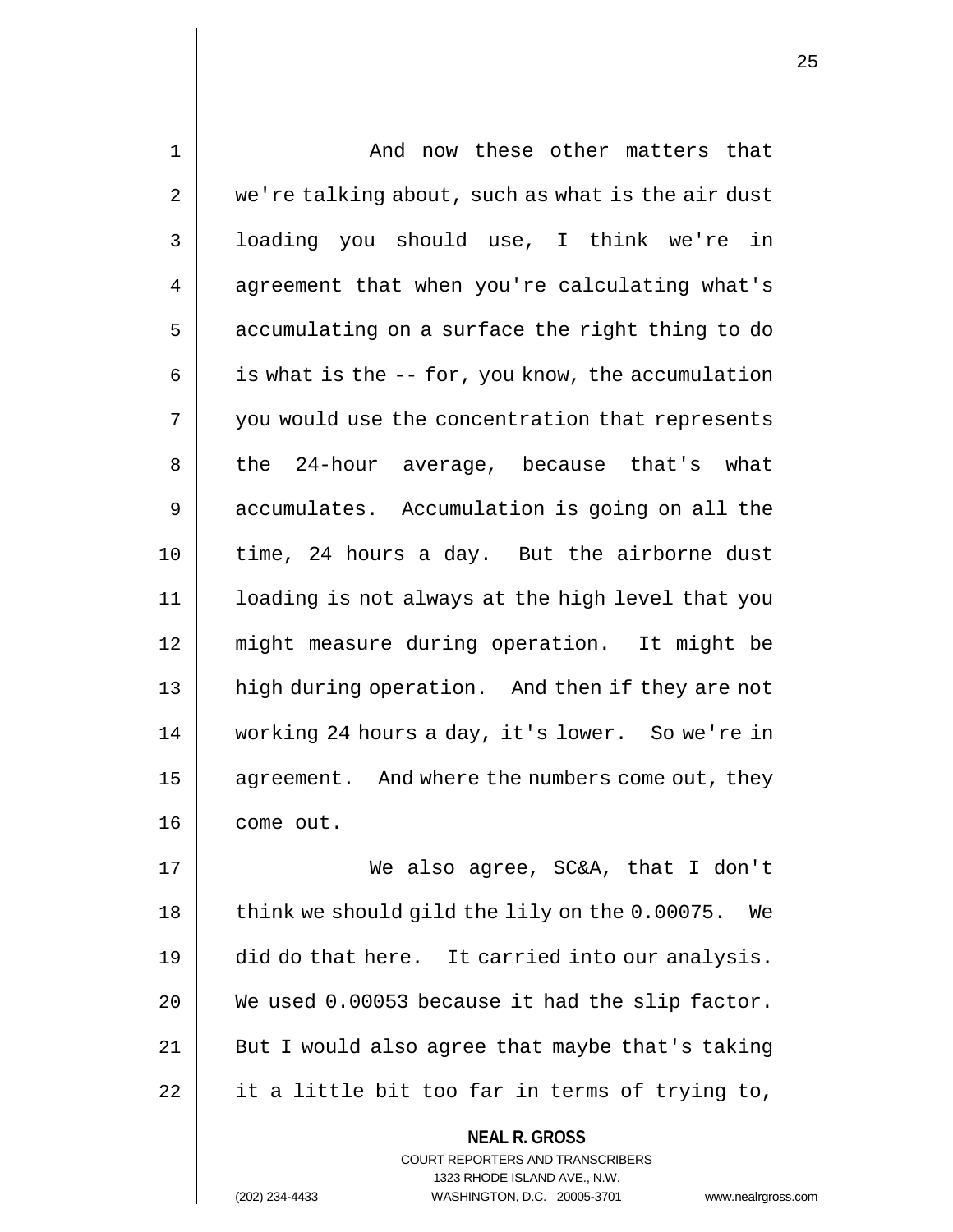And now these other matters that we're talking about, such as what is the air dust loading you should use, I think we're in agreement that when you're calculating what's accumulating on a surface the right thing to do is what is the -- for, you know, the accumulation you would use the concentration that represents the 24-hour average, because that's what accumulates. Accumulation is going on all the time, 24 hours a day. But the airborne dust loading is not always at the high level that you might measure during operation. It might be high during operation. And then if they are not working 24 hours a day, it's lower. So we're in agreement. And where the numbers come out, they come out.

We also agree, SC&A, that I don't think we should gild the lily on the 0.00075. We did do that here. It carried into our analysis. We used 0.00053 because it had the slip factor. But I would also agree that maybe that's taking it a little bit too far in terms of trying to,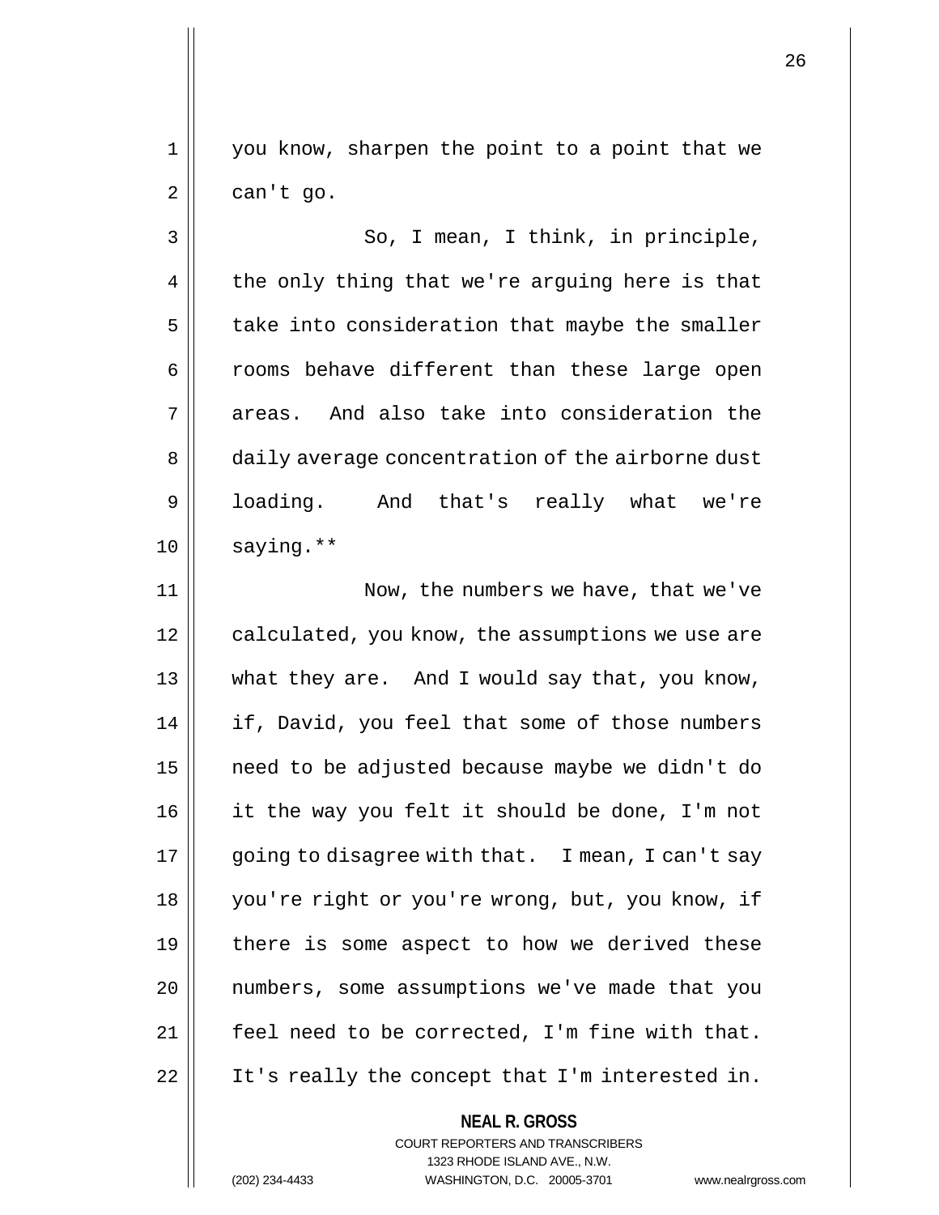you know, sharpen the point to a point that we can't go.

So, I mean, I think, in principle, the only thing that we're arguing here is that take into consideration that maybe the smaller rooms behave different than these large open areas. And also take into consideration the daily average concentration of the airborne dust loading. And that's really what we're saying.**

Now, the numbers we have, that we've calculated, you know, the assumptions we use are what they are. And I would say that, you know, if, David, you feel that some of those numbers need to be adjusted because maybe we didn't do it the way you felt it should be done, I'm not going to disagree with that. I mean, I can't say you're right or you're wrong, but, you know, if there is some aspect to how we derived these numbers, some assumptions we've made that you feel need to be corrected, I'm fine with that. It's really the concept that I'm interested in.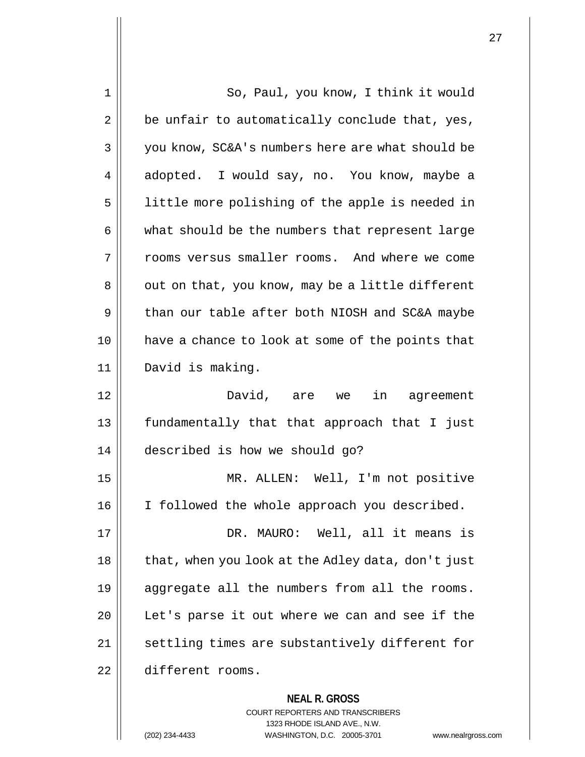So, Paul, you know, I think it would be unfair to automatically conclude that, yes, you know, SC&A's numbers here are what should be adopted. I would say, no. You know, maybe a little more polishing of the apple is needed in what should be the numbers that represent large rooms versus smaller rooms. And where we come out on that, you know, may be a little different than our table after both NIOSH and SC&A maybe have a chance to look at some of the points that David is making.

David, are we in agreement fundamentally that that approach that I just described is how we should go?

MR. ALLEN: Well, I'm not positive I followed the whole approach you described.

DR. MAURO: Well, all it means is that, when you look at the Adley data, don't just aggregate all the numbers from all the rooms. Let's parse it out where we can and see if the settling times are substantively different for different rooms.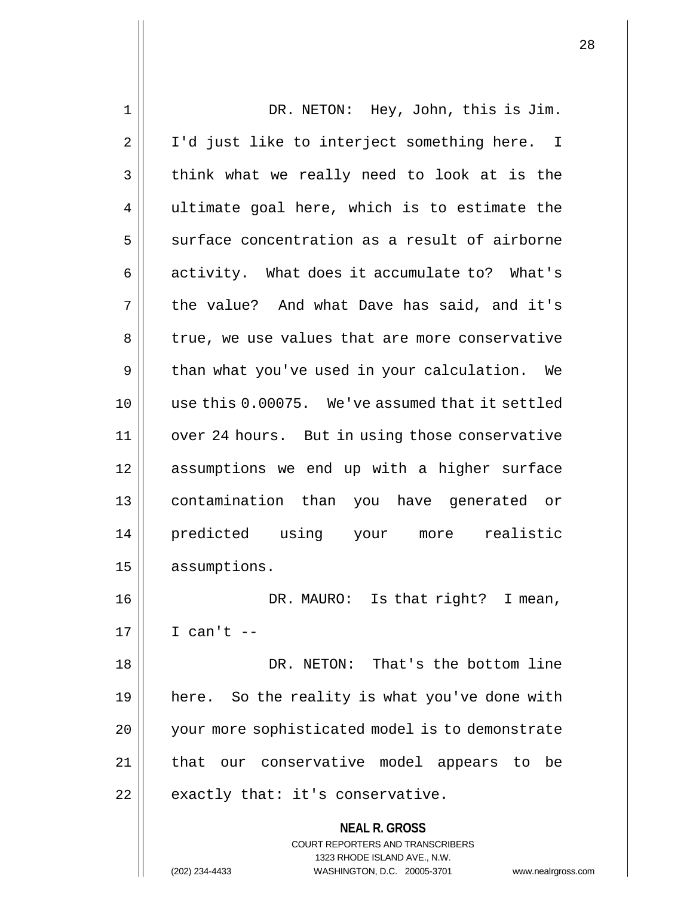DR. NETON: Hey, John, this is Jim. I'd just like to interject something here. I think what we really need to look at is the ultimate goal here, which is to estimate the surface concentration as a result of airborne activity. What does it accumulate to? What's the value? And what Dave has said, and it's true, we use values that are more conservative than what you've used in your calculation. We use this 0.00075. We've assumed that it settled over 24 hours. But in using those conservative assumptions we end up with a higher surface contamination than you have generated or predicted using your more realistic assumptions.

DR. MAURO: Is that right? I mean, I can't --

DR. NETON: That's the bottom line here. So the reality is what you've done with your more sophisticated model is to demonstrate that our conservative model appears to be exactly that: it's conservative.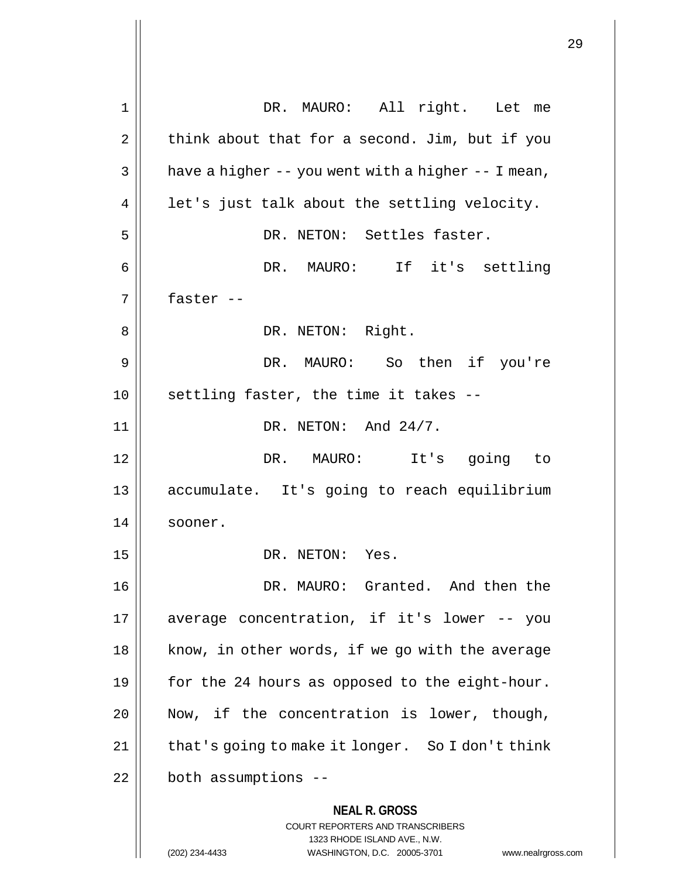DR. MAURO: All right. Let me think about that for a second. Jim, but if you have a higher -- you went with a higher -- I mean, let's just talk about the settling velocity.

DR. NETON: Settles faster.

DR. MAURO: If it's settling faster --

DR. NETON: Right.

DR. MAURO: So then if you're settling faster, the time it takes --

DR. NETON: And 24/7.

DR. MAURO: It's going to accumulate. It's going to reach equilibrium sooner.

DR. NETON: Yes.

DR. MAURO: Granted. And then the average concentration, if it's lower -- you know, in other words, if we go with the average for the 24 hours as opposed to the eight-hour. Now, if the concentration is lower, though, that's going to make it longer. So I don't think both assumptions --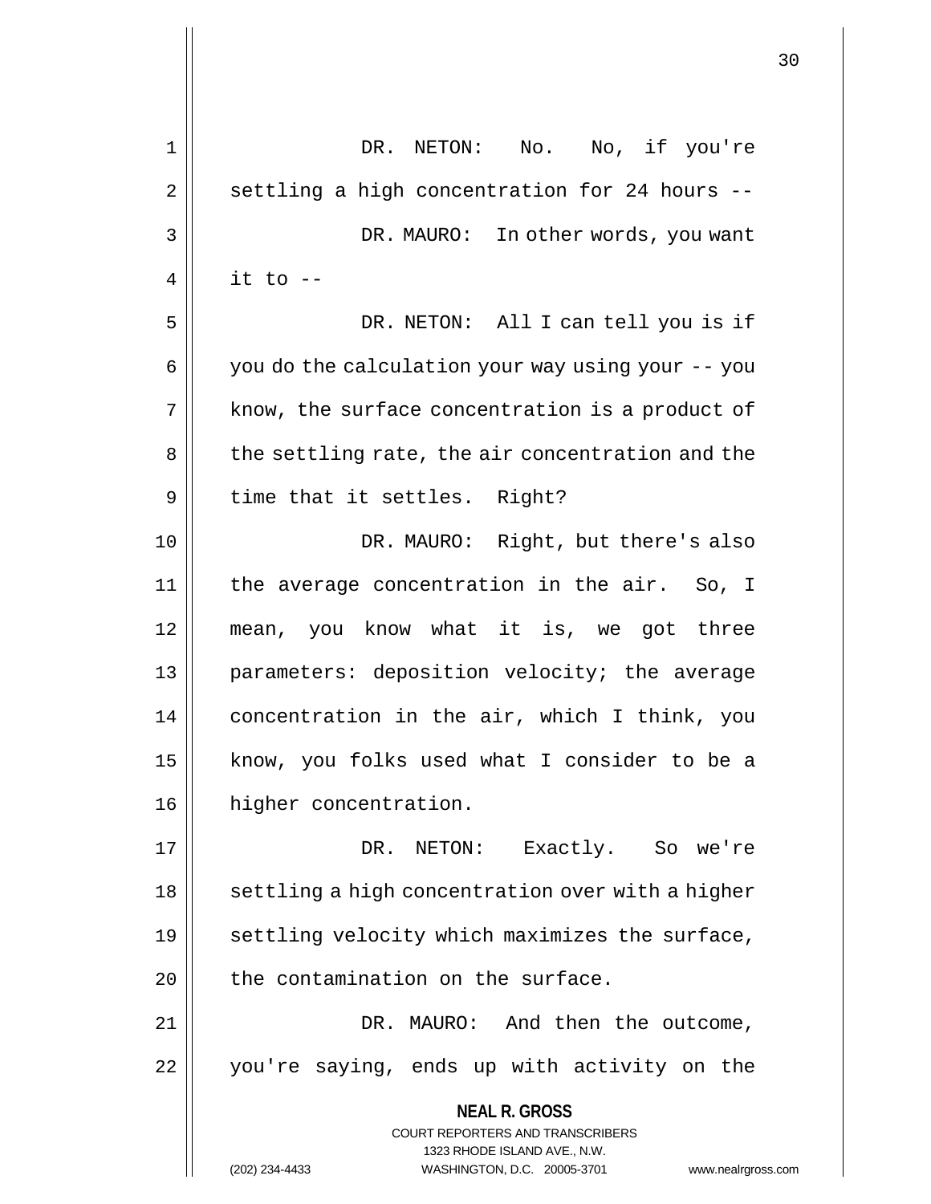DR. NETON: No. No, if you're settling a high concentration for 24 hours --

DR. MAURO: In other words, you want it to --

DR. NETON: All I can tell you is if you do the calculation your way using your -- you know, the surface concentration is a product of the settling rate, the air concentration and the time that it settles. Right?

DR. MAURO: Right, but there's also the average concentration in the air. So, I mean, you know what it is, we got three parameters: deposition velocity; the average concentration in the air, which I think, you know, you folks used what I consider to be a higher concentration.

DR. NETON: Exactly. So we're settling a high concentration over with a higher settling velocity which maximizes the surface, the contamination on the surface.

DR. MAURO: And then the outcome, you're saying, ends up with activity on the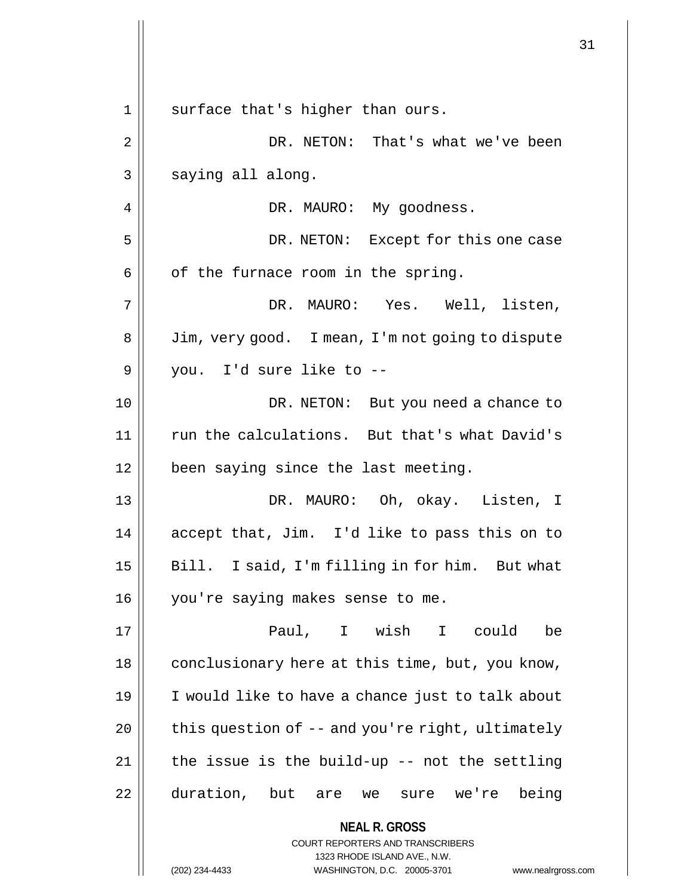surface that's higher than ours.

DR. NETON: That's what we've been saying all along.

DR. MAURO: My goodness.

DR. NETON: Except for this one case of the furnace room in the spring.

DR. MAURO: Yes. Well, listen, Jim, very good. I mean, I'm not going to dispute you. I'd sure like to --

DR. NETON: But you need a chance to run the calculations. But that's what David's been saying since the last meeting.

DR. MAURO: Oh, okay. Listen, I accept that, Jim. I'd like to pass this on to Bill. I said, I'm filling in for him. But what you're saying makes sense to me.

Paul, I wish I could be conclusionary here at this time, but, you know, I would like to have a chance just to talk about this question of -- and you're right, ultimately the issue is the build-up -- not the settling duration, but are we sure we're being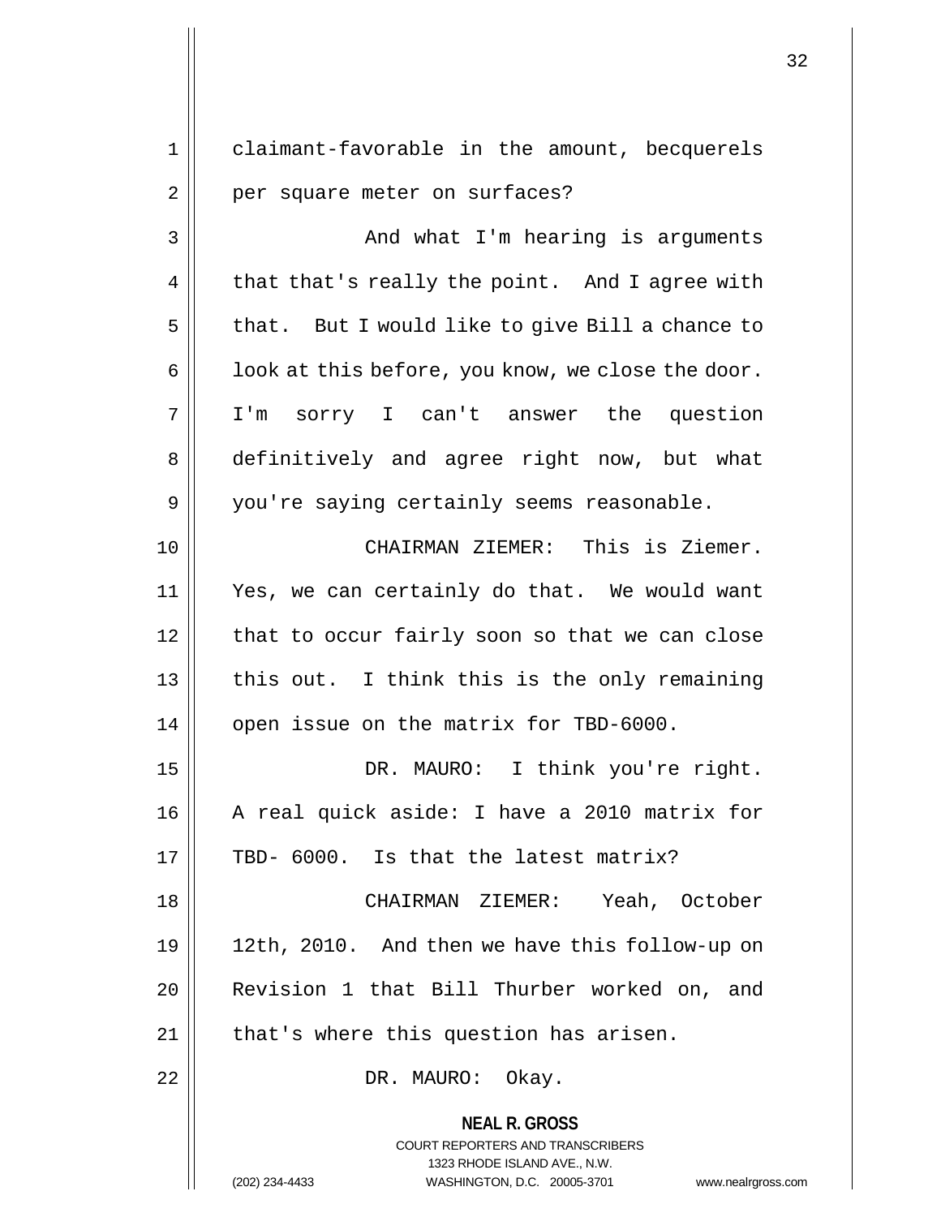claimant-favorable in the amount, becquerels per square meter on surfaces?

And what I'm hearing is arguments that that's really the point. And I agree with that. But I would like to give Bill a chance to look at this before, you know, we close the door. I'm sorry I can't answer the question definitively and agree right now, but what you're saying certainly seems reasonable.

CHAIRMAN ZIEMER: This is Ziemer. Yes, we can certainly do that. We would want that to occur fairly soon so that we can close this out. I think this is the only remaining open issue on the matrix for TBD-6000.

DR. MAURO: I think you're right. A real quick aside: I have a 2010 matrix for TBD- 6000. Is that the latest matrix?

CHAIRMAN ZIEMER: Yeah, October 12th, 2010. And then we have this follow-up on Revision 1 that Bill Thurber worked on, and that's where this question has arisen.

DR. MAURO: Okay.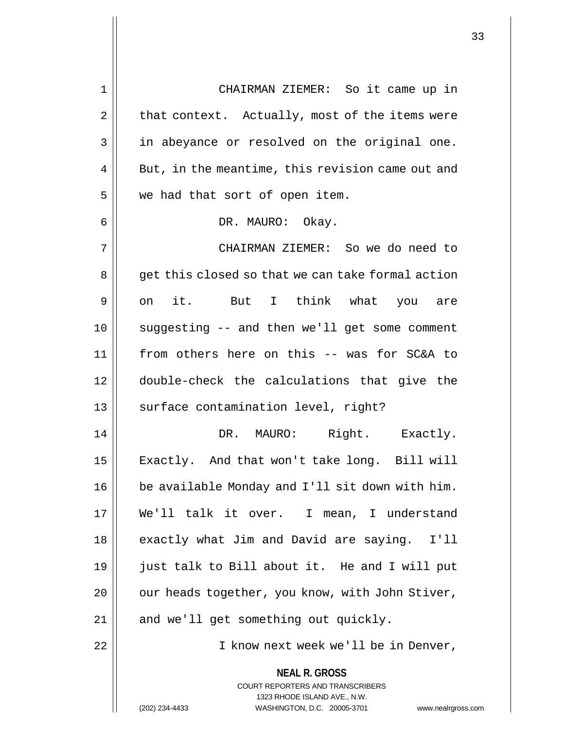CHAIRMAN ZIEMER: So it came up in that context. Actually, most of the items were in abeyance or resolved on the original one. But, in the meantime, this revision came out and we had that sort of open item.

DR. MAURO: Okay.

CHAIRMAN ZIEMER: So we do need to get this closed so that we can take formal action on it. But I think what you are suggesting -- and then we'll get some comment from others here on this -- was for SC&A to double-check the calculations that give the surface contamination level, right?

DR. MAURO: Right. Exactly. Exactly. And that won't take long. Bill will be available Monday and I'll sit down with him. We'll talk it over. I mean, I understand exactly what Jim and David are saying. I'll just talk to Bill about it. He and I will put our heads together, you know, with John Stiver, and we'll get something out quickly.

I know next week we'll be in Denver,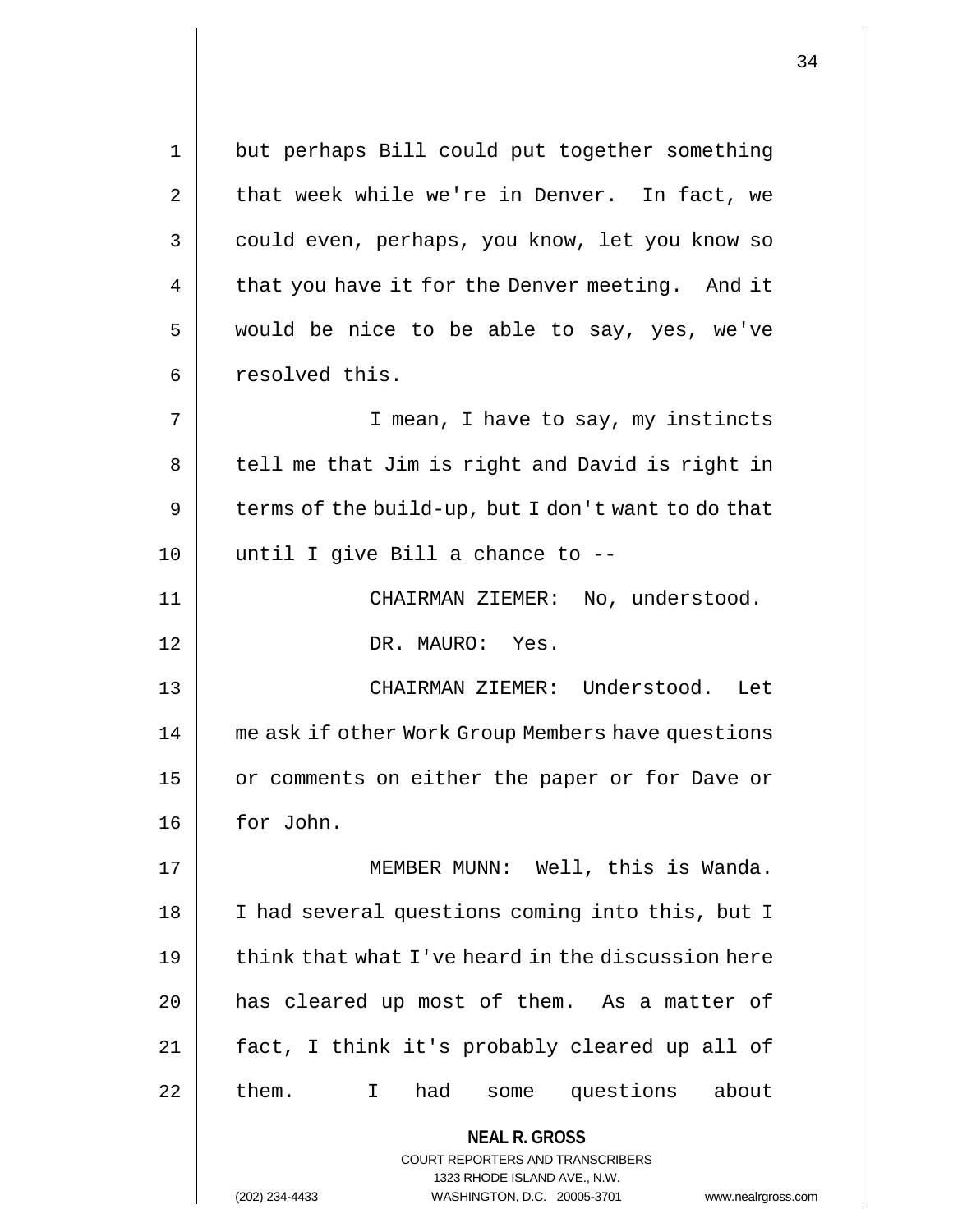but perhaps Bill could put together something that week while we're in Denver. In fact, we could even, perhaps, you know, let you know so that you have it for the Denver meeting. And it would be nice to be able to say, yes, we've resolved this.

I mean, I have to say, my instincts tell me that Jim is right and David is right in terms of the build-up, but I don't want to do that until I give Bill a chance to --

CHAIRMAN ZIEMER: No, understood.

DR. MAURO: Yes.

CHAIRMAN ZIEMER: Understood. Let me ask if other Work Group Members have questions or comments on either the paper or for Dave or for John.

MEMBER MUNN: Well, this is Wanda. I had several questions coming into this, but I think that what I've heard in the discussion here has cleared up most of them. As a matter of fact, I think it's probably cleared up all of them. I had some questions about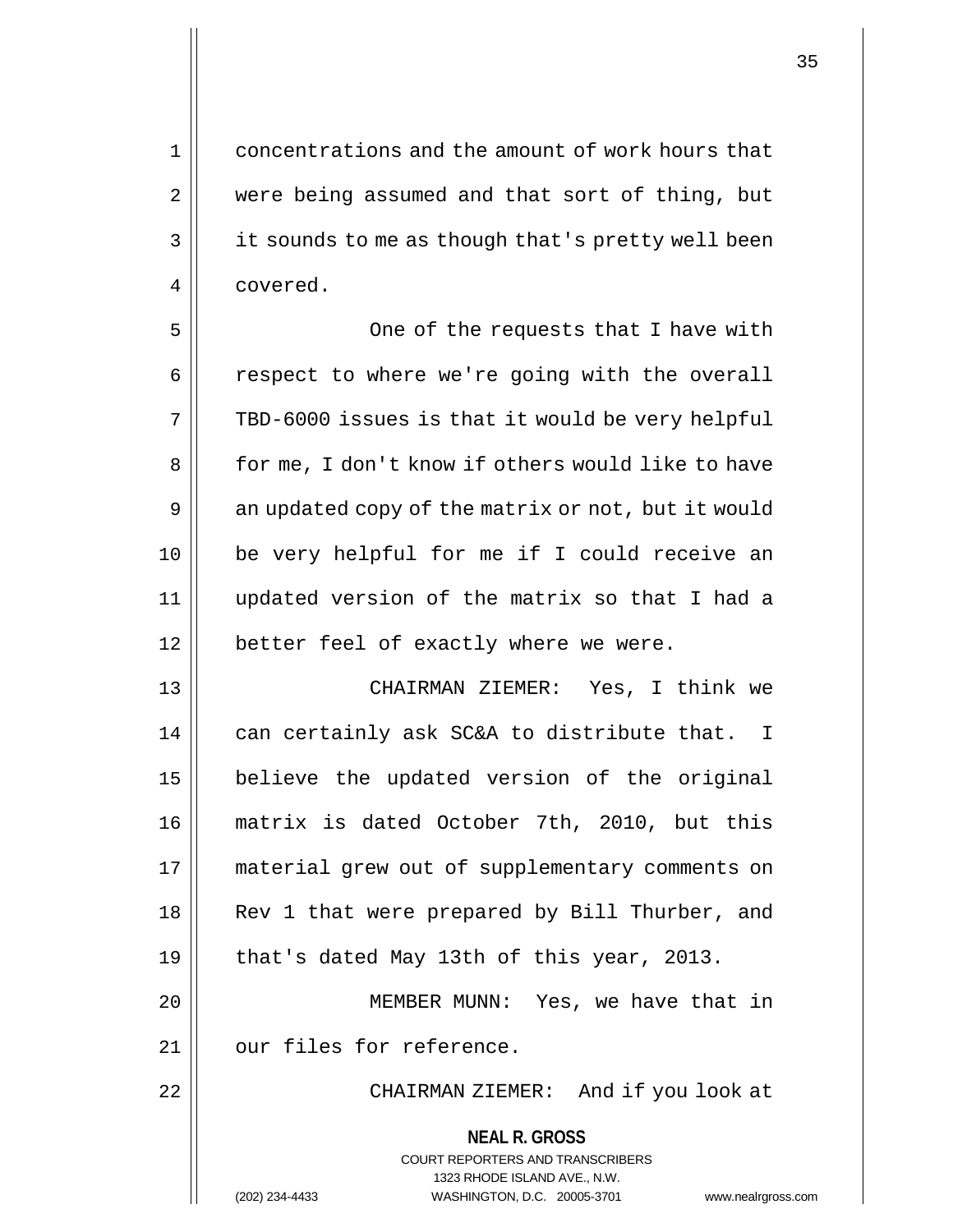concentrations and the amount of work hours that were being assumed and that sort of thing, but it sounds to me as though that's pretty well been covered.

One of the requests that I have with respect to where we're going with the overall TBD-6000 issues is that it would be very helpful for me, I don't know if others would like to have an updated copy of the matrix or not, but it would be very helpful for me if I could receive an updated version of the matrix so that I had a better feel of exactly where we were.

CHAIRMAN ZIEMER: Yes, I think we can certainly ask SC&A to distribute that. I believe the updated version of the original matrix is dated October 7th, 2010, but this material grew out of supplementary comments on Rev 1 that were prepared by Bill Thurber, and that's dated May 13th of this year, 2013.

MEMBER MUNN: Yes, we have that in our files for reference.

CHAIRMAN ZIEMER: And if you look at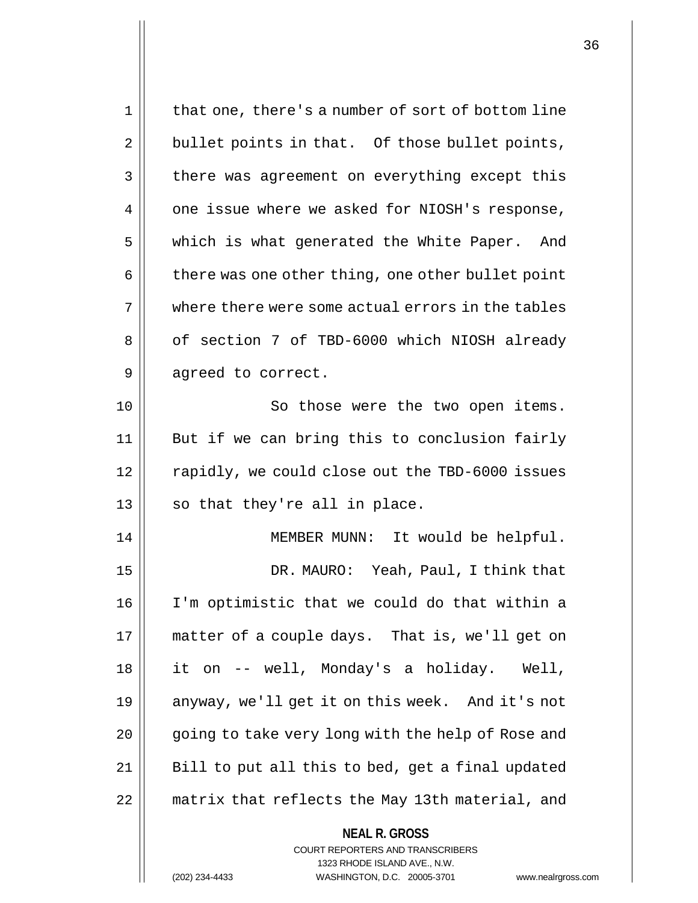that one, there's a number of sort of bottom line bullet points in that. Of those bullet points, there was agreement on everything except this one issue where we asked for NIOSH's response, which is what generated the White Paper. And there was one other thing, one other bullet point where there were some actual errors in the tables of section 7 of TBD-6000 which NIOSH already agreed to correct.

So those were the two open items. But if we can bring this to conclusion fairly rapidly, we could close out the TBD-6000 issues so that they're all in place.

MEMBER MUNN: It would be helpful.

DR. MAURO: Yeah, Paul, I think that I'm optimistic that we could do that within a matter of a couple days. That is, we'll get on it on -- well, Monday's a holiday. Well, anyway, we'll get it on this week. And it's not going to take very long with the help of Rose and Bill to put all this to bed, get a final updated matrix that reflects the May 13th material, and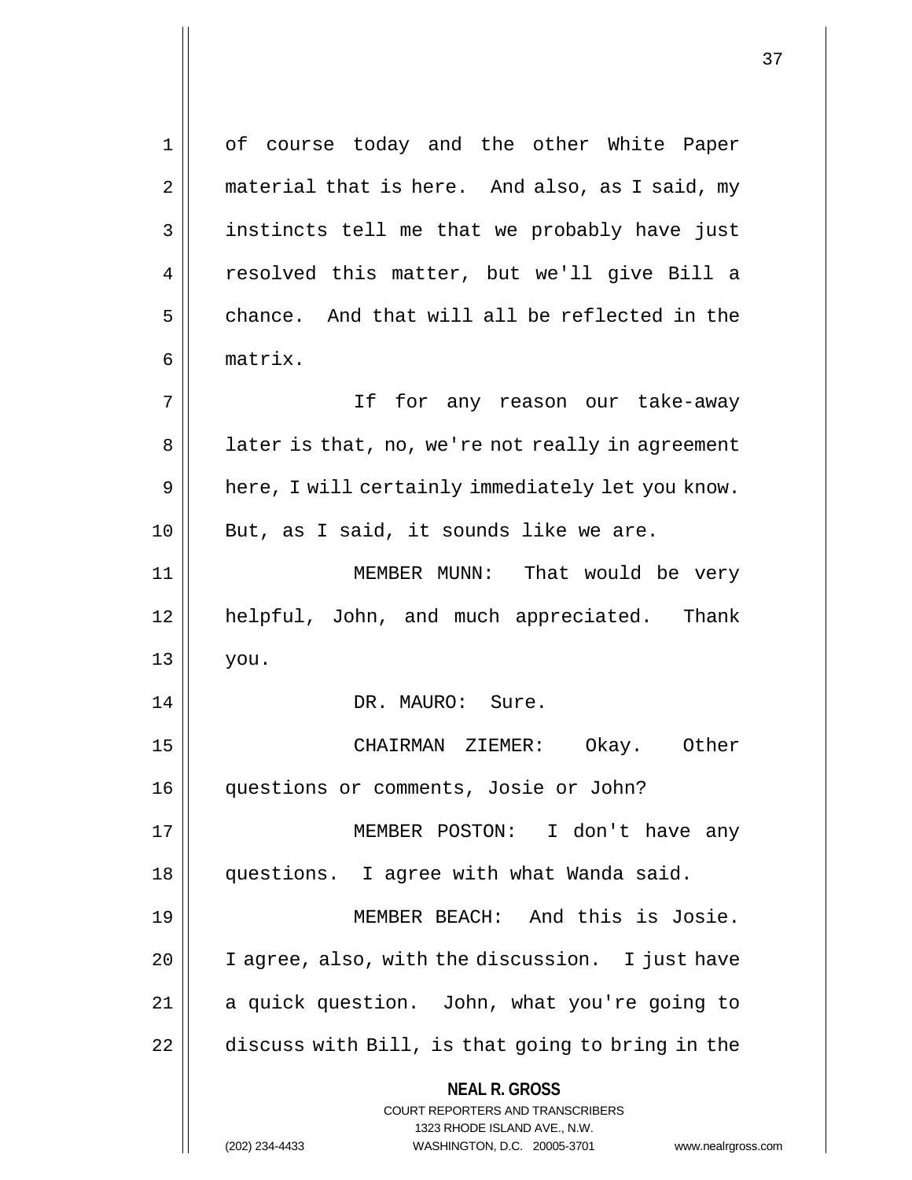of course today and the other White Paper material that is here. And also, as I said, my instincts tell me that we probably have just resolved this matter, but we'll give Bill a chance. And that will all be reflected in the matrix.

If for any reason our take-away later is that, no, we're not really in agreement here, I will certainly immediately let you know. But, as I said, it sounds like we are.

MEMBER MUNN: That would be very helpful, John, and much appreciated. Thank you.

DR. MAURO: Sure.

CHAIRMAN ZIEMER: Okay. Other questions or comments, Josie or John?

MEMBER POSTON: I don't have any questions. I agree with what Wanda said.

MEMBER BEACH: And this is Josie. I agree, also, with the discussion. I just have a quick question. John, what you're going to discuss with Bill, is that going to bring in the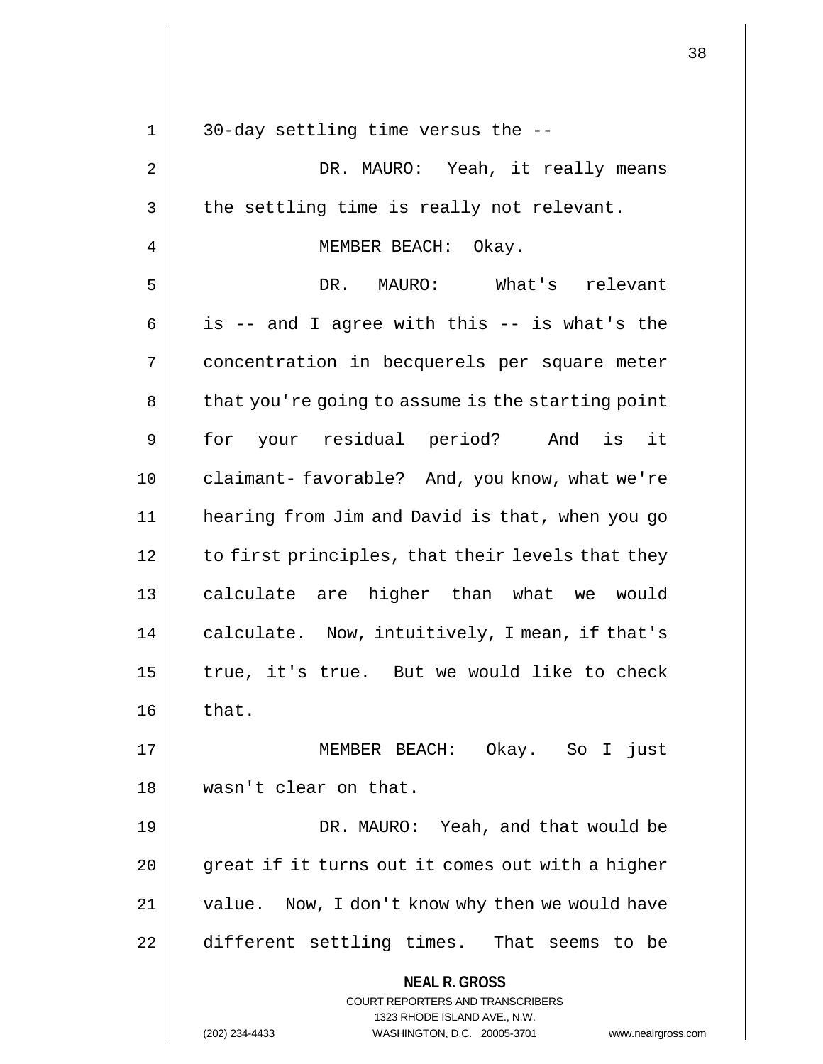30-day settling time versus the --

DR. MAURO: Yeah, it really means the settling time is really not relevant.

MEMBER BEACH: Okay.

DR. MAURO: What's relevant is -- and I agree with this -- is what's the concentration in becquerels per square meter that you're going to assume is the starting point for your residual period? And is it claimant- favorable? And, you know, what we're hearing from Jim and David is that, when you go to first principles, that their levels that they calculate are higher than what we would calculate. Now, intuitively, I mean, if that's true, it's true. But we would like to check that.

MEMBER BEACH: Okay. So I just wasn't clear on that.

DR. MAURO: Yeah, and that would be great if it turns out it comes out with a higher value. Now, I don't know why then we would have different settling times. That seems to be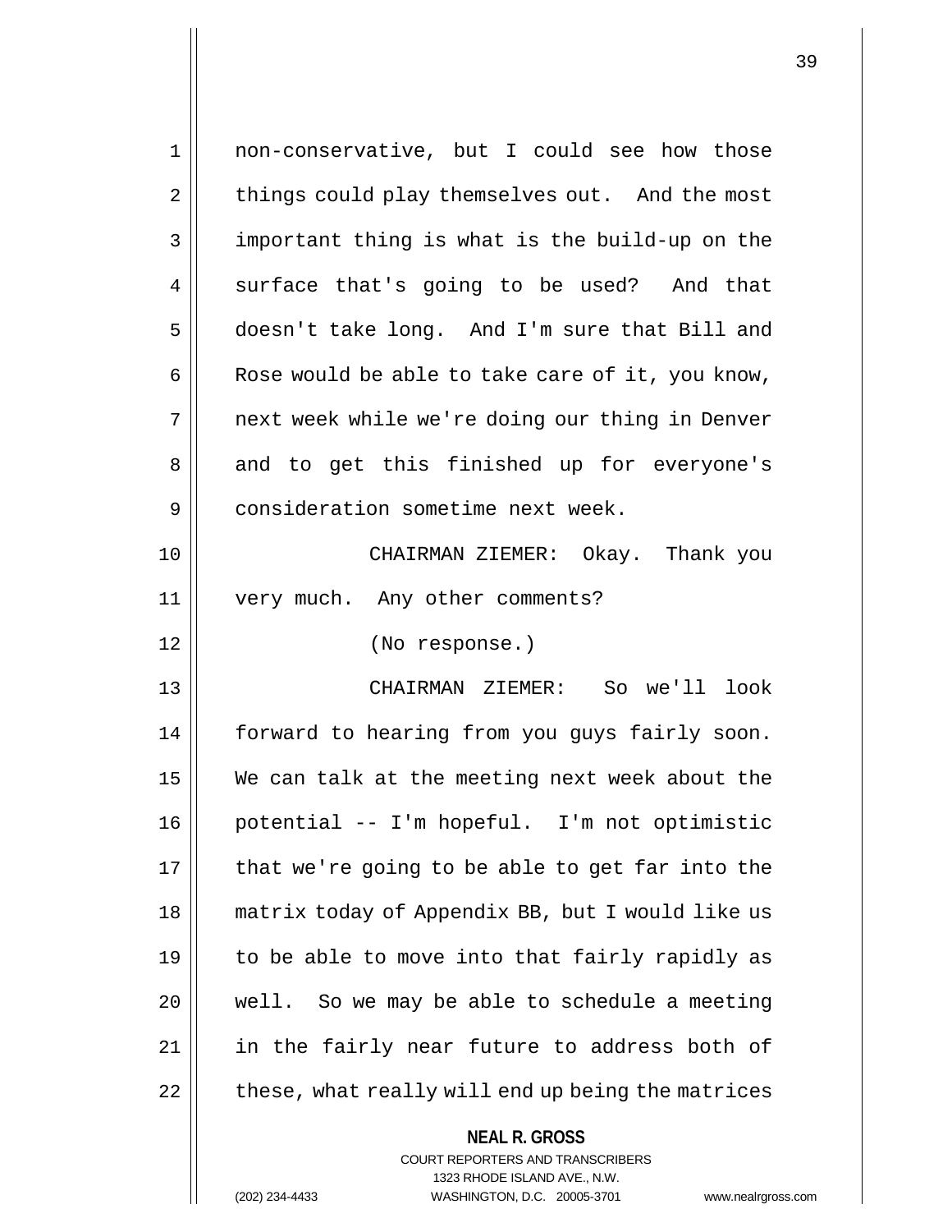non-conservative, but I could see how those things could play themselves out. And the most important thing is what is the build-up on the surface that's going to be used? And that doesn't take long. And I'm sure that Bill and Rose would be able to take care of it, you know, next week while we're doing our thing in Denver and to get this finished up for everyone's consideration sometime next week.

CHAIRMAN ZIEMER: Okay. Thank you very much. Any other comments?

(No response.)

CHAIRMAN ZIEMER: So we'll look forward to hearing from you guys fairly soon. We can talk at the meeting next week about the potential -- I'm hopeful. I'm not optimistic that we're going to be able to get far into the matrix today of Appendix BB, but I would like us to be able to move into that fairly rapidly as well. So we may be able to schedule a meeting in the fairly near future to address both of these, what really will end up being the matrices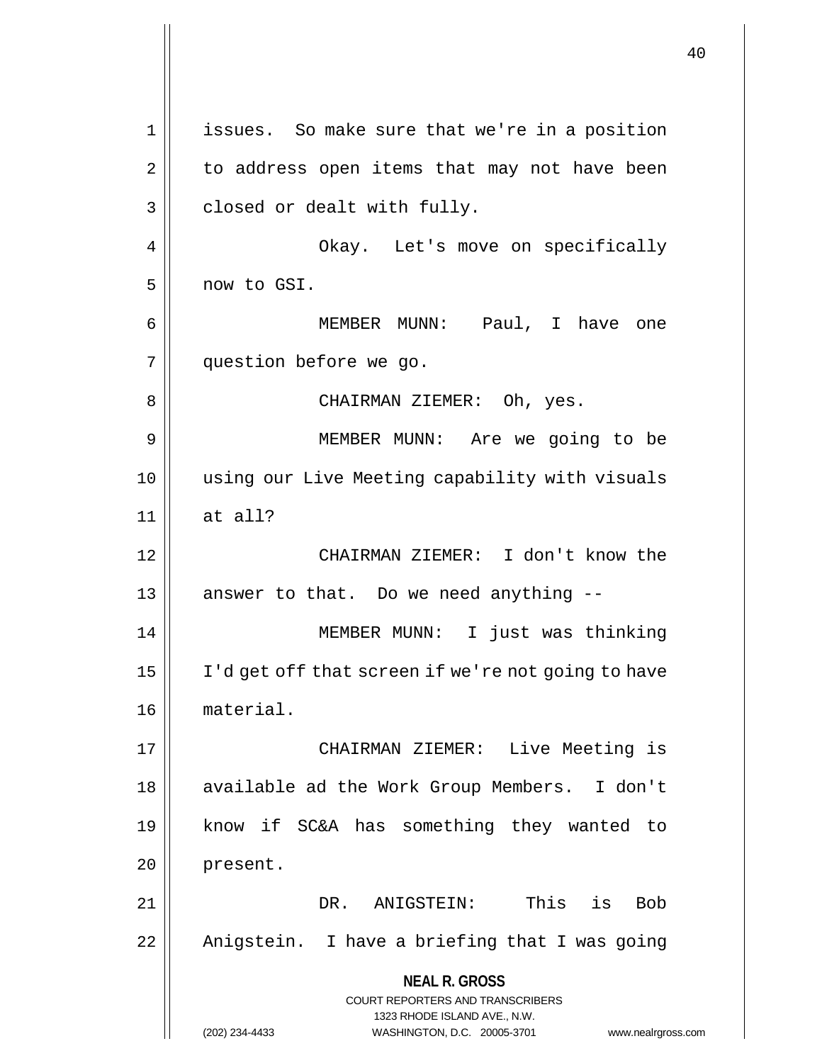issues. So make sure that we're in a position to address open items that may not have been closed or dealt with fully.

Okay. Let's move on specifically now to GSI.

MEMBER MUNN: Paul, I have one question before we go.

CHAIRMAN ZIEMER: Oh, yes.

MEMBER MUNN: Are we going to be using our Live Meeting capability with visuals at all?

CHAIRMAN ZIEMER: I don't know the answer to that. Do we need anything --

MEMBER MUNN: I just was thinking I'd get off that screen if we're not going to have material.

CHAIRMAN ZIEMER: Live Meeting is available ad the Work Group Members. I don't know if SC&A has something they wanted to present.

DR. ANIGSTEIN: This is Bob Anigstein. I have a briefing that I was going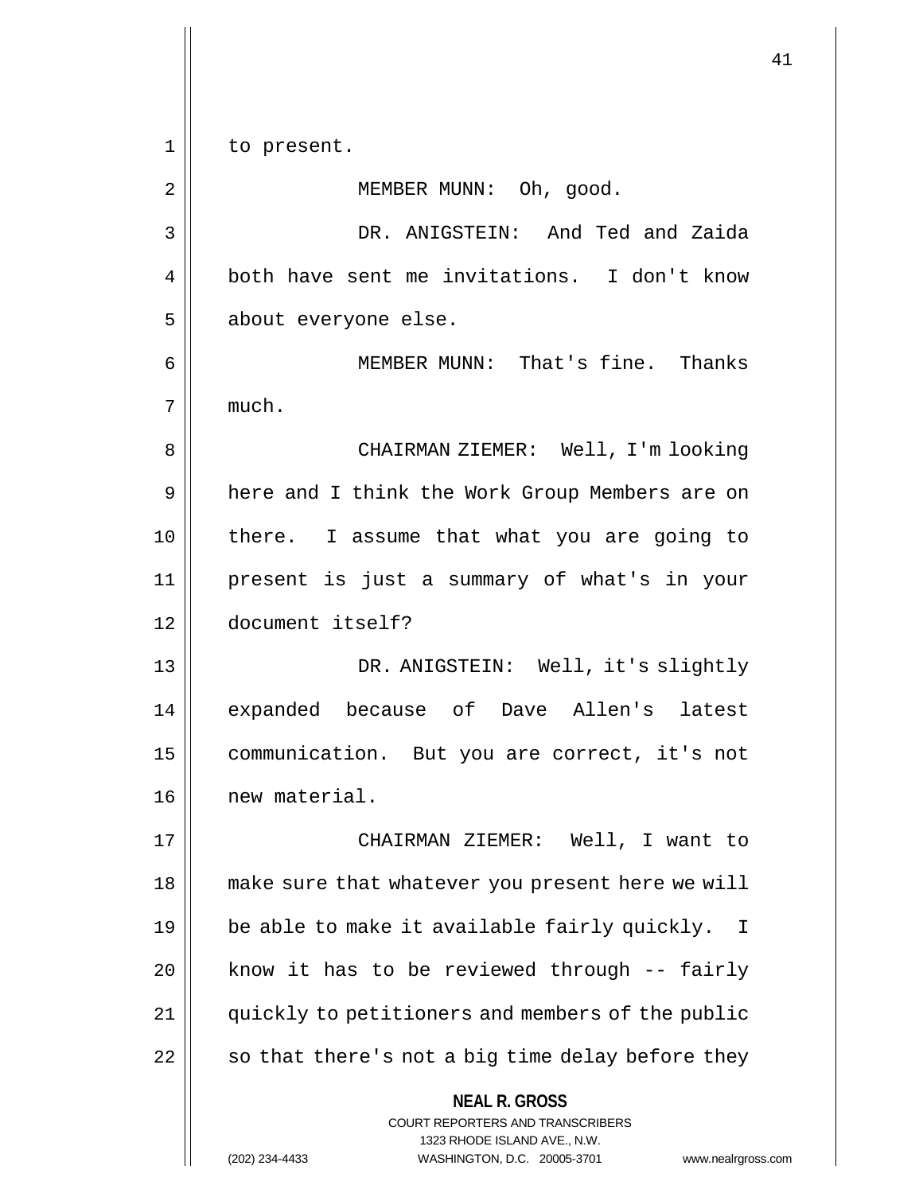to present.

MEMBER MUNN: Oh, good.

DR. ANIGSTEIN: And Ted and Zaida both have sent me invitations. I don't know about everyone else.

MEMBER MUNN: That's fine. Thanks much.

CHAIRMAN ZIEMER: Well, I'm looking here and I think the Work Group Members are on there. I assume that what you are going to present is just a summary of what's in your document itself?

DR. ANIGSTEIN: Well, it's slightly expanded because of Dave Allen's latest communication. But you are correct, it's not new material.

CHAIRMAN ZIEMER: Well, I want to make sure that whatever you present here we will be able to make it available fairly quickly. I know it has to be reviewed through -- fairly quickly to petitioners and members of the public so that there's not a big time delay before they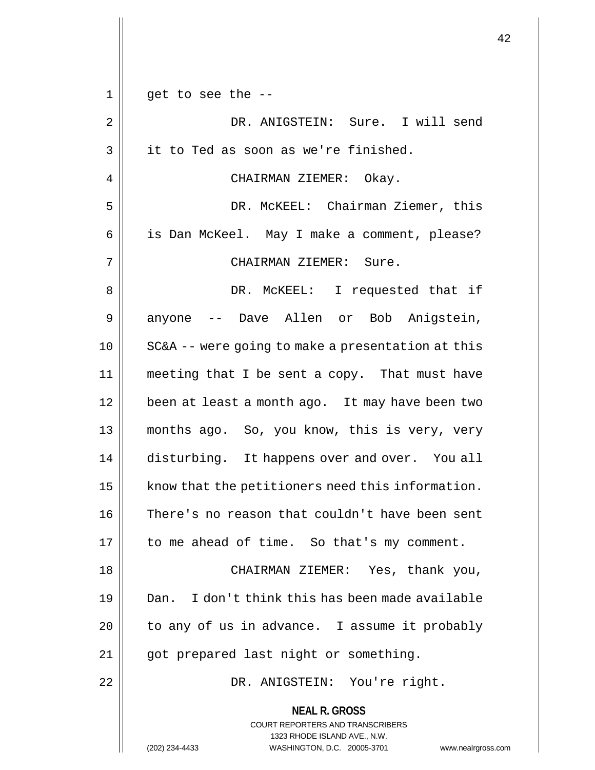get to see the --

DR. ANIGSTEIN: Sure. I will send it to Ted as soon as we're finished.

CHAIRMAN ZIEMER: Okay.

DR. McKEEL: Chairman Ziemer, this is Dan McKeel. May I make a comment, please?

CHAIRMAN ZIEMER: Sure.

DR. McKEEL: I requested that if anyone -- Dave Allen or Bob Anigstein, SC&A -- were going to make a presentation at this meeting that I be sent a copy. That must have been at least a month ago. It may have been two months ago. So, you know, this is very, very disturbing. It happens over and over. You all know that the petitioners need this information. There's no reason that couldn't have been sent to me ahead of time. So that's my comment.

CHAIRMAN ZIEMER: Yes, thank you, Dan. I don't think this has been made available to any of us in advance. I assume it probably got prepared last night or something.

DR. ANIGSTEIN: You're right.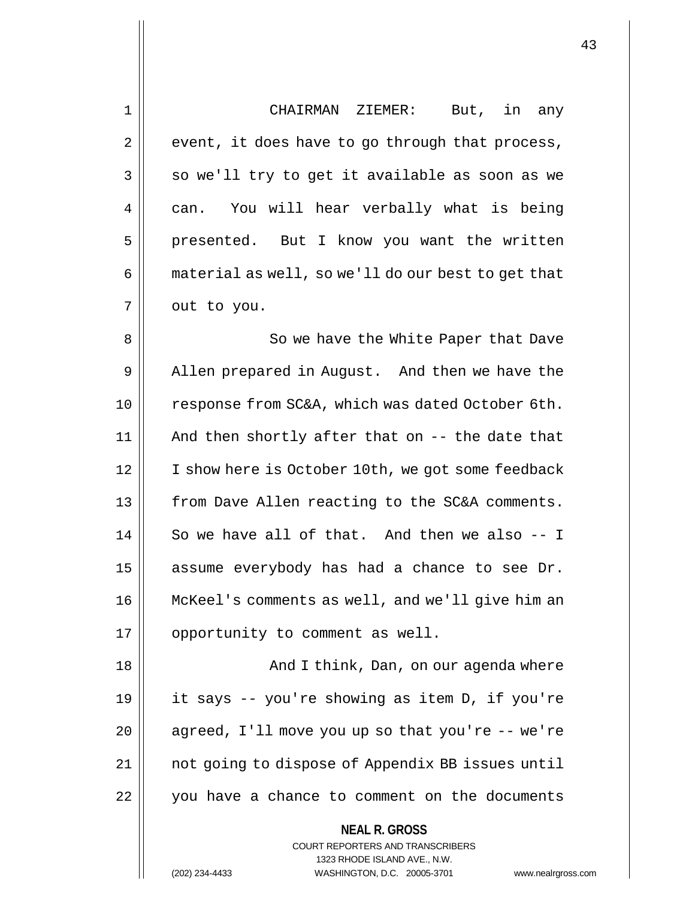CHAIRMAN ZIEMER: But, in any event, it does have to go through that process, so we'll try to get it available as soon as we can. You will hear verbally what is being presented. But I know you want the written material as well, so we'll do our best to get that out to you.

So we have the White Paper that Dave Allen prepared in August. And then we have the response from SC&A, which was dated October 6th. And then shortly after that on -- the date that I show here is October 10th, we got some feedback from Dave Allen reacting to the SC&A comments. So we have all of that. And then we also -- I assume everybody has had a chance to see Dr. McKeel's comments as well, and we'll give him an opportunity to comment as well.

And I think, Dan, on our agenda where it says -- you're showing as item D, if you're agreed, I'll move you up so that you're -- we're not going to dispose of Appendix BB issues until you have a chance to comment on the documents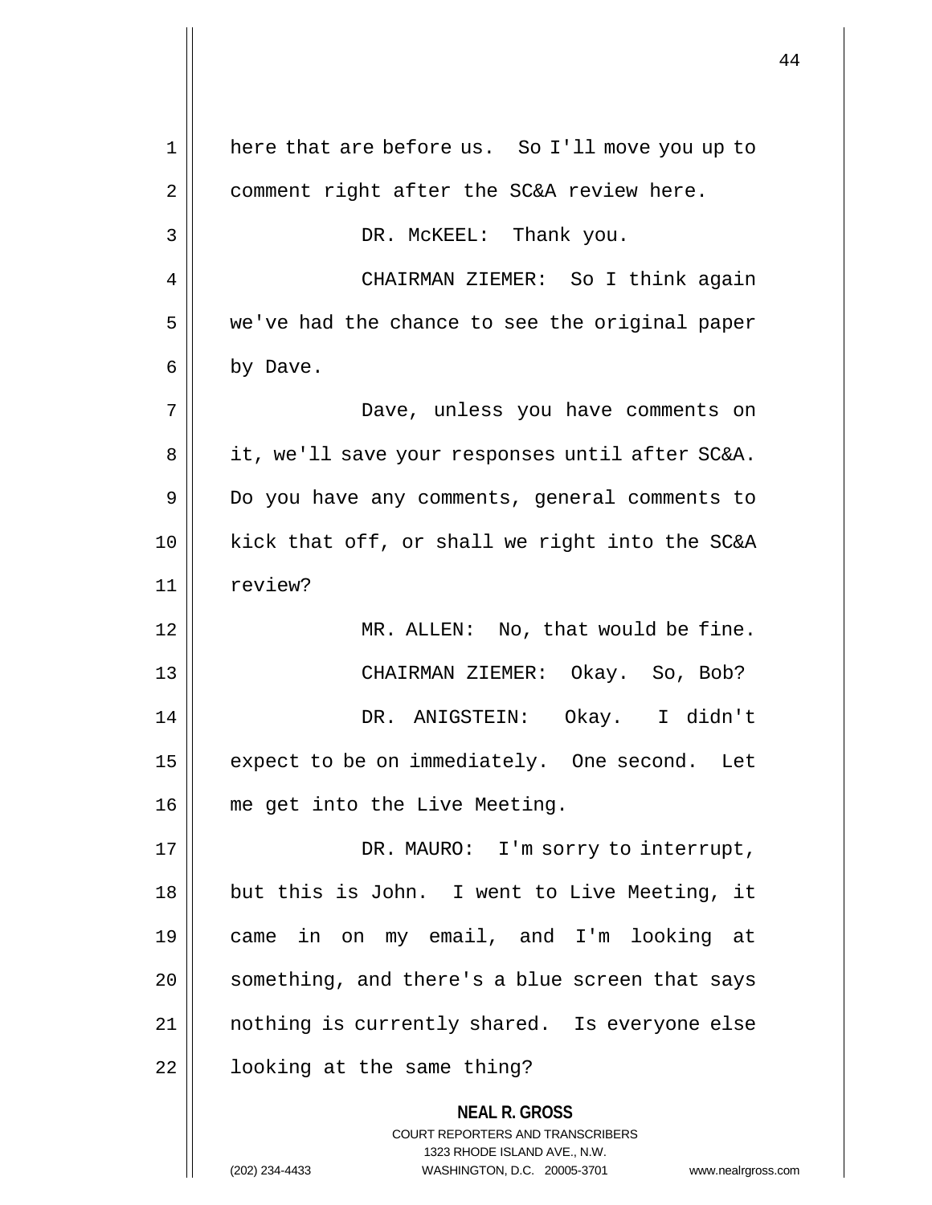here that are before us. So I'll move you up to comment right after the SC&A review here.

DR. McKEEL: Thank you.

CHAIRMAN ZIEMER: So I think again we've had the chance to see the original paper by Dave.

Dave, unless you have comments on it, we'll save your responses until after SC&A. Do you have any comments, general comments to kick that off, or shall we right into the SC&A review?

MR. ALLEN: No, that would be fine.

CHAIRMAN ZIEMER: Okay. So, Bob?

DR. ANIGSTEIN: Okay. I didn't expect to be on immediately. One second. Let me get into the Live Meeting.

DR. MAURO: I'm sorry to interrupt, but this is John. I went to Live Meeting, it came in on my email, and I'm looking at something, and there's a blue screen that says nothing is currently shared. Is everyone else looking at the same thing?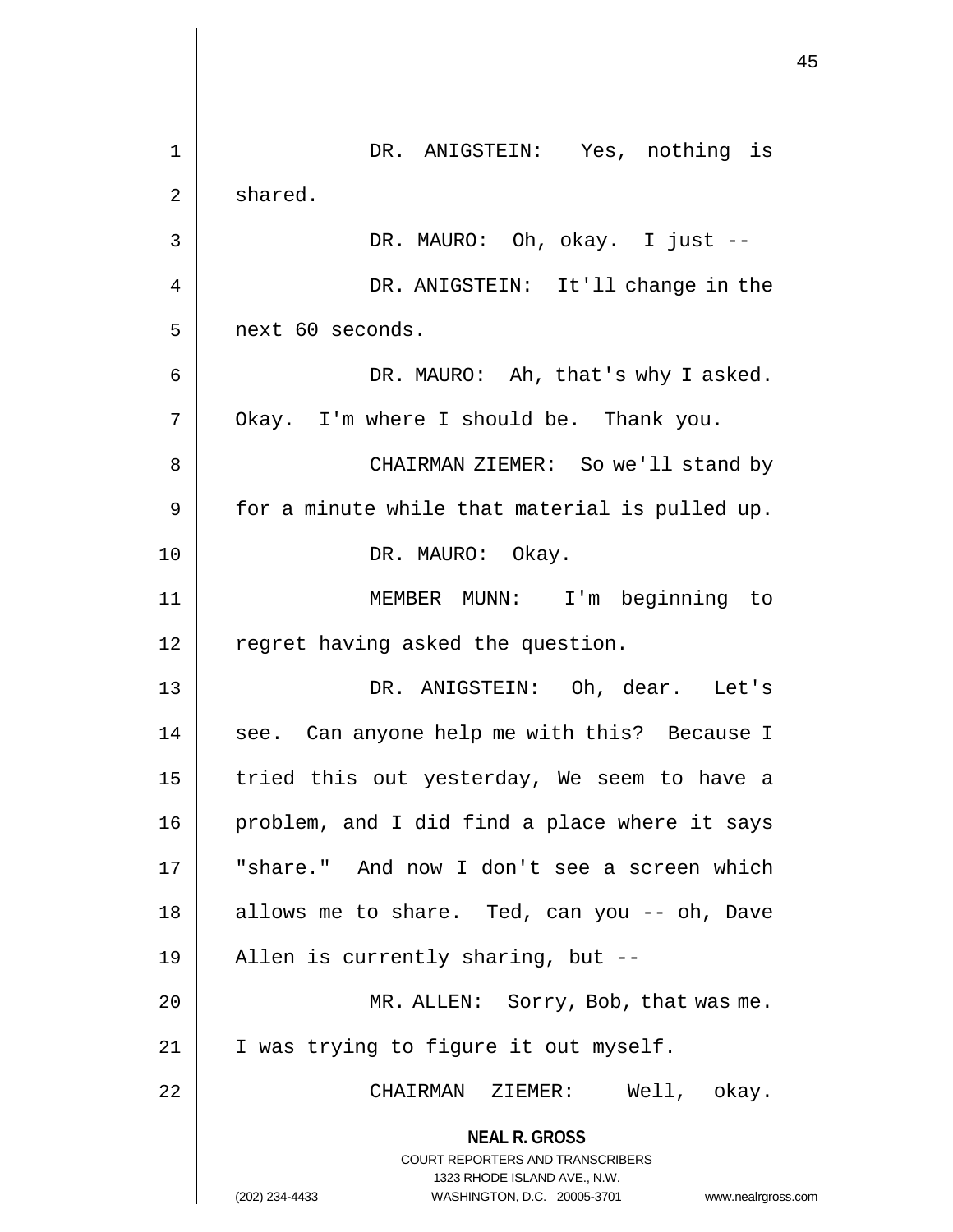DR. ANIGSTEIN: Yes, nothing is shared.

DR. MAURO: Oh, okay. I just --

DR. ANIGSTEIN: It'll change in the next 60 seconds.

DR. MAURO: Ah, that's why I asked. Okay. I'm where I should be. Thank you.

CHAIRMAN ZIEMER: So we'll stand by for a minute while that material is pulled up.

DR. MAURO: Okay.

MEMBER MUNN: I'm beginning to regret having asked the question.

DR. ANIGSTEIN: Oh, dear. Let's see. Can anyone help me with this? Because I tried this out yesterday, We seem to have a problem, and I did find a place where it says "share." And now I don't see a screen which allows me to share. Ted, can you -- oh, Dave Allen is currently sharing, but --

MR. ALLEN: Sorry, Bob, that was me. I was trying to figure it out myself.

CHAIRMAN ZIEMER: Well, okay.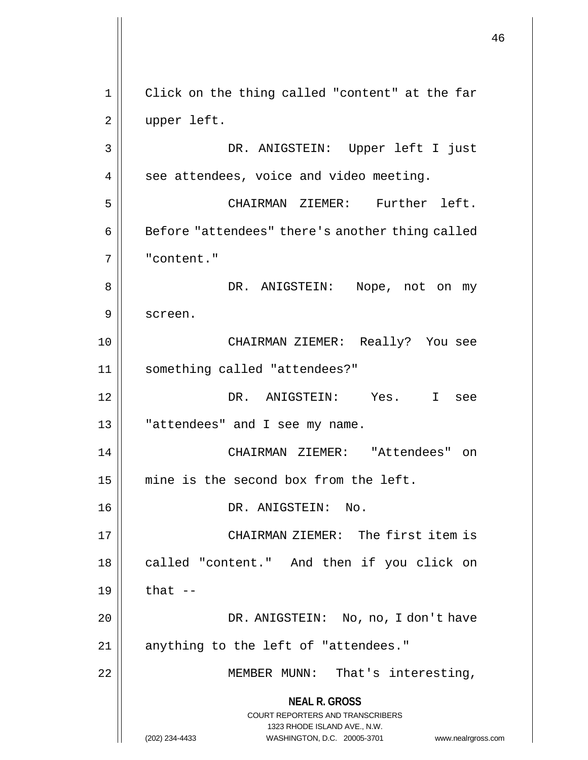Click on the thing called "content" at the far upper left.

DR. ANIGSTEIN: Upper left I just see attendees, voice and video meeting.

CHAIRMAN ZIEMER: Further left. Before "attendees" there's another thing called "content."

DR. ANIGSTEIN: Nope, not on my screen.

CHAIRMAN ZIEMER: Really? You see something called "attendees?"

DR. ANIGSTEIN: Yes. I see "attendees" and I see my name.

CHAIRMAN ZIEMER: "Attendees" on mine is the second box from the left.

DR. ANIGSTEIN: No.

CHAIRMAN ZIEMER: The first item is called "content." And then if you click on that --

DR. ANIGSTEIN: No, no, I don't have anything to the left of "attendees."

MEMBER MUNN: That's interesting,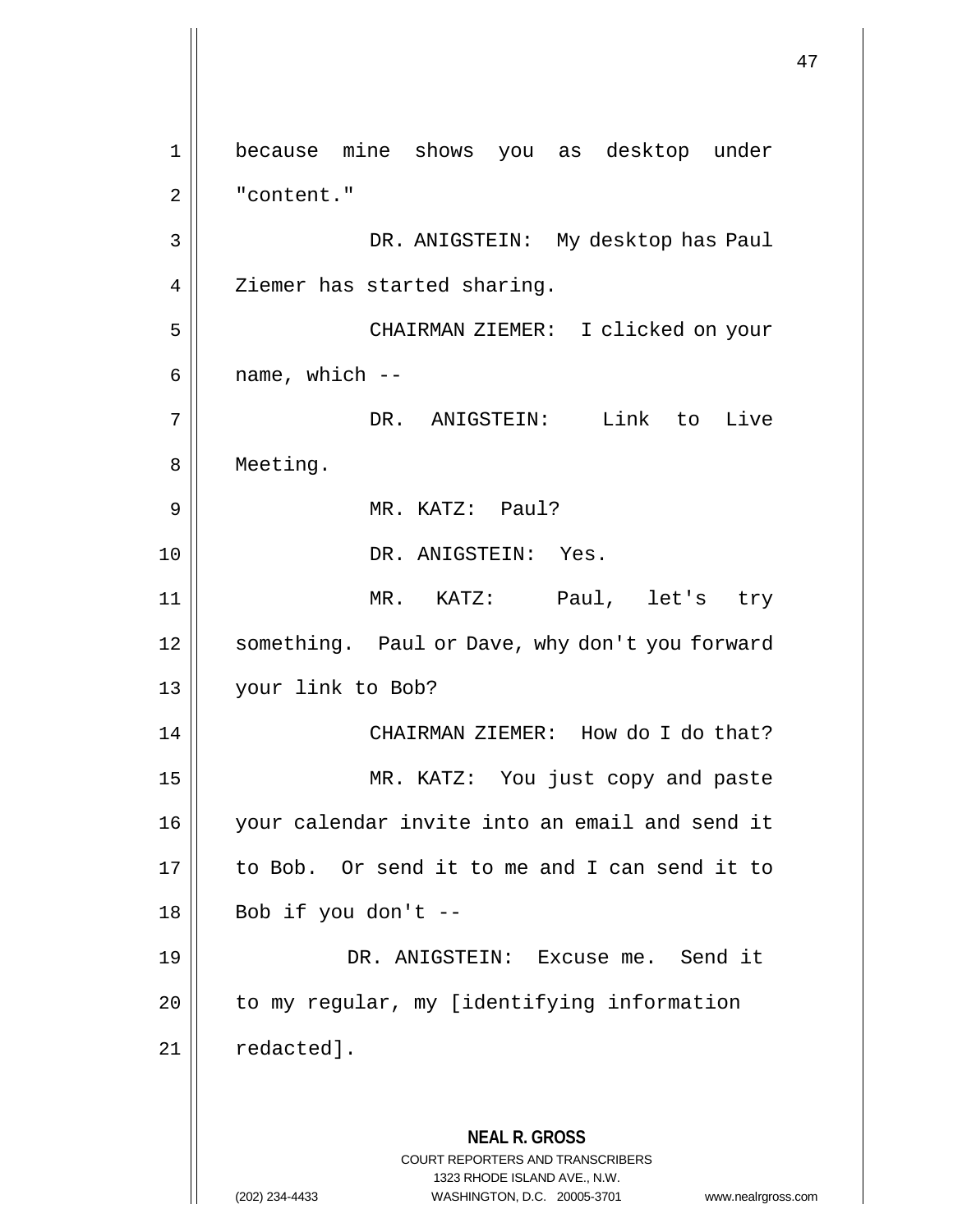because mine shows you as desktop under "content."

DR. ANIGSTEIN: My desktop has Paul Ziemer has started sharing.

CHAIRMAN ZIEMER: I clicked on your name, which --

DR. ANIGSTEIN: Link to Live Meeting.

MR. KATZ: Paul?

DR. ANIGSTEIN: Yes.

MR. KATZ: Paul, let's try something. Paul or Dave, why don't you forward your link to Bob?

CHAIRMAN ZIEMER: How do I do that?

MR. KATZ: You just copy and paste your calendar invite into an email and send it to Bob. Or send it to me and I can send it to Bob if you don't --

DR. ANIGSTEIN: Excuse me. Send it to my regular, my [identifying information redacted].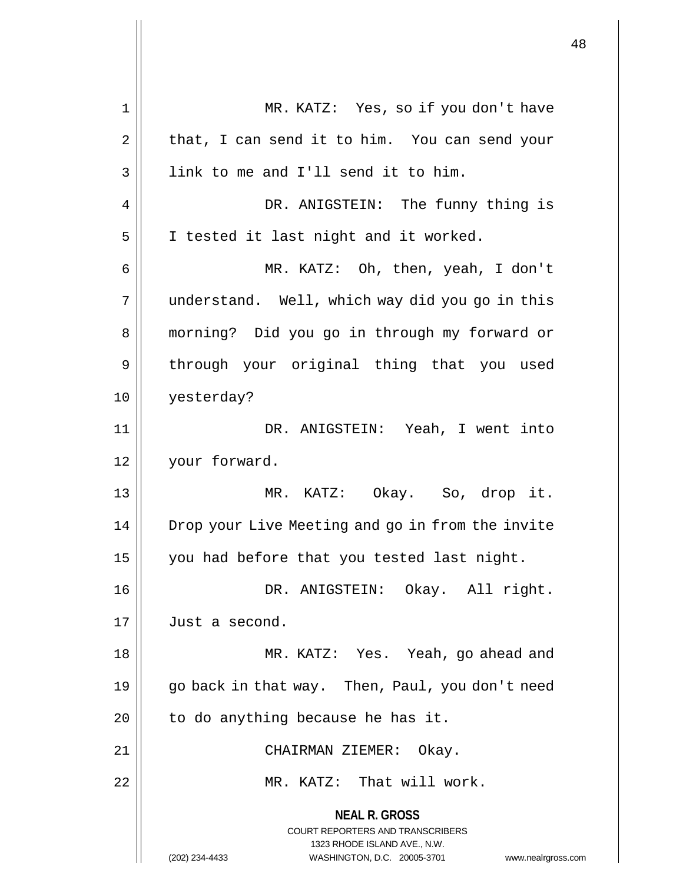MR. KATZ: Yes, so if you don't have that, I can send it to him. You can send your link to me and I'll send it to him.

DR. ANIGSTEIN: The funny thing is I tested it last night and it worked.

MR. KATZ: Oh, then, yeah, I don't understand. Well, which way did you go in this morning? Did you go in through my forward or through your original thing that you used yesterday?

DR. ANIGSTEIN: Yeah, I went into your forward.

MR. KATZ: Okay. So, drop it. Drop your Live Meeting and go in from the invite you had before that you tested last night.

DR. ANIGSTEIN: Okay. All right. Just a second.

MR. KATZ: Yes. Yeah, go ahead and go back in that way. Then, Paul, you don't need to do anything because he has it.

CHAIRMAN ZIEMER: Okay.

MR. KATZ: That will work.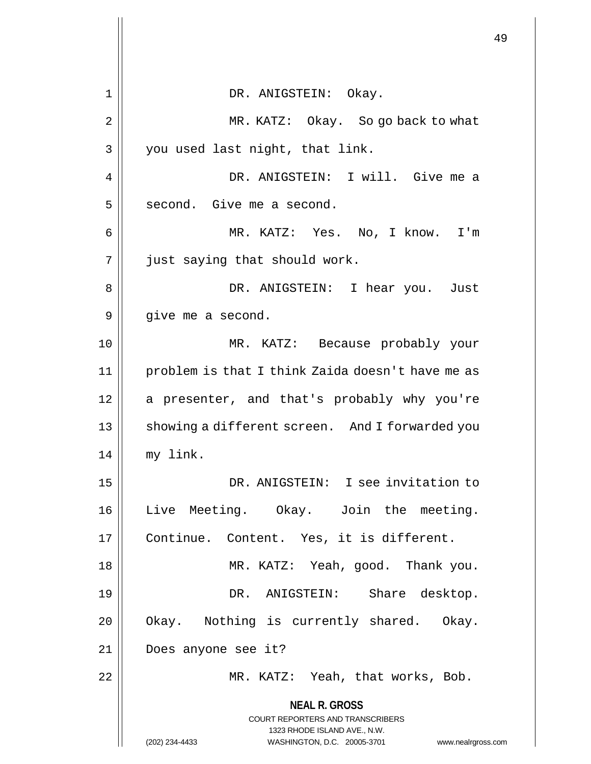DR. ANIGSTEIN: Okay.

MR. KATZ: Okay. So go back to what you used last night, that link.

DR. ANIGSTEIN: I will. Give me a second. Give me a second.

MR. KATZ: Yes. No, I know. I'm just saying that should work.

DR. ANIGSTEIN: I hear you. Just give me a second.

MR. KATZ: Because probably your problem is that I think Zaida doesn't have me as a presenter, and that's probably why you're showing a different screen. And I forwarded you my link.

DR. ANIGSTEIN: I see invitation to Live Meeting. Okay. Join the meeting. Continue. Content. Yes, it is different.

MR. KATZ: Yeah, good. Thank you.

DR. ANIGSTEIN: Share desktop. Okay. Nothing is currently shared. Okay. Does anyone see it?

MR. KATZ: Yeah, that works, Bob.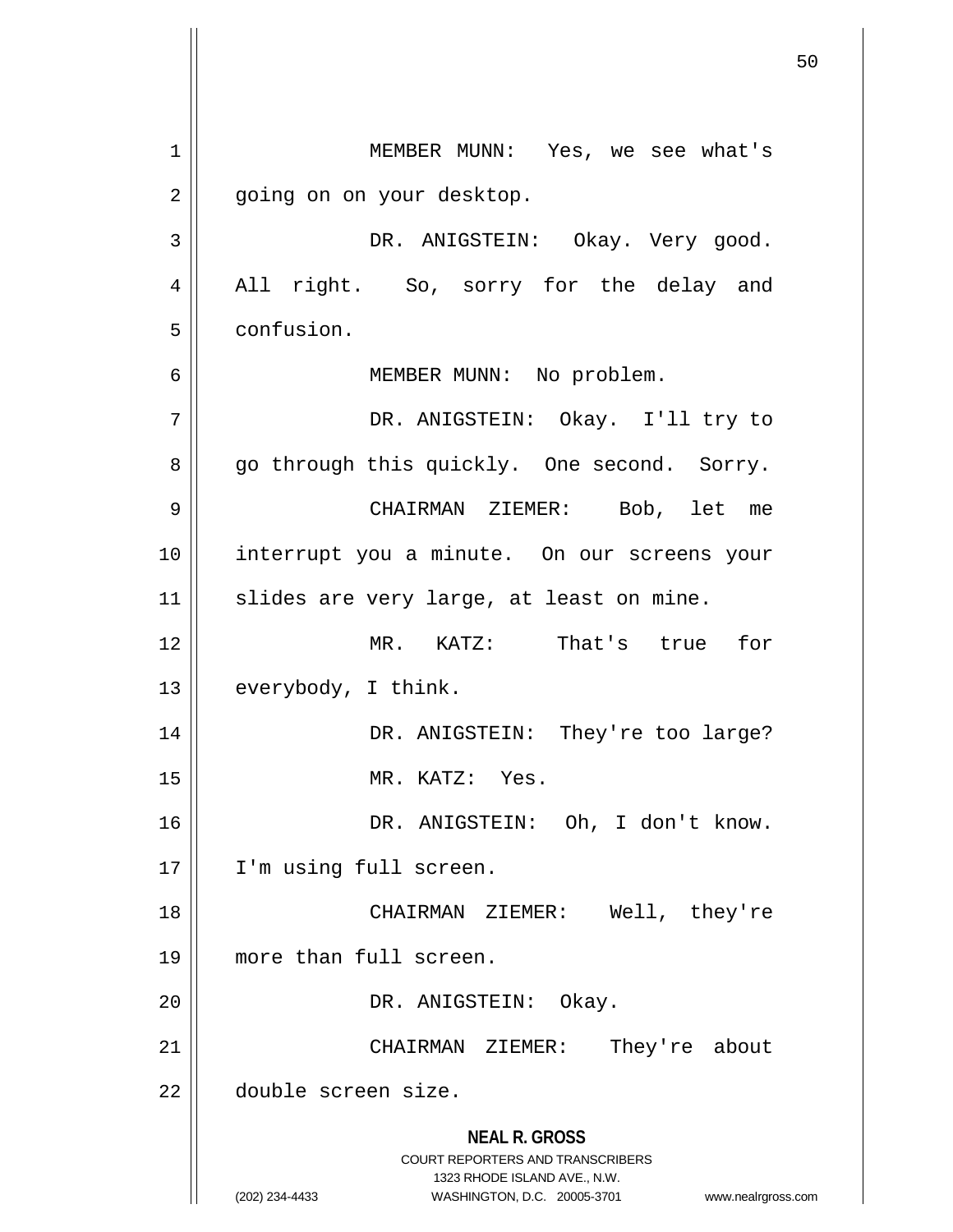MEMBER MUNN: Yes, we see what's going on on your desktop.

DR. ANIGSTEIN: Okay. Very good. All right. So, sorry for the delay and confusion.

MEMBER MUNN: No problem.

DR. ANIGSTEIN: Okay. I'll try to go through this quickly. One second. Sorry.

CHAIRMAN ZIEMER: Bob, let me interrupt you a minute. On our screens your slides are very large, at least on mine.

MR. KATZ: That's true for everybody, I think.

DR. ANIGSTEIN: They're too large?

MR. KATZ: Yes.

DR. ANIGSTEIN: Oh, I don't know. I'm using full screen.

CHAIRMAN ZIEMER: Well, they're more than full screen.

DR. ANIGSTEIN: Okay.

CHAIRMAN ZIEMER: They're about double screen size.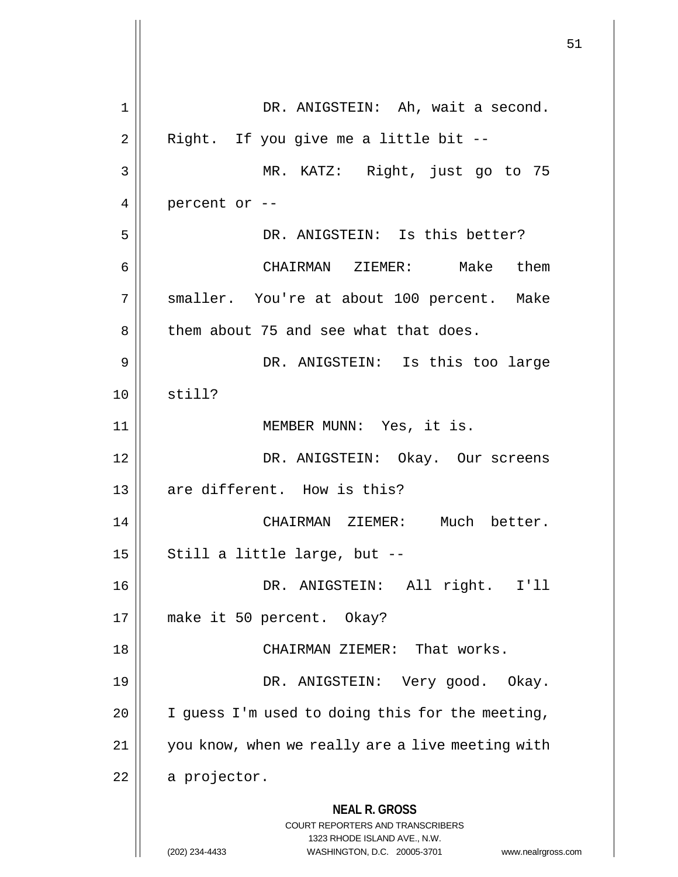DR. ANIGSTEIN: Ah, wait a second. Right. If you give me a little bit --

MR. KATZ: Right, just go to 75 percent or --

DR. ANIGSTEIN: Is this better?

CHAIRMAN ZIEMER: Make them smaller. You're at about 100 percent. Make them about 75 and see what that does.

DR. ANIGSTEIN: Is this too large still?

MEMBER MUNN: Yes, it is.

DR. ANIGSTEIN: Okay. Our screens are different. How is this?

CHAIRMAN ZIEMER: Much better. Still a little large, but --

DR. ANIGSTEIN: All right. I'll make it 50 percent. Okay?

CHAIRMAN ZIEMER: That works.

DR. ANIGSTEIN: Very good. Okay. I guess I'm used to doing this for the meeting, you know, when we really are a live meeting with a projector.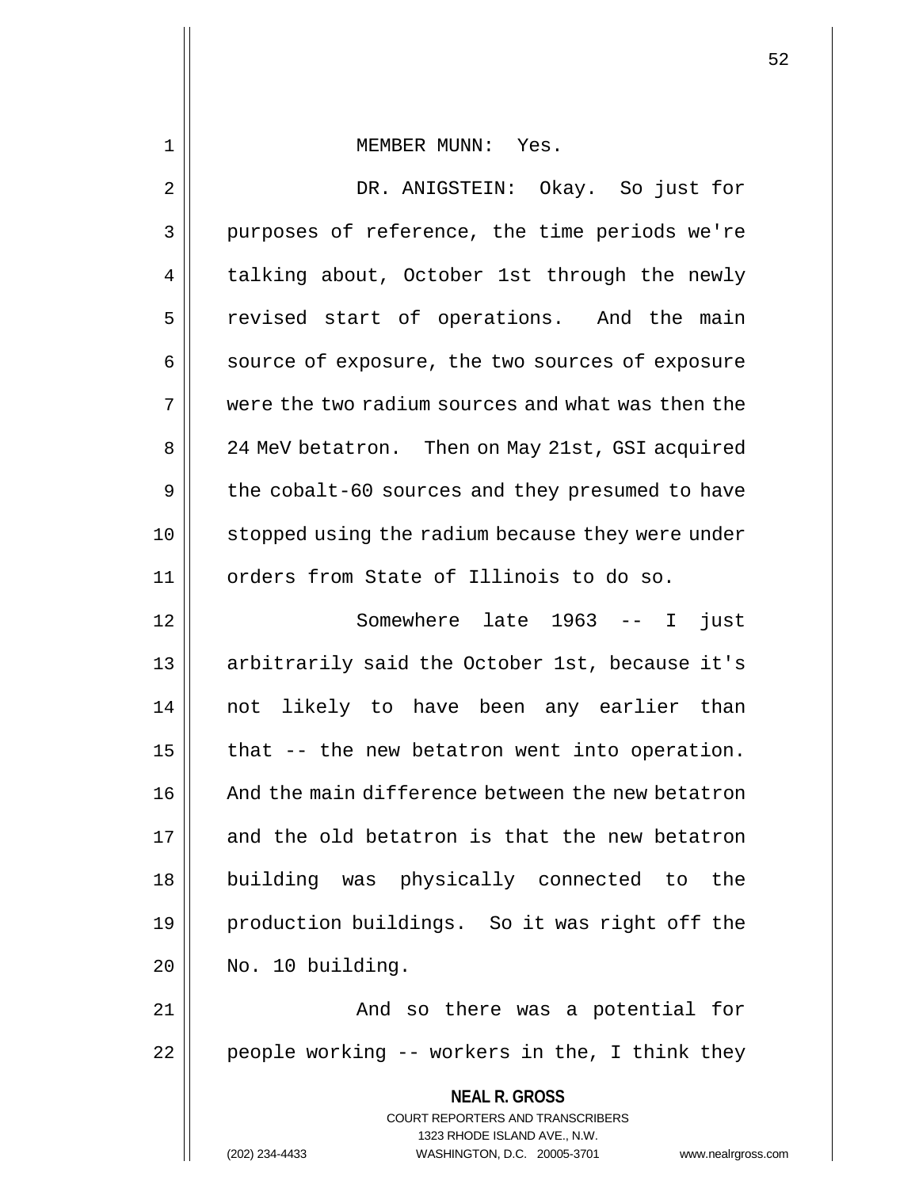MEMBER MUNN: Yes.

DR. ANIGSTEIN: Okay. So just for purposes of reference, the time periods we're talking about, October 1st through the newly revised start of operations. And the main source of exposure, the two sources of exposure were the two radium sources and what was then the 24 MeV betatron. Then on May 21st, GSI acquired the cobalt-60 sources and they presumed to have stopped using the radium because they were under orders from State of Illinois to do so.

Somewhere late 1963 -- I just arbitrarily said the October 1st, because it's not likely to have been any earlier than that -- the new betatron went into operation. And the main difference between the new betatron and the old betatron is that the new betatron building was physically connected to the production buildings. So it was right off the No. 10 building.

And so there was a potential for people working -- workers in the, I think they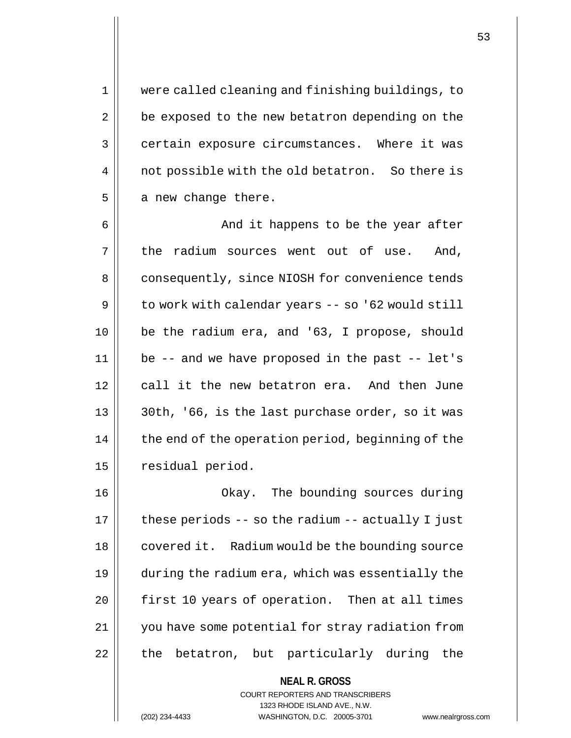were called cleaning and finishing buildings, to be exposed to the new betatron depending on the certain exposure circumstances. Where it was not possible with the old betatron. So there is a new change there.

And it happens to be the year after the radium sources went out of use. And, consequently, since NIOSH for convenience tends to work with calendar years -- so '62 would still be the radium era, and '63, I propose, should be -- and we have proposed in the past -- let's call it the new betatron era. And then June 30th, '66, is the last purchase order, so it was the end of the operation period, beginning of the residual period.

Okay. The bounding sources during these periods -- so the radium -- actually I just covered it. Radium would be the bounding source during the radium era, which was essentially the first 10 years of operation. Then at all times you have some potential for stray radiation from the betatron, but particularly during the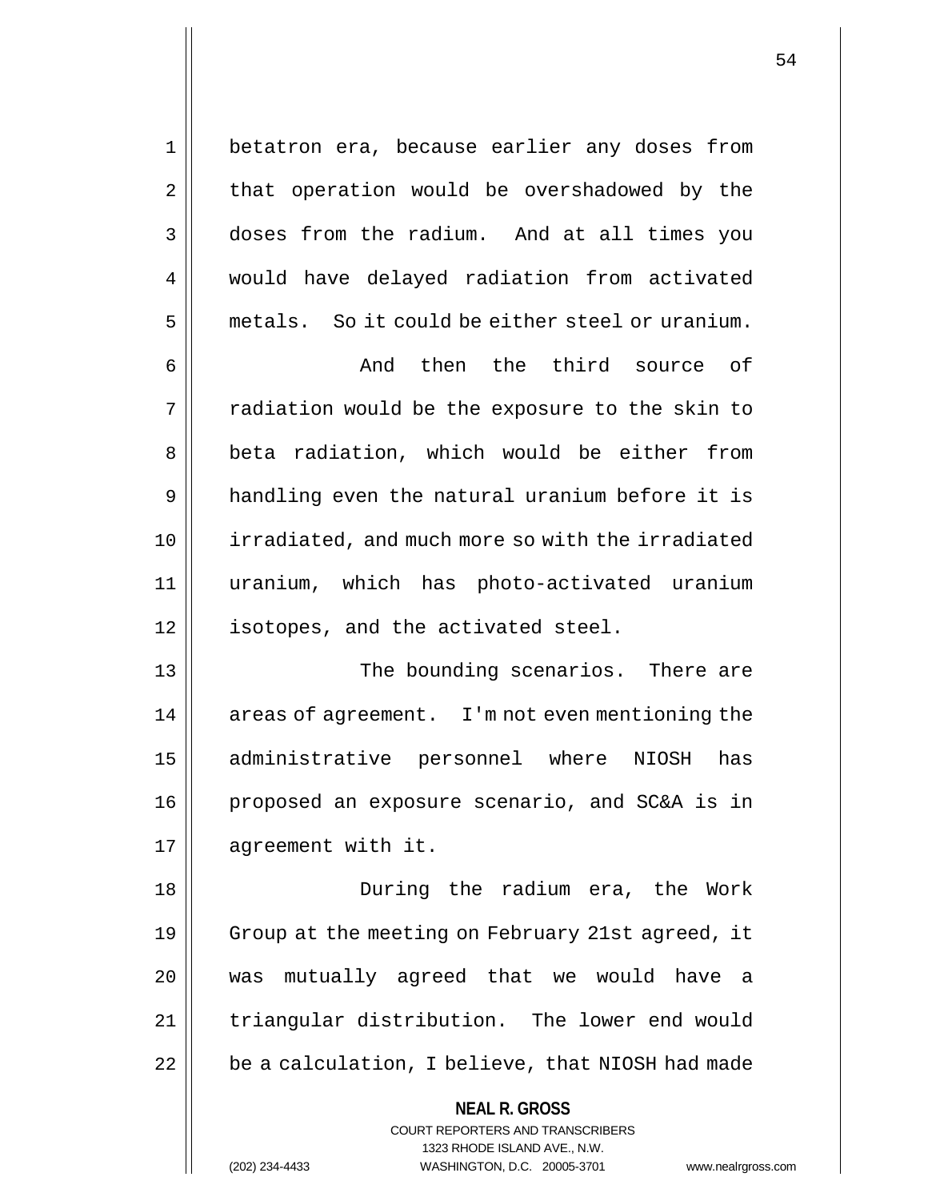betatron era, because earlier any doses from that operation would be overshadowed by the doses from the radium. And at all times you would have delayed radiation from activated metals. So it could be either steel or uranium.

And then the third source of radiation would be the exposure to the skin to beta radiation, which would be either from handling even the natural uranium before it is irradiated, and much more so with the irradiated uranium, which has photo-activated uranium isotopes, and the activated steel.

The bounding scenarios. There are areas of agreement. I'm not even mentioning the administrative personnel where NIOSH has proposed an exposure scenario, and SC&A is in agreement with it.

During the radium era, the Work Group at the meeting on February 21st agreed, it was mutually agreed that we would have a triangular distribution. The lower end would be a calculation, I believe, that NIOSH had made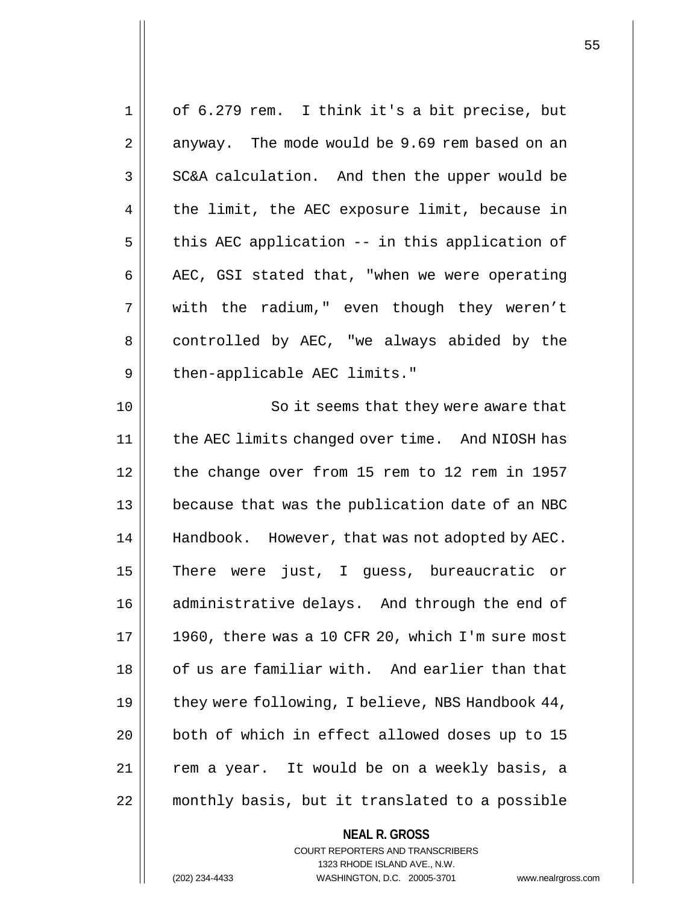of 6.279 rem. I think it's a bit precise, but anyway. The mode would be 9.69 rem based on an SC&A calculation. And then the upper would be the limit, the AEC exposure limit, because in this AEC application -- in this application of AEC, GSI stated that, "when we were operating with the radium," even though they weren't controlled by AEC, "we always abided by the then-applicable AEC limits."

So it seems that they were aware that the AEC limits changed over time. And NIOSH has the change over from 15 rem to 12 rem in 1957 because that was the publication date of an NBC Handbook. However, that was not adopted by AEC. There were just, I guess, bureaucratic or administrative delays. And through the end of 1960, there was a 10 CFR 20, which I'm sure most of us are familiar with. And earlier than that they were following, I believe, NBS Handbook 44, both of which in effect allowed doses up to 15 rem a year. It would be on a weekly basis, a monthly basis, but it translated to a possible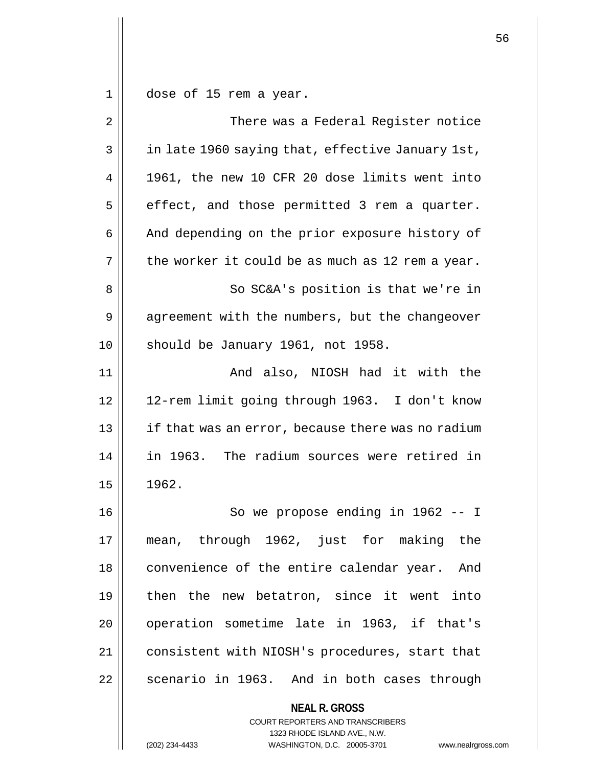dose of 15 rem a year.

There was a Federal Register notice in late 1960 saying that, effective January 1st, 1961, the new 10 CFR 20 dose limits went into effect, and those permitted 3 rem a quarter. And depending on the prior exposure history of the worker it could be as much as 12 rem a year.

So SC&A's position is that we're in agreement with the numbers, but the changeover should be January 1961, not 1958.

And also, NIOSH had it with the 12-rem limit going through 1963. I don't know if that was an error, because there was no radium in 1963. The radium sources were retired in 1962.

So we propose ending in 1962 -- I mean, through 1962, just for making the convenience of the entire calendar year. And then the new betatron, since it went into operation sometime late in 1963, if that's consistent with NIOSH's procedures, start that scenario in 1963. And in both cases through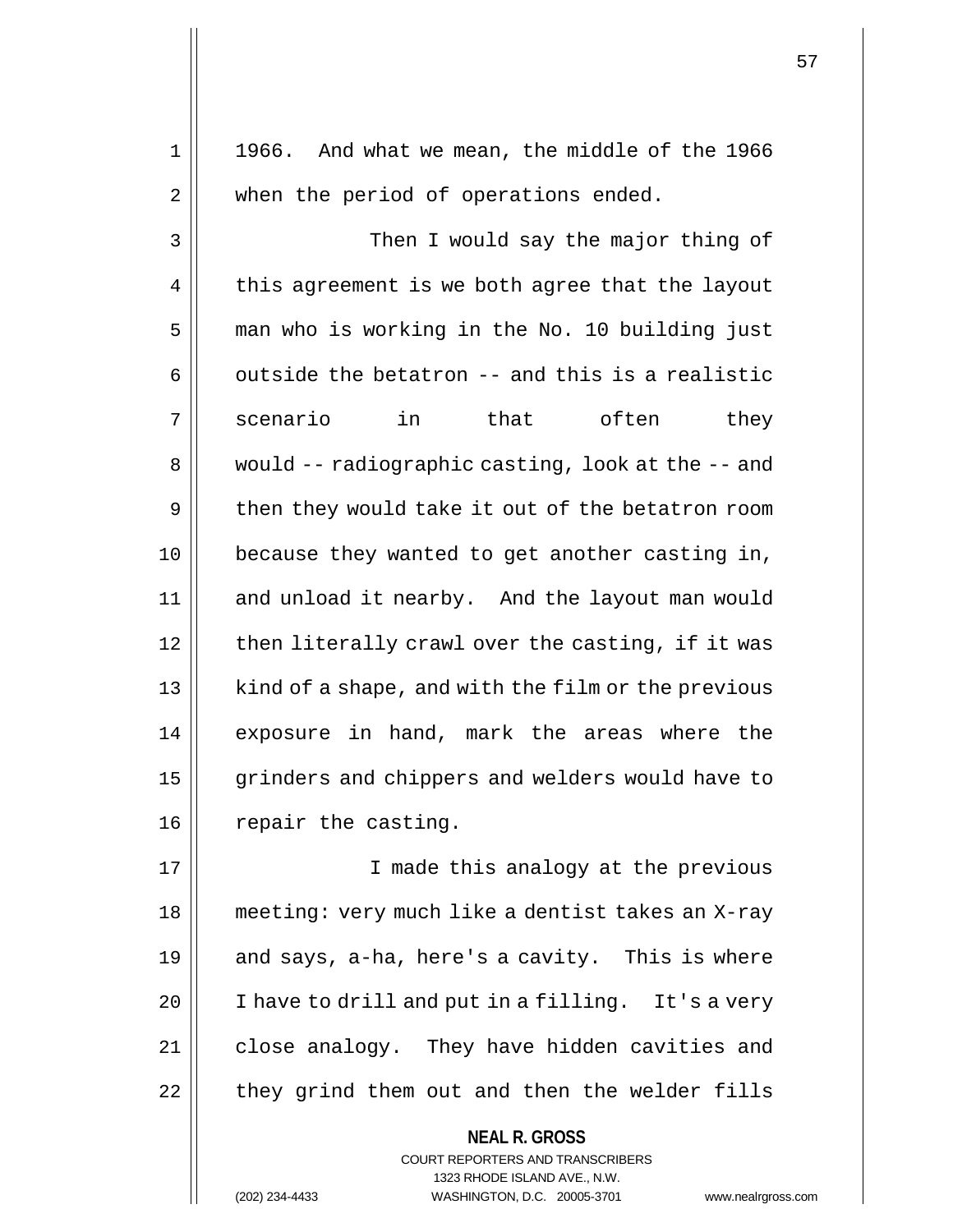1966. And what we mean, the middle of the 1966 when the period of operations ended.

Then I would say the major thing of this agreement is we both agree that the layout man who is working in the No. 10 building just outside the betatron -- and this is a realistic scenario in that often they would -- radiographic casting, look at the -- and then they would take it out of the betatron room because they wanted to get another casting in, and unload it nearby. And the layout man would then literally crawl over the casting, if it was kind of a shape, and with the film or the previous exposure in hand, mark the areas where the grinders and chippers and welders would have to repair the casting.

I made this analogy at the previous meeting: very much like a dentist takes an X-ray and says, a-ha, here's a cavity. This is where I have to drill and put in a filling. It's a very close analogy. They have hidden cavities and they grind them out and then the welder fills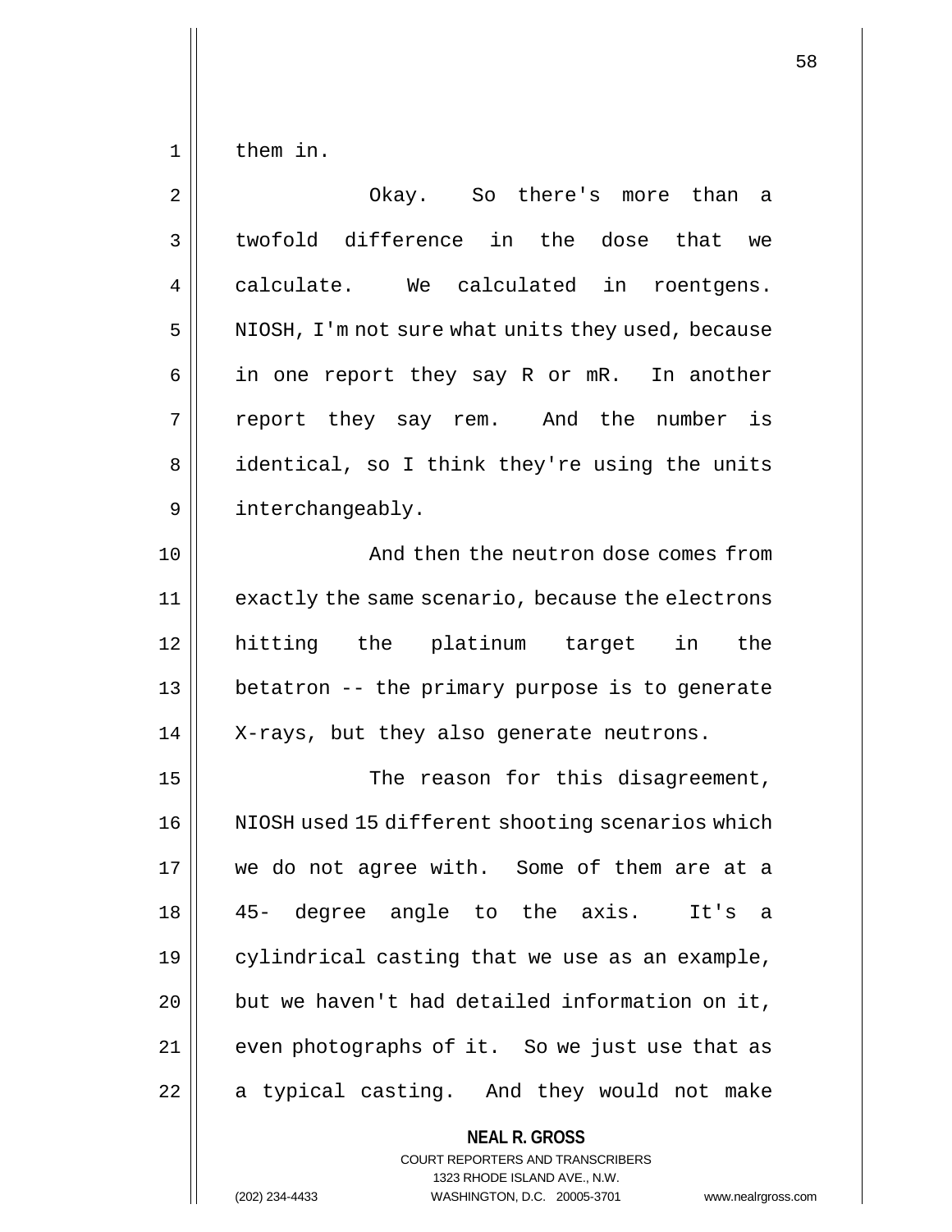them in.

Okay. So there's more than a twofold difference in the dose that we calculate. We calculated in roentgens. NIOSH, I'm not sure what units they used, because in one report they say R or mR. In another report they say rem. And the number is identical, so I think they're using the units interchangeably.

And then the neutron dose comes from exactly the same scenario, because the electrons hitting the platinum target in the betatron -- the primary purpose is to generate X-rays, but they also generate neutrons.

The reason for this disagreement, NIOSH used 15 different shooting scenarios which we do not agree with. Some of them are at a 45- degree angle to the axis. It's a cylindrical casting that we use as an example, but we haven't had detailed information on it, even photographs of it. So we just use that as a typical casting. And they would not make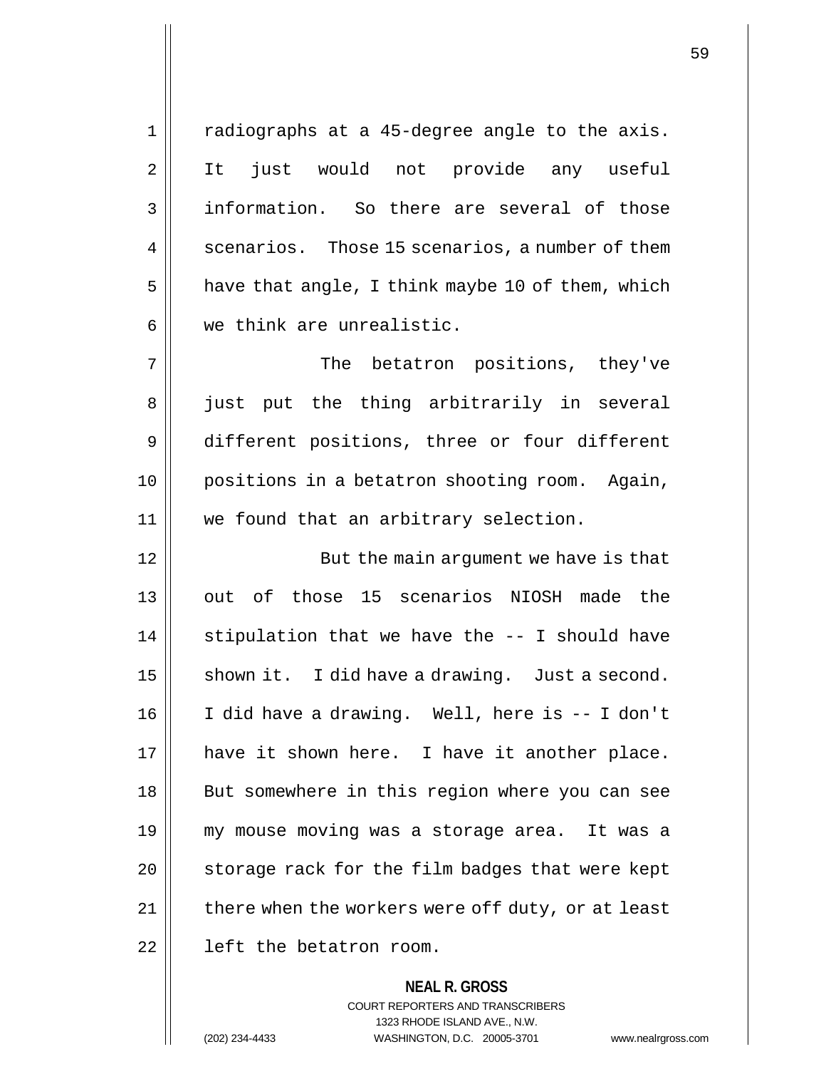radiographs at a 45-degree angle to the axis. It just would not provide any useful information. So there are several of those scenarios. Those 15 scenarios, a number of them have that angle, I think maybe 10 of them, which we think are unrealistic.

The betatron positions, they've just put the thing arbitrarily in several different positions, three or four different positions in a betatron shooting room. Again, we found that an arbitrary selection.

But the main argument we have is that out of those 15 scenarios NIOSH made the stipulation that we have the -- I should have shown it. I did have a drawing. Just a second. I did have a drawing. Well, here is -- I don't have it shown here. I have it another place. But somewhere in this region where you can see my mouse moving was a storage area. It was a storage rack for the film badges that were kept there when the workers were off duty, or at least left the betatron room.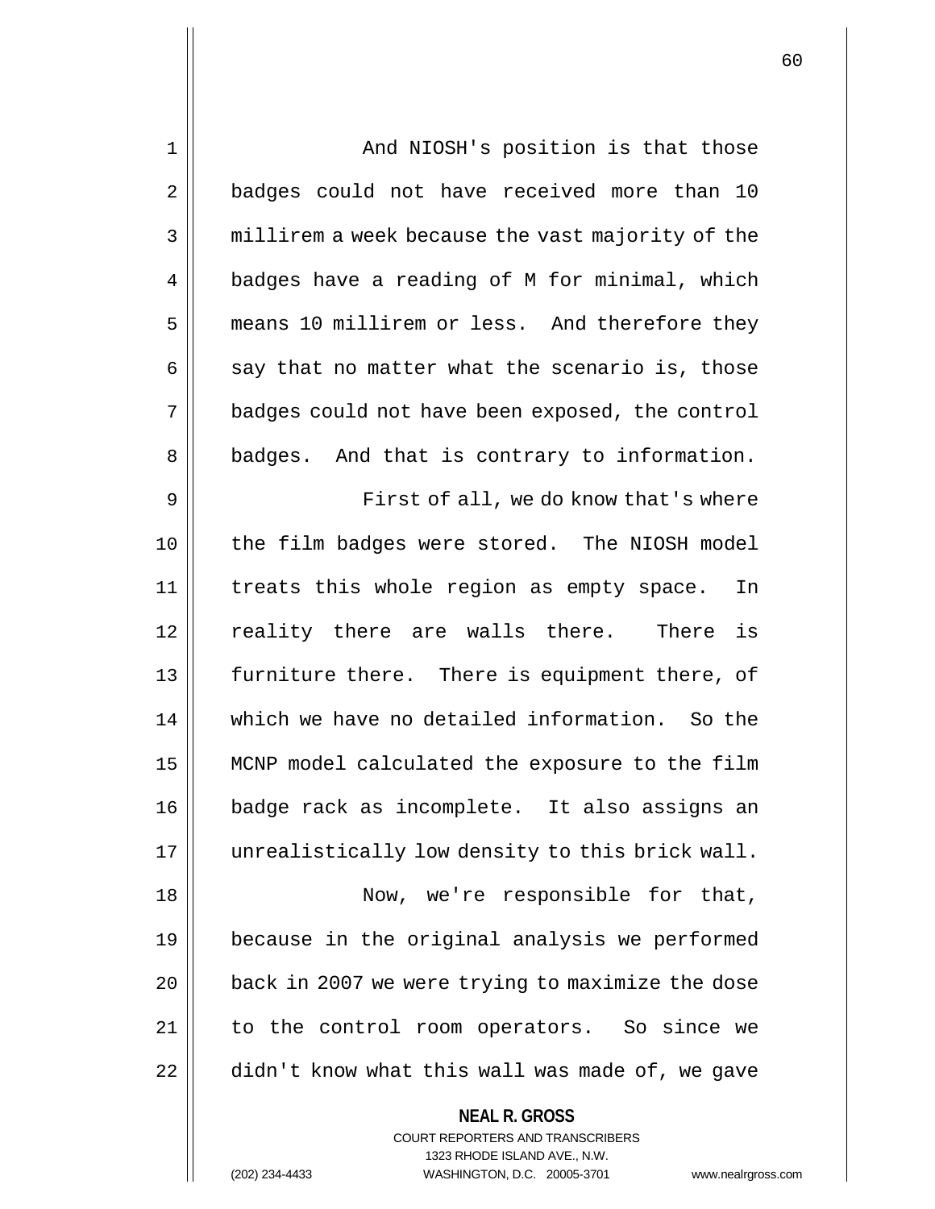And NIOSH's position is that those badges could not have received more than 10 millirem a week because the vast majority of the badges have a reading of M for minimal, which means 10 millirem or less. And therefore they say that no matter what the scenario is, those badges could not have been exposed, the control badges. And that is contrary to information.

First of all, we do know that's where the film badges were stored. The NIOSH model treats this whole region as empty space. In reality there are walls there. There is furniture there. There is equipment there, of which we have no detailed information. So the MCNP model calculated the exposure to the film badge rack as incomplete. It also assigns an unrealistically low density to this brick wall.

Now, we're responsible for that, because in the original analysis we performed back in 2007 we were trying to maximize the dose to the control room operators. So since we didn't know what this wall was made of, we gave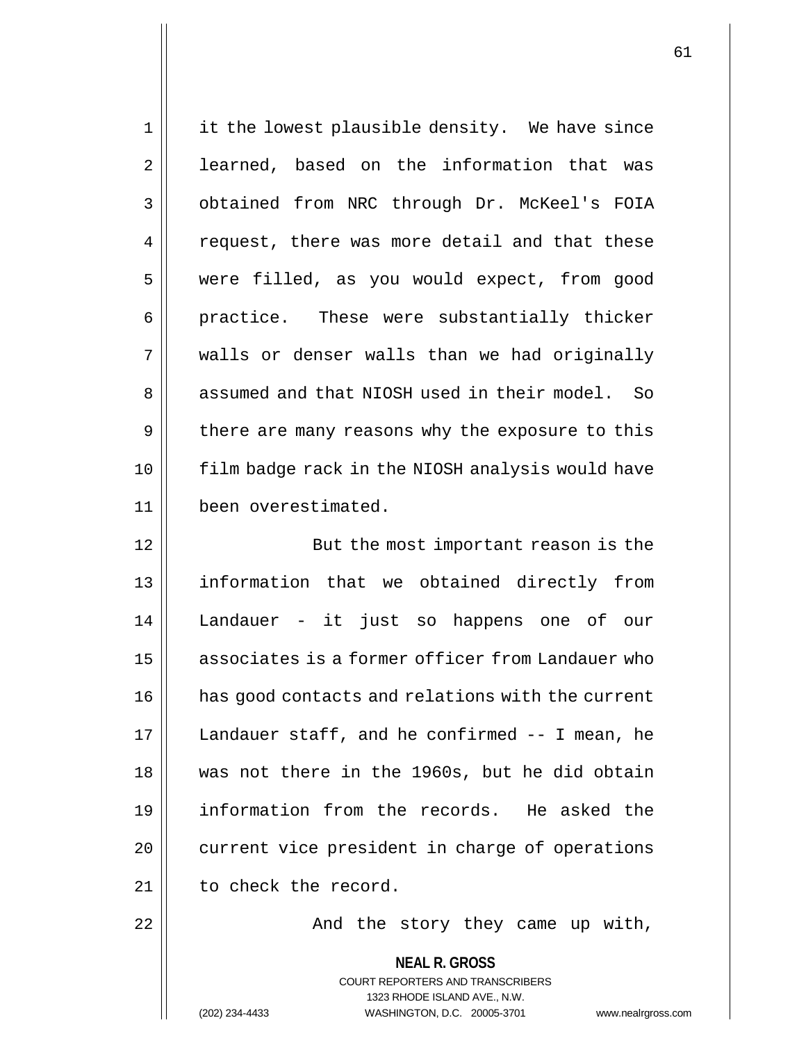it the lowest plausible density. We have since learned, based on the information that was obtained from NRC through Dr. McKeel's FOIA request, there was more detail and that these were filled, as you would expect, from good practice. These were substantially thicker walls or denser walls than we had originally assumed and that NIOSH used in their model. So there are many reasons why the exposure to this film badge rack in the NIOSH analysis would have been overestimated.

But the most important reason is the information that we obtained directly from Landauer - it just so happens one of our associates is a former officer from Landauer who has good contacts and relations with the current Landauer staff, and he confirmed -- I mean, he was not there in the 1960s, but he did obtain information from the records. He asked the current vice president in charge of operations to check the record.

And the story they came up with,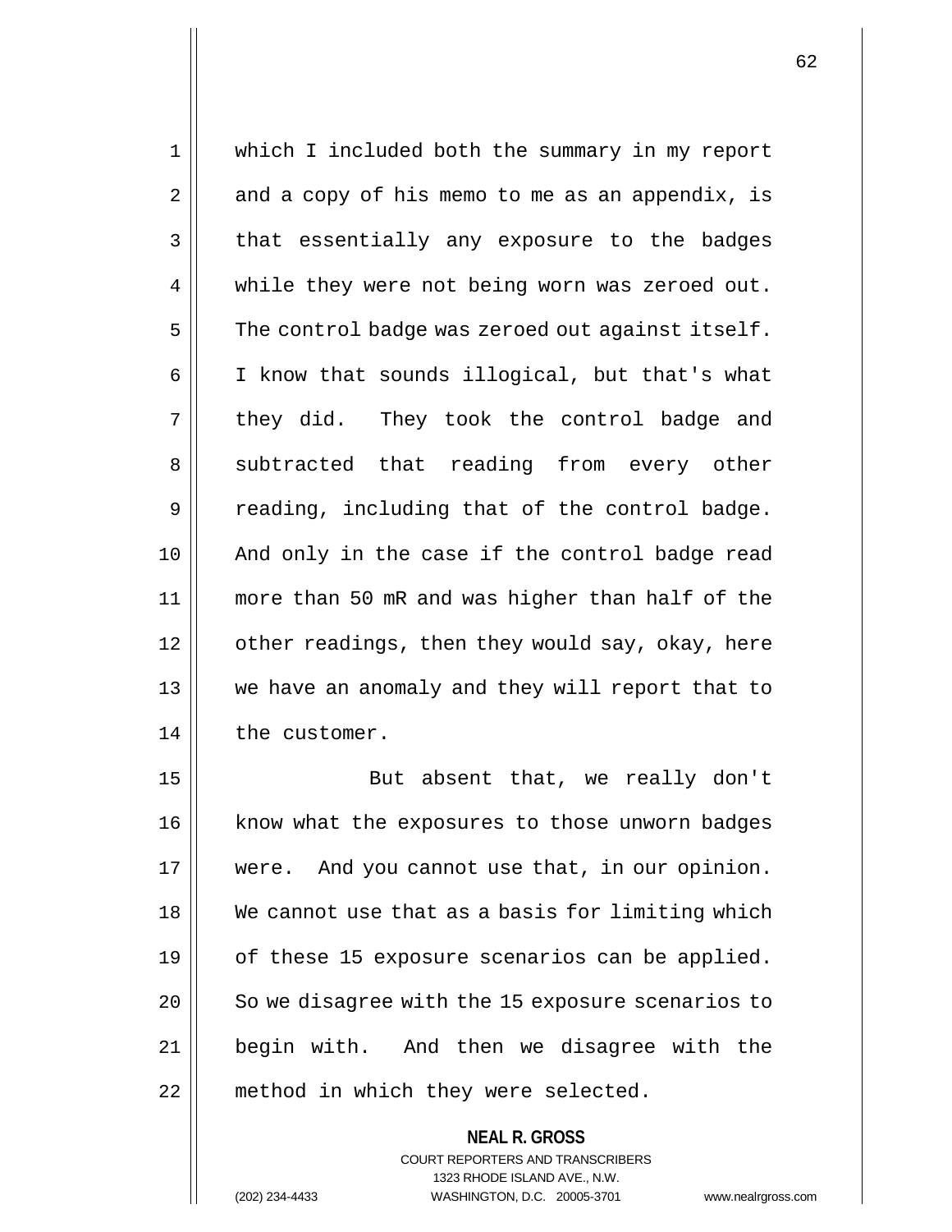which I included both the summary in my report and a copy of his memo to me as an appendix, is that essentially any exposure to the badges while they were not being worn was zeroed out. The control badge was zeroed out against itself. I know that sounds illogical, but that's what they did. They took the control badge and subtracted that reading from every other reading, including that of the control badge. And only in the case if the control badge read more than 50 mR and was higher than half of the other readings, then they would say, okay, here we have an anomaly and they will report that to the customer.

But absent that, we really don't know what the exposures to those unworn badges were. And you cannot use that, in our opinion. We cannot use that as a basis for limiting which of these 15 exposure scenarios can be applied. So we disagree with the 15 exposure scenarios to begin with. And then we disagree with the method in which they were selected.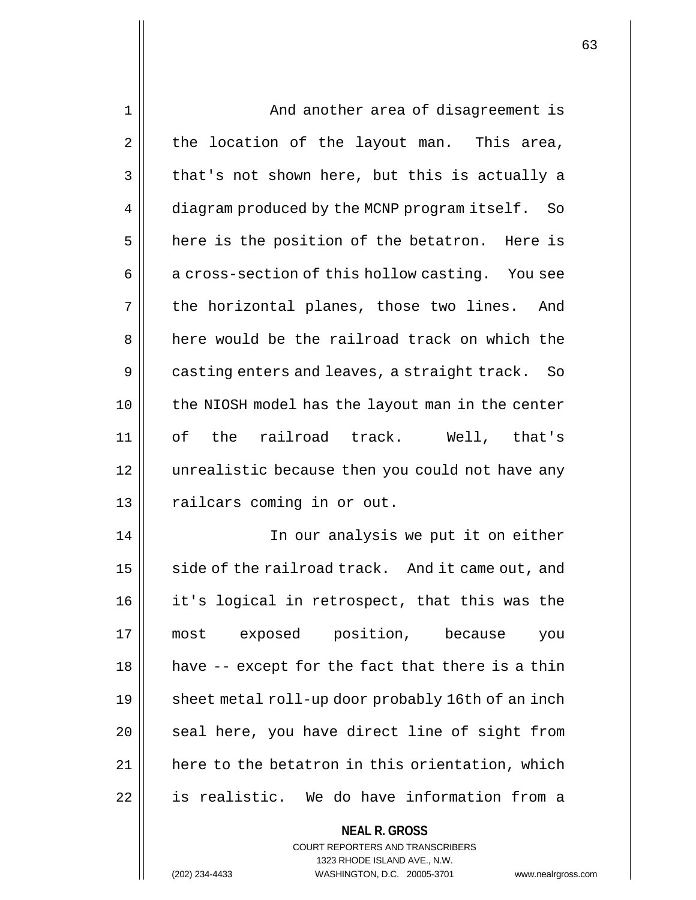And another area of disagreement is the location of the layout man. This area, that's not shown here, but this is actually a diagram produced by the MCNP program itself. So here is the position of the betatron. Here is a cross-section of this hollow casting. You see the horizontal planes, those two lines. And here would be the railroad track on which the casting enters and leaves, a straight track. So the NIOSH model has the layout man in the center of the railroad track. Well, that's unrealistic because then you could not have any railcars coming in or out.

In our analysis we put it on either side of the railroad track. And it came out, and it's logical in retrospect, that this was the most exposed position, because you have -- except for the fact that there is a thin sheet metal roll-up door probably 16th of an inch seal here, you have direct line of sight from here to the betatron in this orientation, which is realistic. We do have information from a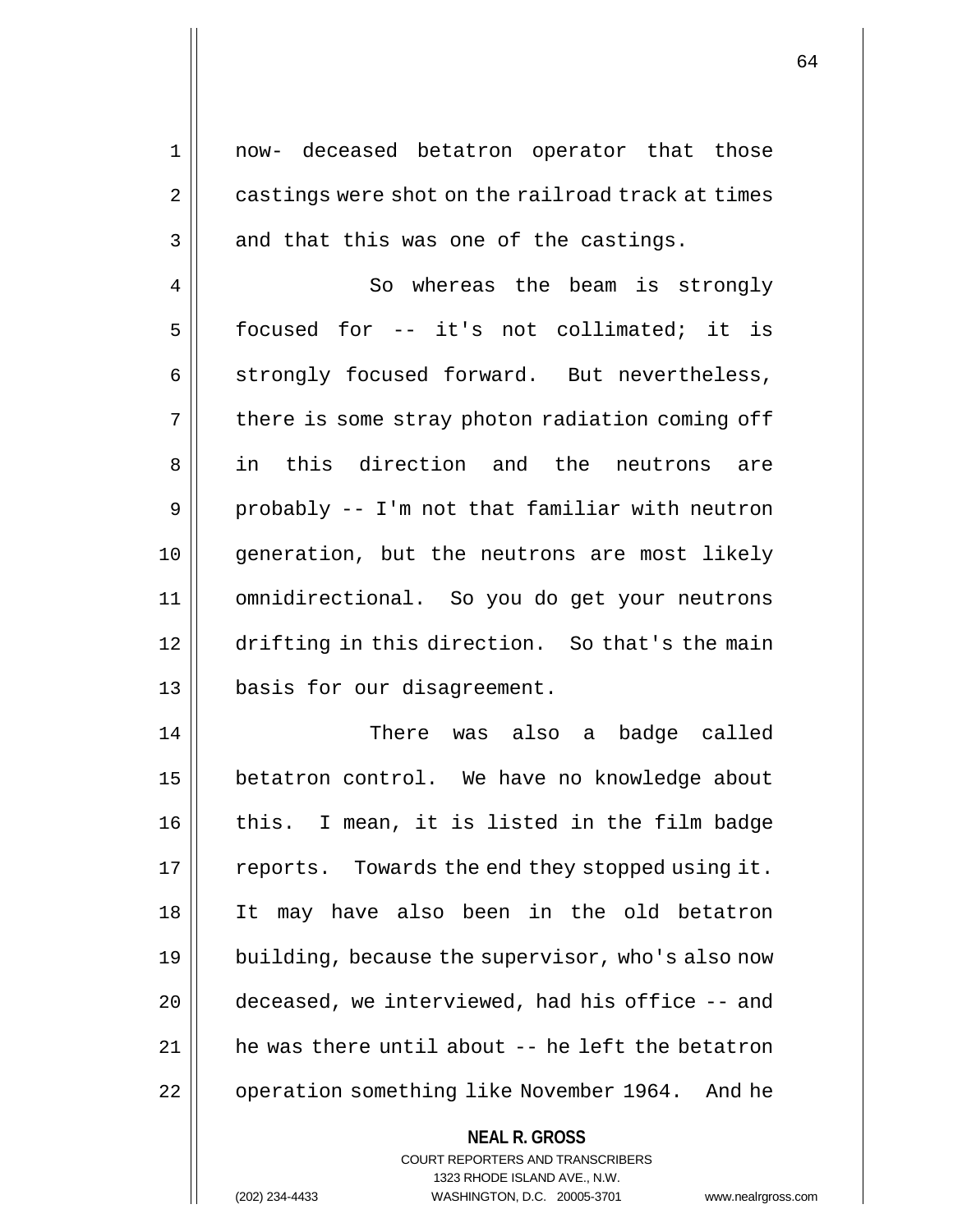now- deceased betatron operator that those castings were shot on the railroad track at times and that this was one of the castings.

So whereas the beam is strongly focused for -- it's not collimated; it is strongly focused forward. But nevertheless, there is some stray photon radiation coming off in this direction and the neutrons are probably -- I'm not that familiar with neutron generation, but the neutrons are most likely omnidirectional. So you do get your neutrons drifting in this direction. So that's the main basis for our disagreement.

There was also a badge called betatron control. We have no knowledge about this. I mean, it is listed in the film badge reports. Towards the end they stopped using it. It may have also been in the old betatron building, because the supervisor, who's also now deceased, we interviewed, had his office -- and he was there until about -- he left the betatron operation something like November 1964. And he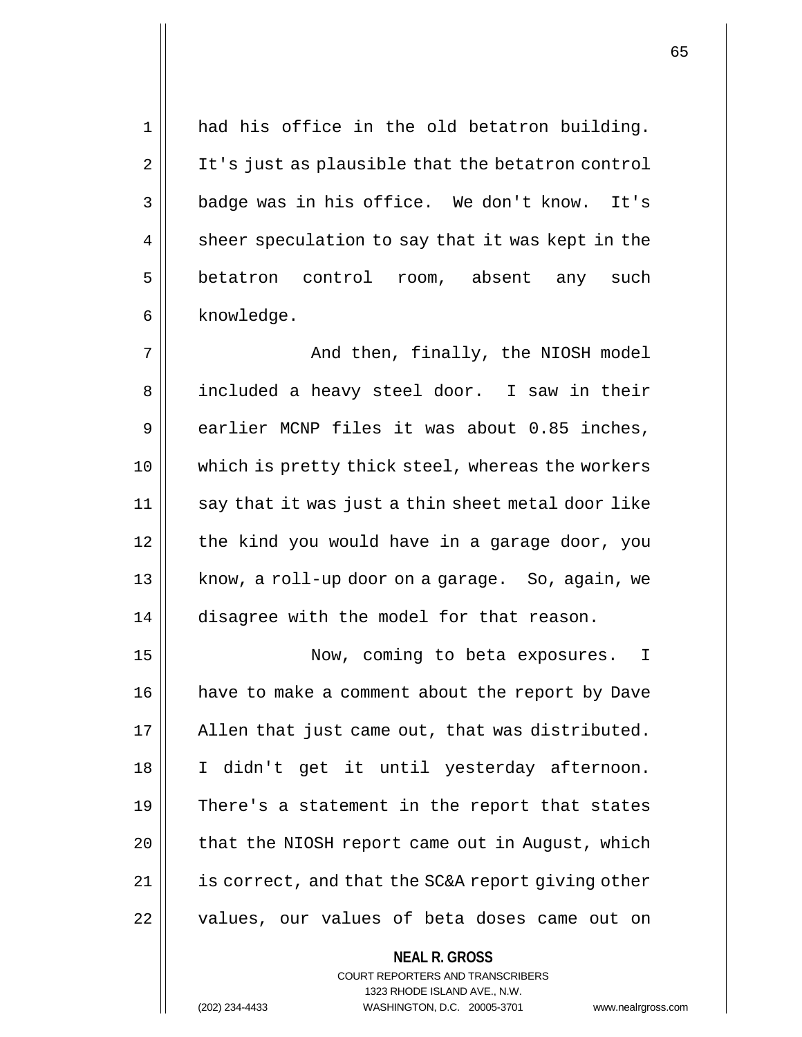had his office in the old betatron building. It's just as plausible that the betatron control badge was in his office. We don't know. It's sheer speculation to say that it was kept in the betatron control room, absent any such knowledge.

And then, finally, the NIOSH model included a heavy steel door. I saw in their earlier MCNP files it was about 0.85 inches, which is pretty thick steel, whereas the workers say that it was just a thin sheet metal door like the kind you would have in a garage door, you know, a roll-up door on a garage. So, again, we disagree with the model for that reason.

Now, coming to beta exposures. I have to make a comment about the report by Dave Allen that just came out, that was distributed. I didn't get it until yesterday afternoon. There's a statement in the report that states that the NIOSH report came out in August, which is correct, and that the SC&A report giving other values, our values of beta doses came out on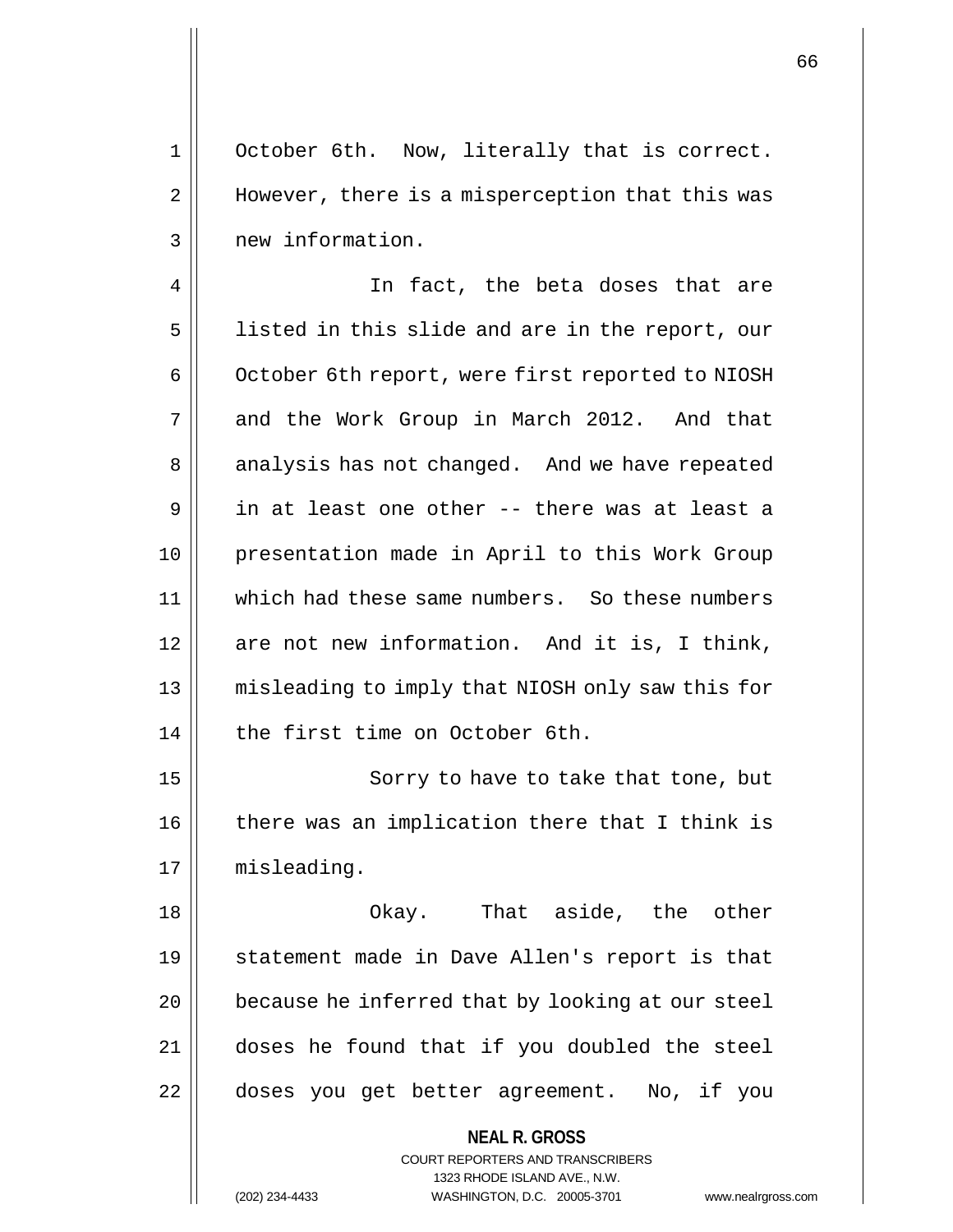October 6th. Now, literally that is correct. However, there is a misperception that this was new information.

In fact, the beta doses that are listed in this slide and are in the report, our October 6th report, were first reported to NIOSH and the Work Group in March 2012. And that analysis has not changed. And we have repeated in at least one other -- there was at least a presentation made in April to this Work Group which had these same numbers. So these numbers are not new information. And it is, I think, misleading to imply that NIOSH only saw this for the first time on October 6th.

Sorry to have to take that tone, but there was an implication there that I think is misleading.

Okay. That aside, the other statement made in Dave Allen's report is that because he inferred that by looking at our steel doses he found that if you doubled the steel doses you get better agreement. No, if you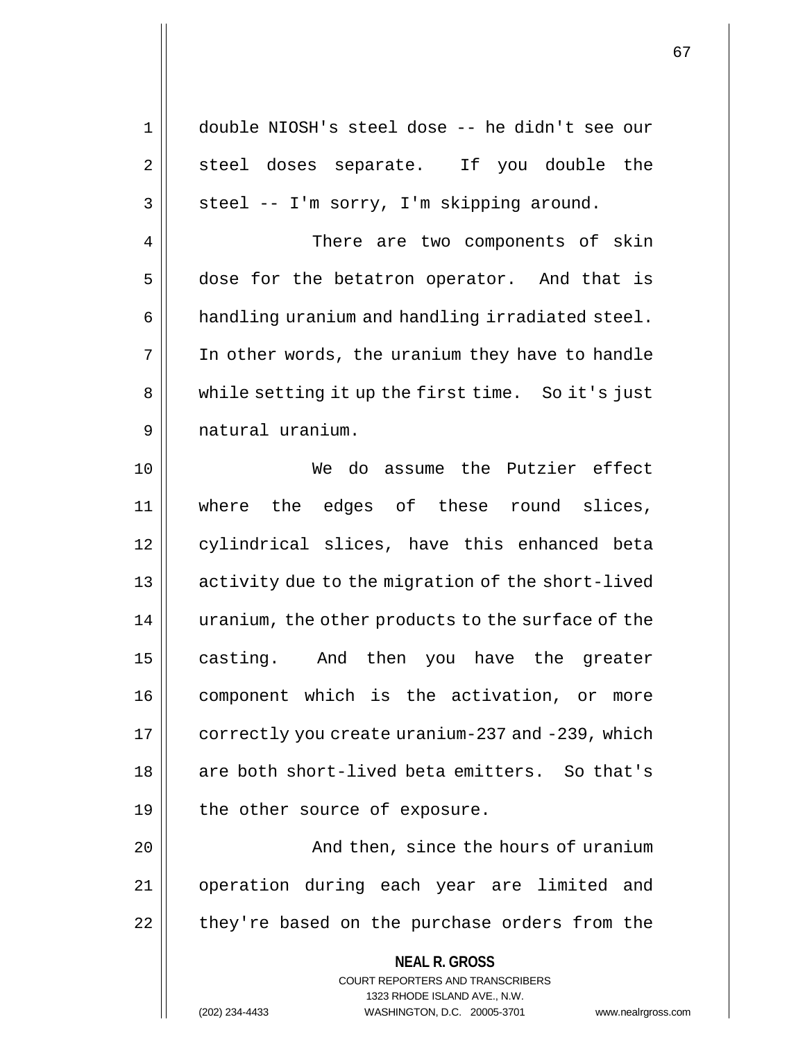double NIOSH's steel dose -- he didn't see our steel doses separate. If you double the steel -- I'm sorry, I'm skipping around.

There are two components of skin dose for the betatron operator. And that is handling uranium and handling irradiated steel. In other words, the uranium they have to handle while setting it up the first time. So it's just natural uranium.

We do assume the Putzier effect where the edges of these round slices, cylindrical slices, have this enhanced beta activity due to the migration of the short-lived uranium, the other products to the surface of the casting. And then you have the greater component which is the activation, or more correctly you create uranium-237 and -239, which are both short-lived beta emitters. So that's the other source of exposure.

And then, since the hours of uranium operation during each year are limited and they're based on the purchase orders from the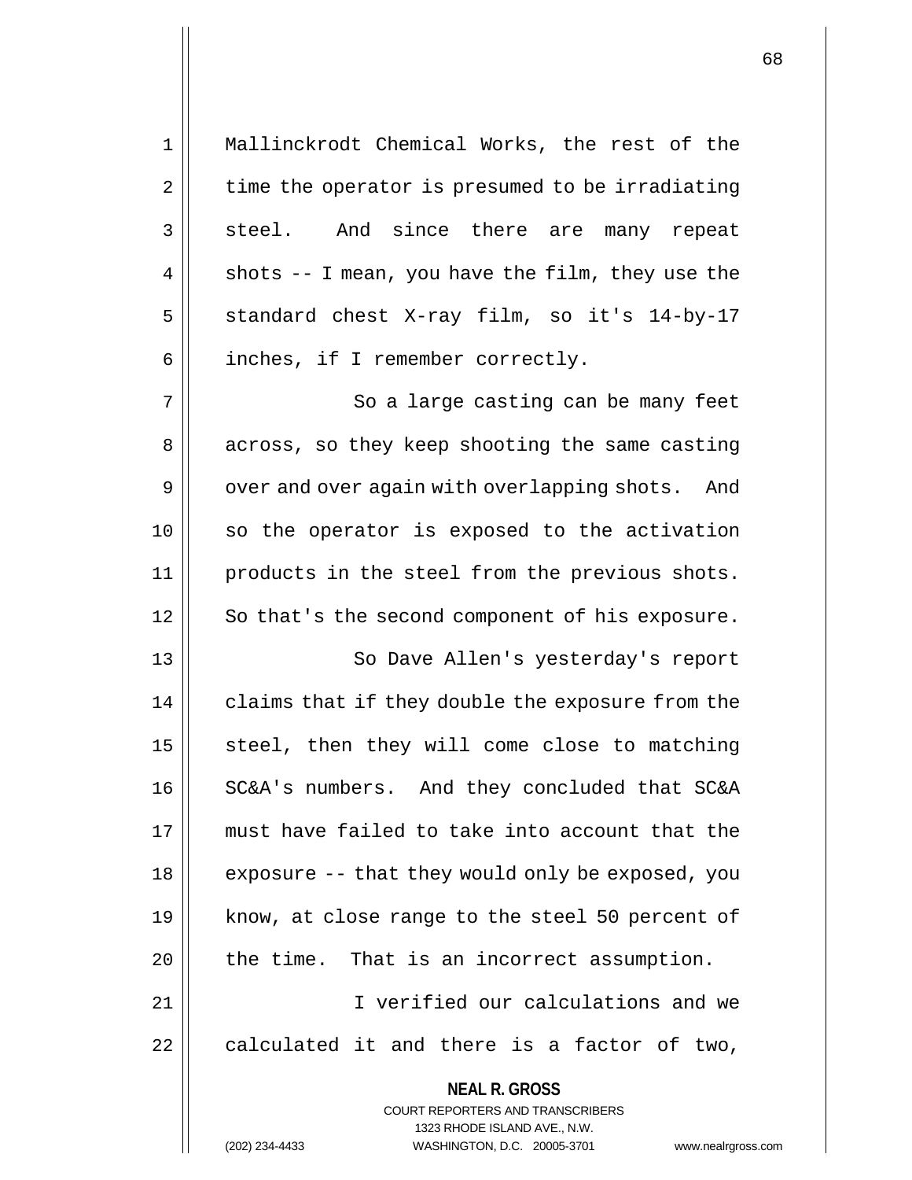Mallinckrodt Chemical Works, the rest of the time the operator is presumed to be irradiating steel. And since there are many repeat shots -- I mean, you have the film, they use the standard chest X-ray film, so it's 14-by-17 inches, if I remember correctly.

So a large casting can be many feet across, so they keep shooting the same casting over and over again with overlapping shots. And so the operator is exposed to the activation products in the steel from the previous shots. So that's the second component of his exposure.

So Dave Allen's yesterday's report claims that if they double the exposure from the steel, then they will come close to matching SC&A's numbers. And they concluded that SC&A must have failed to take into account that the exposure -- that they would only be exposed, you know, at close range to the steel 50 percent of the time. That is an incorrect assumption.

I verified our calculations and we calculated it and there is a factor of two,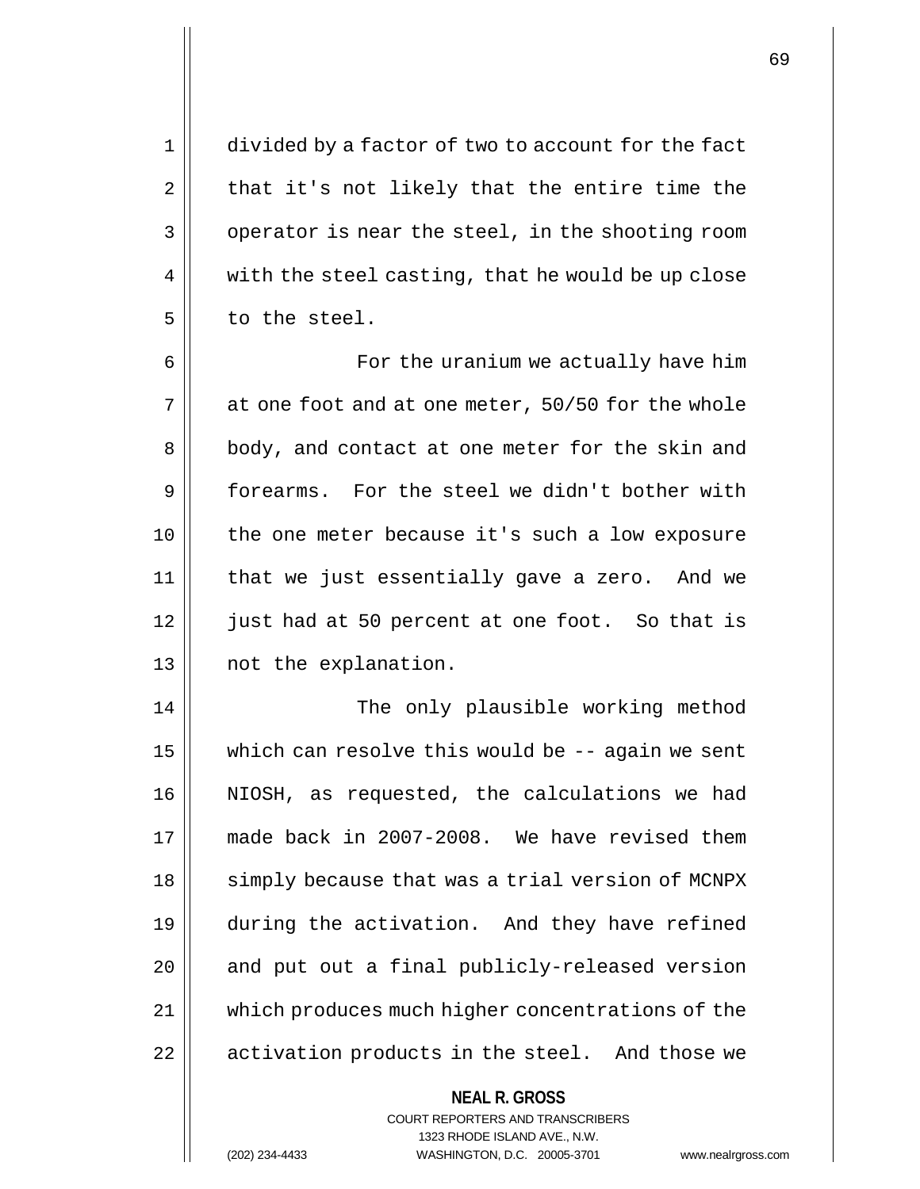divided by a factor of two to account for the fact that it's not likely that the entire time the operator is near the steel, in the shooting room with the steel casting, that he would be up close to the steel.

For the uranium we actually have him at one foot and at one meter, 50/50 for the whole body, and contact at one meter for the skin and forearms. For the steel we didn't bother with the one meter because it's such a low exposure that we just essentially gave a zero. And we just had at 50 percent at one foot. So that is not the explanation.

The only plausible working method which can resolve this would be -- again we sent NIOSH, as requested, the calculations we had made back in 2007-2008. We have revised them simply because that was a trial version of MCNPX during the activation. And they have refined and put out a final publicly-released version which produces much higher concentrations of the activation products in the steel. And those we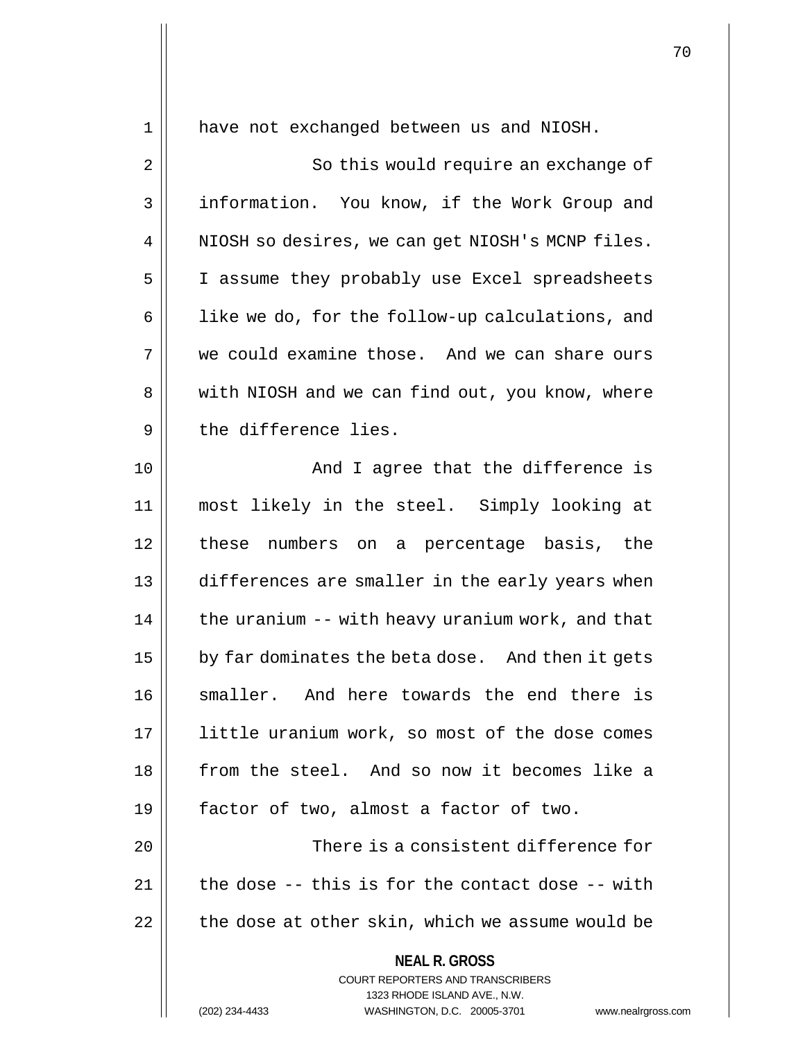have not exchanged between us and NIOSH.

So this would require an exchange of information. You know, if the Work Group and NIOSH so desires, we can get NIOSH's MCNP files. I assume they probably use Excel spreadsheets like we do, for the follow-up calculations, and we could examine those. And we can share ours with NIOSH and we can find out, you know, where the difference lies.

And I agree that the difference is most likely in the steel. Simply looking at these numbers on a percentage basis, the differences are smaller in the early years when the uranium -- with heavy uranium work, and that by far dominates the beta dose. And then it gets smaller. And here towards the end there is little uranium work, so most of the dose comes from the steel. And so now it becomes like a factor of two, almost a factor of two.

There is a consistent difference for the dose -- this is for the contact dose -- with the dose at other skin, which we assume would be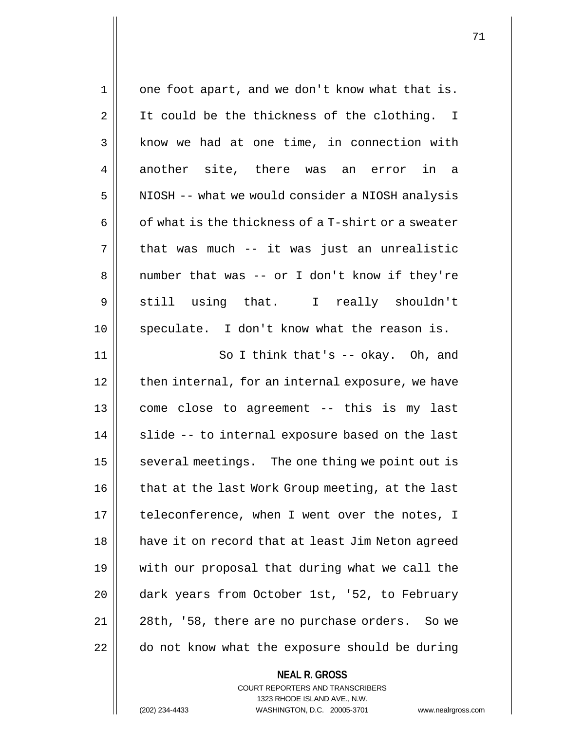one foot apart, and we don't know what that is. It could be the thickness of the clothing. I know we had at one time, in connection with another site, there was an error in a NIOSH -- what we would consider a NIOSH analysis of what is the thickness of a T-shirt or a sweater that was much -- it was just an unrealistic number that was -- or I don't know if they're still using that. I really shouldn't speculate. I don't know what the reason is.

So I think that's -- okay. Oh, and then internal, for an internal exposure, we have come close to agreement -- this is my last slide -- to internal exposure based on the last several meetings. The one thing we point out is that at the last Work Group meeting, at the last teleconference, when I went over the notes, I have it on record that at least Jim Neton agreed with our proposal that during what we call the dark years from October 1st, '52, to February 28th, '58, there are no purchase orders. So we do not know what the exposure should be during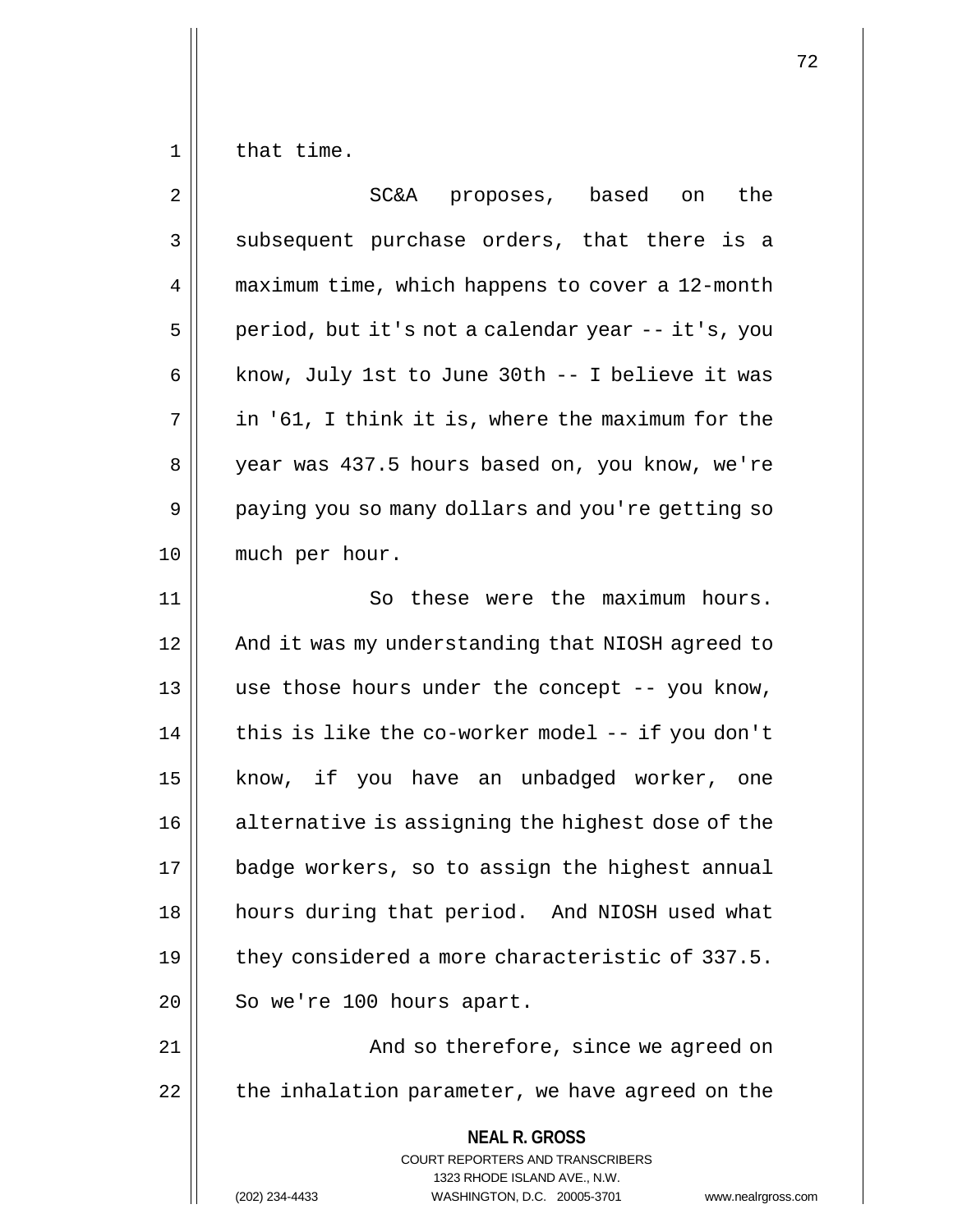that time.

SC&A proposes, based on the subsequent purchase orders, that there is a maximum time, which happens to cover a 12-month period, but it's not a calendar year -- it's, you know, July 1st to June 30th -- I believe it was in '61, I think it is, where the maximum for the year was 437.5 hours based on, you know, we're paying you so many dollars and you're getting so much per hour.

So these were the maximum hours. And it was my understanding that NIOSH agreed to use those hours under the concept -- you know, this is like the co-worker model -- if you don't know, if you have an unbadged worker, one alternative is assigning the highest dose of the badge workers, so to assign the highest annual hours during that period. And NIOSH used what they considered a more characteristic of 337.5. So we're 100 hours apart.

And so therefore, since we agreed on the inhalation parameter, we have agreed on the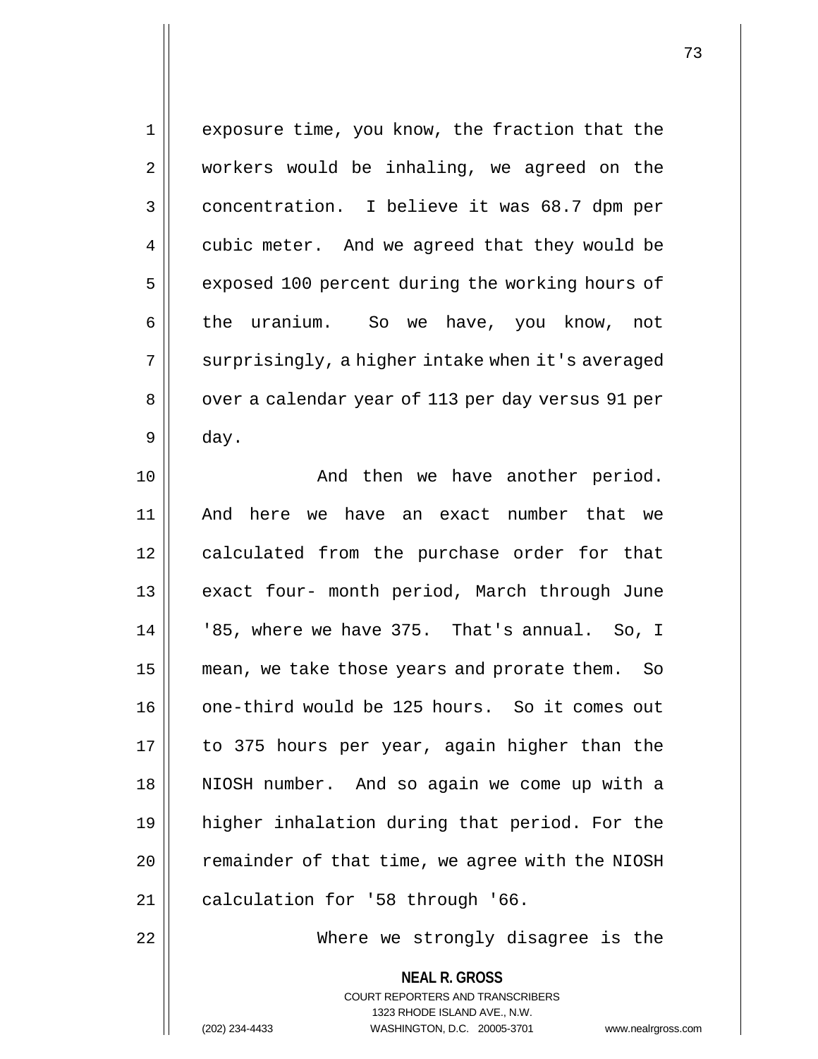exposure time, you know, the fraction that the workers would be inhaling, we agreed on the concentration. I believe it was 68.7 dpm per cubic meter. And we agreed that they would be exposed 100 percent during the working hours of the uranium. So we have, you know, not surprisingly, a higher intake when it's averaged over a calendar year of 113 per day versus 91 per day.

And then we have another period. And here we have an exact number that we calculated from the purchase order for that exact four- month period, March through June '85, where we have 375. That's annual. So, I mean, we take those years and prorate them. So one-third would be 125 hours. So it comes out to 375 hours per year, again higher than the NIOSH number. And so again we come up with a higher inhalation during that period. For the remainder of that time, we agree with the NIOSH calculation for '58 through '66.

Where we strongly disagree is the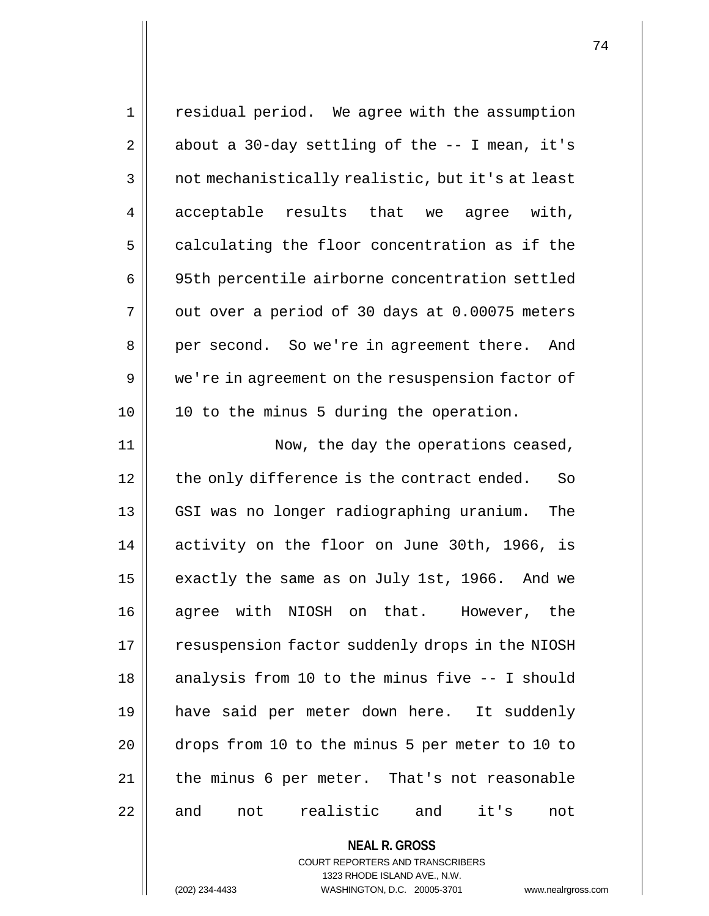residual period. We agree with the assumption about a 30-day settling of the -- I mean, it's not mechanistically realistic, but it's at least acceptable results that we agree with, calculating the floor concentration as if the 95th percentile airborne concentration settled out over a period of 30 days at 0.00075 meters per second. So we're in agreement there. And we're in agreement on the resuspension factor of 10 to the minus 5 during the operation.

Now, the day the operations ceased, the only difference is the contract ended. So GSI was no longer radiographing uranium. The activity on the floor on June 30th, 1966, is exactly the same as on July 1st, 1966. And we agree with NIOSH on that. However, the resuspension factor suddenly drops in the NIOSH analysis from 10 to the minus five -- I should have said per meter down here. It suddenly drops from 10 to the minus 5 per meter to 10 to the minus 6 per meter. That's not reasonable and not realistic and it's not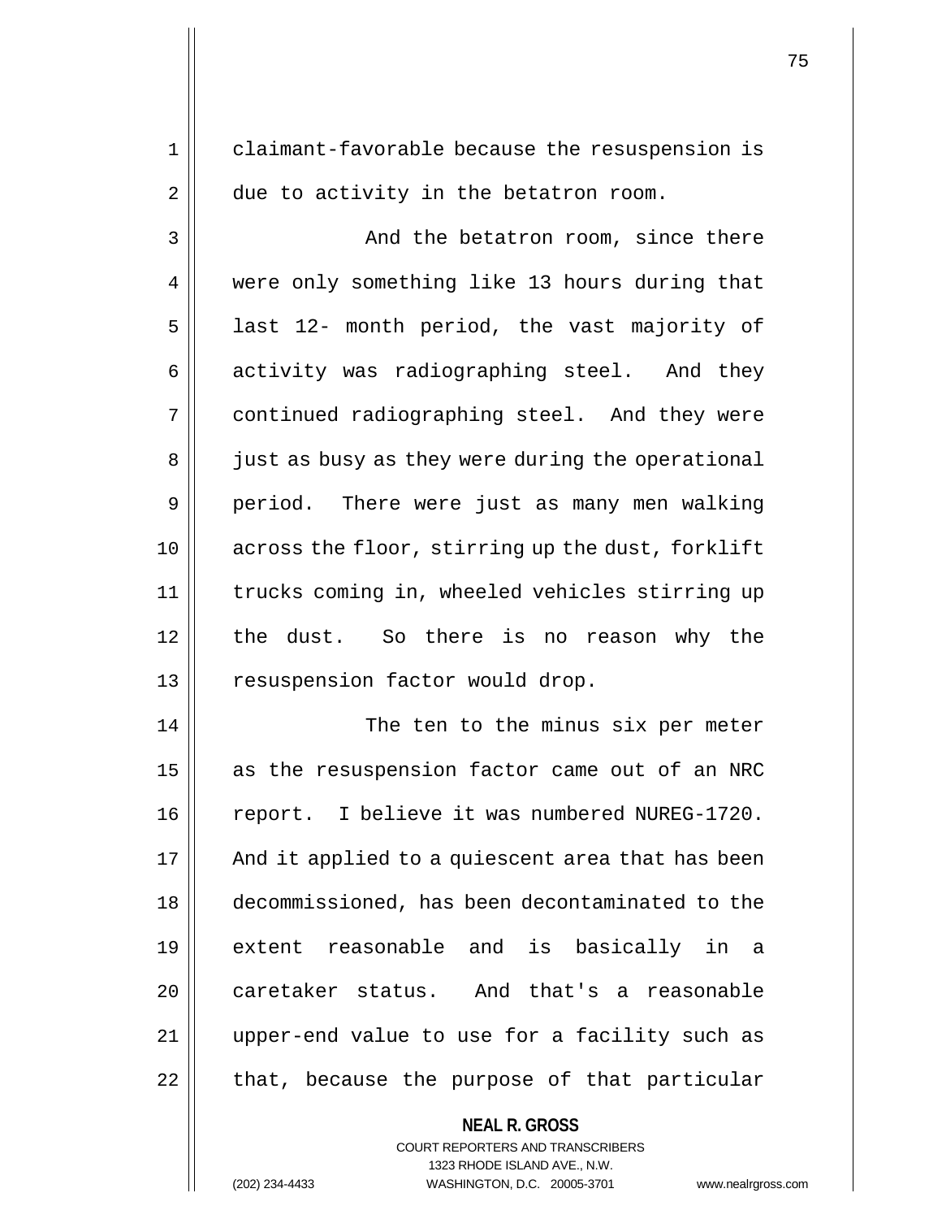claimant-favorable because the resuspension is due to activity in the betatron room.

And the betatron room, since there were only something like 13 hours during that last 12- month period, the vast majority of activity was radiographing steel. And they continued radiographing steel. And they were just as busy as they were during the operational period. There were just as many men walking across the floor, stirring up the dust, forklift trucks coming in, wheeled vehicles stirring up the dust. So there is no reason why the resuspension factor would drop.

The ten to the minus six per meter as the resuspension factor came out of an NRC report. I believe it was numbered NUREG-1720. And it applied to a quiescent area that has been decommissioned, has been decontaminated to the extent reasonable and is basically in a caretaker status. And that's a reasonable upper-end value to use for a facility such as that, because the purpose of that particular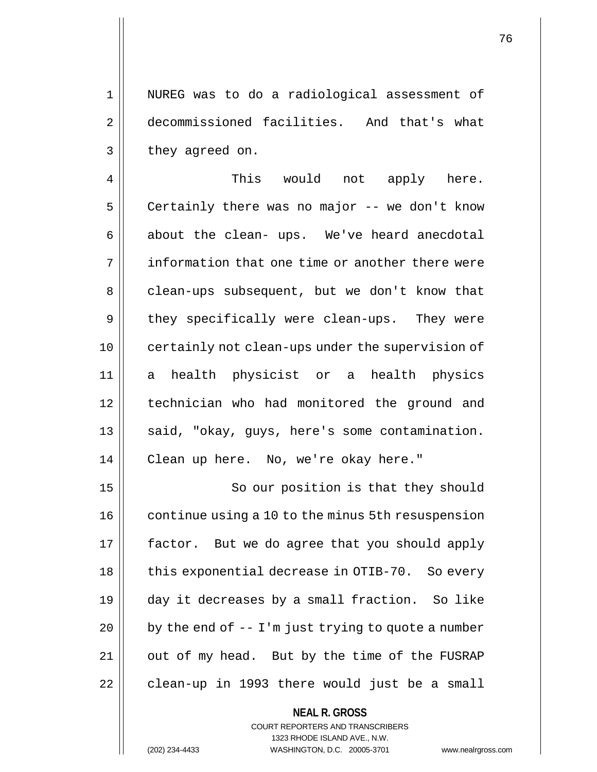NUREG was to do a radiological assessment of decommissioned facilities. And that's what they agreed on.

This would not apply here. Certainly there was no major -- we don't know about the clean- ups. We've heard anecdotal information that one time or another there were clean-ups subsequent, but we don't know that they specifically were clean-ups. They were certainly not clean-ups under the supervision of a health physicist or a health physics technician who had monitored the ground and said, "okay, guys, here's some contamination. Clean up here. No, we're okay here."

So our position is that they should continue using a 10 to the minus 5th resuspension factor. But we do agree that you should apply this exponential decrease in OTIB-70. So every day it decreases by a small fraction. So like by the end of -- I'm just trying to quote a number out of my head. But by the time of the FUSRAP clean-up in 1993 there would just be a small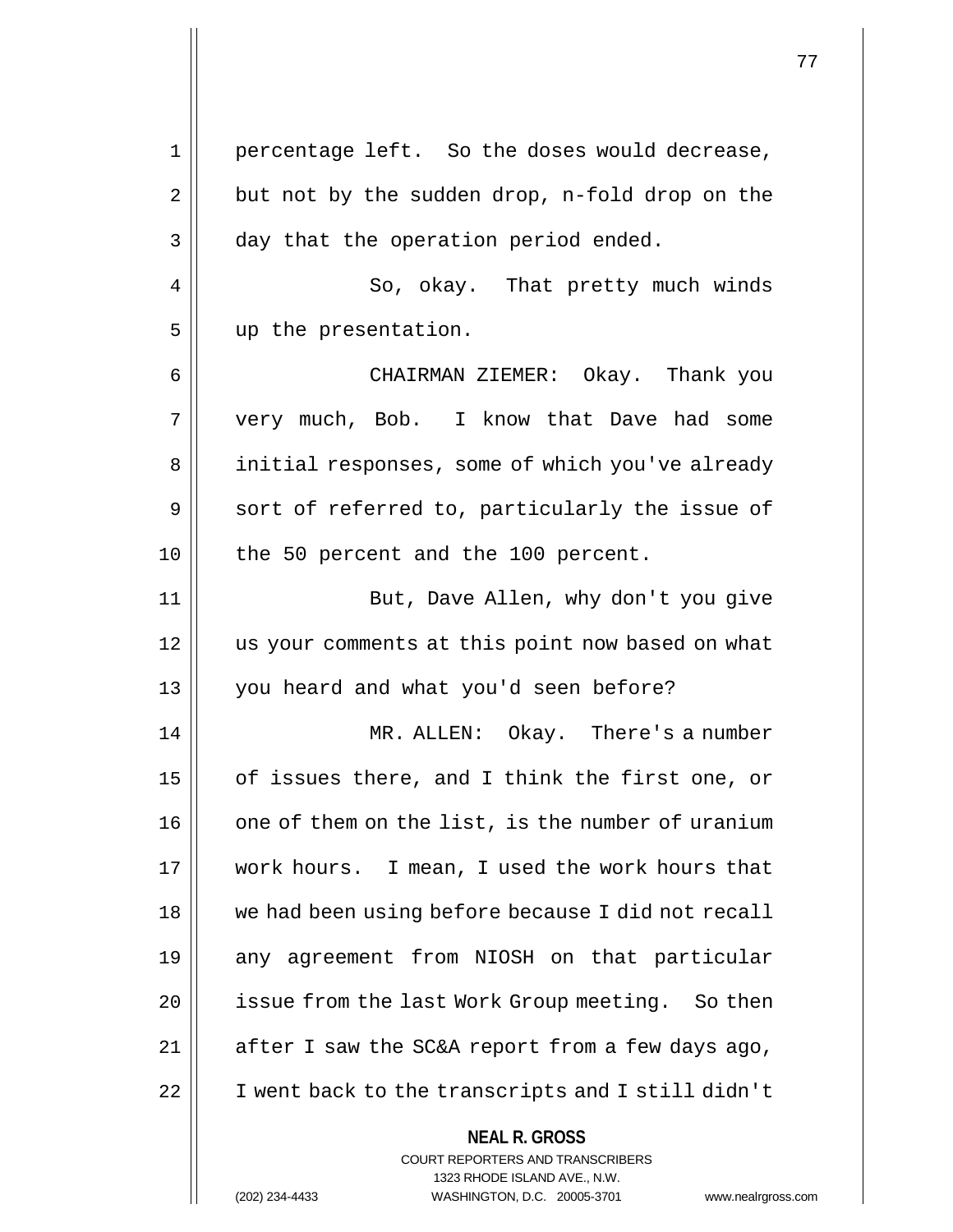percentage left. So the doses would decrease, but not by the sudden drop, n-fold drop on the day that the operation period ended.

So, okay. That pretty much winds up the presentation.

CHAIRMAN ZIEMER: Okay. Thank you very much, Bob. I know that Dave had some initial responses, some of which you've already sort of referred to, particularly the issue of the 50 percent and the 100 percent.

But, Dave Allen, why don't you give us your comments at this point now based on what you heard and what you'd seen before?

MR. ALLEN: Okay. There's a number of issues there, and I think the first one, or one of them on the list, is the number of uranium work hours. I mean, I used the work hours that we had been using before because I did not recall any agreement from NIOSH on that particular issue from the last Work Group meeting. So then after I saw the SC&A report from a few days ago, I went back to the transcripts and I still didn't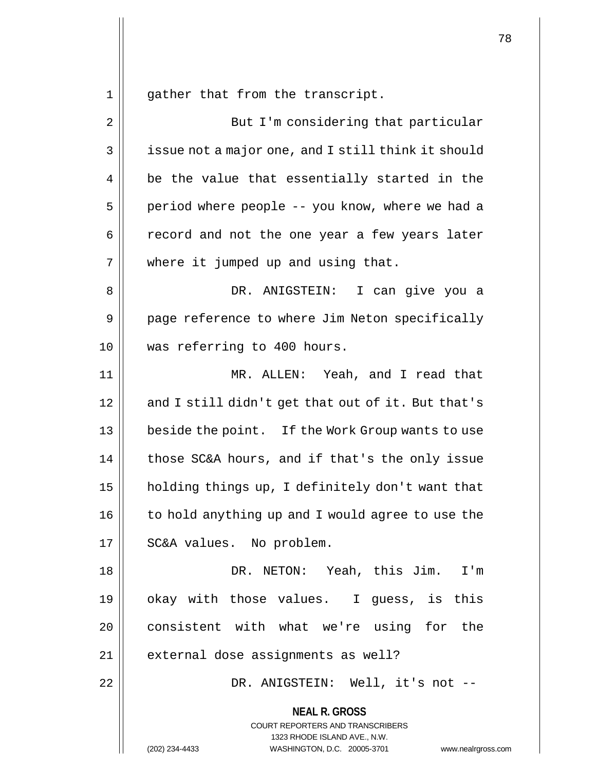gather that from the transcript.

But I'm considering that particular issue not a major one, and I still think it should be the value that essentially started in the period where people -- you know, where we had a record and not the one year a few years later where it jumped up and using that.

DR. ANIGSTEIN: I can give you a page reference to where Jim Neton specifically was referring to 400 hours.

MR. ALLEN: Yeah, and I read that and I still didn't get that out of it. But that's beside the point. If the Work Group wants to use those SC&A hours, and if that's the only issue holding things up, I definitely don't want that to hold anything up and I would agree to use the SC&A values. No problem.

DR. NETON: Yeah, this Jim. I'm okay with those values. I guess, is this consistent with what we're using for the external dose assignments as well?

DR. ANIGSTEIN: Well, it's not --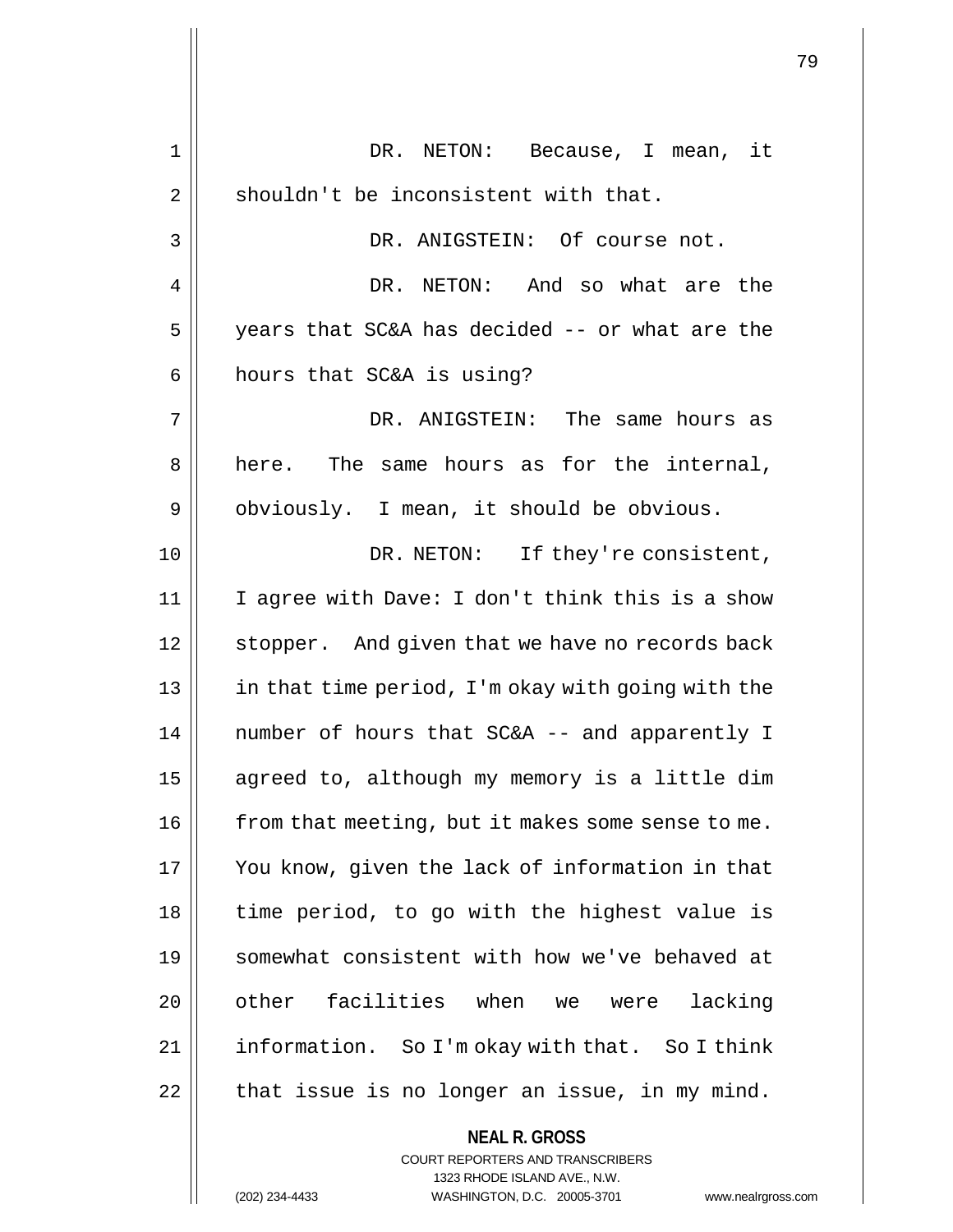DR. NETON: Because, I mean, it shouldn't be inconsistent with that.

DR. ANIGSTEIN: Of course not.

DR. NETON: And so what are the years that SC&A has decided -- or what are the hours that SC&A is using?

DR. ANIGSTEIN: The same hours as here. The same hours as for the internal, obviously. I mean, it should be obvious.

DR. NETON: If they're consistent, I agree with Dave: I don't think this is a show stopper. And given that we have no records back in that time period, I'm okay with going with the number of hours that SC&A -- and apparently I agreed to, although my memory is a little dim from that meeting, but it makes some sense to me. You know, given the lack of information in that time period, to go with the highest value is somewhat consistent with how we've behaved at other facilities when we were lacking information. So I'm okay with that. So I think that issue is no longer an issue, in my mind.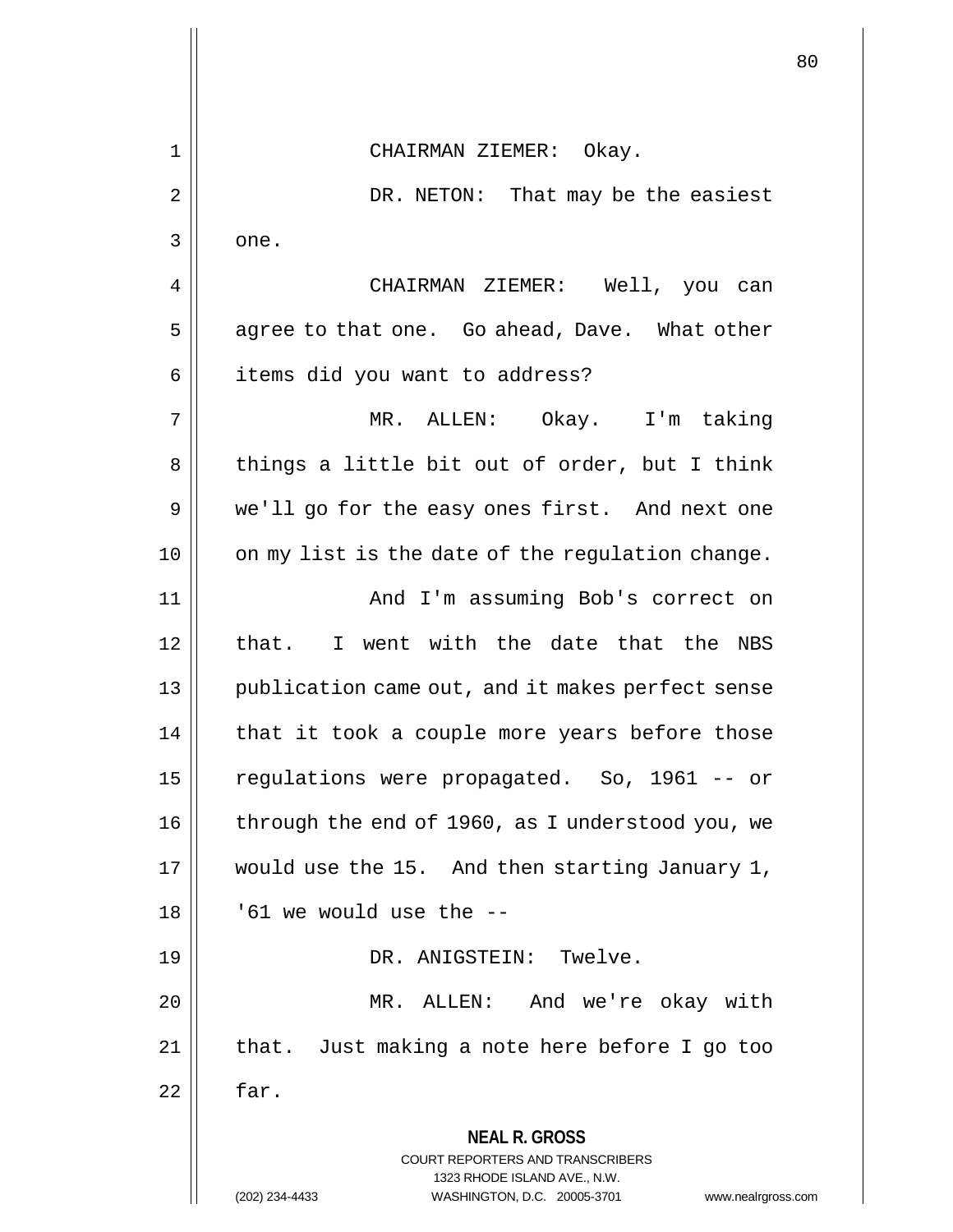CHAIRMAN ZIEMER: Okay.

DR. NETON: That may be the easiest one.

CHAIRMAN ZIEMER: Well, you can agree to that one. Go ahead, Dave. What other items did you want to address?

MR. ALLEN: Okay. I'm taking things a little bit out of order, but I think we'll go for the easy ones first. And next one on my list is the date of the regulation change.

And I'm assuming Bob's correct on that. I went with the date that the NBS publication came out, and it makes perfect sense that it took a couple more years before those regulations were propagated. So, 1961 -- or through the end of 1960, as I understood you, we would use the 15. And then starting January 1, '61 we would use the --

DR. ANIGSTEIN: Twelve.

MR. ALLEN: And we're okay with that. Just making a note here before I go too far.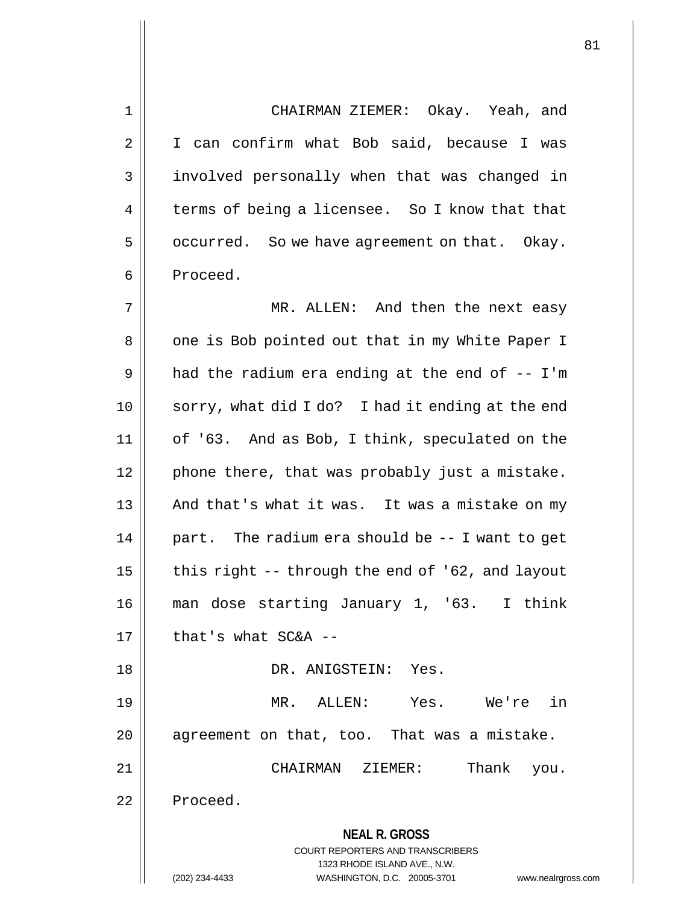CHAIRMAN ZIEMER: Okay. Yeah, and I can confirm what Bob said, because I was involved personally when that was changed in terms of being a licensee. So I know that that occurred. So we have agreement on that. Okay. Proceed.

MR. ALLEN: And then the next easy one is Bob pointed out that in my White Paper I had the radium era ending at the end of -- I'm sorry, what did I do? I had it ending at the end of '63. And as Bob, I think, speculated on the phone there, that was probably just a mistake. And that's what it was. It was a mistake on my part. The radium era should be -- I want to get this right -- through the end of '62, and layout man dose starting January 1, '63. I think that's what SC&A --

DR. ANIGSTEIN: Yes.

MR. ALLEN: Yes. We're in agreement on that, too. That was a mistake.

CHAIRMAN ZIEMER: Thank you. Proceed.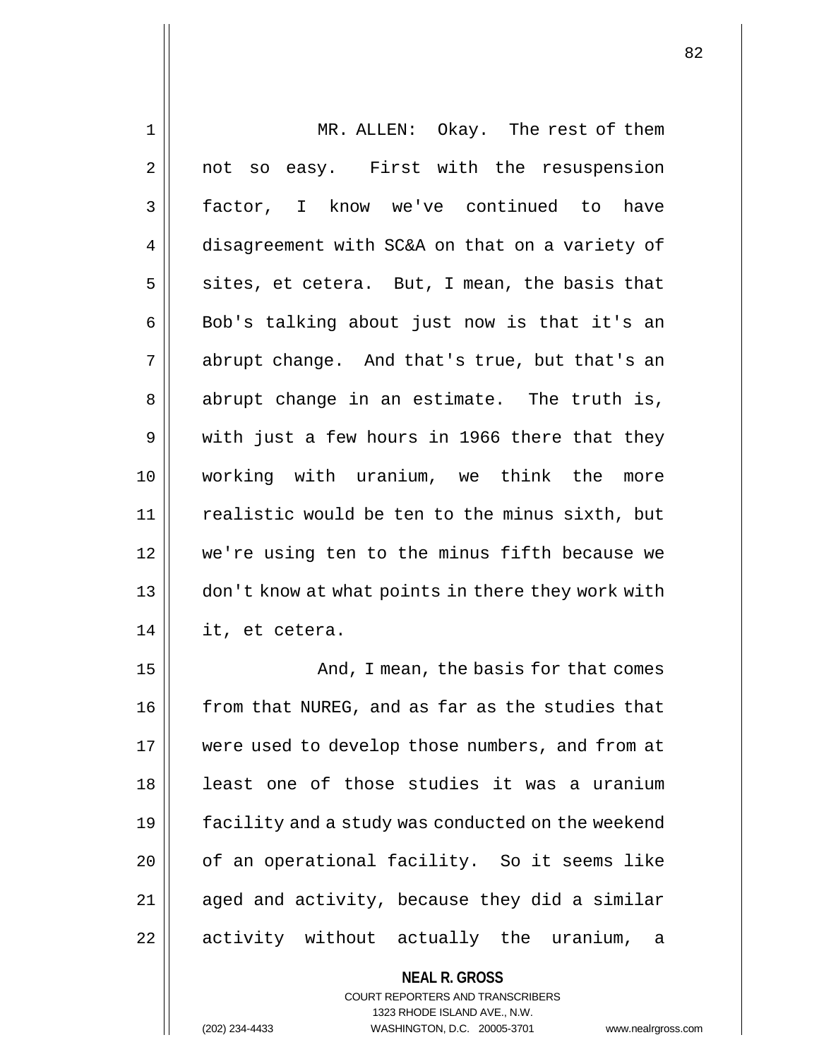MR. ALLEN: Okay. The rest of them not so easy. First with the resuspension factor, I know we've continued to have disagreement with SC&A on that on a variety of sites, et cetera. But, I mean, the basis that Bob's talking about just now is that it's an abrupt change. And that's true, but that's an abrupt change in an estimate. The truth is, with just a few hours in 1966 there that they working with uranium, we think the more realistic would be ten to the minus sixth, but we're using ten to the minus fifth because we don't know at what points in there they work with it, et cetera.

And, I mean, the basis for that comes from that NUREG, and as far as the studies that were used to develop those numbers, and from at least one of those studies it was a uranium facility and a study was conducted on the weekend of an operational facility. So it seems like aged and activity, because they did a similar activity without actually the uranium, a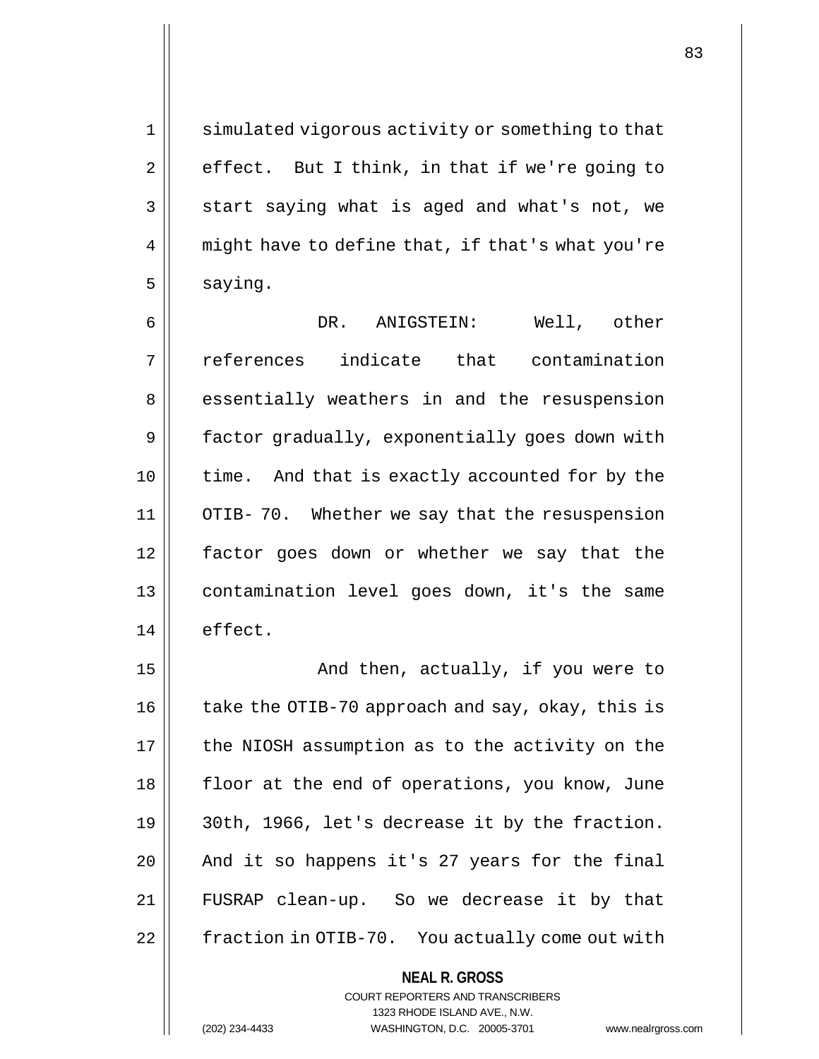simulated vigorous activity or something to that effect. But I think, in that if we're going to start saying what is aged and what's not, we might have to define that, if that's what you're saying.

DR. ANIGSTEIN: Well, other references indicate that contamination essentially weathers in and the resuspension factor gradually, exponentially goes down with time. And that is exactly accounted for by the OTIB- 70. Whether we say that the resuspension factor goes down or whether we say that the contamination level goes down, it's the same effect.

And then, actually, if you were to take the OTIB-70 approach and say, okay, this is the NIOSH assumption as to the activity on the floor at the end of operations, you know, June 30th, 1966, let's decrease it by the fraction. And it so happens it's 27 years for the final FUSRAP clean-up. So we decrease it by that fraction in OTIB-70. You actually come out with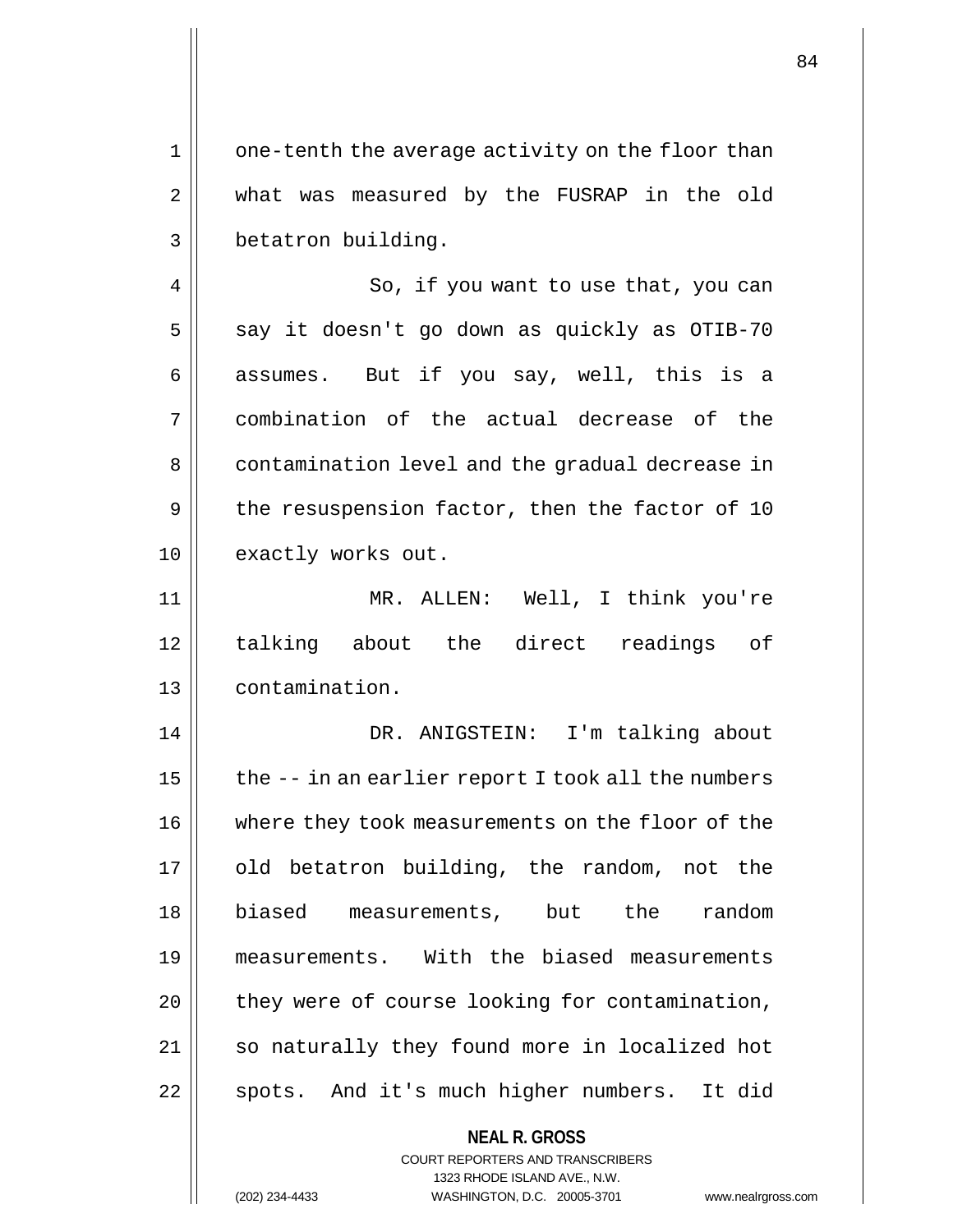one-tenth the average activity on the floor than what was measured by the FUSRAP in the old betatron building.

So, if you want to use that, you can say it doesn't go down as quickly as OTIB-70 assumes. But if you say, well, this is a combination of the actual decrease of the contamination level and the gradual decrease in the resuspension factor, then the factor of 10 exactly works out.

MR. ALLEN: Well, I think you're talking about the direct readings of contamination.

DR. ANIGSTEIN: I'm talking about the -- in an earlier report I took all the numbers where they took measurements on the floor of the old betatron building, the random, not the biased measurements, but the random measurements. With the biased measurements they were of course looking for contamination, so naturally they found more in localized hot spots. And it's much higher numbers. It did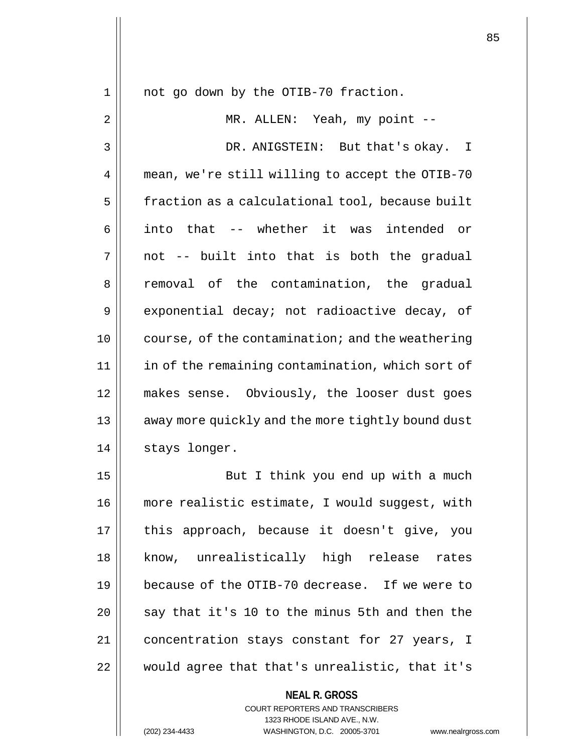not go down by the OTIB-70 fraction.

MR. ALLEN: Yeah, my point --

DR. ANIGSTEIN: But that's okay. I mean, we're still willing to accept the OTIB-70 fraction as a calculational tool, because built into that -- whether it was intended or not -- built into that is both the gradual removal of the contamination, the gradual exponential decay; not radioactive decay, of course, of the contamination; and the weathering in of the remaining contamination, which sort of makes sense. Obviously, the looser dust goes away more quickly and the more tightly bound dust stays longer.

But I think you end up with a much more realistic estimate, I would suggest, with this approach, because it doesn't give, you know, unrealistically high release rates because of the OTIB-70 decrease. If we were to say that it's 10 to the minus 5th and then the concentration stays constant for 27 years, I would agree that that's unrealistic, that it's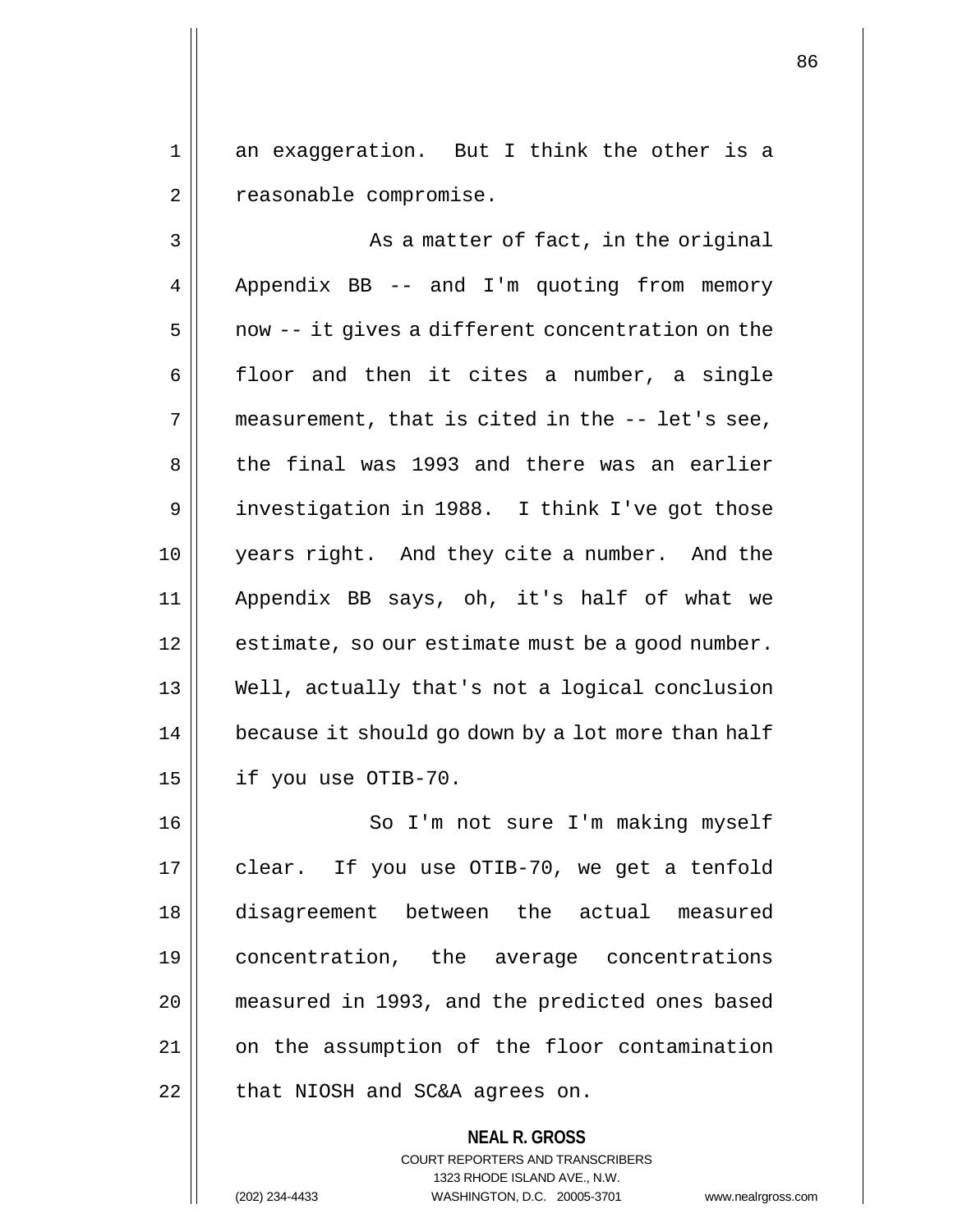an exaggeration. But I think the other is a reasonable compromise.

As a matter of fact, in the original Appendix BB -- and I'm quoting from memory now -- it gives a different concentration on the floor and then it cites a number, a single measurement, that is cited in the -- let's see, the final was 1993 and there was an earlier investigation in 1988. I think I've got those years right. And they cite a number. And the Appendix BB says, oh, it's half of what we estimate, so our estimate must be a good number. Well, actually that's not a logical conclusion because it should go down by a lot more than half if you use OTIB-70.

So I'm not sure I'm making myself clear. If you use OTIB-70, we get a tenfold disagreement between the actual measured concentration, the average concentrations measured in 1993, and the predicted ones based on the assumption of the floor contamination that NIOSH and SC&A agrees on.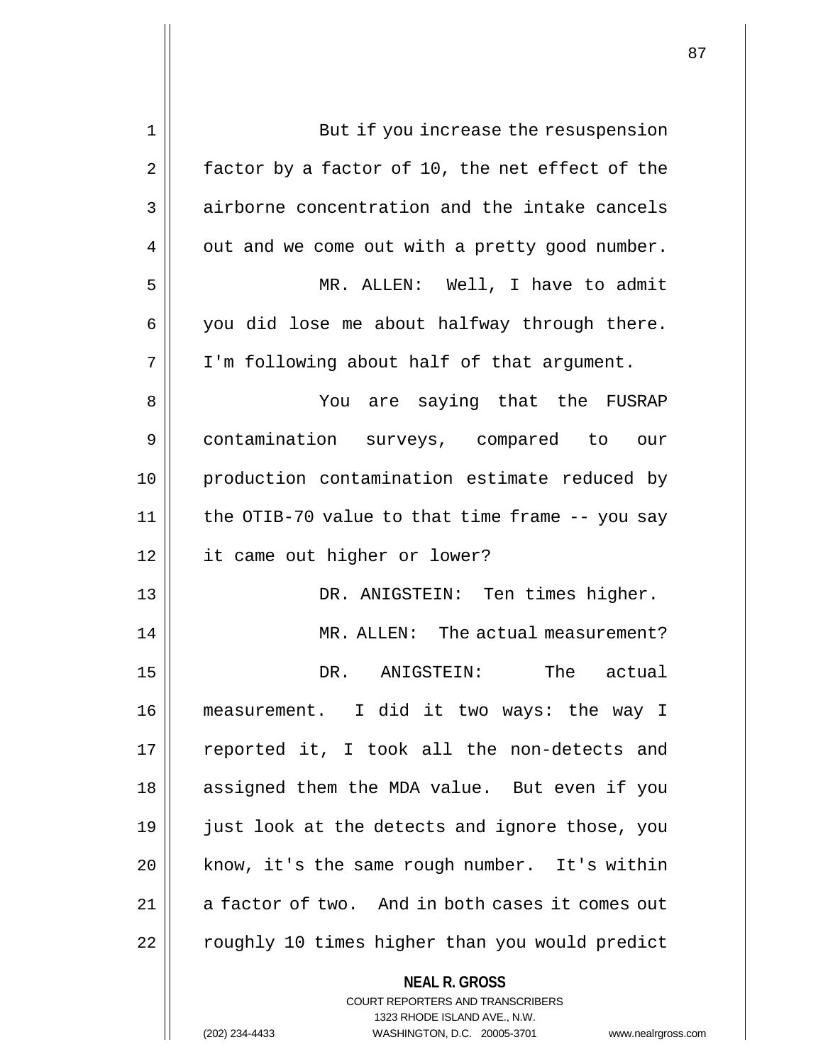But if you increase the resuspension factor by a factor of 10, the net effect of the airborne concentration and the intake cancels out and we come out with a pretty good number.

MR. ALLEN: Well, I have to admit you did lose me about halfway through there. I'm following about half of that argument.

You are saying that the FUSRAP contamination surveys, compared to our production contamination estimate reduced by the OTIB-70 value to that time frame -- you say it came out higher or lower?

DR. ANIGSTEIN: Ten times higher.

MR. ALLEN: The actual measurement?

DR. ANIGSTEIN: The actual measurement. I did it two ways: the way I reported it, I took all the non-detects and assigned them the MDA value. But even if you just look at the detects and ignore those, you know, it's the same rough number. It's within a factor of two. And in both cases it comes out roughly 10 times higher than you would predict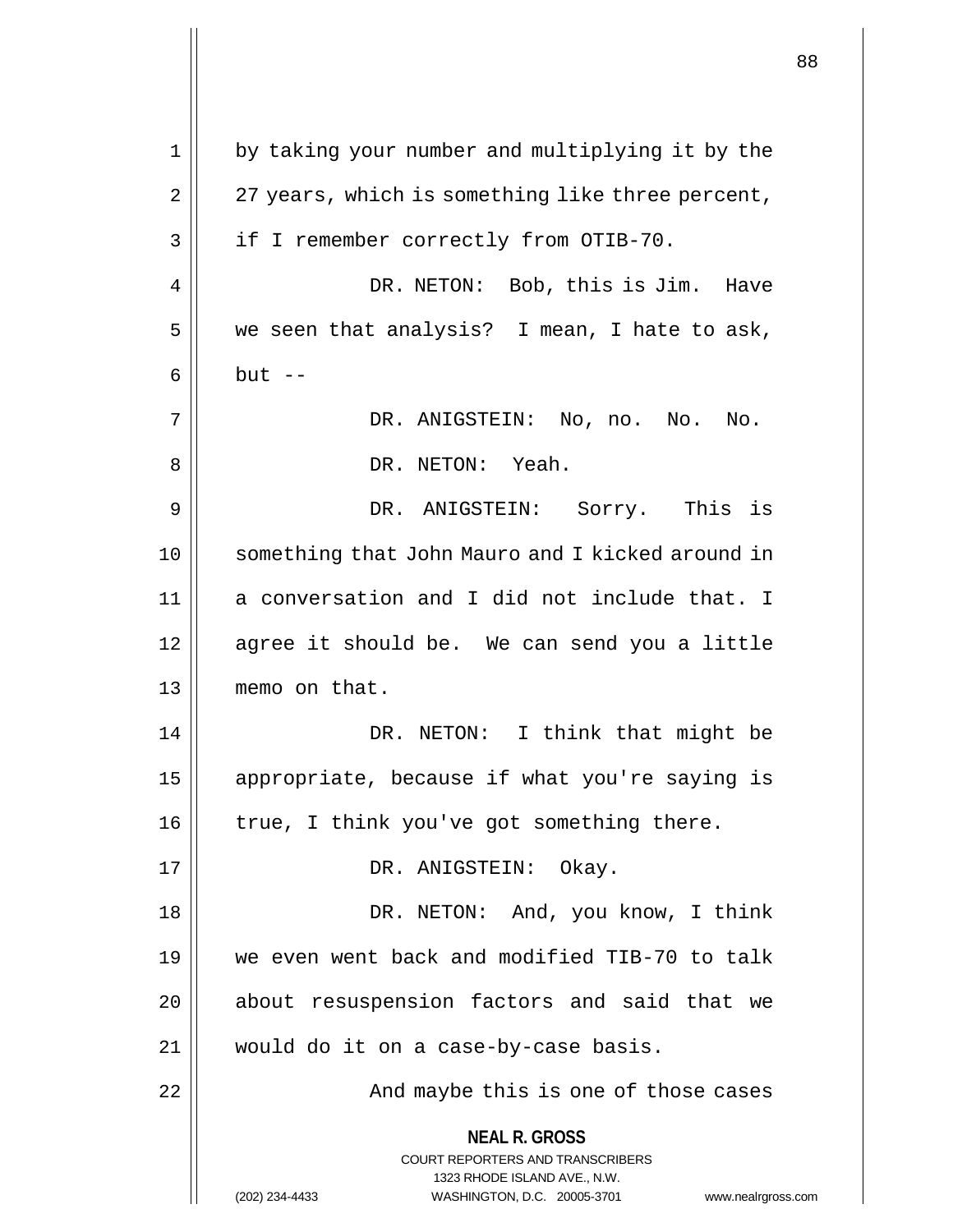by taking your number and multiplying it by the 27 years, which is something like three percent, if I remember correctly from OTIB-70.

DR. NETON: Bob, this is Jim. Have we seen that analysis? I mean, I hate to ask, but --

DR. ANIGSTEIN: No, no. No. No.

DR. NETON: Yeah.

DR. ANIGSTEIN: Sorry. This is something that John Mauro and I kicked around in a conversation and I did not include that. I agree it should be. We can send you a little memo on that.

DR. NETON: I think that might be appropriate, because if what you're saying is true, I think you've got something there.

DR. ANIGSTEIN: Okay.

DR. NETON: And, you know, I think we even went back and modified TIB-70 to talk about resuspension factors and said that we would do it on a case-by-case basis.

And maybe this is one of those cases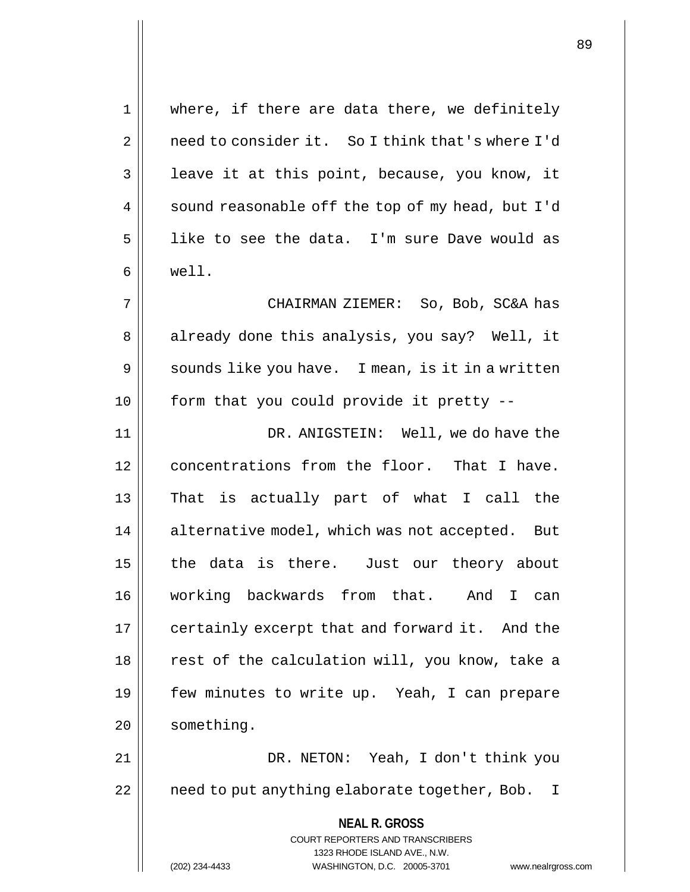where, if there are data there, we definitely need to consider it. So I think that's where I'd leave it at this point, because, you know, it sound reasonable off the top of my head, but I'd like to see the data. I'm sure Dave would as well.

CHAIRMAN ZIEMER: So, Bob, SC&A has already done this analysis, you say? Well, it sounds like you have. I mean, is it in a written form that you could provide it pretty --

DR. ANIGSTEIN: Well, we do have the concentrations from the floor. That I have. That is actually part of what I call the alternative model, which was not accepted. But the data is there. Just our theory about working backwards from that. And I can certainly excerpt that and forward it. And the rest of the calculation will, you know, take a few minutes to write up. Yeah, I can prepare something.

DR. NETON: Yeah, I don't think you need to put anything elaborate together, Bob. I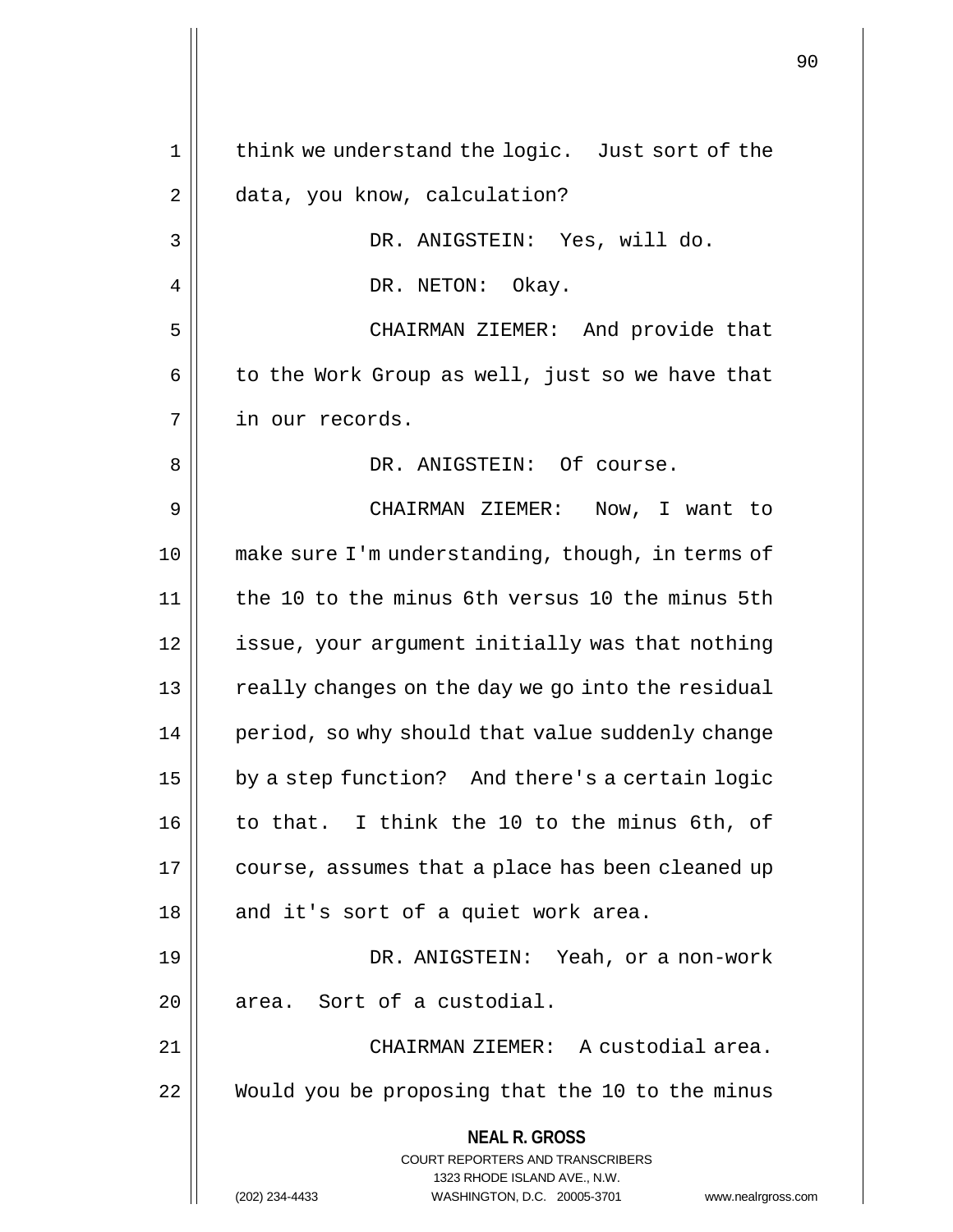think we understand the logic. Just sort of the data, you know, calculation?

DR. ANIGSTEIN: Yes, will do.

DR. NETON: Okay.

CHAIRMAN ZIEMER: And provide that to the Work Group as well, just so we have that in our records.

DR. ANIGSTEIN: Of course.

CHAIRMAN ZIEMER: Now, I want to make sure I'm understanding, though, in terms of the 10 to the minus 6th versus 10 the minus 5th issue, your argument initially was that nothing really changes on the day we go into the residual period, so why should that value suddenly change by a step function? And there's a certain logic to that. I think the 10 to the minus 6th, of course, assumes that a place has been cleaned up and it's sort of a quiet work area.

DR. ANIGSTEIN: Yeah, or a non-work area. Sort of a custodial.

CHAIRMAN ZIEMER: A custodial area. Would you be proposing that the 10 to the minus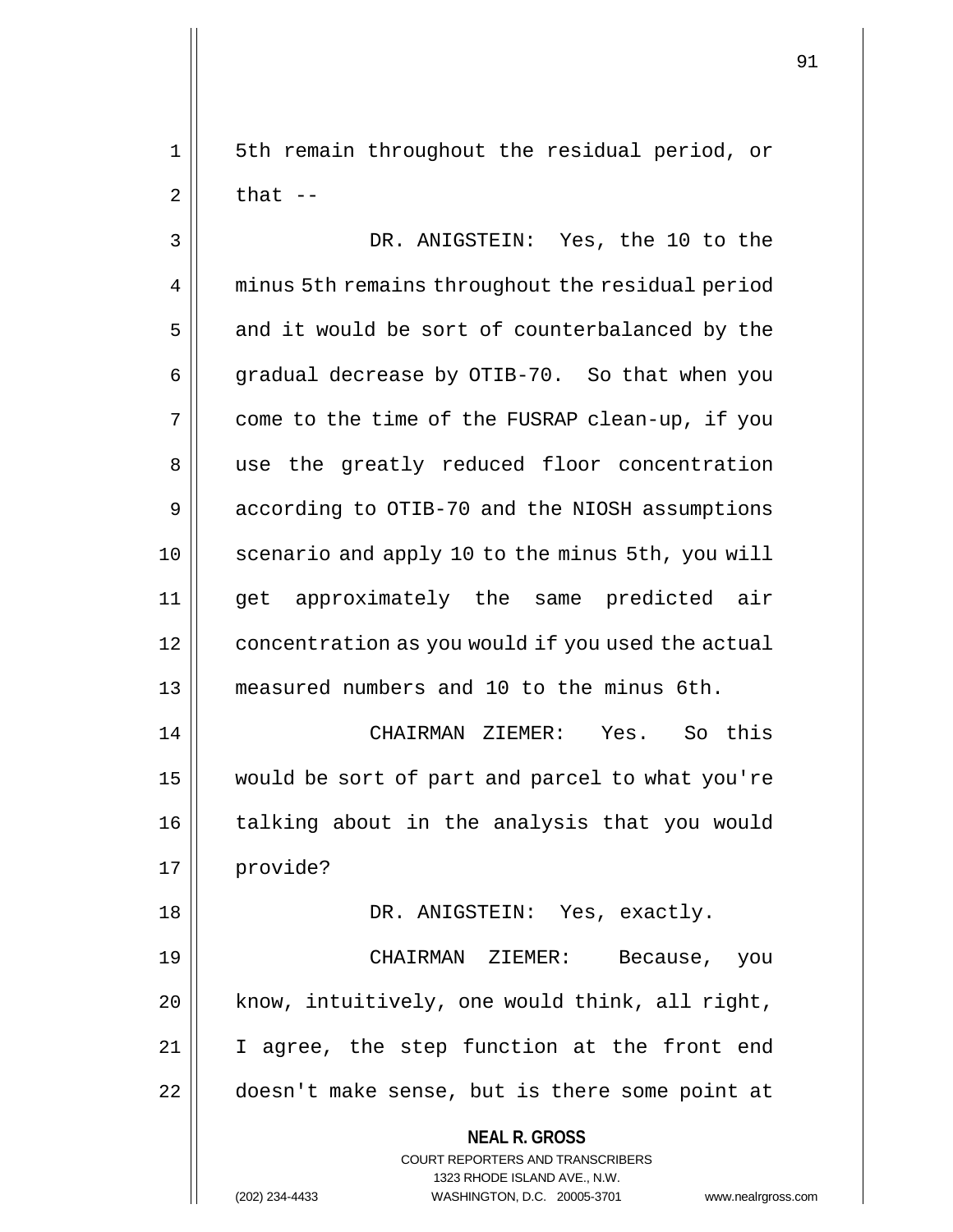5th remain throughout the residual period, or that --

DR. ANIGSTEIN: Yes, the 10 to the minus 5th remains throughout the residual period and it would be sort of counterbalanced by the gradual decrease by OTIB-70. So that when you come to the time of the FUSRAP clean-up, if you use the greatly reduced floor concentration according to OTIB-70 and the NIOSH assumptions scenario and apply 10 to the minus 5th, you will get approximately the same predicted air concentration as you would if you used the actual measured numbers and 10 to the minus 6th.

CHAIRMAN ZIEMER: Yes. So this would be sort of part and parcel to what you're talking about in the analysis that you would provide?

DR. ANIGSTEIN: Yes, exactly.

CHAIRMAN ZIEMER: Because, you know, intuitively, one would think, all right, I agree, the step function at the front end doesn't make sense, but is there some point at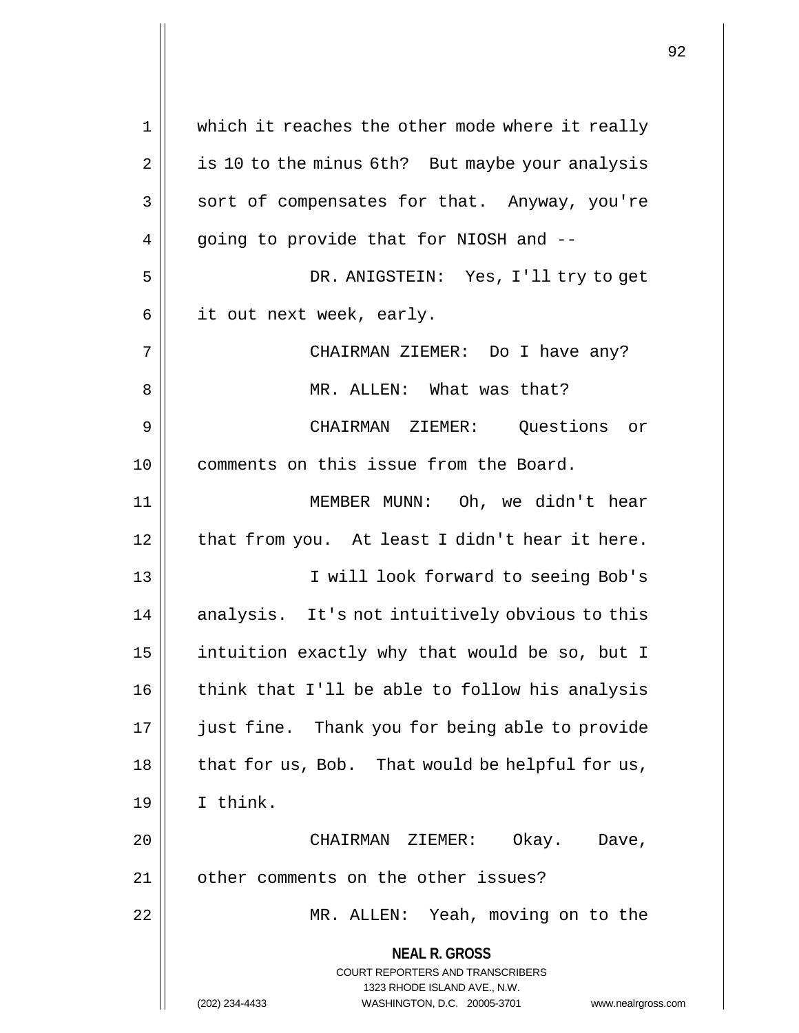which it reaches the other mode where it really is 10 to the minus 6th? But maybe your analysis sort of compensates for that. Anyway, you're going to provide that for NIOSH and --

DR. ANIGSTEIN: Yes, I'll try to get it out next week, early.

CHAIRMAN ZIEMER: Do I have any?

MR. ALLEN: What was that?

CHAIRMAN ZIEMER: Questions or comments on this issue from the Board.

MEMBER MUNN: Oh, we didn't hear that from you. At least I didn't hear it here.

I will look forward to seeing Bob's analysis. It's not intuitively obvious to this intuition exactly why that would be so, but I think that I'll be able to follow his analysis just fine. Thank you for being able to provide that for us, Bob. That would be helpful for us, I think.

CHAIRMAN ZIEMER: Okay. Dave, other comments on the other issues?

MR. ALLEN: Yeah, moving on to the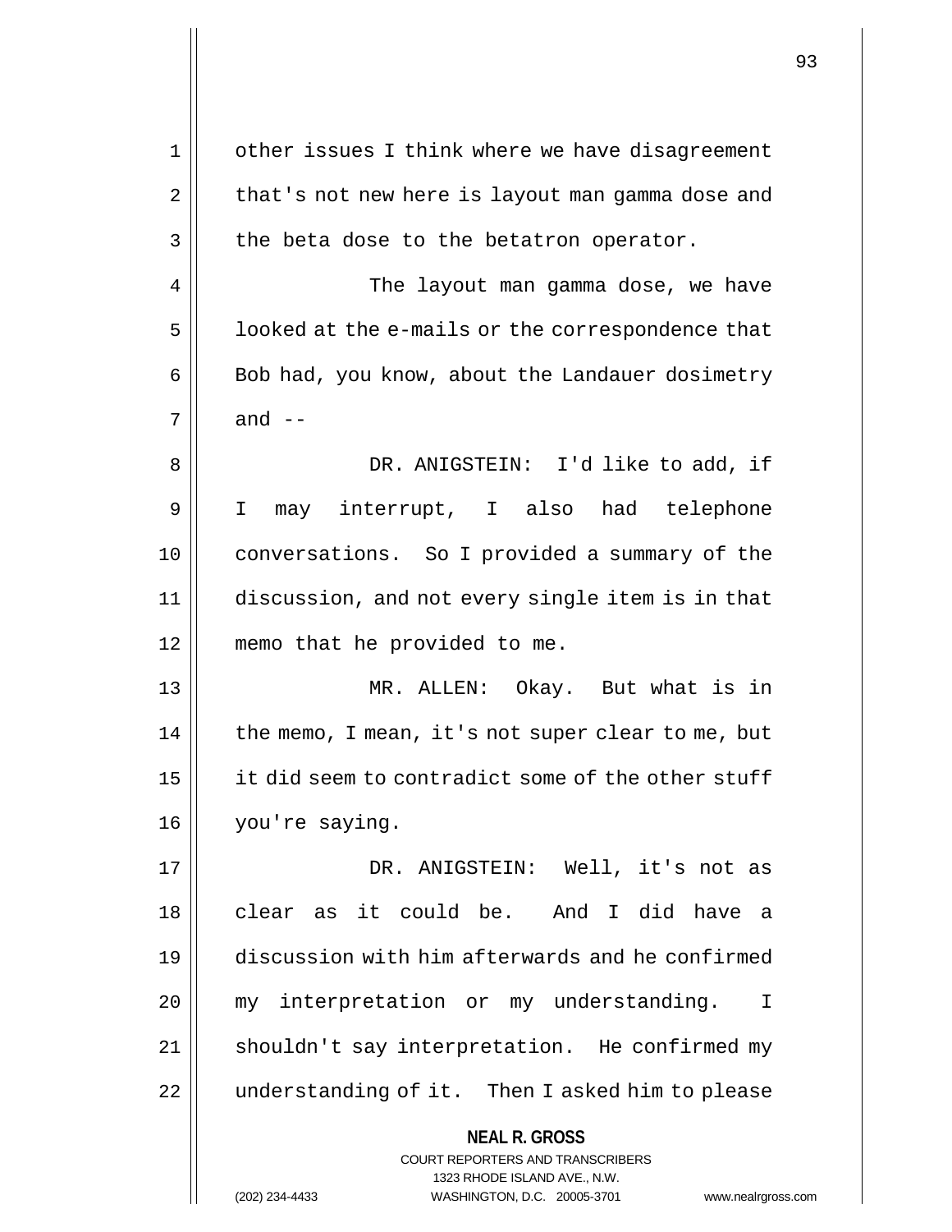other issues I think where we have disagreement that's not new here is layout man gamma dose and the beta dose to the betatron operator.

The layout man gamma dose, we have looked at the e-mails or the correspondence that Bob had, you know, about the Landauer dosimetry and --

DR. ANIGSTEIN: I'd like to add, if I may interrupt, I also had telephone conversations. So I provided a summary of the discussion, and not every single item is in that memo that he provided to me.

MR. ALLEN: Okay. But what is in the memo, I mean, it's not super clear to me, but it did seem to contradict some of the other stuff you're saying.

DR. ANIGSTEIN: Well, it's not as clear as it could be. And I did have a discussion with him afterwards and he confirmed my interpretation or my understanding. I shouldn't say interpretation. He confirmed my understanding of it. Then I asked him to please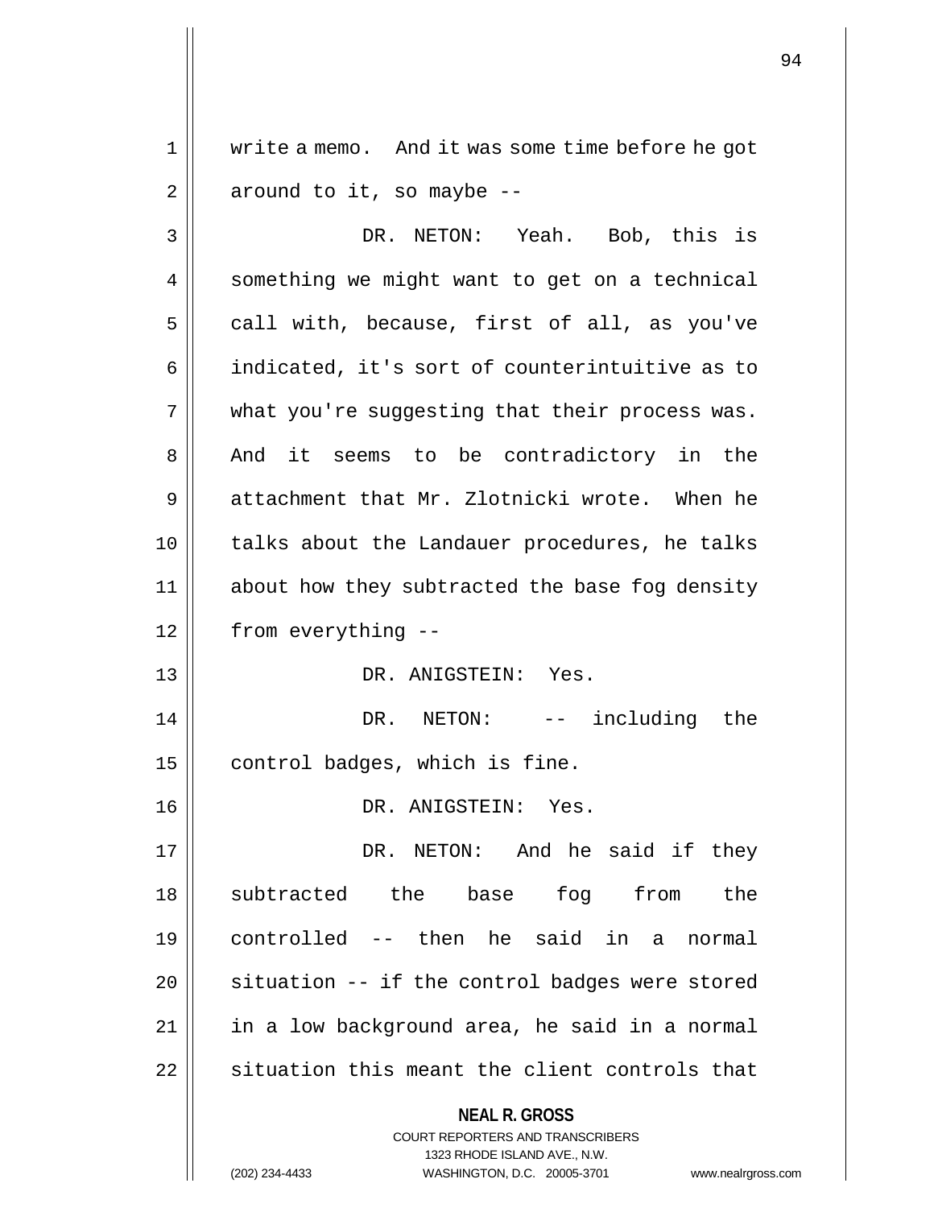write a memo. And it was some time before he got around to it, so maybe --

DR. NETON: Yeah. Bob, this is something we might want to get on a technical call with, because, first of all, as you've indicated, it's sort of counterintuitive as to what you're suggesting that their process was. And it seems to be contradictory in the attachment that Mr. Zlotnicki wrote. When he talks about the Landauer procedures, he talks about how they subtracted the base fog density from everything --

DR. ANIGSTEIN: Yes.

DR. NETON: -- including the control badges, which is fine.

DR. ANIGSTEIN: Yes.

DR. NETON: And he said if they subtracted the base fog from the controlled -- then he said in a normal situation -- if the control badges were stored in a low background area, he said in a normal situation this meant the client controls that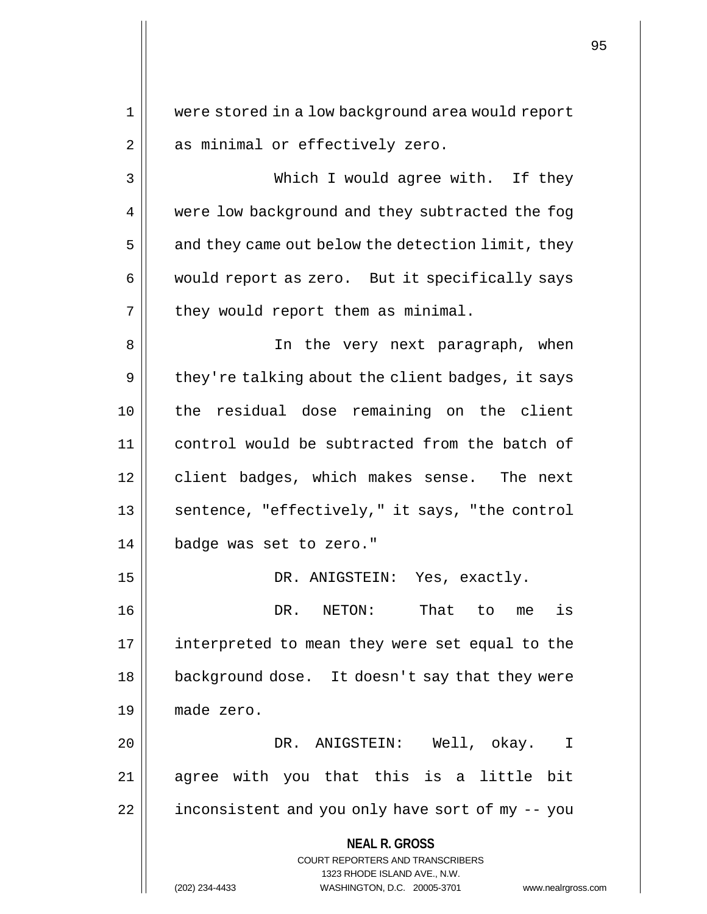were stored in a low background area would report as minimal or effectively zero.

Which I would agree with. If they were low background and they subtracted the fog and they came out below the detection limit, they would report as zero. But it specifically says they would report them as minimal.

In the very next paragraph, when they're talking about the client badges, it says the residual dose remaining on the client control would be subtracted from the batch of client badges, which makes sense. The next sentence, "effectively," it says, "the control badge was set to zero."

DR. ANIGSTEIN: Yes, exactly.

DR. NETON: That to me is interpreted to mean they were set equal to the background dose. It doesn't say that they were made zero.

DR. ANIGSTEIN: Well, okay. I agree with you that this is a little bit inconsistent and you only have sort of my -- you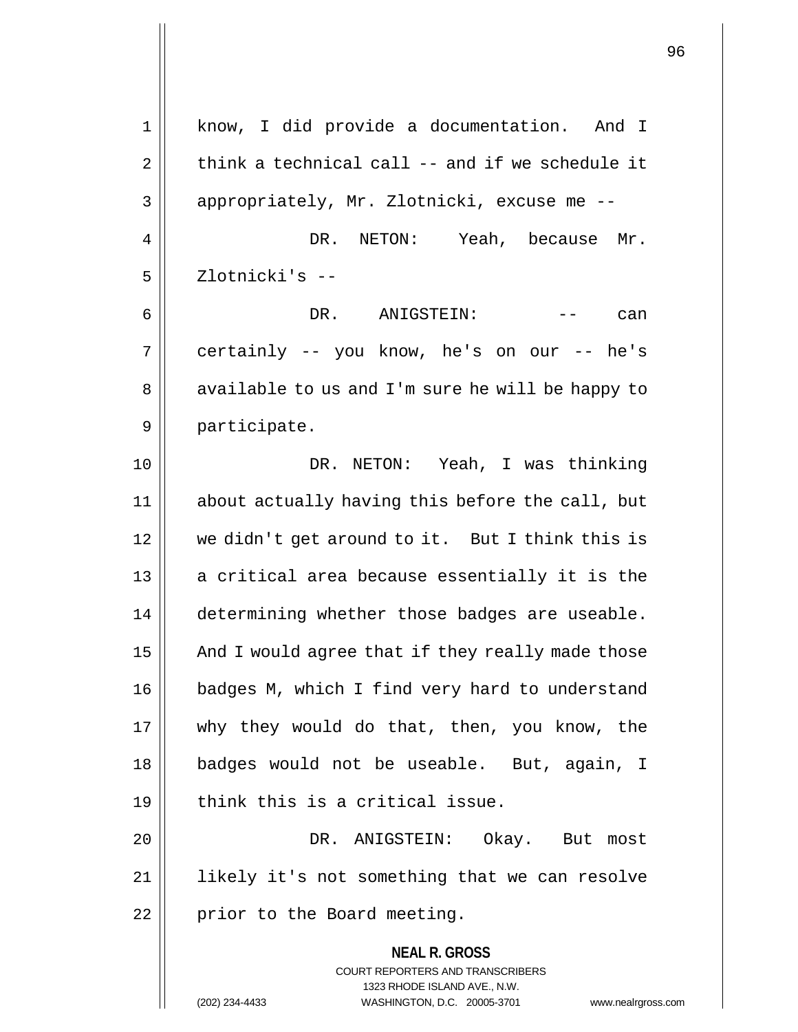know, I did provide a documentation. And I think a technical call -- and if we schedule it appropriately, Mr. Zlotnicki, excuse me --

DR. NETON: Yeah, because Mr. Zlotnicki's --

DR. ANIGSTEIN: -- can certainly -- you know, he's on our -- he's available to us and I'm sure he will be happy to participate.

DR. NETON: Yeah, I was thinking about actually having this before the call, but we didn't get around to it. But I think this is a critical area because essentially it is the determining whether those badges are useable. And I would agree that if they really made those badges M, which I find very hard to understand why they would do that, then, you know, the badges would not be useable. But, again, I think this is a critical issue.

DR. ANIGSTEIN: Okay. But most likely it's not something that we can resolve prior to the Board meeting.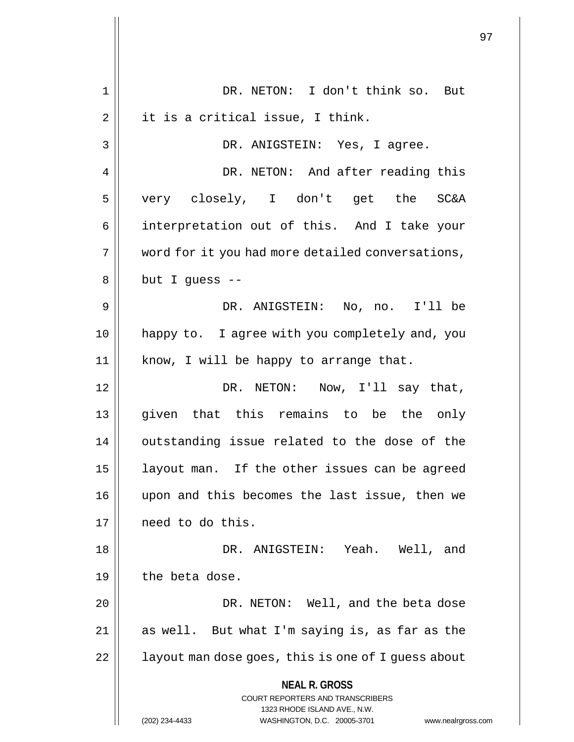DR. NETON: I don't think so. But it is a critical issue, I think.

DR. ANIGSTEIN: Yes, I agree.

DR. NETON: And after reading this very closely, I don't get the SC&A interpretation out of this. And I take your word for it you had more detailed conversations, but I guess --

DR. ANIGSTEIN: No, no. I'll be happy to. I agree with you completely and, you know, I will be happy to arrange that.

DR. NETON: Now, I'll say that, given that this remains to be the only outstanding issue related to the dose of the layout man. If the other issues can be agreed upon and this becomes the last issue, then we need to do this.

DR. ANIGSTEIN: Yeah. Well, and the beta dose.

DR. NETON: Well, and the beta dose as well. But what I'm saying is, as far as the layout man dose goes, this is one of I guess about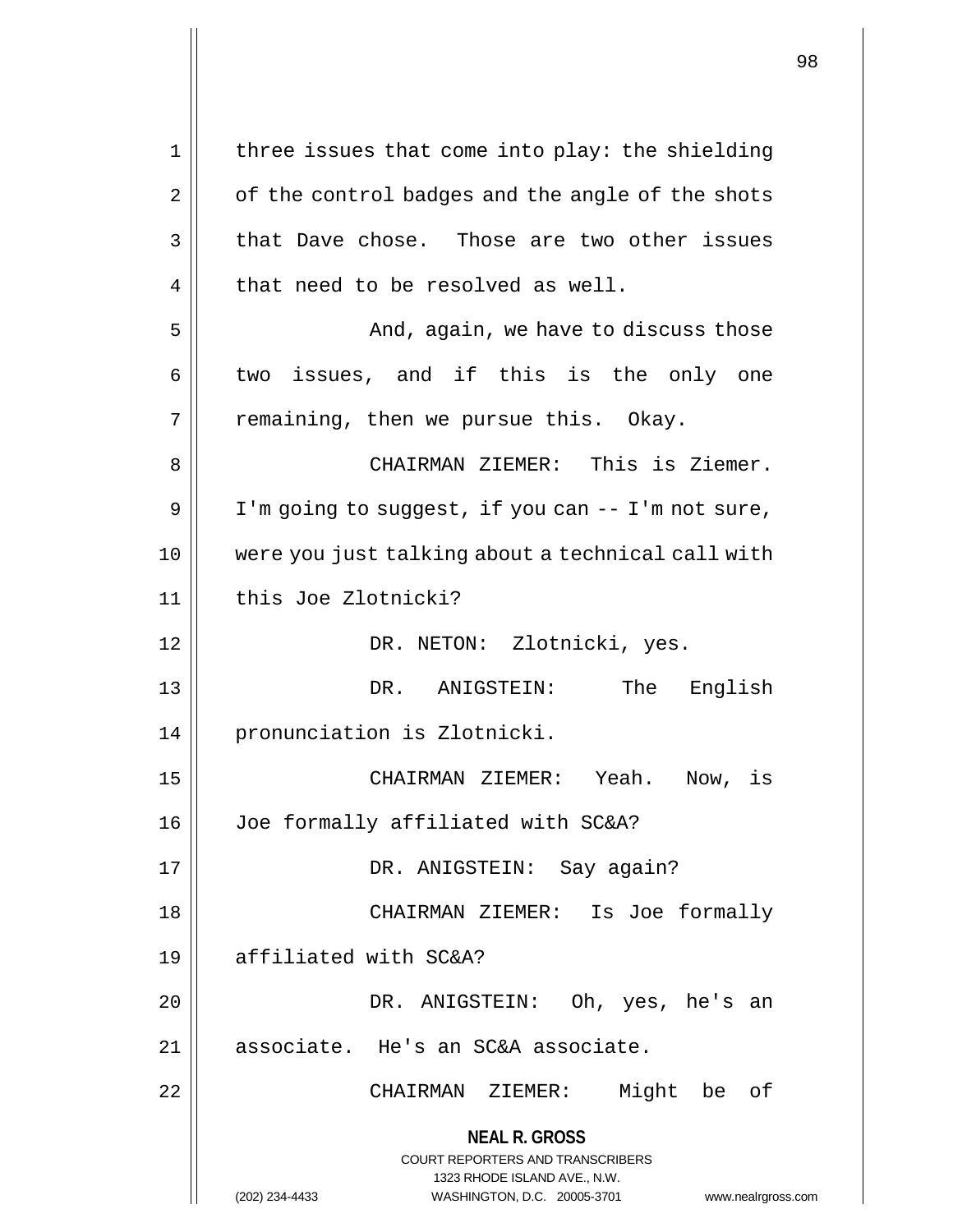three issues that come into play: the shielding of the control badges and the angle of the shots that Dave chose. Those are two other issues that need to be resolved as well.

And, again, we have to discuss those two issues, and if this is the only one remaining, then we pursue this. Okay.

CHAIRMAN ZIEMER: This is Ziemer. I'm going to suggest, if you can -- I'm not sure, were you just talking about a technical call with this Joe Zlotnicki?

DR. NETON: Zlotnicki, yes.

DR. ANIGSTEIN: The English pronunciation is Zlotnicki.

CHAIRMAN ZIEMER: Yeah. Now, is Joe formally affiliated with SC&A?

DR. ANIGSTEIN: Say again?

CHAIRMAN ZIEMER: Is Joe formally affiliated with SC&A?

DR. ANIGSTEIN: Oh, yes, he's an associate. He's an SC&A associate.

CHAIRMAN ZIEMER: Might be of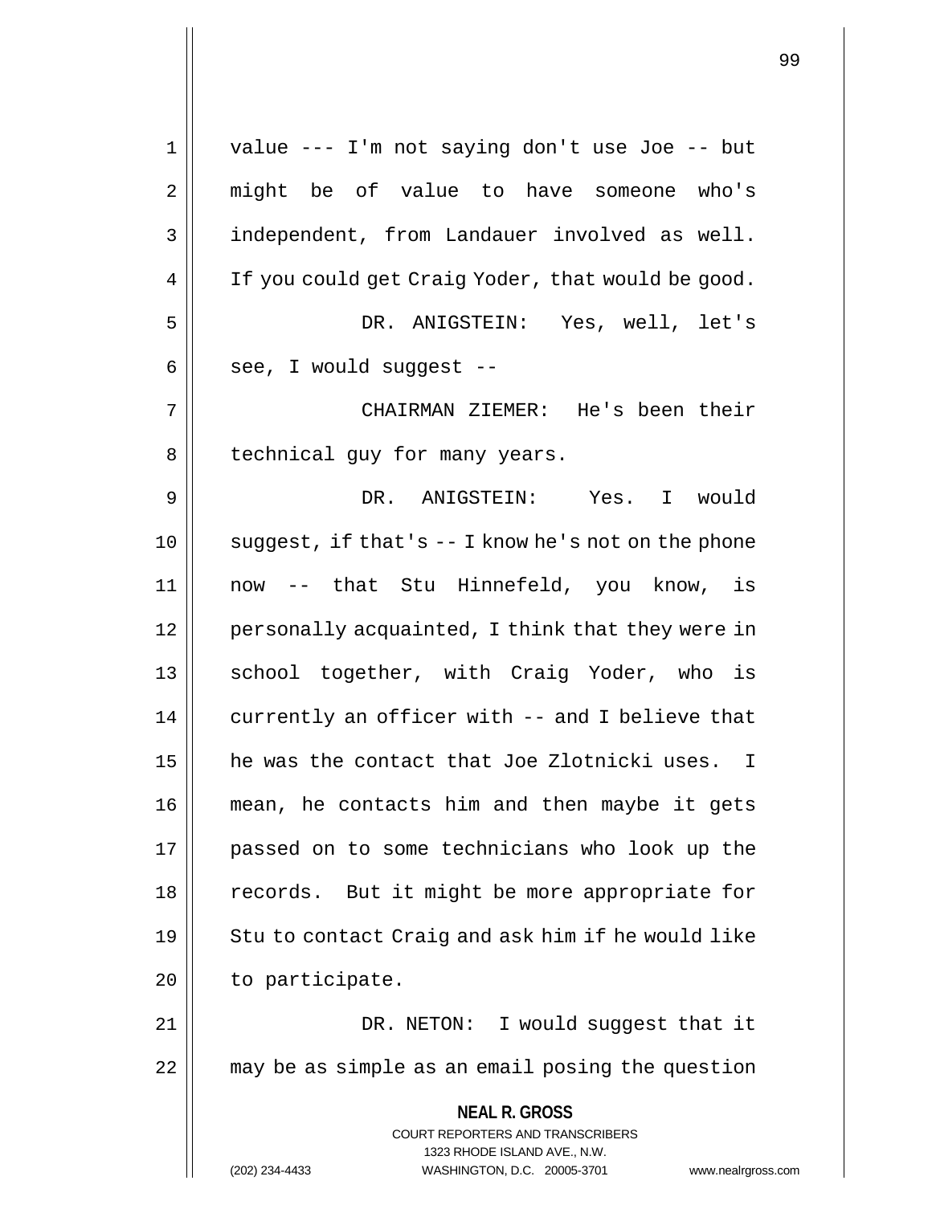value --- I'm not saying don't use Joe -- but might be of value to have someone who's independent, from Landauer involved as well. If you could get Craig Yoder, that would be good.

DR. ANIGSTEIN: Yes, well, let's see, I would suggest --

CHAIRMAN ZIEMER: He's been their technical guy for many years.

DR. ANIGSTEIN: Yes. I would suggest, if that's -- I know he's not on the phone now -- that Stu Hinnefeld, you know, is personally acquainted, I think that they were in school together, with Craig Yoder, who is currently an officer with -- and I believe that he was the contact that Joe Zlotnicki uses. I mean, he contacts him and then maybe it gets passed on to some technicians who look up the records. But it might be more appropriate for Stu to contact Craig and ask him if he would like to participate.

DR. NETON: I would suggest that it may be as simple as an email posing the question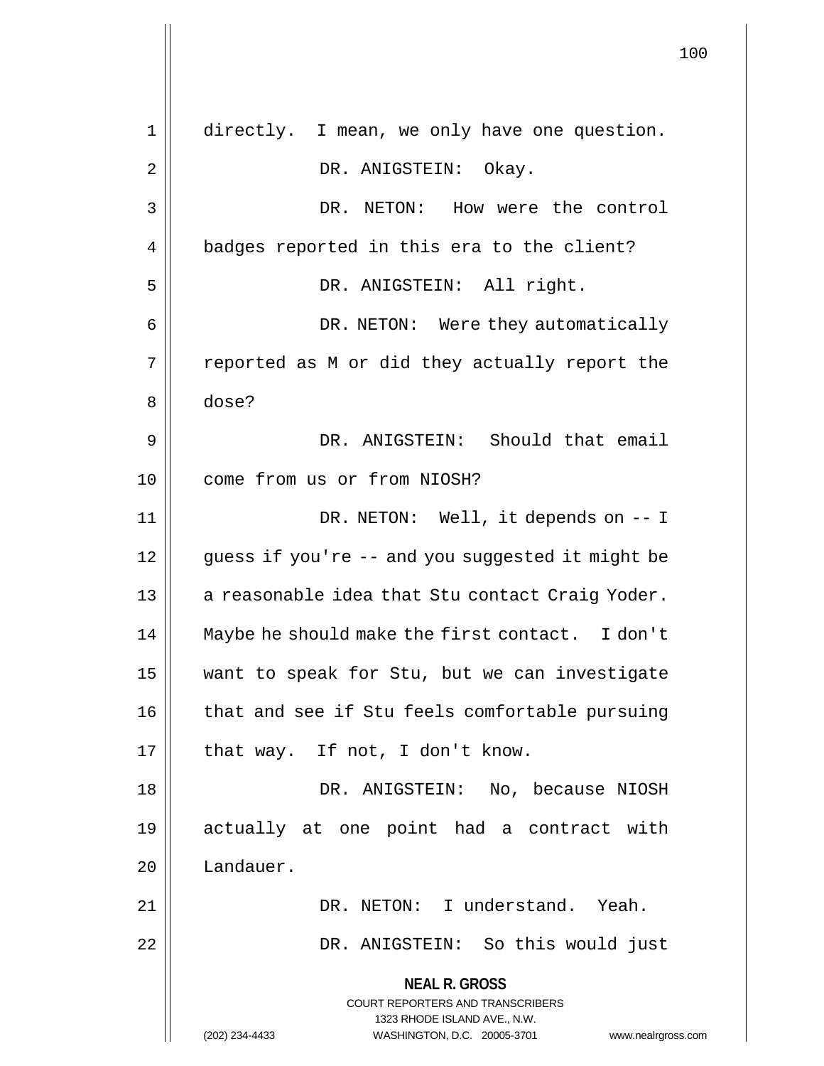directly. I mean, we only have one question.

DR. ANIGSTEIN: Okay.

DR. NETON: How were the control badges reported in this era to the client?

DR. ANIGSTEIN: All right.

DR. NETON: Were they automatically reported as M or did they actually report the dose?

DR. ANIGSTEIN: Should that email come from us or from NIOSH?

DR. NETON: Well, it depends on -- I guess if you're -- and you suggested it might be a reasonable idea that Stu contact Craig Yoder. Maybe he should make the first contact. I don't want to speak for Stu, but we can investigate that and see if Stu feels comfortable pursuing that way. If not, I don't know.

DR. ANIGSTEIN: No, because NIOSH actually at one point had a contract with Landauer.

DR. NETON: I understand. Yeah.

DR. ANIGSTEIN: So this would just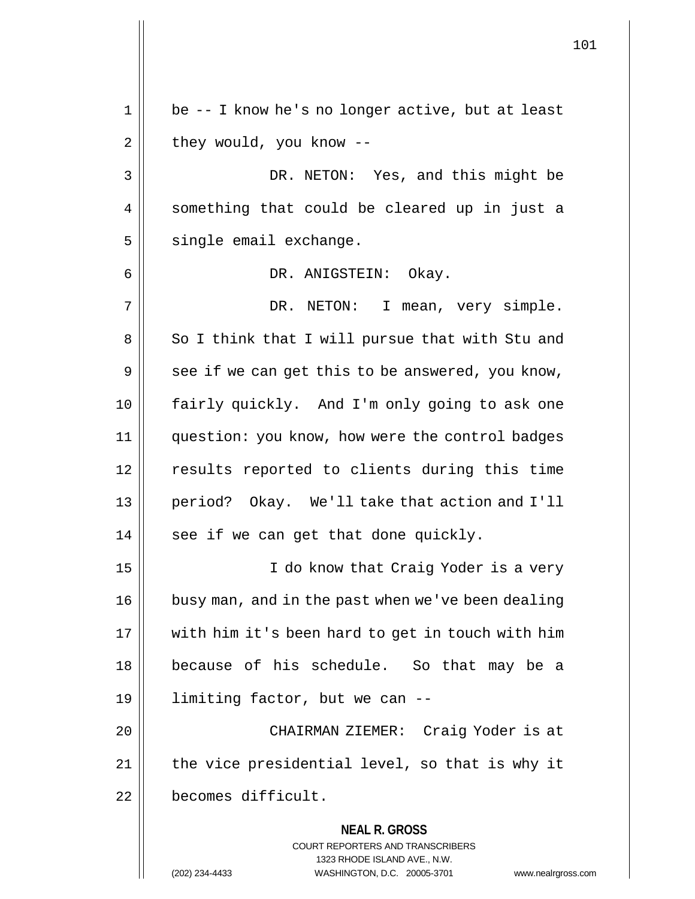be -- I know he's no longer active, but at least they would, you know --

DR. NETON: Yes, and this might be something that could be cleared up in just a single email exchange.

DR. ANIGSTEIN: Okay.

DR. NETON: I mean, very simple. So I think that I will pursue that with Stu and see if we can get this to be answered, you know, fairly quickly. And I'm only going to ask one question: you know, how were the control badges results reported to clients during this time period? Okay. We'll take that action and I'll see if we can get that done quickly.

I do know that Craig Yoder is a very busy man, and in the past when we've been dealing with him it's been hard to get in touch with him because of his schedule. So that may be a limiting factor, but we can --

CHAIRMAN ZIEMER: Craig Yoder is at the vice presidential level, so that is why it becomes difficult.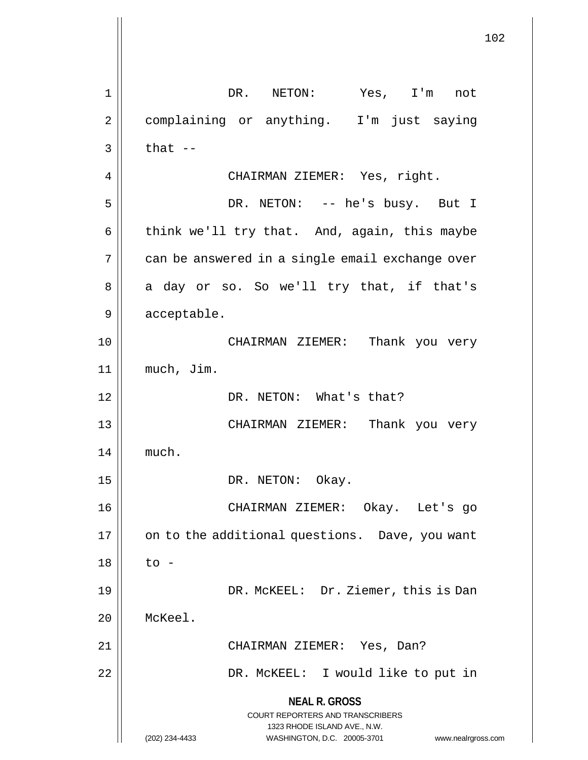DR. NETON: Yes, I'm not complaining or anything. I'm just saying that --

CHAIRMAN ZIEMER: Yes, right.

DR. NETON: -- he's busy. But I think we'll try that. And, again, this maybe can be answered in a single email exchange over a day or so. So we'll try that, if that's acceptable.

CHAIRMAN ZIEMER: Thank you very much, Jim.

DR. NETON: What's that?

CHAIRMAN ZIEMER: Thank you very much.

DR. NETON: Okay.

CHAIRMAN ZIEMER: Okay. Let's go on to the additional questions. Dave, you want to -

DR. McKEEL: Dr. Ziemer, this is Dan McKeel.

CHAIRMAN ZIEMER: Yes, Dan?

DR. McKEEL: I would like to put in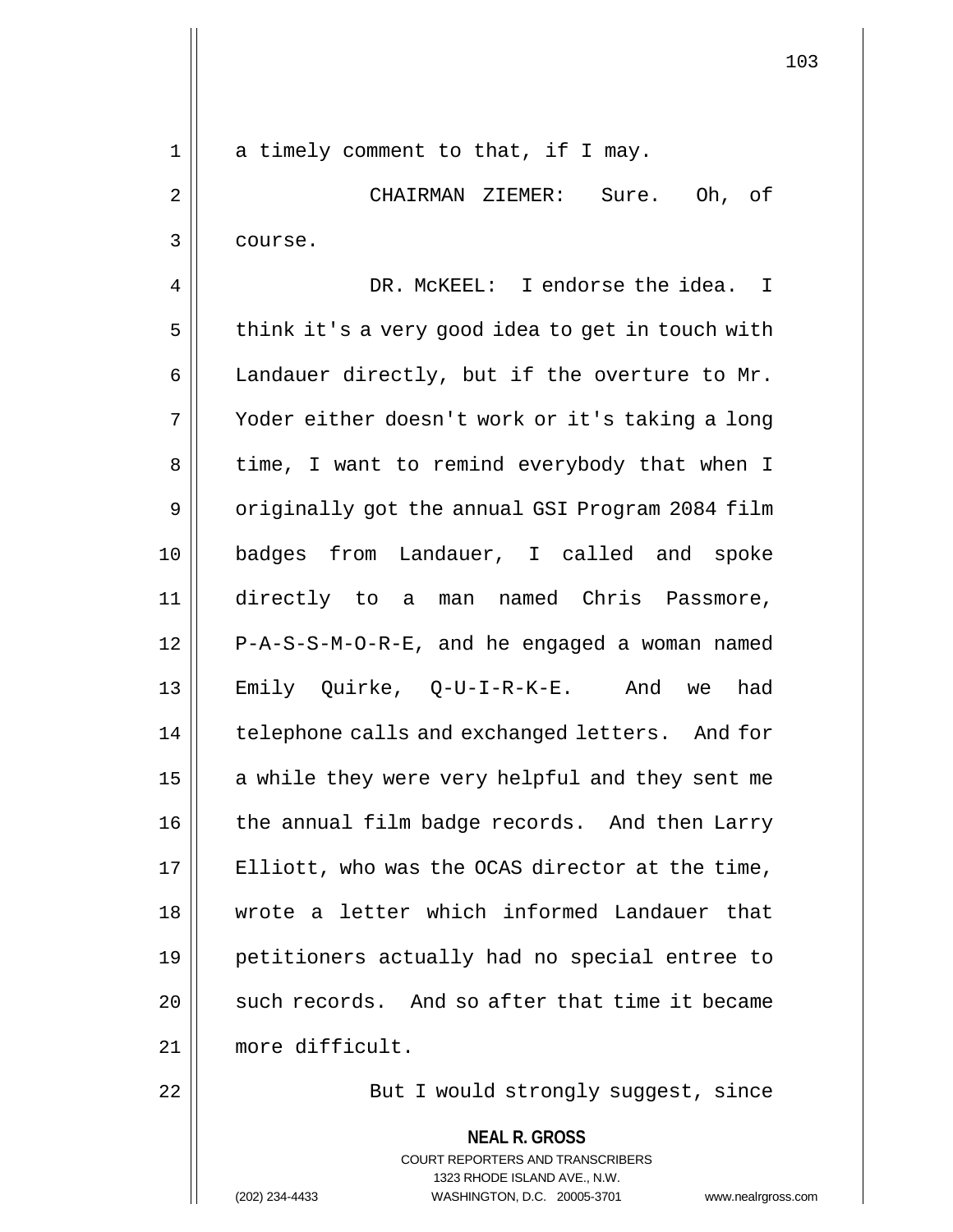a timely comment to that, if I may.

CHAIRMAN ZIEMER: Sure. Oh, of course.

DR. McKEEL: I endorse the idea. I think it's a very good idea to get in touch with Landauer directly, but if the overture to Mr. Yoder either doesn't work or it's taking a long time, I want to remind everybody that when I originally got the annual GSI Program 2084 film badges from Landauer, I called and spoke directly to a man named Chris Passmore, P-A-S-S-M-O-R-E, and he engaged a woman named Emily Quirke, Q-U-I-R-K-E. And we had telephone calls and exchanged letters. And for a while they were very helpful and they sent me the annual film badge records. And then Larry Elliott, who was the OCAS director at the time, wrote a letter which informed Landauer that petitioners actually had no special entree to such records. And so after that time it became more difficult.

But I would strongly suggest, since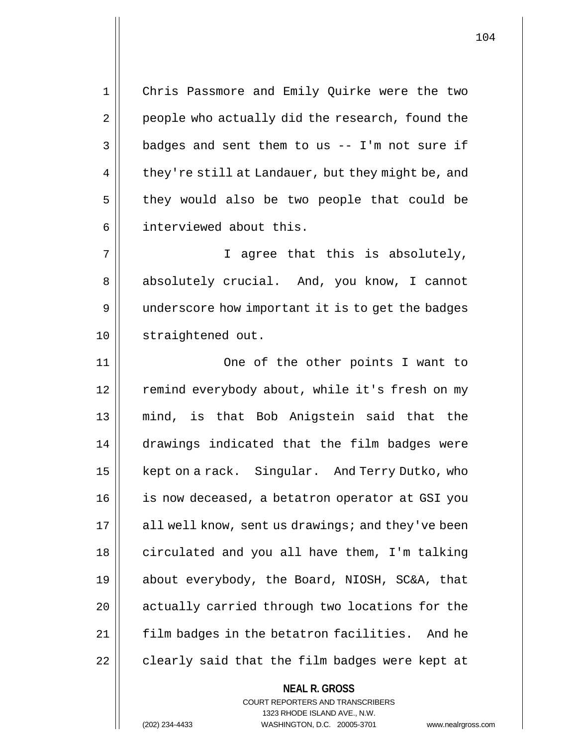Chris Passmore and Emily Quirke were the two people who actually did the research, found the badges and sent them to us -- I'm not sure if they're still at Landauer, but they might be, and they would also be two people that could be interviewed about this.

I agree that this is absolutely, absolutely crucial. And, you know, I cannot underscore how important it is to get the badges straightened out.

One of the other points I want to remind everybody about, while it's fresh on my mind, is that Bob Anigstein said that the drawings indicated that the film badges were kept on a rack. Singular. And Terry Dutko, who is now deceased, a betatron operator at GSI you all well know, sent us drawings; and they've been circulated and you all have them, I'm talking about everybody, the Board, NIOSH, SC&A, that actually carried through two locations for the film badges in the betatron facilities. And he clearly said that the film badges were kept at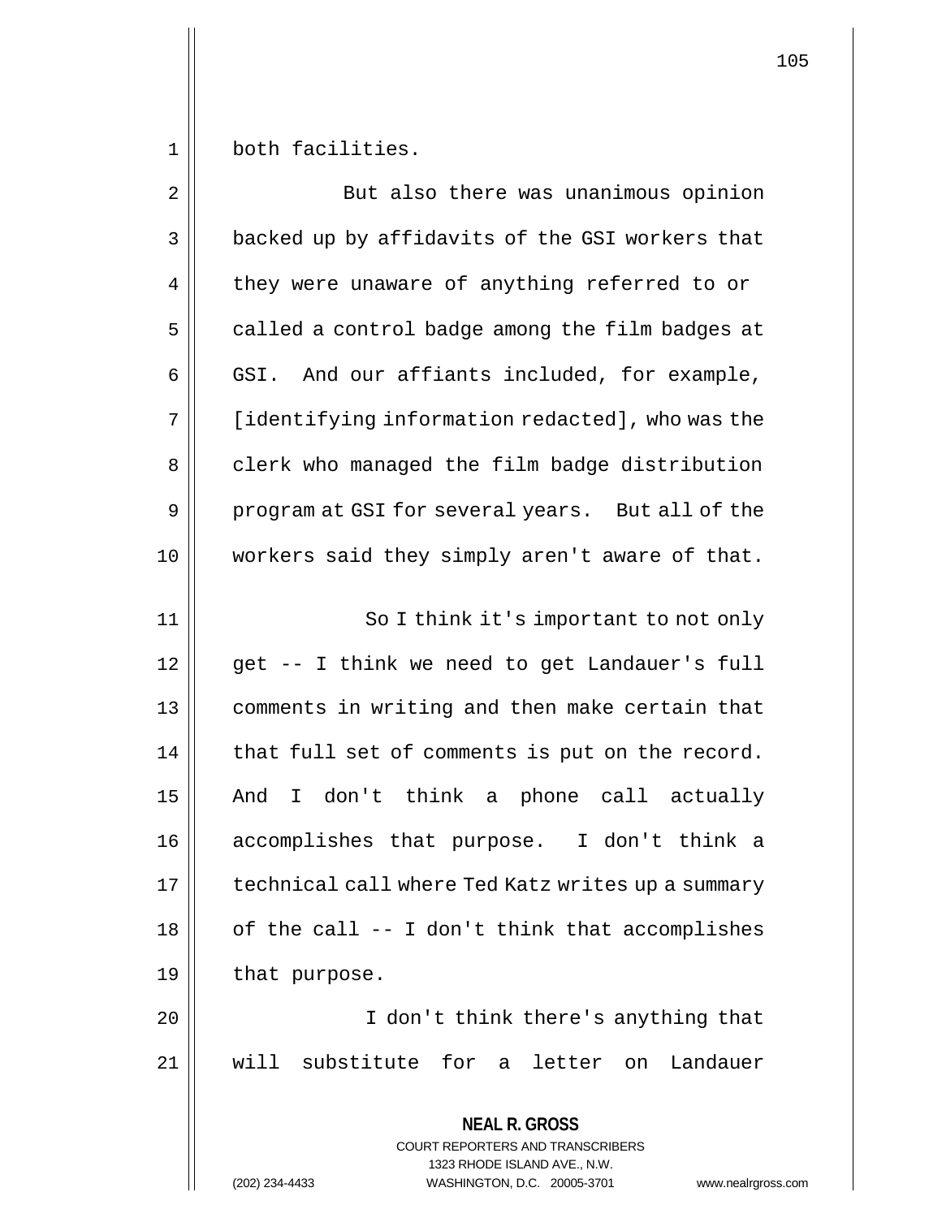both facilities.

But also there was unanimous opinion backed up by affidavits of the GSI workers that they were unaware of anything referred to or called a control badge among the film badges at GSI. And our affiants included, for example, [identifying information redacted], who was the clerk who managed the film badge distribution program at GSI for several years. But all of the workers said they simply aren't aware of that.

So I think it's important to not only get -- I think we need to get Landauer's full comments in writing and then make certain that that full set of comments is put on the record. And I don't think a phone call actually accomplishes that purpose. I don't think a technical call where Ted Katz writes up a summary of the call -- I don't think that accomplishes that purpose.

I don't think there's anything that will substitute for a letter on Landauer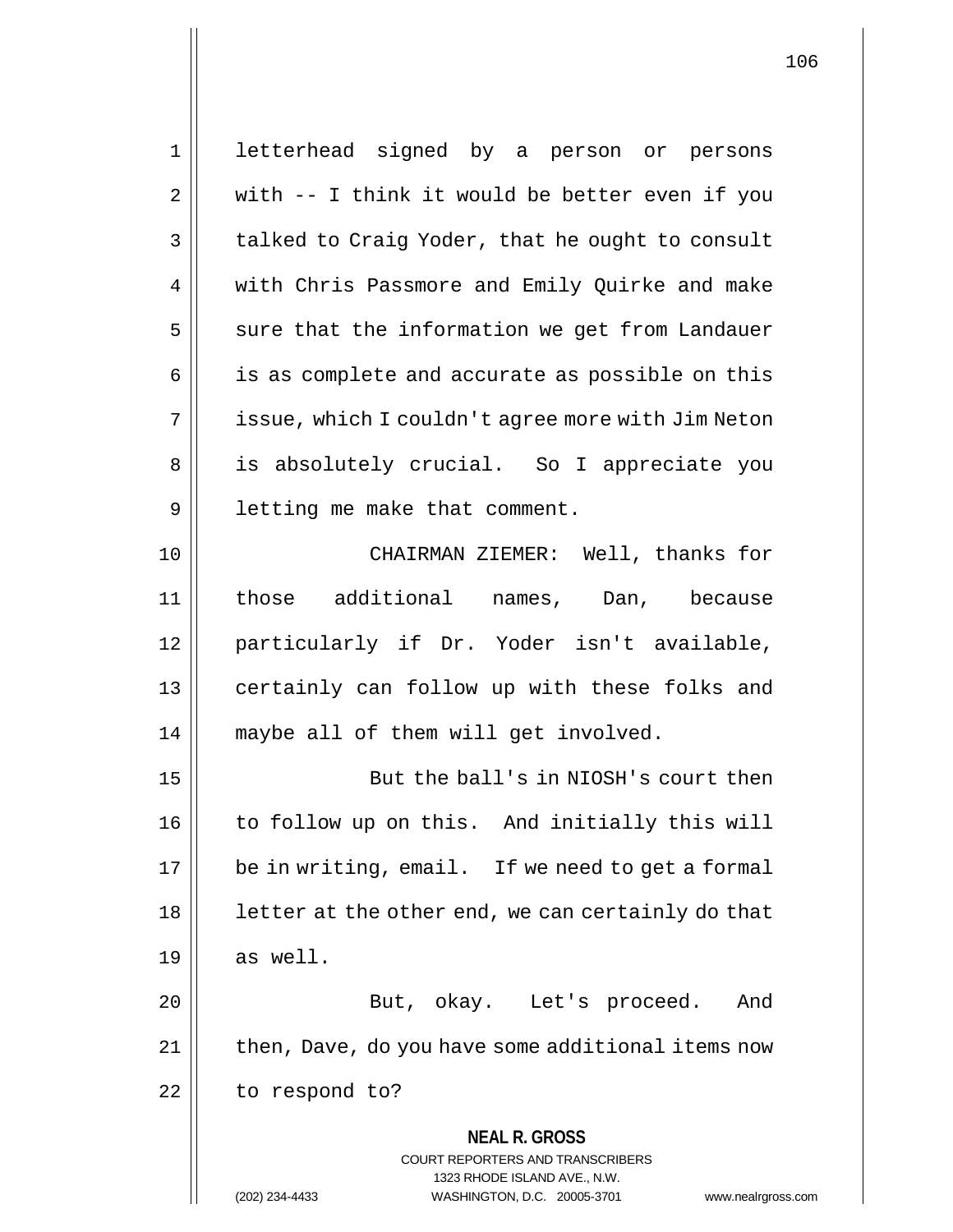letterhead signed by a person or persons with -- I think it would be better even if you talked to Craig Yoder, that he ought to consult with Chris Passmore and Emily Quirke and make sure that the information we get from Landauer is as complete and accurate as possible on this issue, which I couldn't agree more with Jim Neton is absolutely crucial. So I appreciate you letting me make that comment.

CHAIRMAN ZIEMER: Well, thanks for those additional names, Dan, because particularly if Dr. Yoder isn't available, certainly can follow up with these folks and maybe all of them will get involved.

But the ball's in NIOSH's court then to follow up on this. And initially this will be in writing, email. If we need to get a formal letter at the other end, we can certainly do that as well.

But, okay. Let's proceed. And then, Dave, do you have some additional items now to respond to?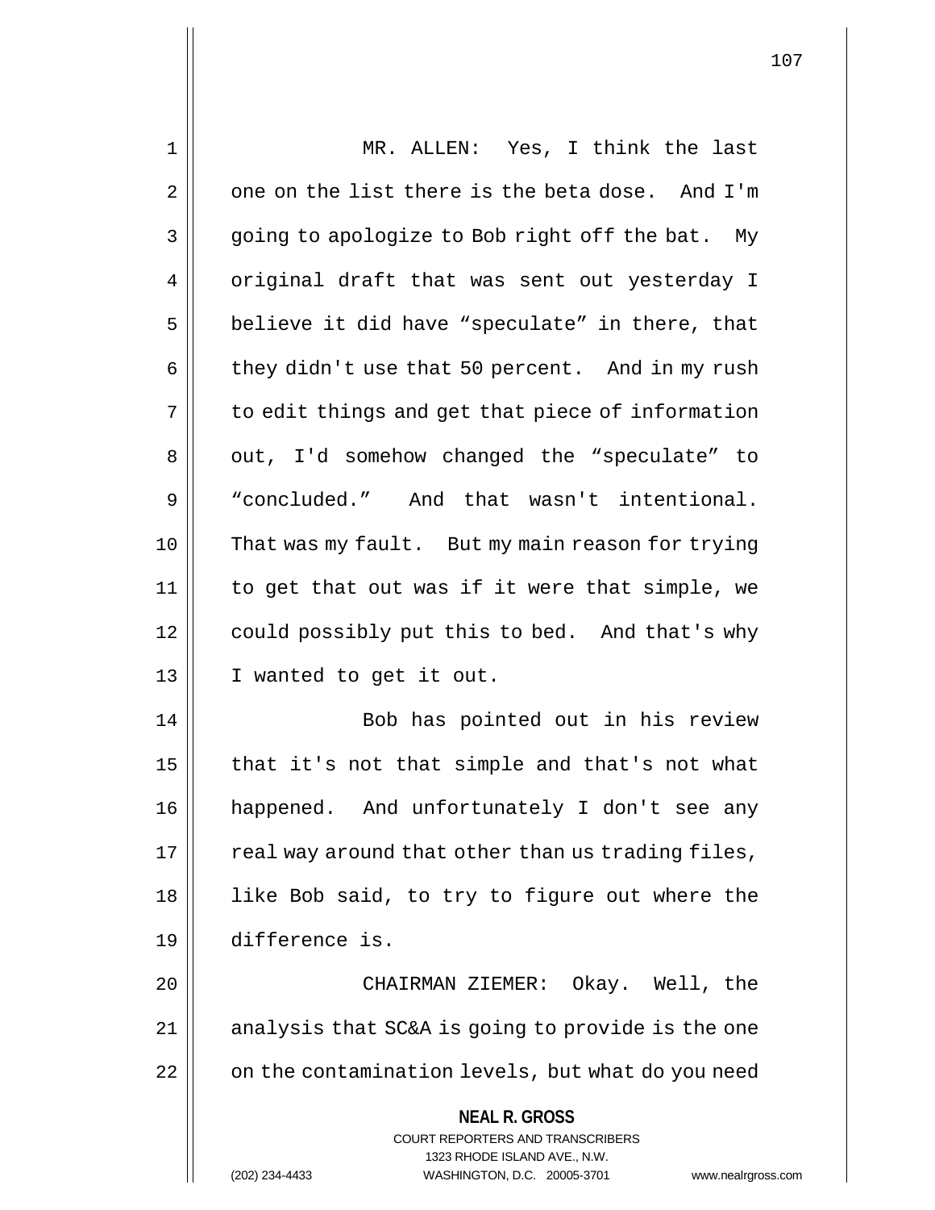MR. ALLEN: Yes, I think the last one on the list there is the beta dose. And I'm going to apologize to Bob right off the bat. My original draft that was sent out yesterday I believe it did have “speculate” in there, that they didn't use that 50 percent. And in my rush to edit things and get that piece of information out, I'd somehow changed the “speculate” to “concluded.” And that wasn't intentional. That was my fault. But my main reason for trying to get that out was if it were that simple, we could possibly put this to bed. And that's why I wanted to get it out.

Bob has pointed out in his review that it's not that simple and that's not what happened. And unfortunately I don't see any real way around that other than us trading files, like Bob said, to try to figure out where the difference is.

CHAIRMAN ZIEMER: Okay. Well, the analysis that SC&A is going to provide is the one on the contamination levels, but what do you need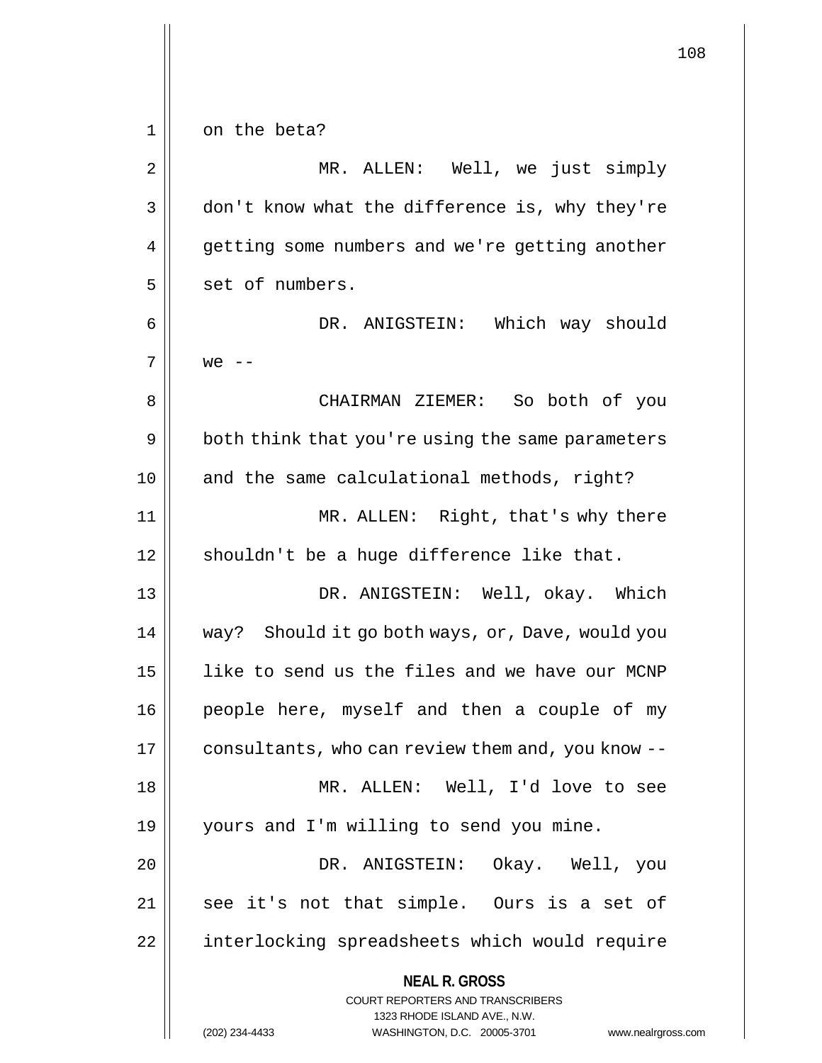on the beta?

MR. ALLEN: Well, we just simply don't know what the difference is, why they're getting some numbers and we're getting another set of numbers.

DR. ANIGSTEIN: Which way should we --

CHAIRMAN ZIEMER: So both of you both think that you're using the same parameters and the same calculational methods, right?

MR. ALLEN: Right, that's why there shouldn't be a huge difference like that.

DR. ANIGSTEIN: Well, okay. Which way? Should it go both ways, or, Dave, would you like to send us the files and we have our MCNP people here, myself and then a couple of my consultants, who can review them and, you know --

MR. ALLEN: Well, I'd love to see yours and I'm willing to send you mine.

DR. ANIGSTEIN: Okay. Well, you see it's not that simple. Ours is a set of interlocking spreadsheets which would require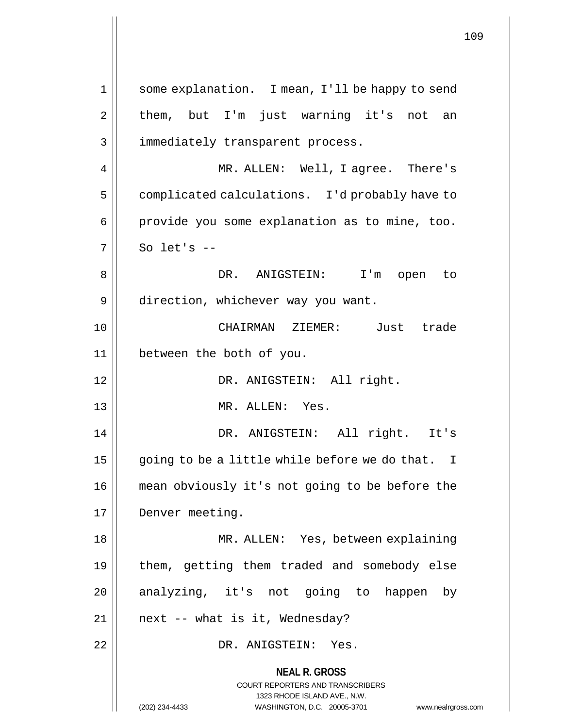some explanation. I mean, I'll be happy to send them, but I'm just warning it's not an immediately transparent process.

MR. ALLEN: Well, I agree. There's complicated calculations. I'd probably have to provide you some explanation as to mine, too. So let's --

DR. ANIGSTEIN: I'm open to direction, whichever way you want.

CHAIRMAN ZIEMER: Just trade between the both of you.

DR. ANIGSTEIN: All right.

MR. ALLEN: Yes.

DR. ANIGSTEIN: All right. It's going to be a little while before we do that. I mean obviously it's not going to be before the Denver meeting.

MR. ALLEN: Yes, between explaining them, getting them traded and somebody else analyzing, it's not going to happen by next -- what is it, Wednesday?

DR. ANIGSTEIN: Yes.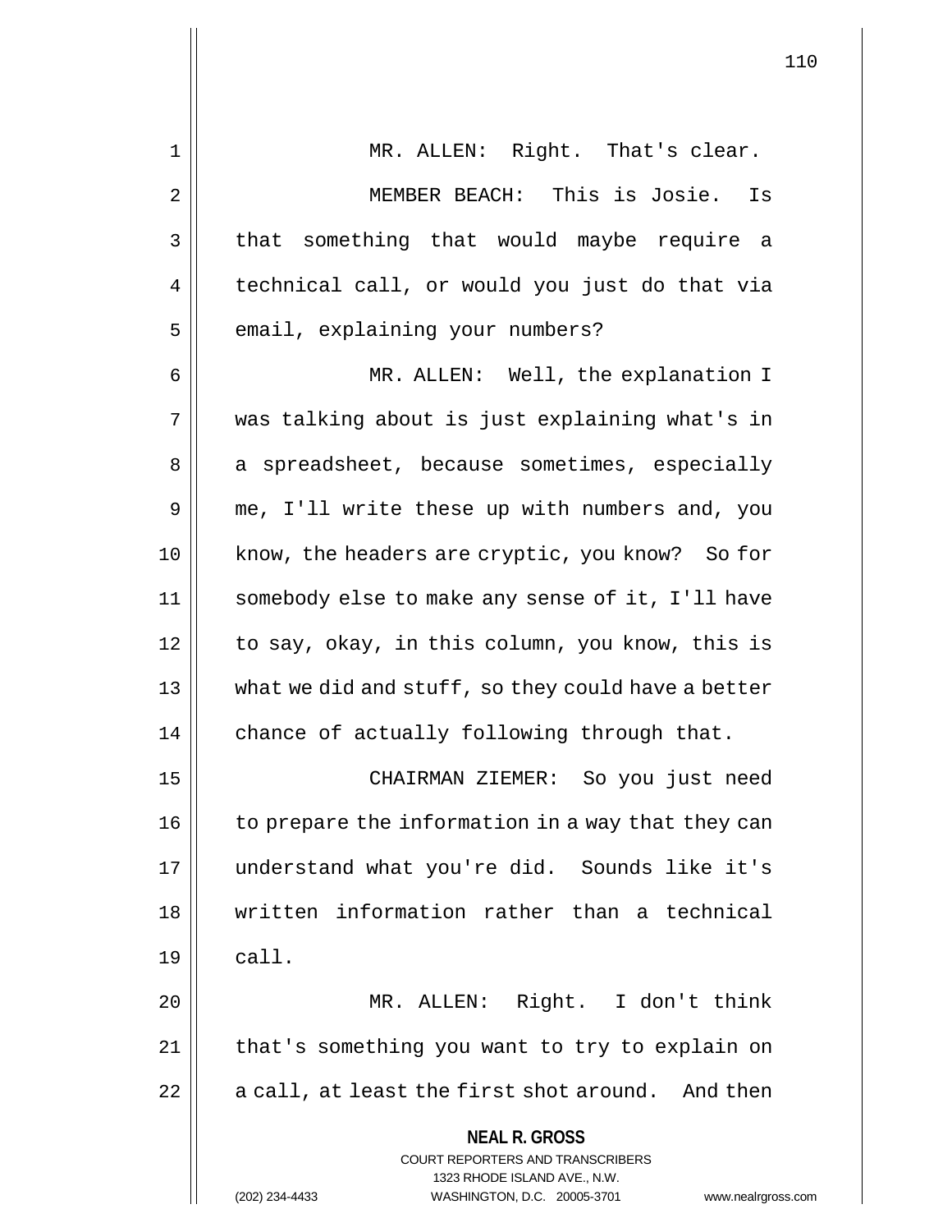MR. ALLEN: Right. That's clear.

MEMBER BEACH: This is Josie. Is that something that would maybe require a technical call, or would you just do that via email, explaining your numbers?

MR. ALLEN: Well, the explanation I was talking about is just explaining what's in a spreadsheet, because sometimes, especially me, I'll write these up with numbers and, you know, the headers are cryptic, you know? So for somebody else to make any sense of it, I'll have to say, okay, in this column, you know, this is what we did and stuff, so they could have a better chance of actually following through that.

CHAIRMAN ZIEMER: So you just need to prepare the information in a way that they can understand what you're did. Sounds like it's written information rather than a technical call.

MR. ALLEN: Right. I don't think that's something you want to try to explain on a call, at least the first shot around. And then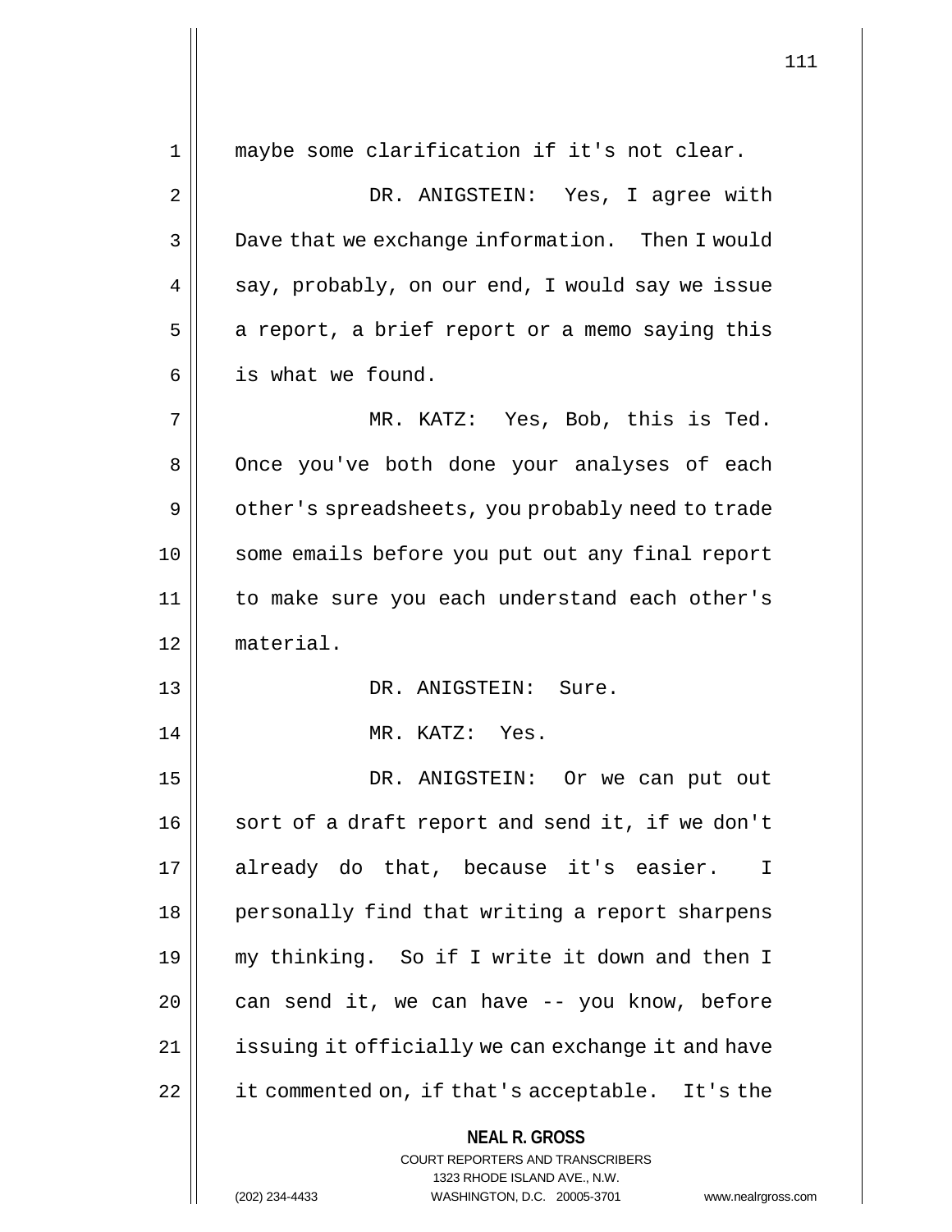maybe some clarification if it's not clear.

DR. ANIGSTEIN: Yes, I agree with Dave that we exchange information. Then I would say, probably, on our end, I would say we issue a report, a brief report or a memo saying this is what we found.

MR. KATZ: Yes, Bob, this is Ted. Once you've both done your analyses of each other's spreadsheets, you probably need to trade some emails before you put out any final report to make sure you each understand each other's material.

DR. ANIGSTEIN: Sure.

MR. KATZ: Yes.

DR. ANIGSTEIN: Or we can put out sort of a draft report and send it, if we don't already do that, because it's easier. I personally find that writing a report sharpens my thinking. So if I write it down and then I can send it, we can have -- you know, before issuing it officially we can exchange it and have it commented on, if that's acceptable. It's the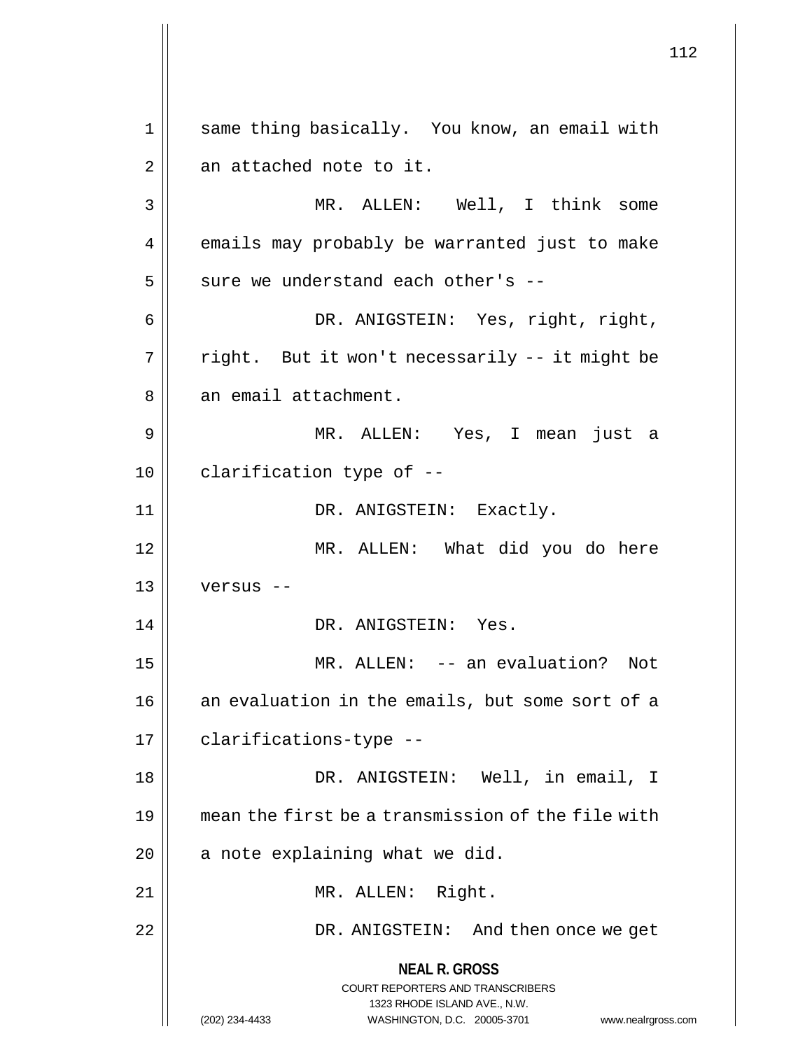same thing basically. You know, an email with an attached note to it.

MR. ALLEN: Well, I think some emails may probably be warranted just to make sure we understand each other's --

DR. ANIGSTEIN: Yes, right, right, right. But it won't necessarily -- it might be an email attachment.

MR. ALLEN: Yes, I mean just a clarification type of --

DR. ANIGSTEIN: Exactly.

MR. ALLEN: What did you do here versus --

DR. ANIGSTEIN: Yes.

MR. ALLEN: -- an evaluation? Not an evaluation in the emails, but some sort of a clarifications-type --

DR. ANIGSTEIN: Well, in email, I mean the first be a transmission of the file with a note explaining what we did.

MR. ALLEN: Right.

DR. ANIGSTEIN: And then once we get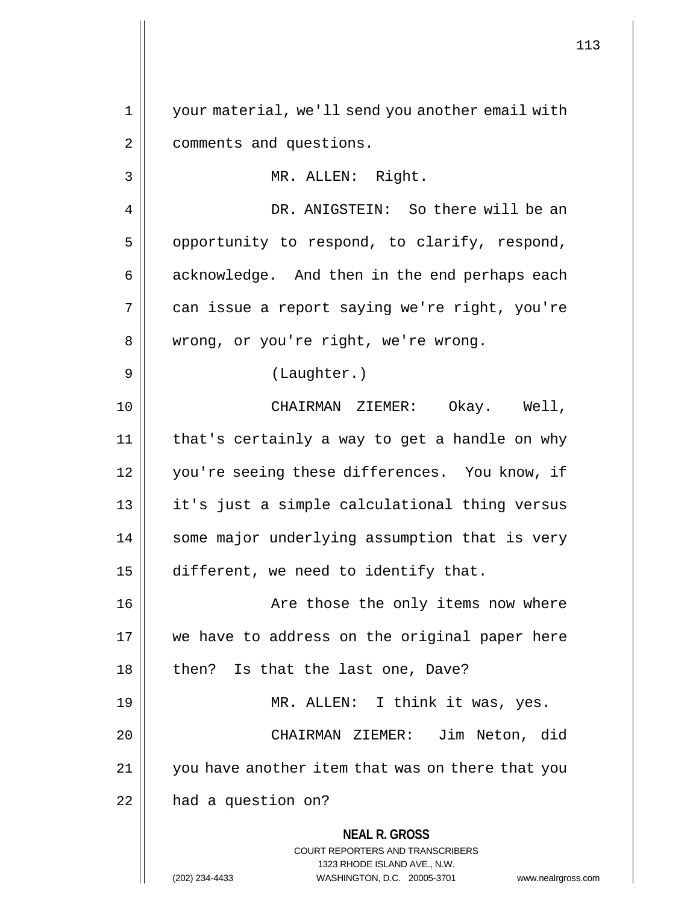your material, we'll send you another email with comments and questions.

MR. ALLEN: Right.

DR. ANIGSTEIN: So there will be an opportunity to respond, to clarify, respond, acknowledge. And then in the end perhaps each can issue a report saying we're right, you're wrong, or you're right, we're wrong.

(Laughter.)

CHAIRMAN ZIEMER: Okay. Well, that's certainly a way to get a handle on why you're seeing these differences. You know, if it's just a simple calculational thing versus some major underlying assumption that is very different, we need to identify that.

Are those the only items now where we have to address on the original paper here then? Is that the last one, Dave?

MR. ALLEN: I think it was, yes.

CHAIRMAN ZIEMER: Jim Neton, did you have another item that was on there that you had a question on?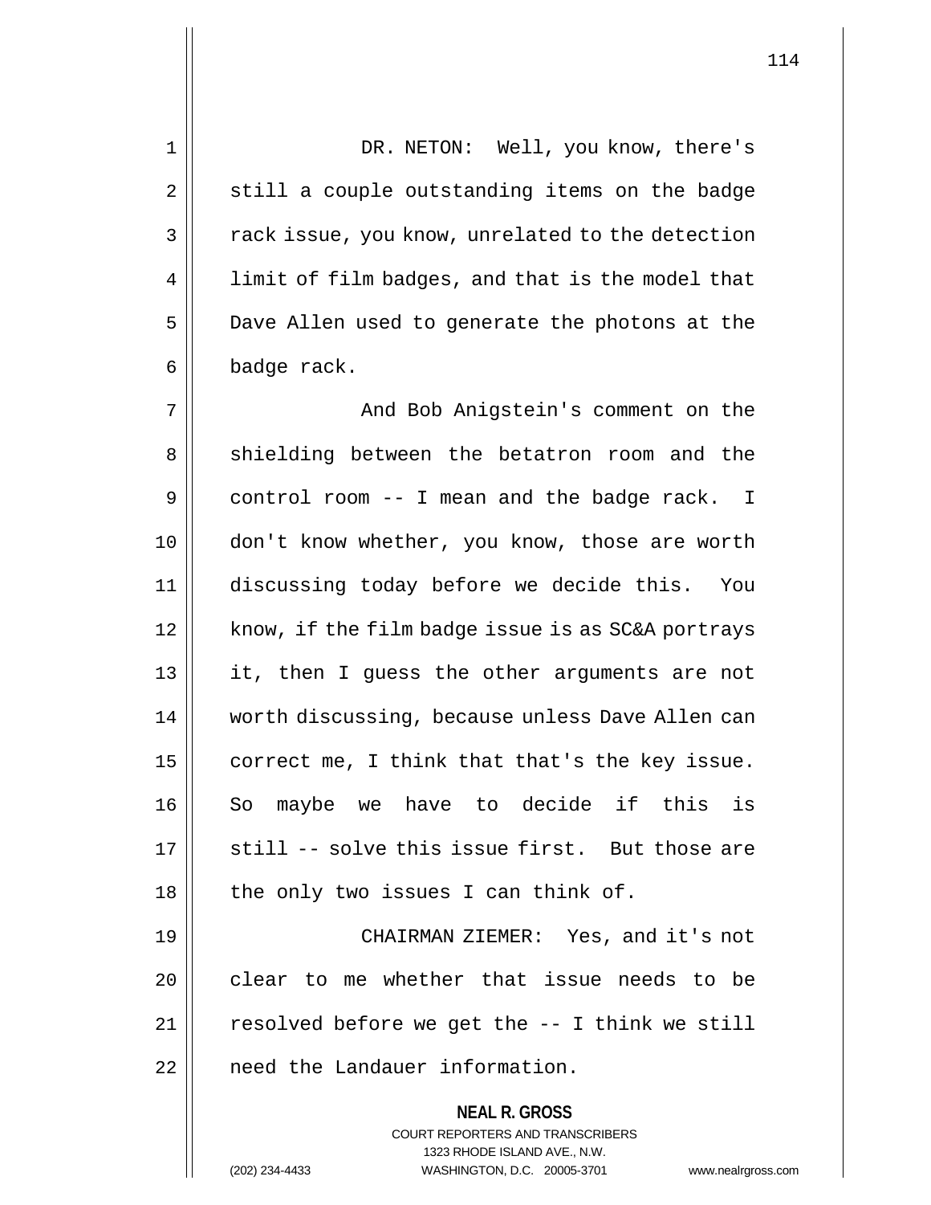DR. NETON: Well, you know, there's still a couple outstanding items on the badge rack issue, you know, unrelated to the detection limit of film badges, and that is the model that Dave Allen used to generate the photons at the badge rack.

And Bob Anigstein's comment on the shielding between the betatron room and the control room -- I mean and the badge rack. I don't know whether, you know, those are worth discussing today before we decide this. You know, if the film badge issue is as SC&A portrays it, then I guess the other arguments are not worth discussing, because unless Dave Allen can correct me, I think that that's the key issue. So maybe we have to decide if this is still -- solve this issue first. But those are the only two issues I can think of.

CHAIRMAN ZIEMER: Yes, and it's not clear to me whether that issue needs to be resolved before we get the -- I think we still need the Landauer information.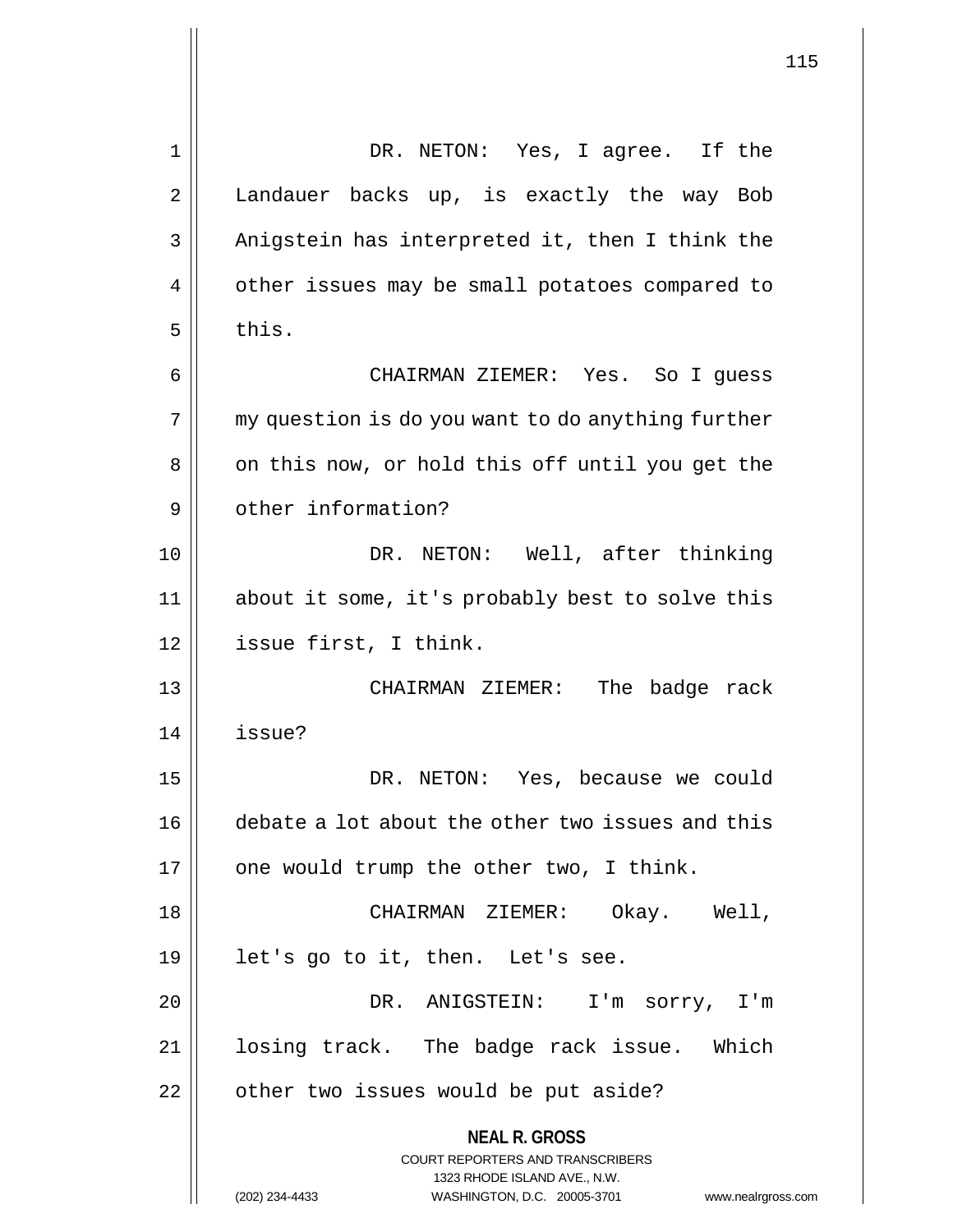DR. NETON: Yes, I agree. If the Landauer backs up, is exactly the way Bob Anigstein has interpreted it, then I think the other issues may be small potatoes compared to this.

CHAIRMAN ZIEMER: Yes. So I guess my question is do you want to do anything further on this now, or hold this off until you get the other information?

DR. NETON: Well, after thinking about it some, it's probably best to solve this issue first, I think.

CHAIRMAN ZIEMER: The badge rack issue?

DR. NETON: Yes, because we could debate a lot about the other two issues and this one would trump the other two, I think.

CHAIRMAN ZIEMER: Okay. Well, let's go to it, then. Let's see.

DR. ANIGSTEIN: I'm sorry, I'm losing track. The badge rack issue. Which other two issues would be put aside?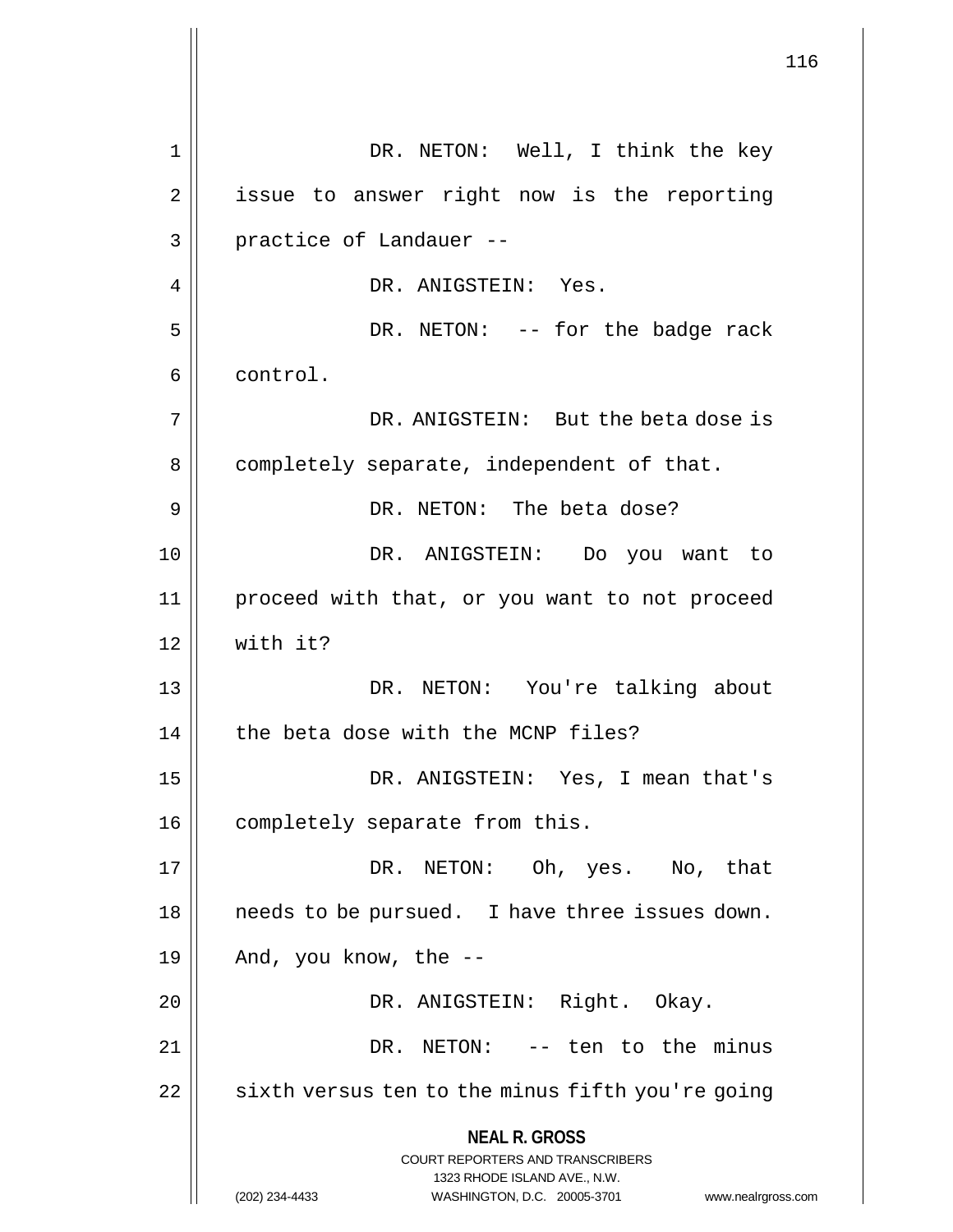DR. NETON: Well, I think the key issue to answer right now is the reporting practice of Landauer --

DR. ANIGSTEIN: Yes.

DR. NETON: -- for the badge rack control.

DR. ANIGSTEIN: But the beta dose is completely separate, independent of that.

DR. NETON: The beta dose?

DR. ANIGSTEIN: Do you want to proceed with that, or you want to not proceed with it?

DR. NETON: You're talking about the beta dose with the MCNP files?

DR. ANIGSTEIN: Yes, I mean that's completely separate from this.

DR. NETON: Oh, yes. No, that needs to be pursued. I have three issues down. And, you know, the --

DR. ANIGSTEIN: Right. Okay.

DR. NETON: -- ten to the minus sixth versus ten to the minus fifth you're going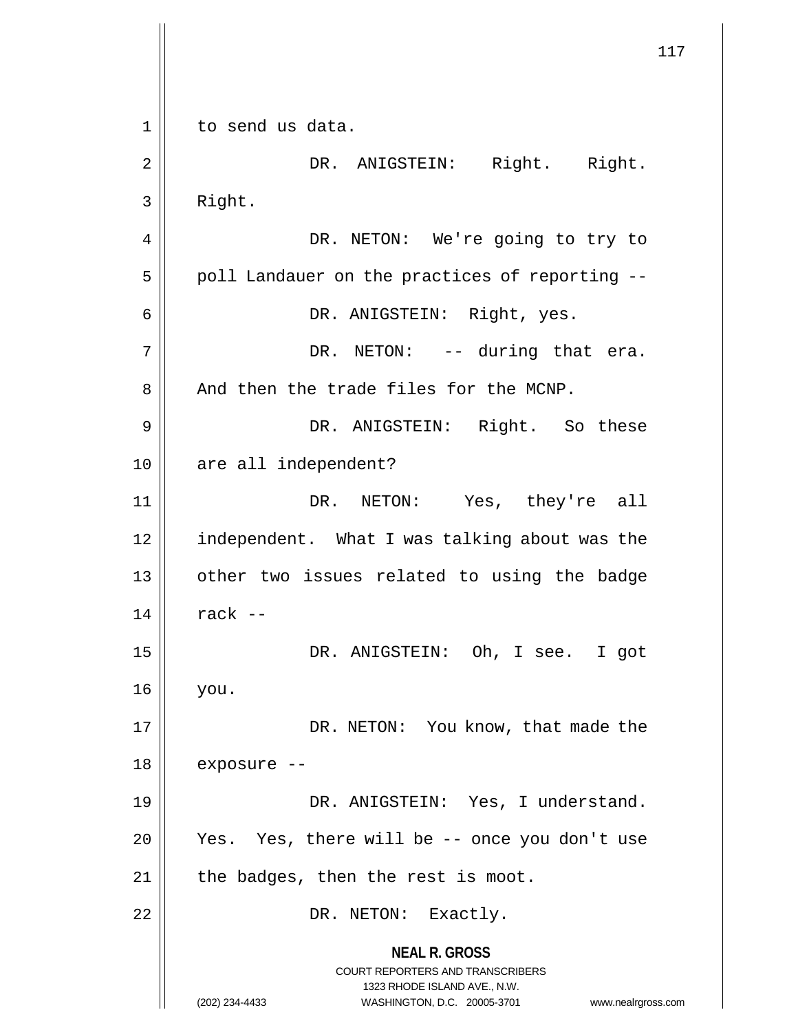to send us data.

DR. ANIGSTEIN: Right. Right. Right.

DR. NETON: We're going to try to poll Landauer on the practices of reporting --

DR. ANIGSTEIN: Right, yes.

DR. NETON: -- during that era. And then the trade files for the MCNP.

DR. ANIGSTEIN: Right. So these are all independent?

DR. NETON: Yes, they're all independent. What I was talking about was the other two issues related to using the badge rack --

DR. ANIGSTEIN: Oh, I see. I got you.

DR. NETON: You know, that made the exposure --

DR. ANIGSTEIN: Yes, I understand. Yes. Yes, there will be -- once you don't use the badges, then the rest is moot.

DR. NETON: Exactly.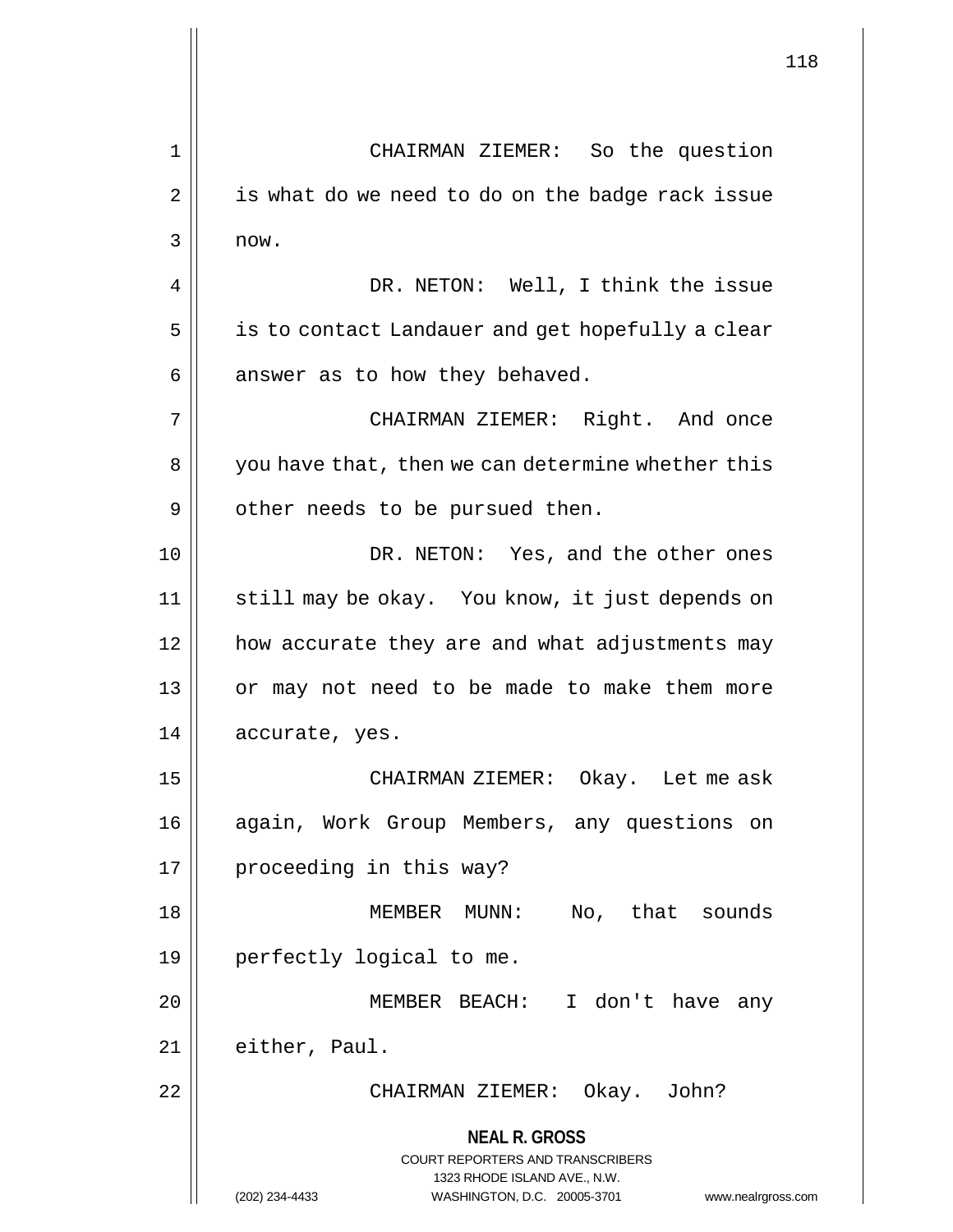CHAIRMAN ZIEMER: So the question is what do we need to do on the badge rack issue now.

DR. NETON: Well, I think the issue is to contact Landauer and get hopefully a clear answer as to how they behaved.

CHAIRMAN ZIEMER: Right. And once you have that, then we can determine whether this other needs to be pursued then.

DR. NETON: Yes, and the other ones still may be okay. You know, it just depends on how accurate they are and what adjustments may or may not need to be made to make them more accurate, yes.

CHAIRMAN ZIEMER: Okay. Let me ask again, Work Group Members, any questions on proceeding in this way?

MEMBER MUNN: No, that sounds perfectly logical to me.

MEMBER BEACH: I don't have any either, Paul.

CHAIRMAN ZIEMER: Okay. John?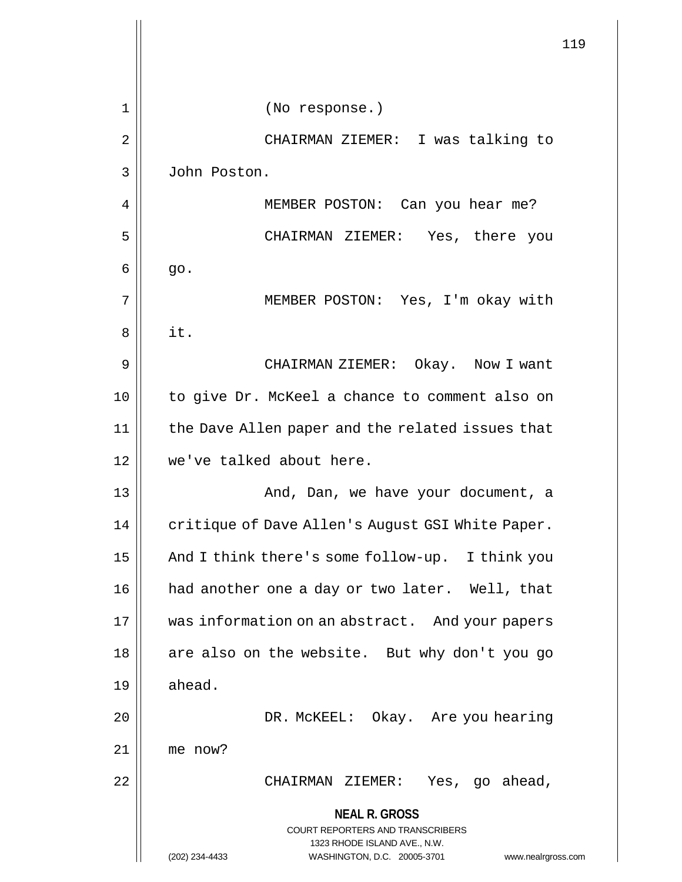(No response.)

CHAIRMAN ZIEMER: I was talking to John Poston.

MEMBER POSTON: Can you hear me?

CHAIRMAN ZIEMER: Yes, there you go.

MEMBER POSTON: Yes, I'm okay with it.

CHAIRMAN ZIEMER: Okay. Now I want to give Dr. McKeel a chance to comment also on the Dave Allen paper and the related issues that we've talked about here.

And, Dan, we have your document, a critique of Dave Allen's August GSI White Paper. And I think there's some follow-up. I think you had another one a day or two later. Well, that was information on an abstract. And your papers are also on the website. But why don't you go ahead.

DR. McKEEL: Okay. Are you hearing me now?

CHAIRMAN ZIEMER: Yes, go ahead,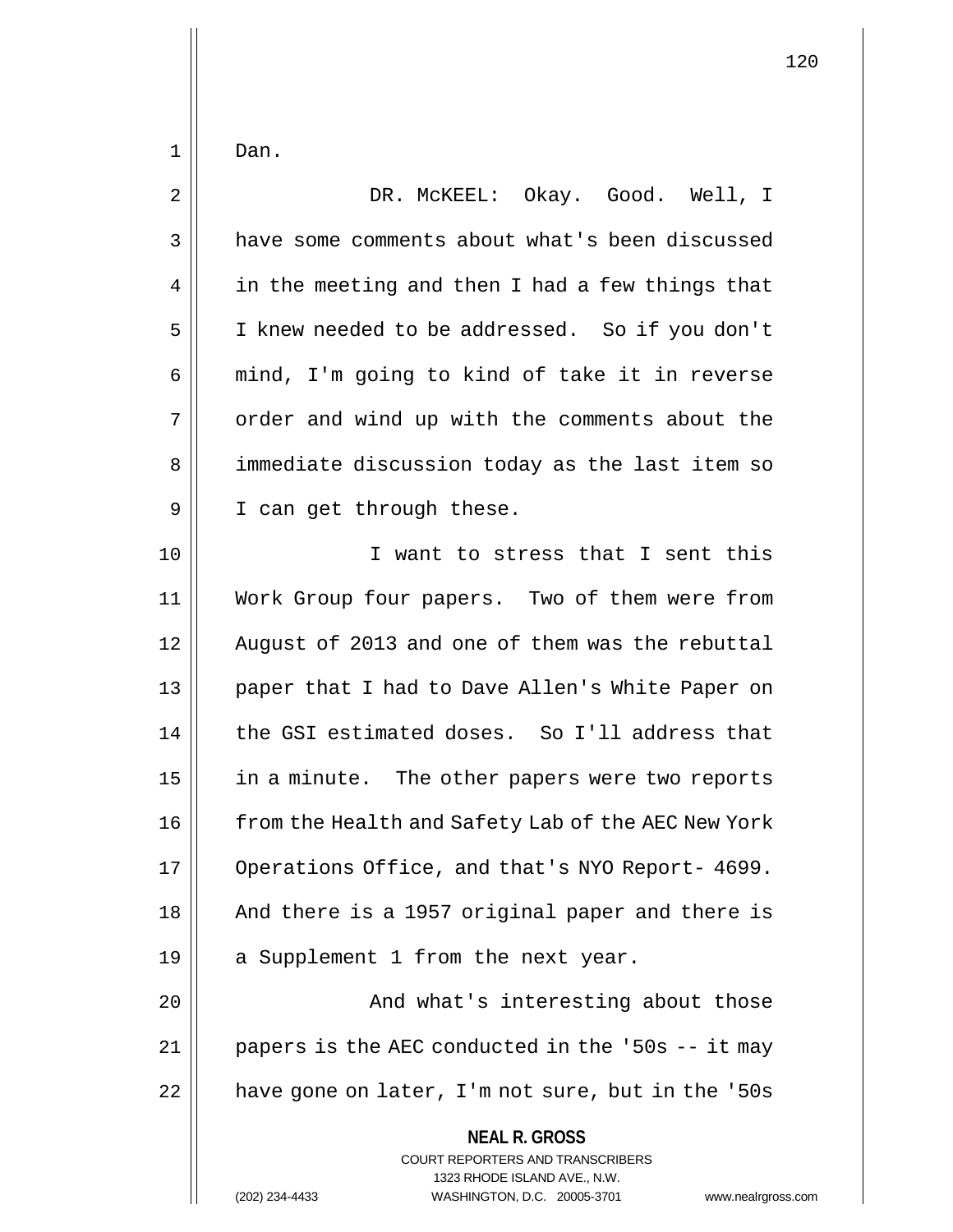Dan.

DR. McKEEL: Okay. Good. Well, I have some comments about what's been discussed in the meeting and then I had a few things that I knew needed to be addressed. So if you don't mind, I'm going to kind of take it in reverse order and wind up with the comments about the immediate discussion today as the last item so I can get through these.

I want to stress that I sent this Work Group four papers. Two of them were from August of 2013 and one of them was the rebuttal paper that I had to Dave Allen's White Paper on the GSI estimated doses. So I'll address that in a minute. The other papers were two reports from the Health and Safety Lab of the AEC New York Operations Office, and that's NYO Report- 4699. And there is a 1957 original paper and there is a Supplement 1 from the next year.

And what's interesting about those papers is the AEC conducted in the '50s -- it may have gone on later, I'm not sure, but in the '50s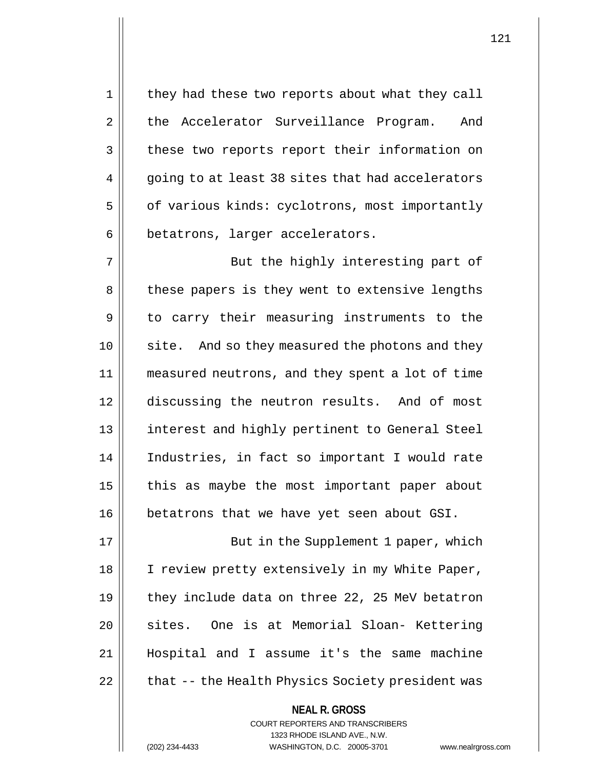they had these two reports about what they call the Accelerator Surveillance Program. And these two reports report their information on going to at least 38 sites that had accelerators of various kinds: cyclotrons, most importantly betatrons, larger accelerators.

But the highly interesting part of these papers is they went to extensive lengths to carry their measuring instruments to the site. And so they measured the photons and they measured neutrons, and they spent a lot of time discussing the neutron results. And of most interest and highly pertinent to General Steel Industries, in fact so important I would rate this as maybe the most important paper about betatrons that we have yet seen about GSI.

But in the Supplement 1 paper, which I review pretty extensively in my White Paper, they include data on three 22, 25 MeV betatron sites. One is at Memorial Sloan- Kettering Hospital and I assume it's the same machine that -- the Health Physics Society president was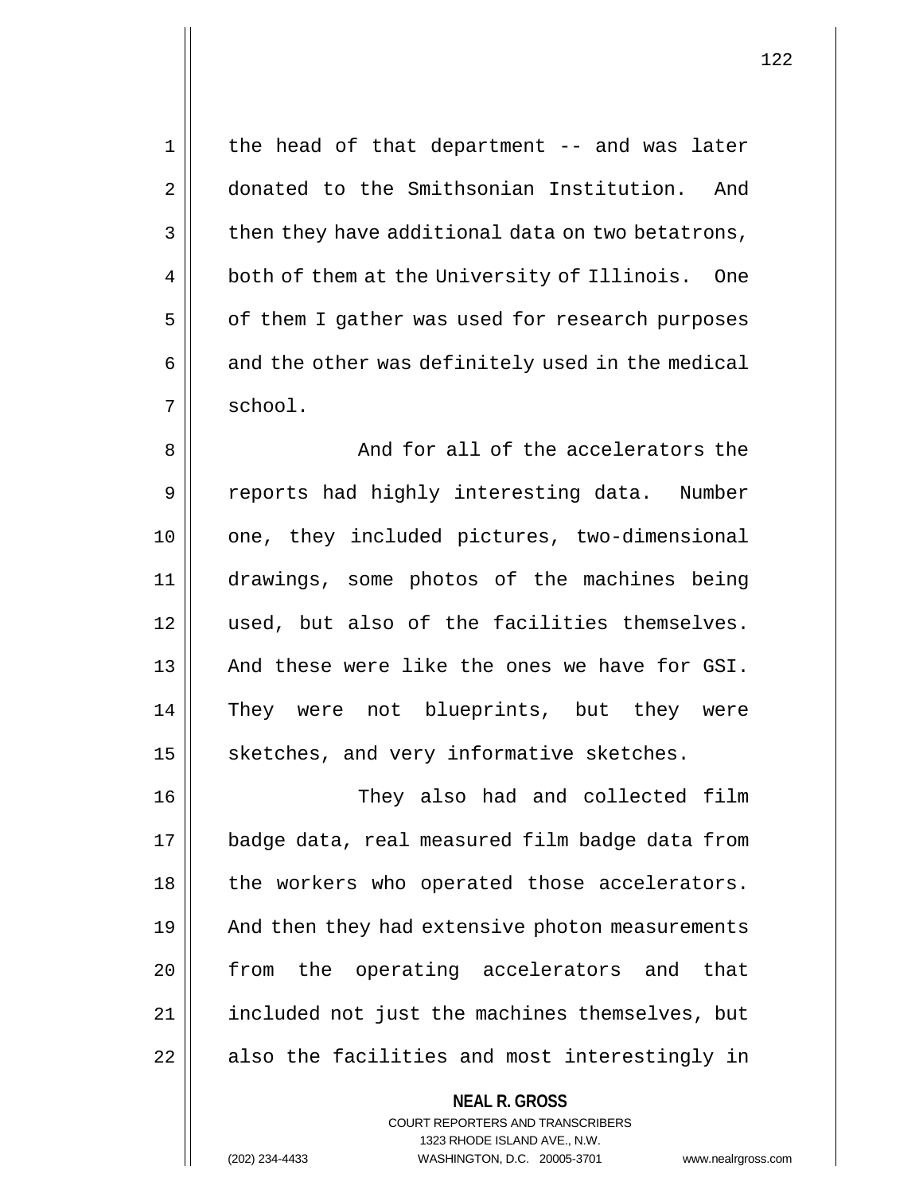the head of that department -- and was later donated to the Smithsonian Institution. And then they have additional data on two betatrons, both of them at the University of Illinois. One of them I gather was used for research purposes and the other was definitely used in the medical school.

And for all of the accelerators the reports had highly interesting data. Number one, they included pictures, two-dimensional drawings, some photos of the machines being used, but also of the facilities themselves. And these were like the ones we have for GSI. They were not blueprints, but they were sketches, and very informative sketches.

They also had and collected film badge data, real measured film badge data from the workers who operated those accelerators. And then they had extensive photon measurements from the operating accelerators and that included not just the machines themselves, but also the facilities and most interestingly in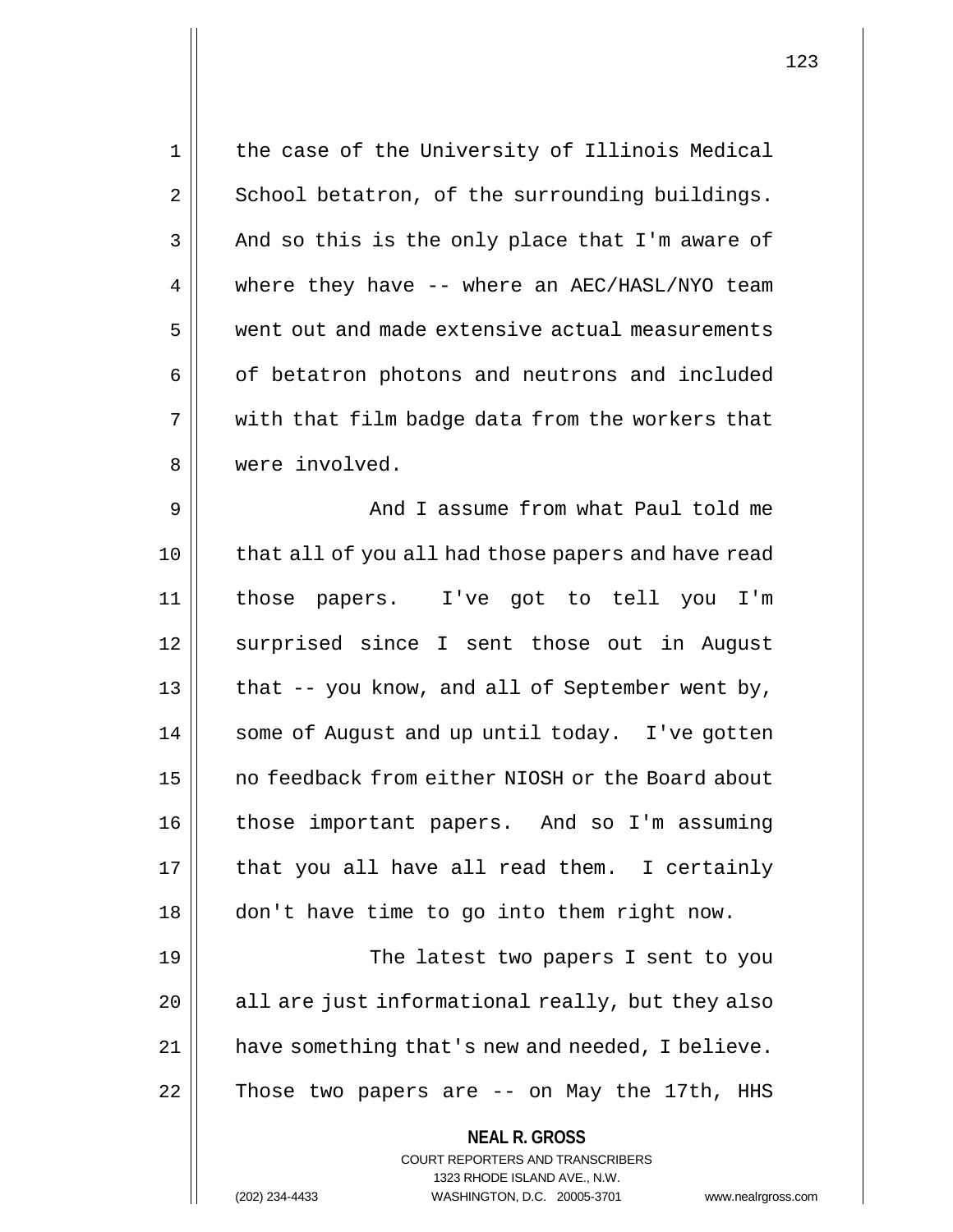the case of the University of Illinois Medical School betatron, of the surrounding buildings. And so this is the only place that I'm aware of where they have -- where an AEC/HASL/NYO team went out and made extensive actual measurements of betatron photons and neutrons and included with that film badge data from the workers that were involved.

And I assume from what Paul told me that all of you all had those papers and have read those papers. I've got to tell you I'm surprised since I sent those out in August that -- you know, and all of September went by, some of August and up until today. I've gotten no feedback from either NIOSH or the Board about those important papers. And so I'm assuming that you all have all read them. I certainly don't have time to go into them right now.

The latest two papers I sent to you all are just informational really, but they also have something that's new and needed, I believe. Those two papers are -- on May the 17th, HHS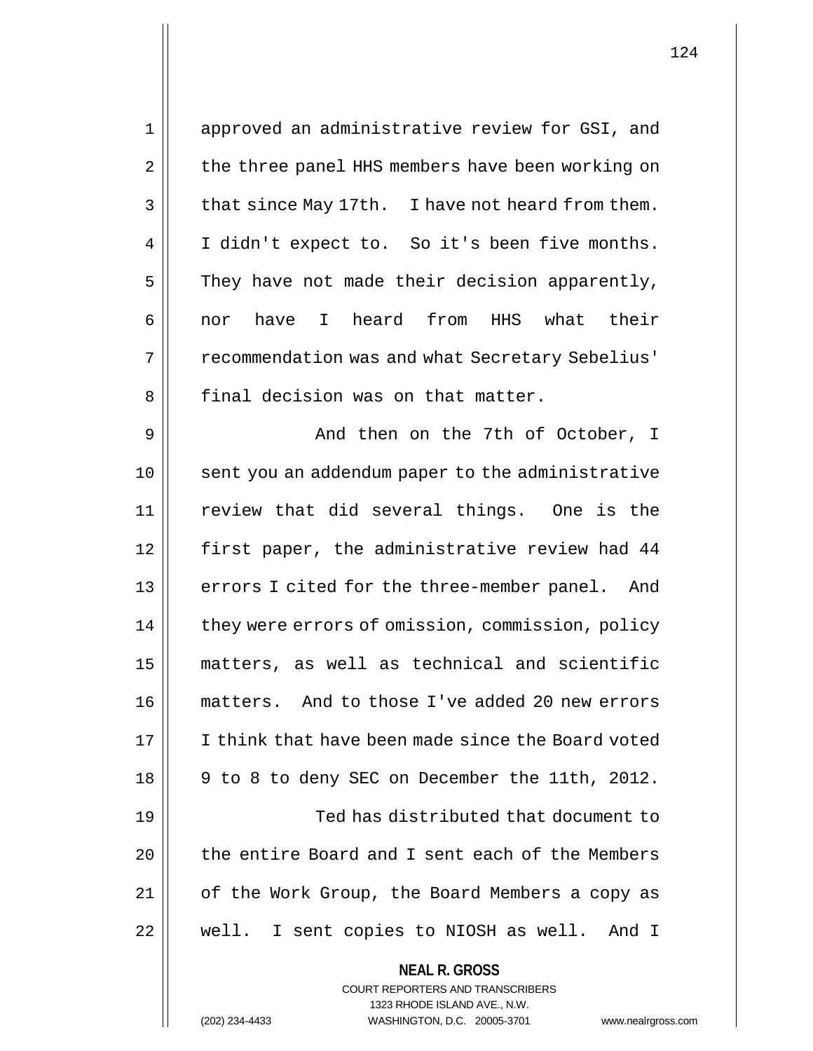approved an administrative review for GSI, and the three panel HHS members have been working on that since May 17th. I have not heard from them. I didn't expect to. So it's been five months. They have not made their decision apparently, nor have I heard from HHS what their recommendation was and what Secretary Sebelius' final decision was on that matter.

And then on the 7th of October, I sent you an addendum paper to the administrative review that did several things. One is the first paper, the administrative review had 44 errors I cited for the three-member panel. And they were errors of omission, commission, policy matters, as well as technical and scientific matters. And to those I've added 20 new errors I think that have been made since the Board voted 9 to 8 to deny SEC on December the 11th, 2012.

Ted has distributed that document to the entire Board and I sent each of the Members of the Work Group, the Board Members a copy as well. I sent copies to NIOSH as well. And I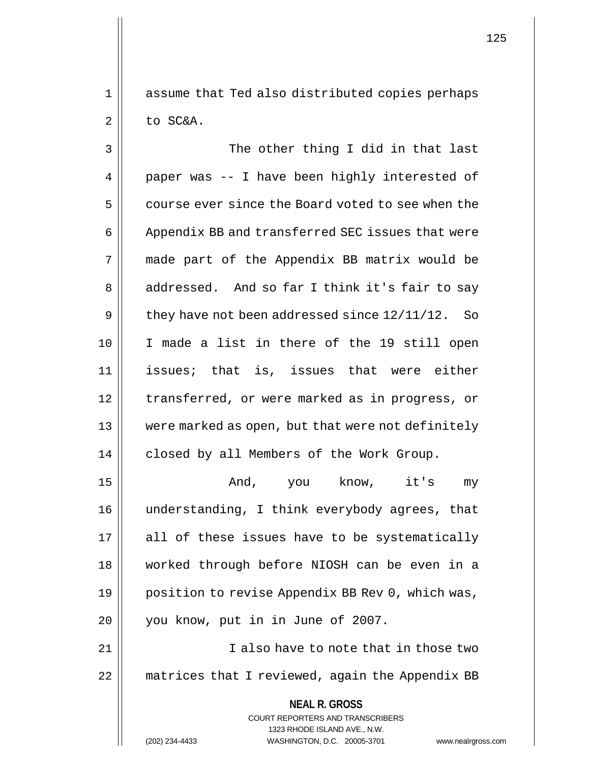assume that Ted also distributed copies perhaps to SC&A.

The other thing I did in that last paper was -- I have been highly interested of course ever since the Board voted to see when the Appendix BB and transferred SEC issues that were made part of the Appendix BB matrix would be addressed. And so far I think it's fair to say they have not been addressed since 12/11/12. So I made a list in there of the 19 still open issues; that is, issues that were either transferred, or were marked as in progress, or were marked as open, but that were not definitely closed by all Members of the Work Group.

And, you know, it's my understanding, I think everybody agrees, that all of these issues have to be systematically worked through before NIOSH can be even in a position to revise Appendix BB Rev 0, which was, you know, put in in June of 2007.

I also have to note that in those two matrices that I reviewed, again the Appendix BB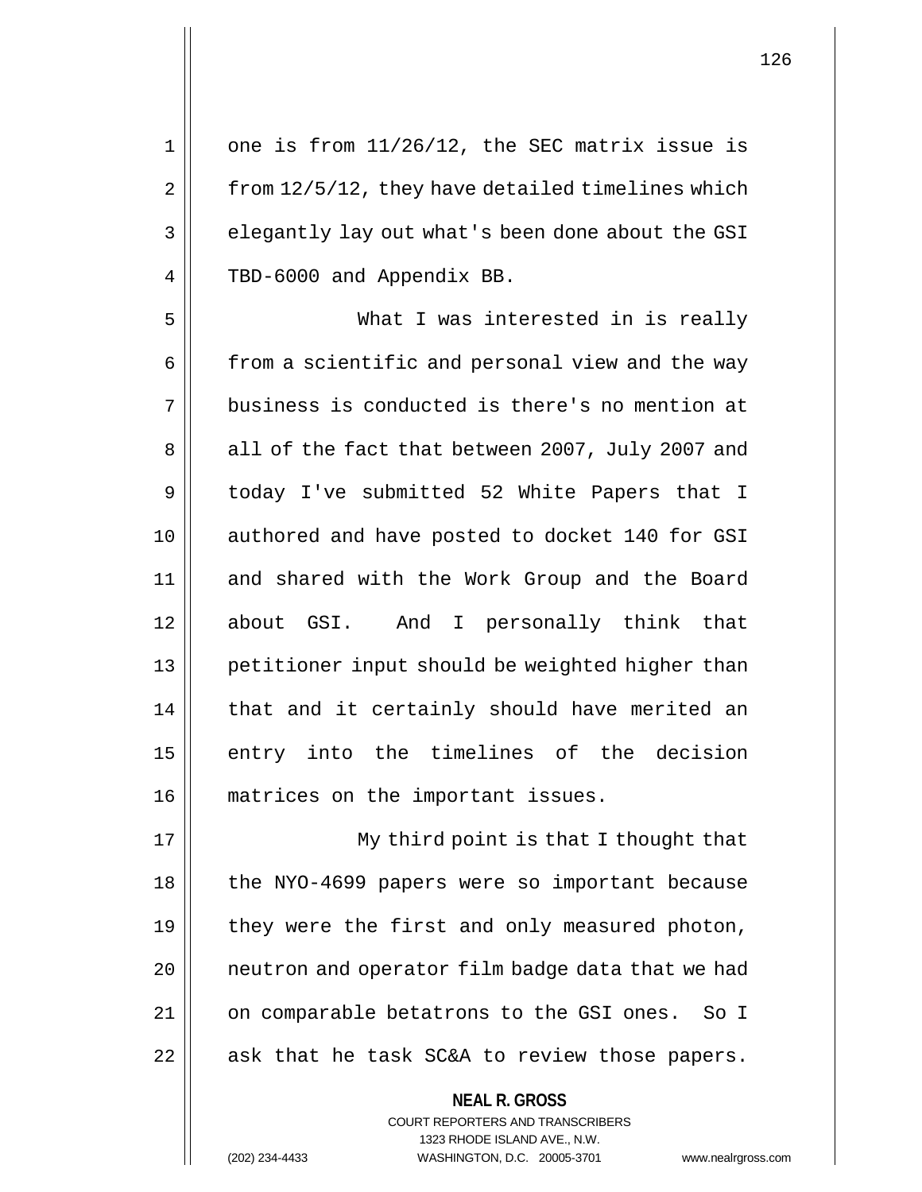one is from 11/26/12, the SEC matrix issue is from 12/5/12, they have detailed timelines which elegantly lay out what's been done about the GSI TBD-6000 and Appendix BB.

What I was interested in is really from a scientific and personal view and the way business is conducted is there's no mention at all of the fact that between 2007, July 2007 and today I've submitted 52 White Papers that I authored and have posted to docket 140 for GSI and shared with the Work Group and the Board about GSI. And I personally think that petitioner input should be weighted higher than that and it certainly should have merited an entry into the timelines of the decision matrices on the important issues.

My third point is that I thought that the NYO-4699 papers were so important because they were the first and only measured photon, neutron and operator film badge data that we had on comparable betatrons to the GSI ones. So I ask that he task SC&A to review those papers.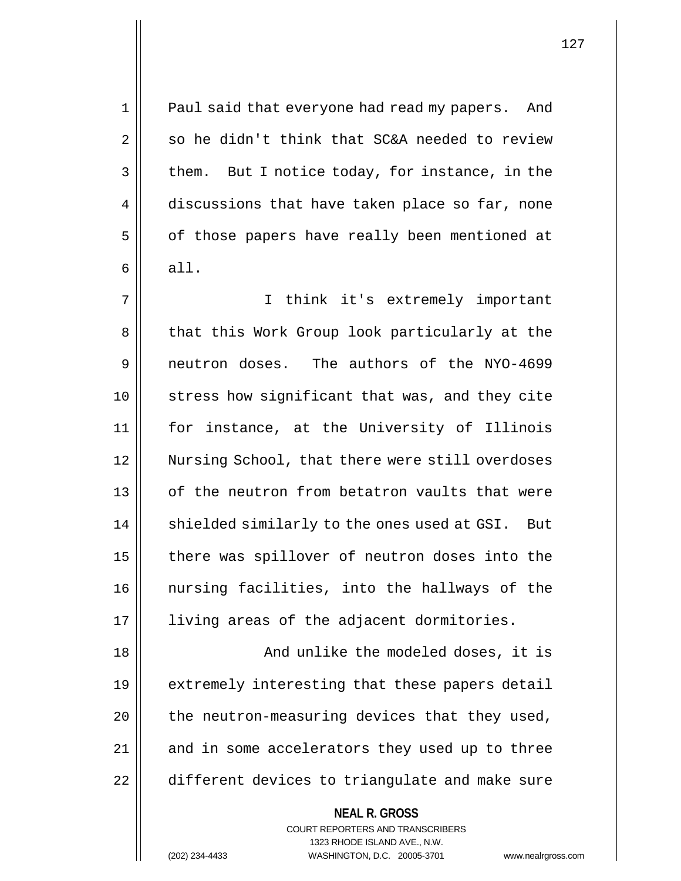Paul said that everyone had read my papers. And so he didn't think that SC&A needed to review them. But I notice today, for instance, in the discussions that have taken place so far, none of those papers have really been mentioned at all.

I think it's extremely important that this Work Group look particularly at the neutron doses. The authors of the NYO-4699 stress how significant that was, and they cite for instance, at the University of Illinois Nursing School, that there were still overdoses of the neutron from betatron vaults that were shielded similarly to the ones used at GSI. But there was spillover of neutron doses into the nursing facilities, into the hallways of the living areas of the adjacent dormitories.

And unlike the modeled doses, it is extremely interesting that these papers detail the neutron-measuring devices that they used, and in some accelerators they used up to three different devices to triangulate and make sure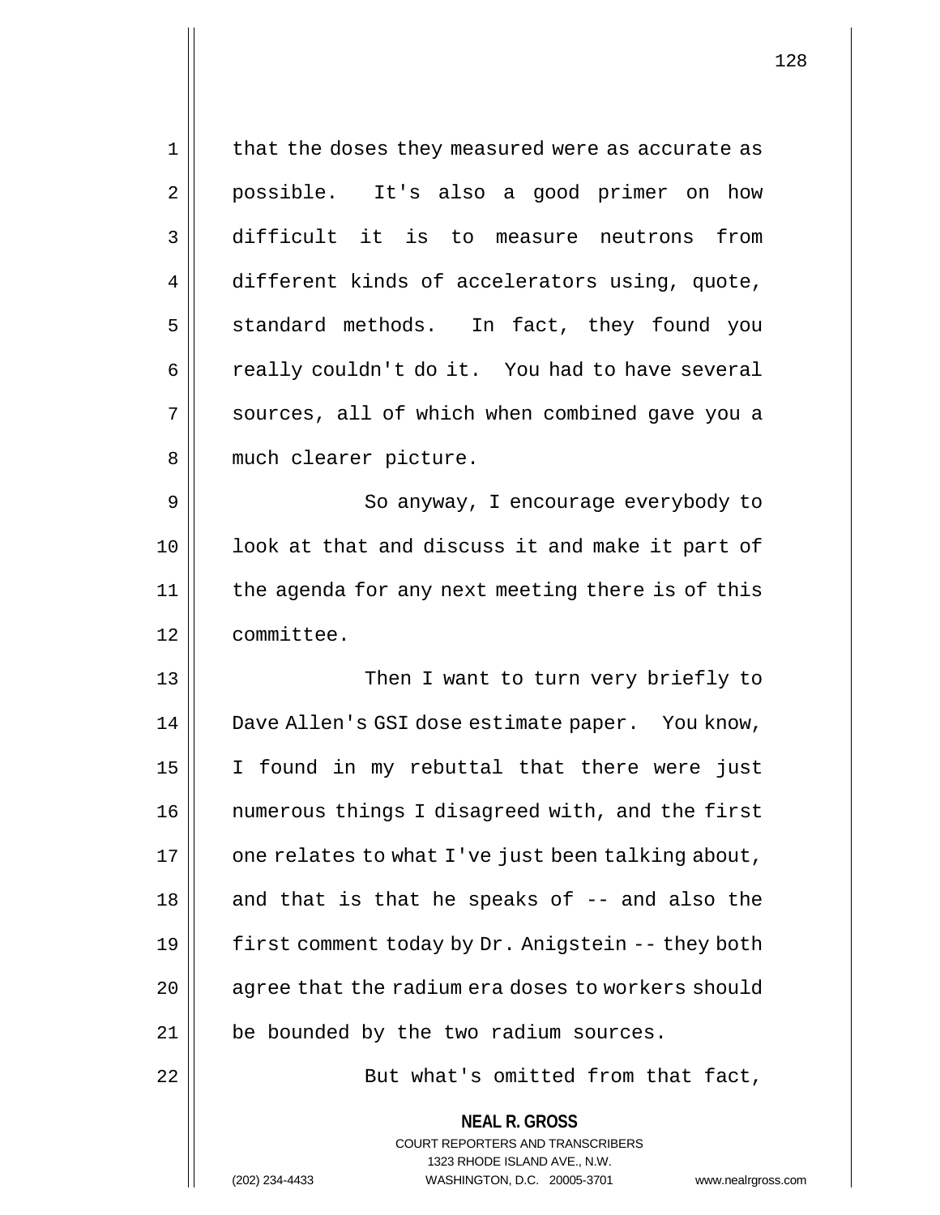that the doses they measured were as accurate as possible. It's also a good primer on how difficult it is to measure neutrons from different kinds of accelerators using, quote, standard methods. In fact, they found you really couldn't do it. You had to have several sources, all of which when combined gave you a much clearer picture.

So anyway, I encourage everybody to look at that and discuss it and make it part of the agenda for any next meeting there is of this committee.

Then I want to turn very briefly to Dave Allen's GSI dose estimate paper. You know, I found in my rebuttal that there were just numerous things I disagreed with, and the first one relates to what I've just been talking about, and that is that he speaks of -- and also the first comment today by Dr. Anigstein -- they both agree that the radium era doses to workers should be bounded by the two radium sources.

But what's omitted from that fact,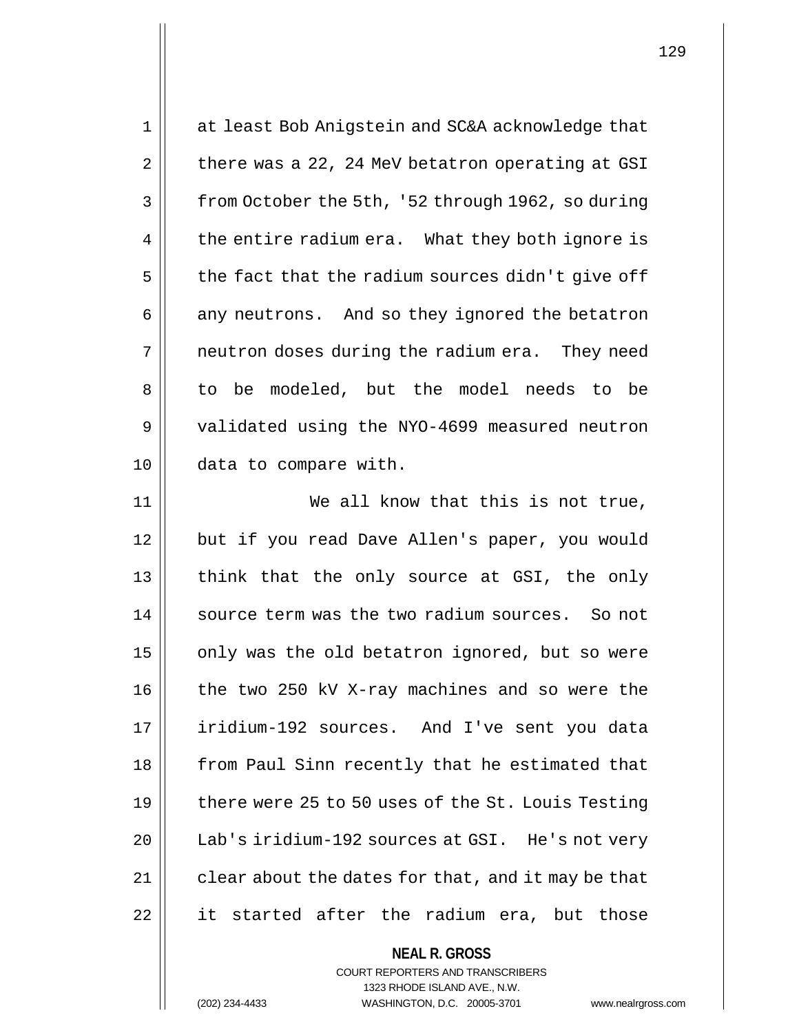at least Bob Anigstein and SC&A acknowledge that there was a 22, 24 MeV betatron operating at GSI from October the 5th, '52 through 1962, so during the entire radium era. What they both ignore is the fact that the radium sources didn't give off any neutrons. And so they ignored the betatron neutron doses during the radium era. They need to be modeled, but the model needs to be validated using the NYO-4699 measured neutron data to compare with.

We all know that this is not true, but if you read Dave Allen's paper, you would think that the only source at GSI, the only source term was the two radium sources. So not only was the old betatron ignored, but so were the two 250 kV X-ray machines and so were the iridium-192 sources. And I've sent you data from Paul Sinn recently that he estimated that there were 25 to 50 uses of the St. Louis Testing Lab's iridium-192 sources at GSI. He's not very clear about the dates for that, and it may be that it started after the radium era, but those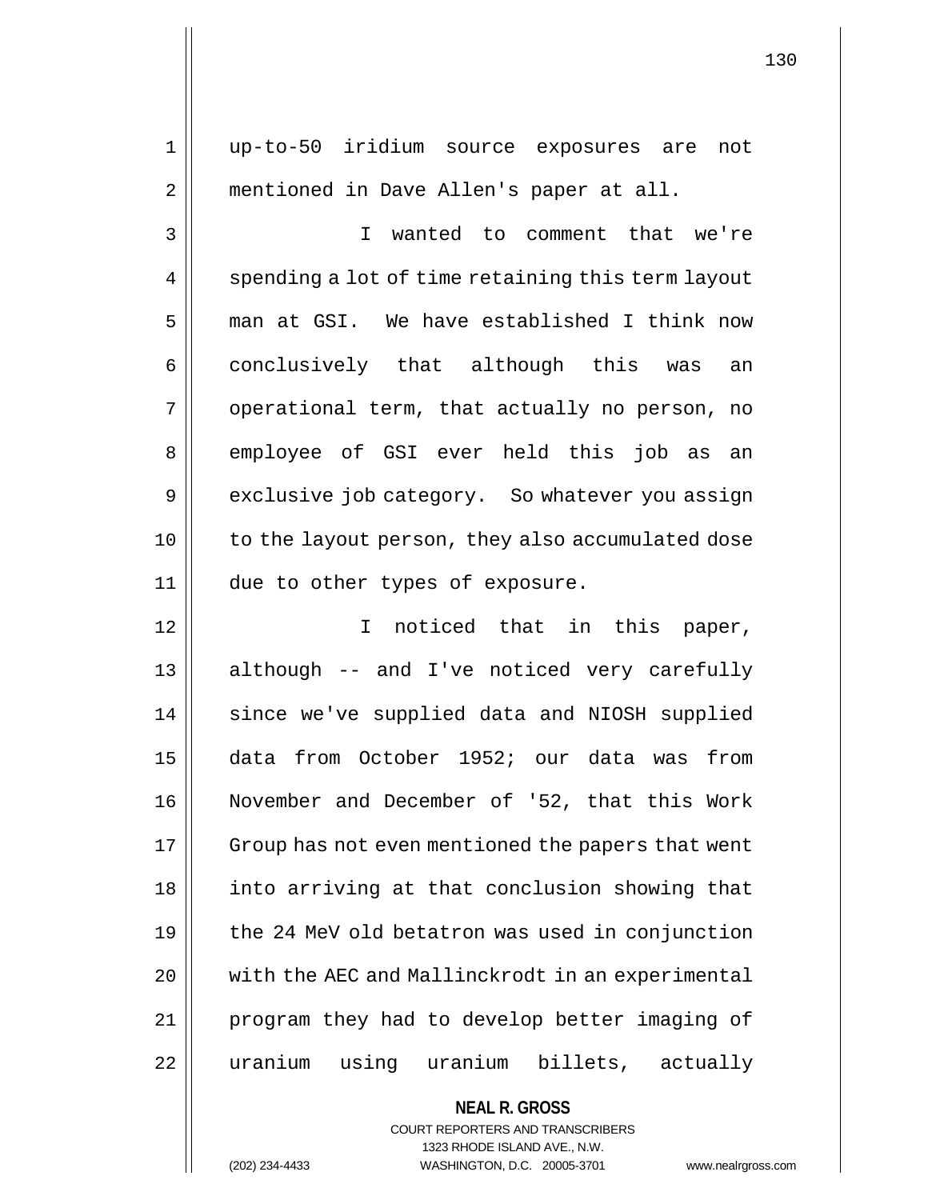up-to-50 iridium source exposures are not mentioned in Dave Allen's paper at all.

I wanted to comment that we're spending a lot of time retaining this term layout man at GSI. We have established I think now conclusively that although this was an operational term, that actually no person, no employee of GSI ever held this job as an exclusive job category. So whatever you assign to the layout person, they also accumulated dose due to other types of exposure.

I noticed that in this paper, although -- and I've noticed very carefully since we've supplied data and NIOSH supplied data from October 1952; our data was from November and December of '52, that this Work Group has not even mentioned the papers that went into arriving at that conclusion showing that the 24 MeV old betatron was used in conjunction with the AEC and Mallinckrodt in an experimental program they had to develop better imaging of uranium using uranium billets, actually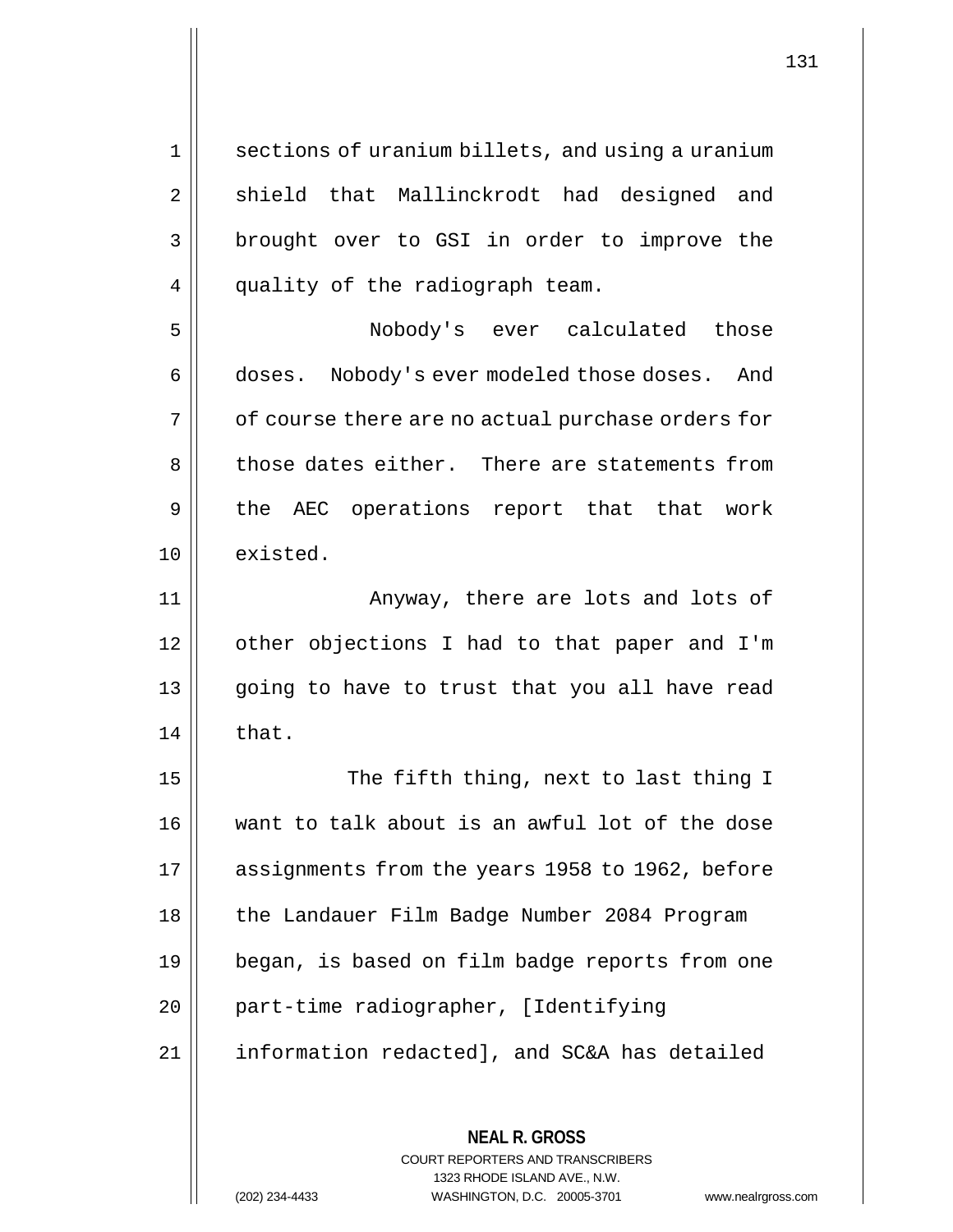sections of uranium billets, and using a uranium shield that Mallinckrodt had designed and brought over to GSI in order to improve the quality of the radiograph team.

Nobody's ever calculated those doses. Nobody's ever modeled those doses. And of course there are no actual purchase orders for those dates either. There are statements from the AEC operations report that that work existed.

Anyway, there are lots and lots of other objections I had to that paper and I'm going to have to trust that you all have read that.

The fifth thing, next to last thing I want to talk about is an awful lot of the dose assignments from the years 1958 to 1962, before the Landauer Film Badge Number 2084 Program began, is based on film badge reports from one part-time radiographer, [Identifying information redacted], and SC&A has detailed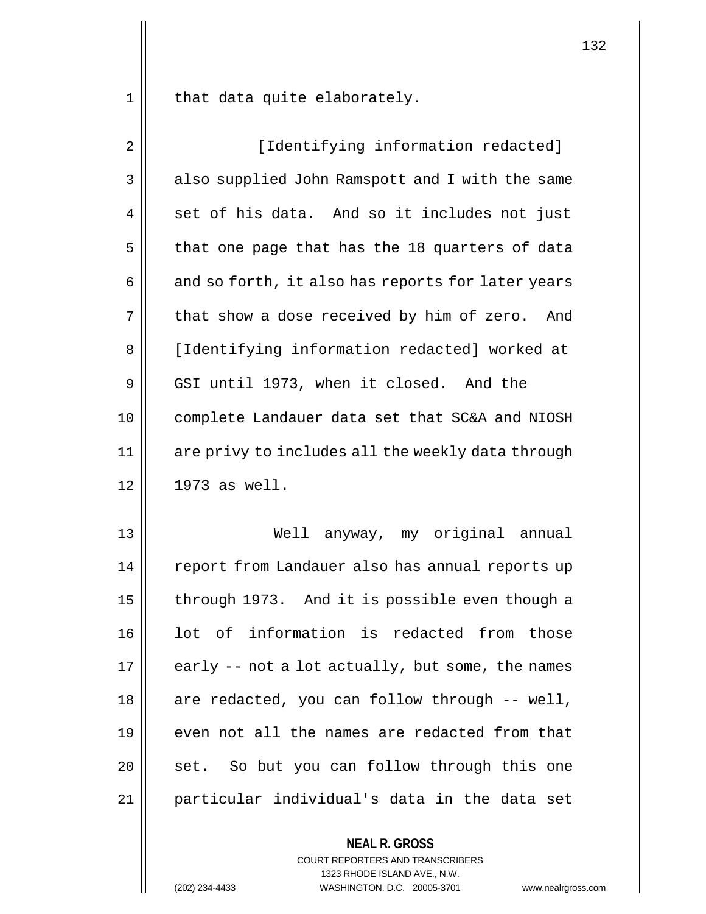that data quite elaborately.

[Identifying information redacted] also supplied John Ramspott and I with the same set of his data. And so it includes not just that one page that has the 18 quarters of data and so forth, it also has reports for later years that show a dose received by him of zero. And [Identifying information redacted] worked at GSI until 1973, when it closed. And the complete Landauer data set that SC&A and NIOSH are privy to includes all the weekly data through 1973 as well.

Well anyway, my original annual report from Landauer also has annual reports up through 1973. And it is possible even though a lot of information is redacted from those early -- not a lot actually, but some, the names are redacted, you can follow through -- well, even not all the names are redacted from that set. So but you can follow through this one particular individual's data in the data set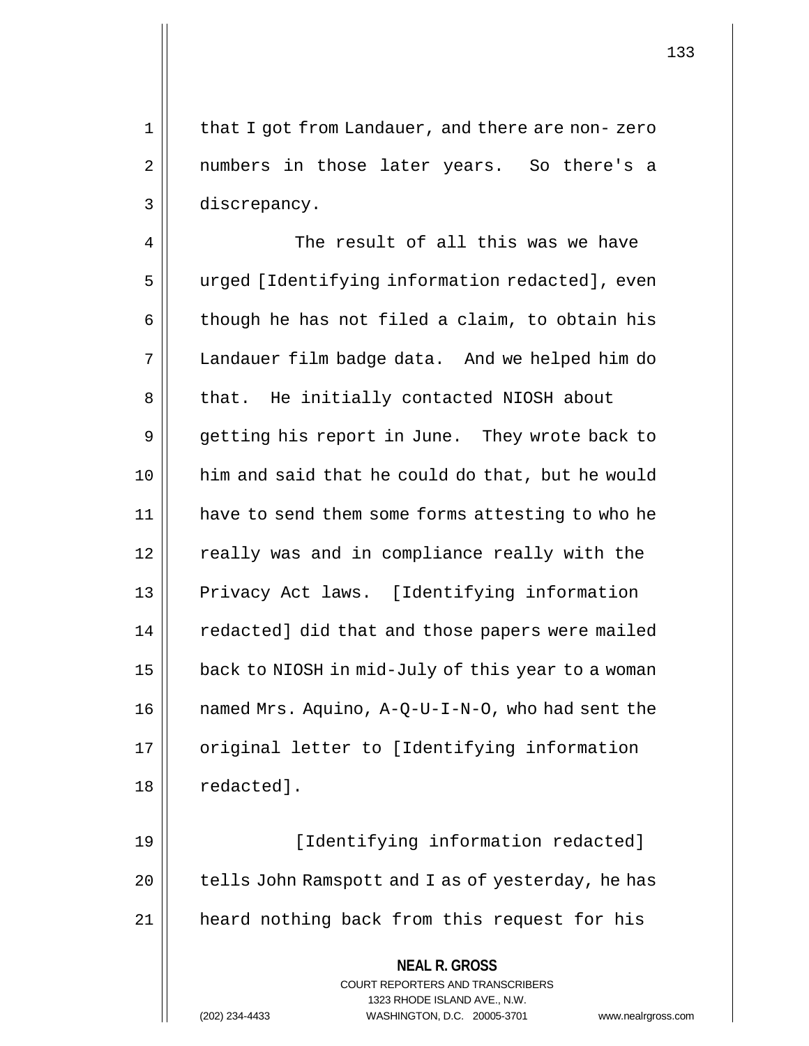that I got from Landauer, and there are non- zero numbers in those later years. So there's a discrepancy.

The result of all this was we have urged [Identifying information redacted], even though he has not filed a claim, to obtain his Landauer film badge data. And we helped him do that. He initially contacted NIOSH about getting his report in June. They wrote back to him and said that he could do that, but he would have to send them some forms attesting to who he really was and in compliance really with the Privacy Act laws. [Identifying information redacted] did that and those papers were mailed back to NIOSH in mid-July of this year to a woman named Mrs. Aquino, A-Q-U-I-N-O, who had sent the original letter to [Identifying information redacted].

[Identifying information redacted] tells John Ramspott and I as of yesterday, he has heard nothing back from this request for his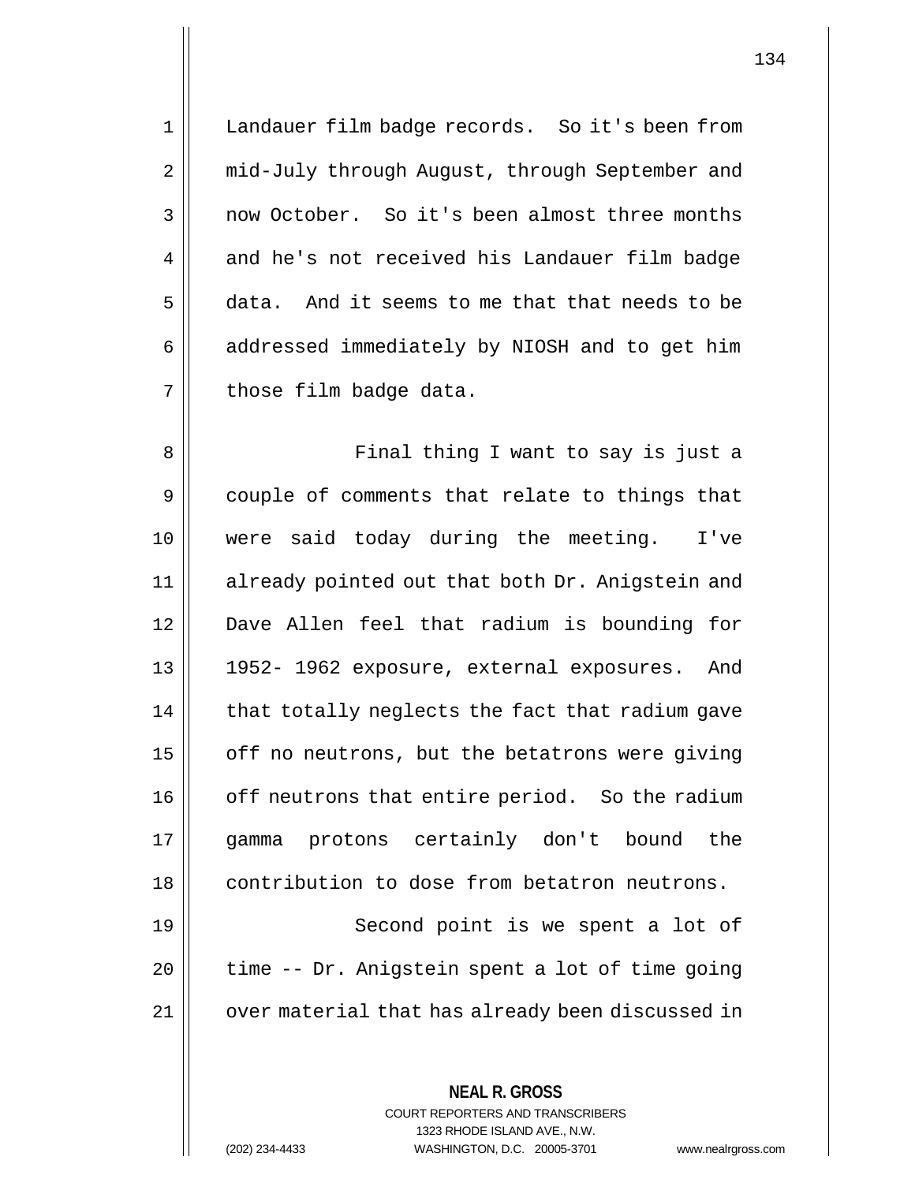Landauer film badge records. So it's been from mid-July through August, through September and now October. So it's been almost three months and he's not received his Landauer film badge data. And it seems to me that that needs to be addressed immediately by NIOSH and to get him those film badge data.

Final thing I want to say is just a couple of comments that relate to things that were said today during the meeting. I've already pointed out that both Dr. Anigstein and Dave Allen feel that radium is bounding for 1952- 1962 exposure, external exposures. And that totally neglects the fact that radium gave off no neutrons, but the betatrons were giving off neutrons that entire period. So the radium gamma protons certainly don't bound the contribution to dose from betatron neutrons.

Second point is we spent a lot of time -- Dr. Anigstein spent a lot of time going over material that has already been discussed in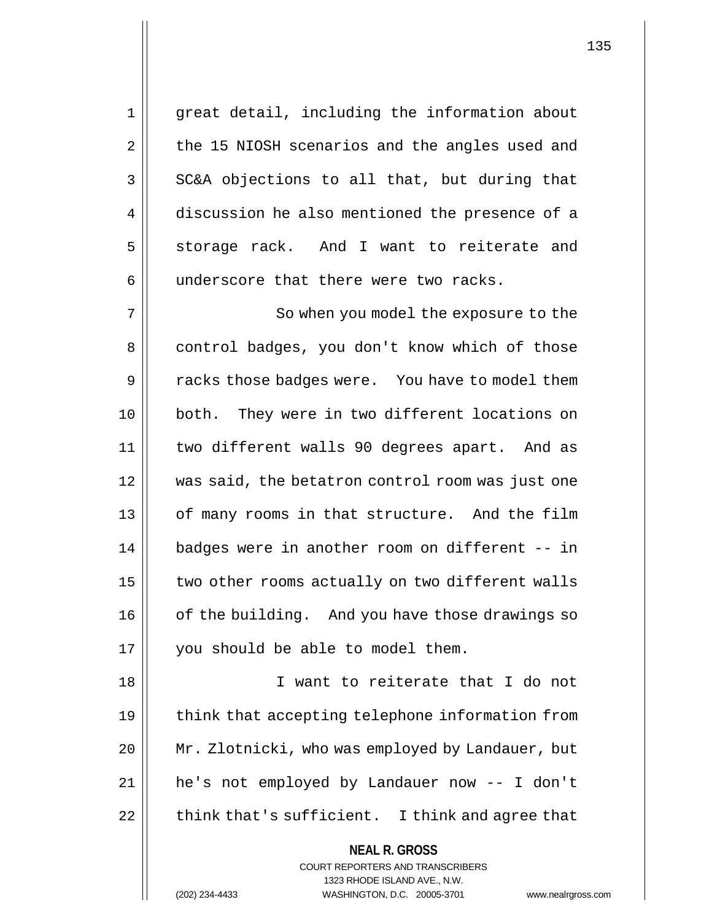great detail, including the information about the 15 NIOSH scenarios and the angles used and SC&A objections to all that, but during that discussion he also mentioned the presence of a storage rack. And I want to reiterate and underscore that there were two racks.

So when you model the exposure to the control badges, you don't know which of those racks those badges were. You have to model them both. They were in two different locations on two different walls 90 degrees apart. And as was said, the betatron control room was just one of many rooms in that structure. And the film badges were in another room on different -- in two other rooms actually on two different walls of the building. And you have those drawings so you should be able to model them.

I want to reiterate that I do not think that accepting telephone information from Mr. Zlotnicki, who was employed by Landauer, but he's not employed by Landauer now -- I don't think that's sufficient. I think and agree that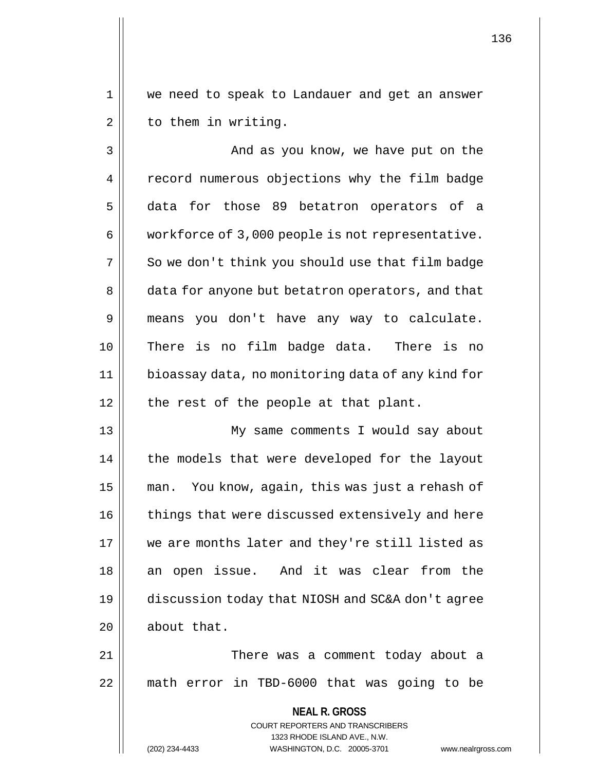we need to speak to Landauer and get an answer to them in writing.

And as you know, we have put on the record numerous objections why the film badge data for those 89 betatron operators of a workforce of 3,000 people is not representative. So we don't think you should use that film badge data for anyone but betatron operators, and that means you don't have any way to calculate. There is no film badge data. There is no bioassay data, no monitoring data of any kind for the rest of the people at that plant.

My same comments I would say about the models that were developed for the layout man. You know, again, this was just a rehash of things that were discussed extensively and here we are months later and they're still listed as an open issue. And it was clear from the discussion today that NIOSH and SC&A don't agree about that.

There was a comment today about a math error in TBD-6000 that was going to be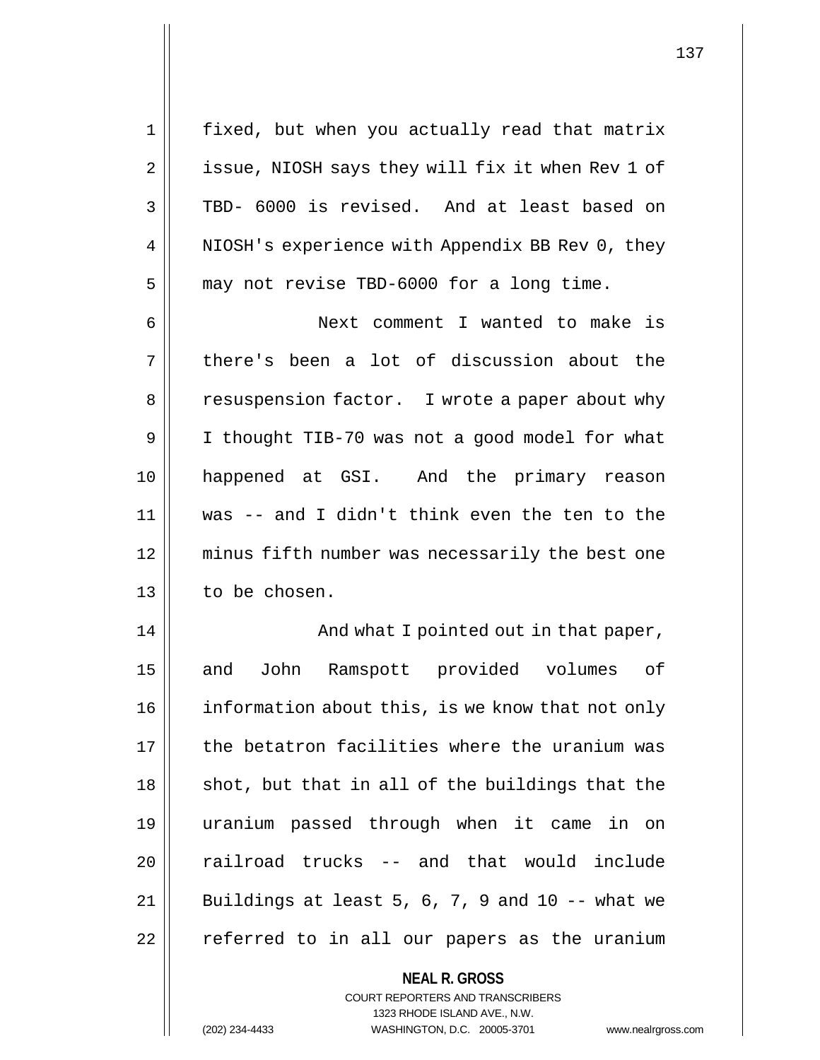fixed, but when you actually read that matrix issue, NIOSH says they will fix it when Rev 1 of TBD- 6000 is revised. And at least based on NIOSH's experience with Appendix BB Rev 0, they may not revise TBD-6000 for a long time.

Next comment I wanted to make is there's been a lot of discussion about the resuspension factor. I wrote a paper about why I thought TIB-70 was not a good model for what happened at GSI. And the primary reason was -- and I didn't think even the ten to the minus fifth number was necessarily the best one to be chosen.

And what I pointed out in that paper, and John Ramspott provided volumes of information about this, is we know that not only the betatron facilities where the uranium was shot, but that in all of the buildings that the uranium passed through when it came in on railroad trucks -- and that would include Buildings at least 5, 6, 7, 9 and 10 -- what we referred to in all our papers as the uranium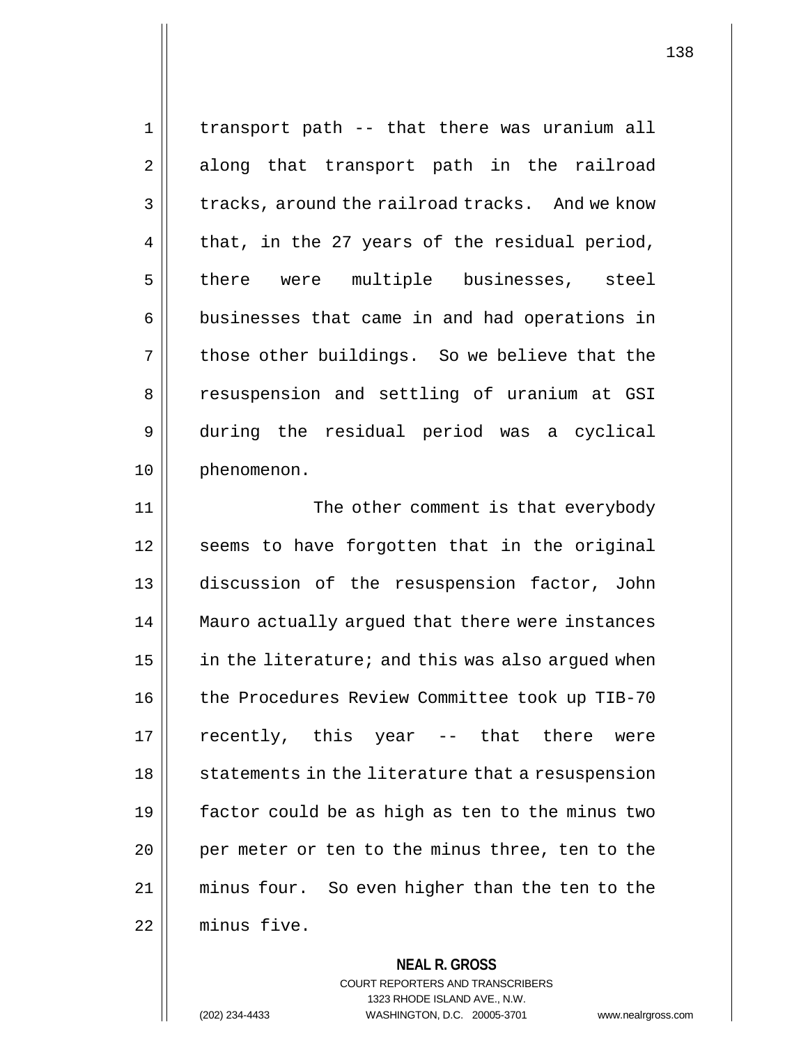transport path -- that there was uranium all along that transport path in the railroad tracks, around the railroad tracks. And we know that, in the 27 years of the residual period, there were multiple businesses, steel businesses that came in and had operations in those other buildings. So we believe that the resuspension and settling of uranium at GSI during the residual period was a cyclical phenomenon.

The other comment is that everybody seems to have forgotten that in the original discussion of the resuspension factor, John Mauro actually argued that there were instances in the literature; and this was also argued when the Procedures Review Committee took up TIB-70 recently, this year -- that there were statements in the literature that a resuspension factor could be as high as ten to the minus two per meter or ten to the minus three, ten to the minus four. So even higher than the ten to the minus five.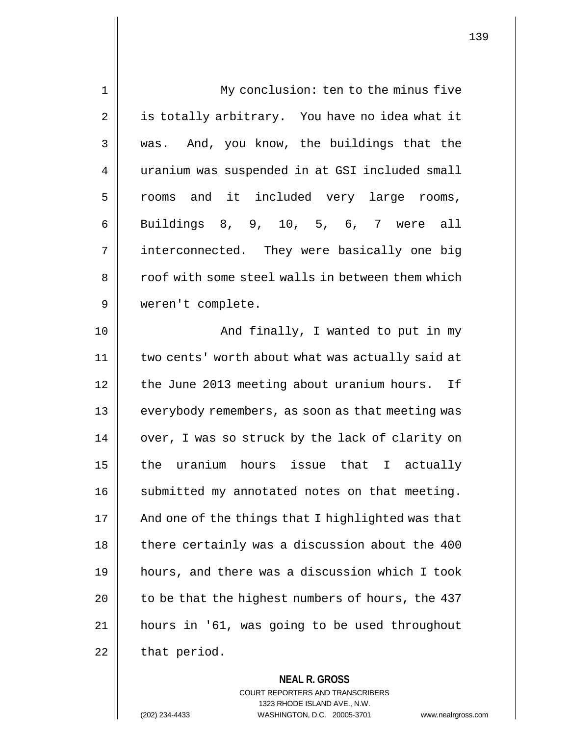My conclusion: ten to the minus five is totally arbitrary. You have no idea what it was. And, you know, the buildings that the uranium was suspended in at GSI included small rooms and it included very large rooms, Buildings 8, 9, 10, 5, 6, 7 were all interconnected. They were basically one big roof with some steel walls in between them which weren't complete.

And finally, I wanted to put in my two cents' worth about what was actually said at the June 2013 meeting about uranium hours. If everybody remembers, as soon as that meeting was over, I was so struck by the lack of clarity on the uranium hours issue that I actually submitted my annotated notes on that meeting. And one of the things that I highlighted was that there certainly was a discussion about the 400 hours, and there was a discussion which I took to be that the highest numbers of hours, the 437 hours in '61, was going to be used throughout that period.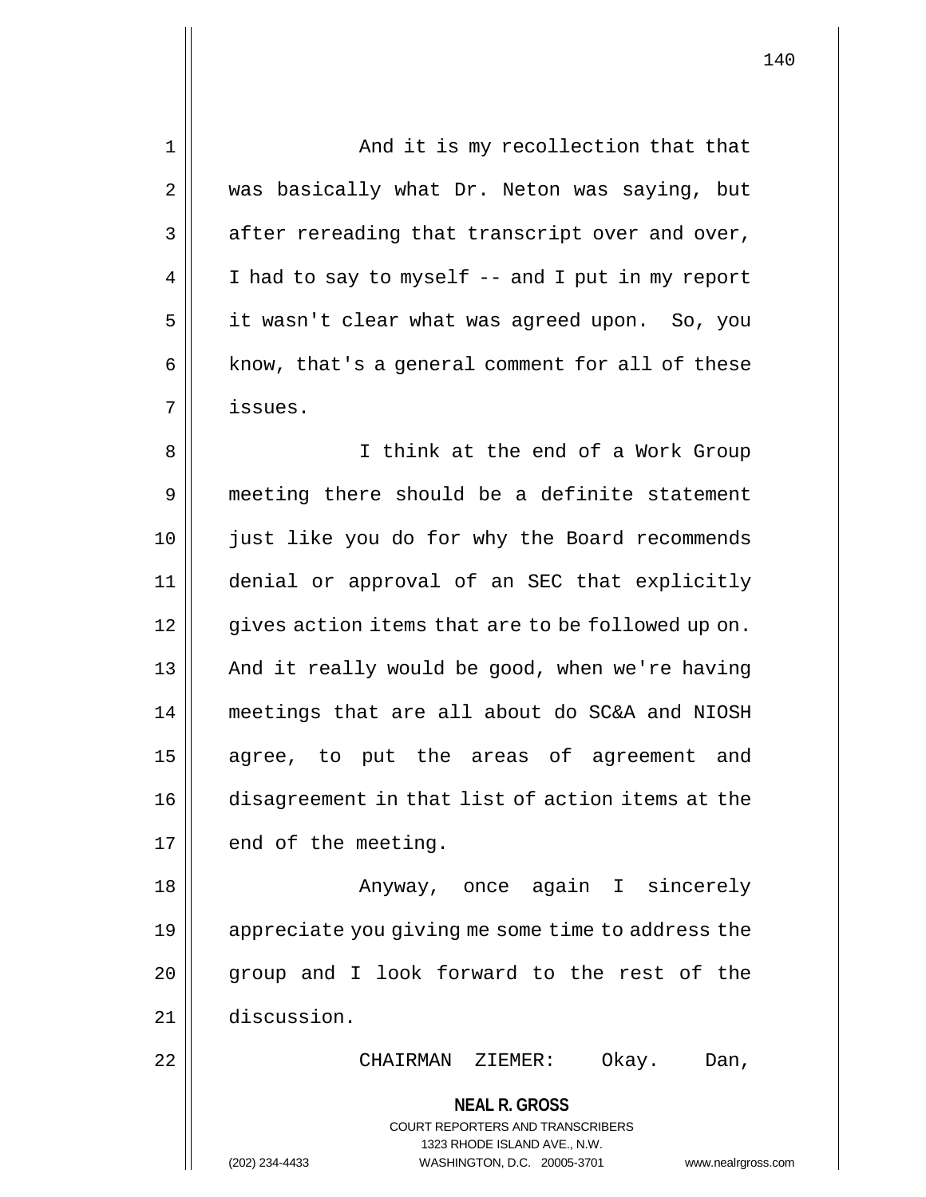And it is my recollection that that was basically what Dr. Neton was saying, but after rereading that transcript over and over, I had to say to myself -- and I put in my report it wasn't clear what was agreed upon. So, you know, that's a general comment for all of these issues.

I think at the end of a Work Group meeting there should be a definite statement just like you do for why the Board recommends denial or approval of an SEC that explicitly gives action items that are to be followed up on. And it really would be good, when we're having meetings that are all about do SC&A and NIOSH agree, to put the areas of agreement and disagreement in that list of action items at the end of the meeting.

Anyway, once again I sincerely appreciate you giving me some time to address the group and I look forward to the rest of the discussion.

CHAIRMAN ZIEMER: Okay. Dan,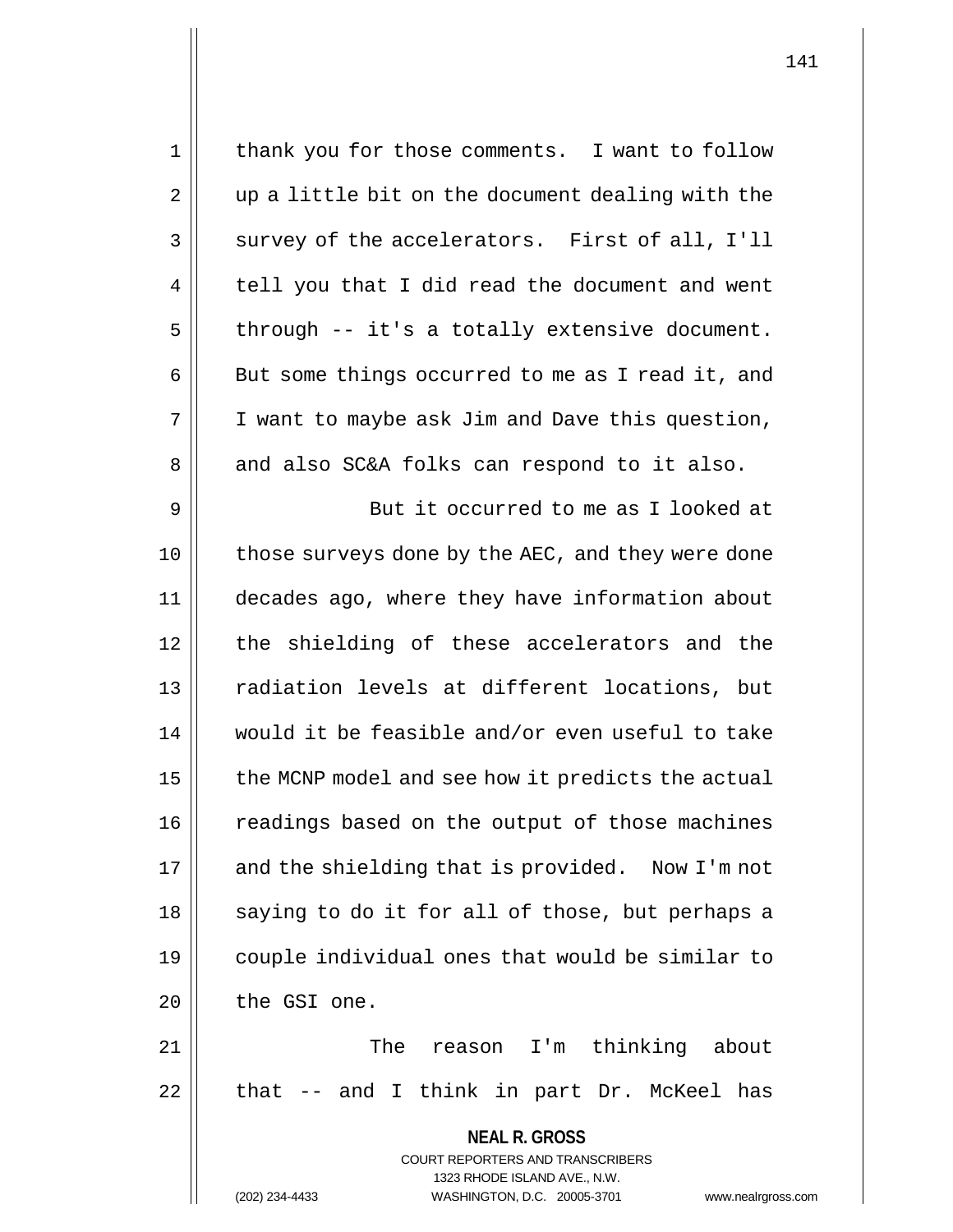thank you for those comments. I want to follow up a little bit on the document dealing with the survey of the accelerators. First of all, I'll tell you that I did read the document and went through -- it's a totally extensive document. But some things occurred to me as I read it, and I want to maybe ask Jim and Dave this question, and also SC&A folks can respond to it also.

But it occurred to me as I looked at those surveys done by the AEC, and they were done decades ago, where they have information about the shielding of these accelerators and the radiation levels at different locations, but would it be feasible and/or even useful to take the MCNP model and see how it predicts the actual readings based on the output of those machines and the shielding that is provided. Now I'm not saying to do it for all of those, but perhaps a couple individual ones that would be similar to the GSI one.

The reason I'm thinking about that -- and I think in part Dr. McKeel has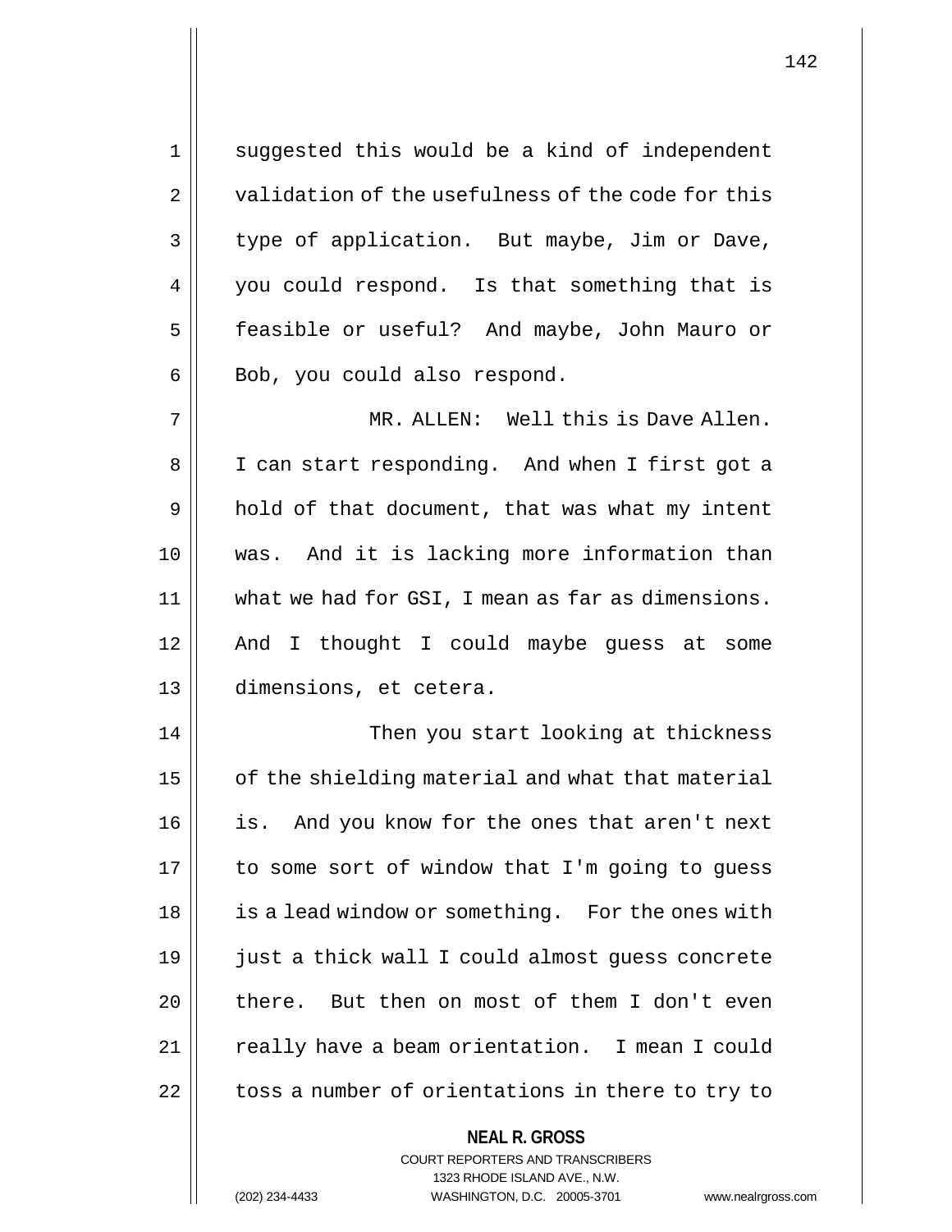suggested this would be a kind of independent validation of the usefulness of the code for this type of application. But maybe, Jim or Dave, you could respond. Is that something that is feasible or useful? And maybe, John Mauro or Bob, you could also respond.

MR. ALLEN: Well this is Dave Allen. I can start responding. And when I first got a hold of that document, that was what my intent was. And it is lacking more information than what we had for GSI, I mean as far as dimensions. And I thought I could maybe guess at some dimensions, et cetera.

Then you start looking at thickness of the shielding material and what that material is. And you know for the ones that aren't next to some sort of window that I'm going to guess is a lead window or something. For the ones with just a thick wall I could almost guess concrete there. But then on most of them I don't even really have a beam orientation. I mean I could toss a number of orientations in there to try to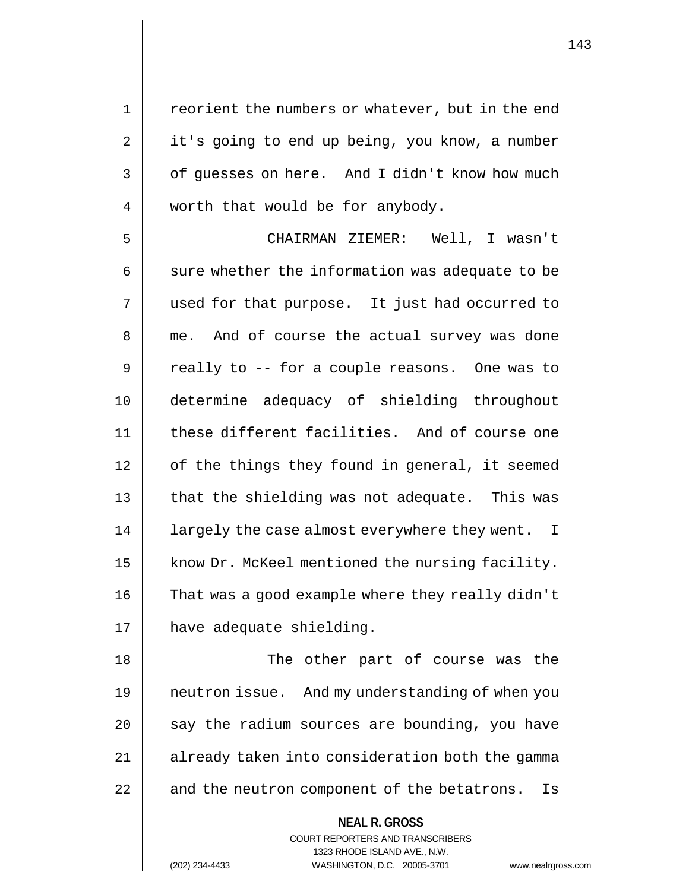reorient the numbers or whatever, but in the end it's going to end up being, you know, a number of guesses on here. And I didn't know how much worth that would be for anybody.

CHAIRMAN ZIEMER: Well, I wasn't sure whether the information was adequate to be used for that purpose. It just had occurred to me. And of course the actual survey was done really to -- for a couple reasons. One was to determine adequacy of shielding throughout these different facilities. And of course one of the things they found in general, it seemed that the shielding was not adequate. This was largely the case almost everywhere they went. I know Dr. McKeel mentioned the nursing facility. That was a good example where they really didn't have adequate shielding.

The other part of course was the neutron issue. And my understanding of when you say the radium sources are bounding, you have already taken into consideration both the gamma and the neutron component of the betatrons. Is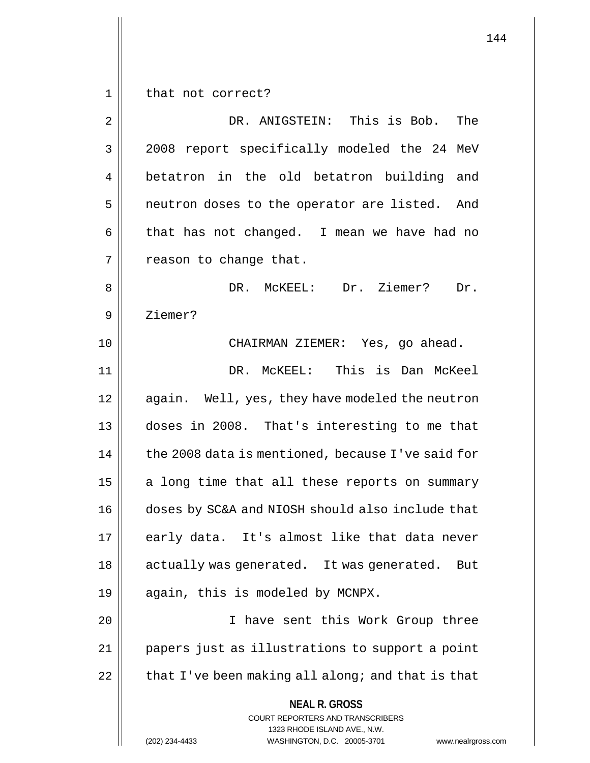that not correct?

DR. ANIGSTEIN: This is Bob. The 2008 report specifically modeled the 24 MeV betatron in the old betatron building and neutron doses to the operator are listed. And that has not changed. I mean we have had no reason to change that.

DR. McKEEL: Dr. Ziemer? Dr. Ziemer?

CHAIRMAN ZIEMER: Yes, go ahead.

DR. McKEEL: This is Dan McKeel again. Well, yes, they have modeled the neutron doses in 2008. That's interesting to me that the 2008 data is mentioned, because I've said for a long time that all these reports on summary doses by SC&A and NIOSH should also include that early data. It's almost like that data never actually was generated. It was generated. But again, this is modeled by MCNPX.

I have sent this Work Group three papers just as illustrations to support a point that I've been making all along; and that is that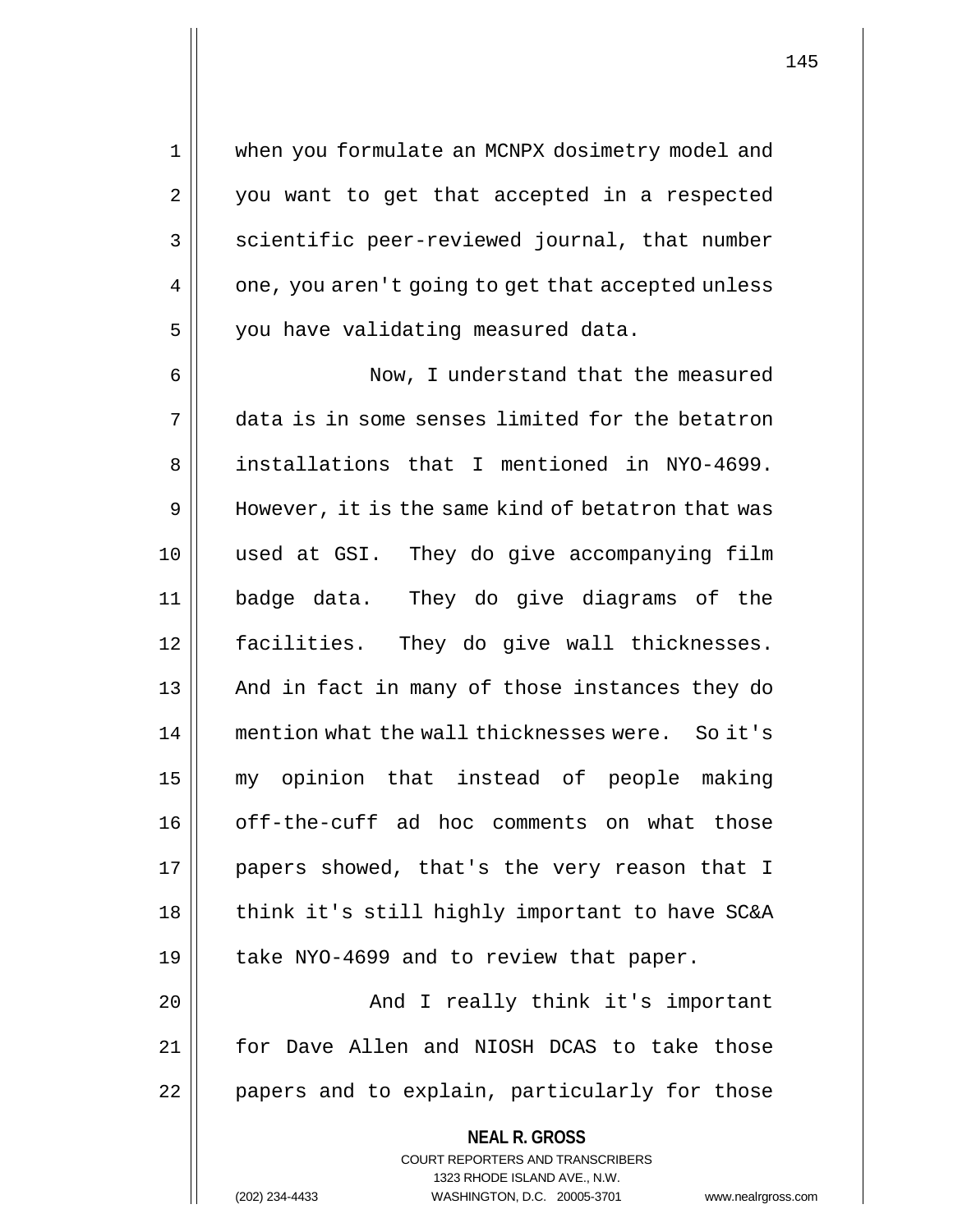when you formulate an MCNPX dosimetry model and you want to get that accepted in a respected scientific peer-reviewed journal, that number one, you aren't going to get that accepted unless you have validating measured data.

Now, I understand that the measured data is in some senses limited for the betatron installations that I mentioned in NYO-4699. However, it is the same kind of betatron that was used at GSI. They do give accompanying film badge data. They do give diagrams of the facilities. They do give wall thicknesses. And in fact in many of those instances they do mention what the wall thicknesses were. So it's my opinion that instead of people making off-the-cuff ad hoc comments on what those papers showed, that's the very reason that I think it's still highly important to have SC&A take NYO-4699 and to review that paper.

And I really think it's important for Dave Allen and NIOSH DCAS to take those papers and to explain, particularly for those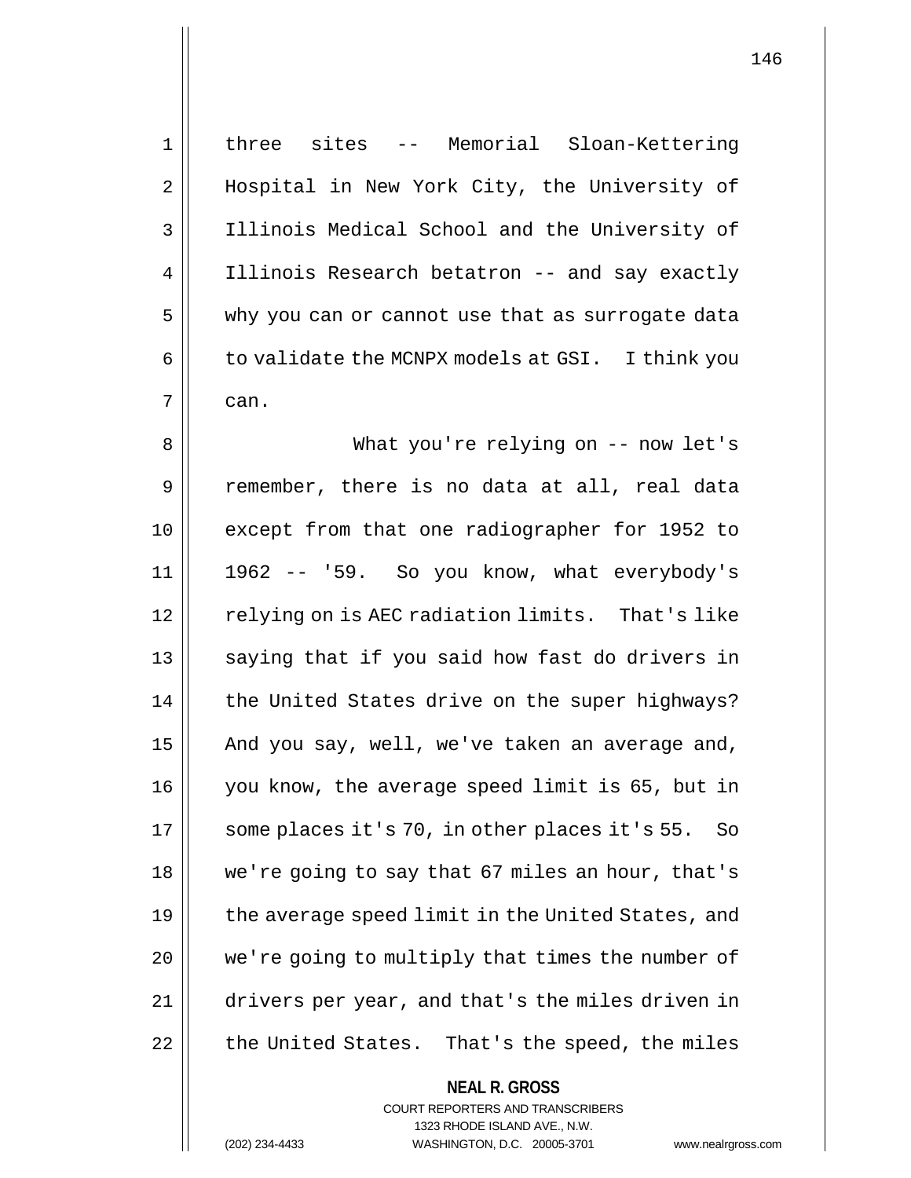three sites -- Memorial Sloan-Kettering Hospital in New York City, the University of Illinois Medical School and the University of Illinois Research betatron -- and say exactly why you can or cannot use that as surrogate data to validate the MCNPX models at GSI. I think you can.

What you're relying on -- now let's remember, there is no data at all, real data except from that one radiographer for 1952 to 1962 -- '59. So you know, what everybody's relying on is AEC radiation limits. That's like saying that if you said how fast do drivers in the United States drive on the super highways? And you say, well, we've taken an average and, you know, the average speed limit is 65, but in some places it's 70, in other places it's 55. So we're going to say that 67 miles an hour, that's the average speed limit in the United States, and we're going to multiply that times the number of drivers per year, and that's the miles driven in the United States. That's the speed, the miles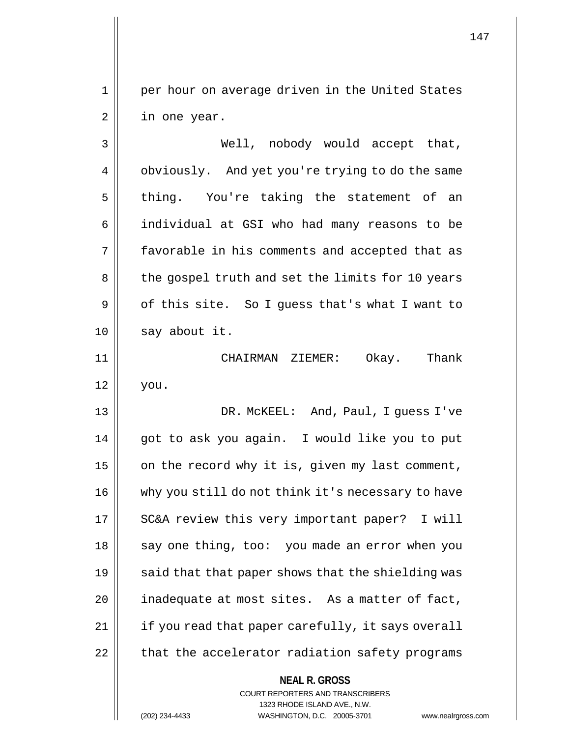per hour on average driven in the United States in one year.

Well, nobody would accept that, obviously. And yet you're trying to do the same thing. You're taking the statement of an individual at GSI who had many reasons to be favorable in his comments and accepted that as the gospel truth and set the limits for 10 years of this site. So I guess that's what I want to say about it.

CHAIRMAN ZIEMER: Okay. Thank you.

DR. McKEEL: And, Paul, I guess I've got to ask you again. I would like you to put on the record why it is, given my last comment, why you still do not think it's necessary to have SC&A review this very important paper? I will say one thing, too: you made an error when you said that that paper shows that the shielding was inadequate at most sites. As a matter of fact, if you read that paper carefully, it says overall that the accelerator radiation safety programs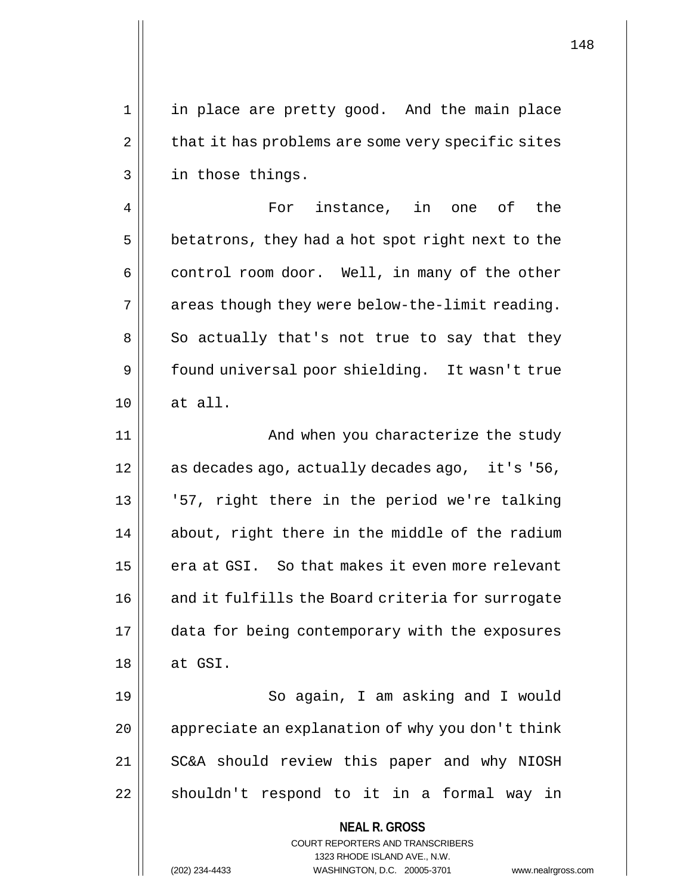in place are pretty good. And the main place that it has problems are some very specific sites in those things.

For instance, in one of the betatrons, they had a hot spot right next to the control room door. Well, in many of the other areas though they were below-the-limit reading. So actually that's not true to say that they found universal poor shielding. It wasn't true at all.

And when you characterize the study as decades ago, actually decades ago, it's '56, '57, right there in the period we're talking about, right there in the middle of the radium era at GSI. So that makes it even more relevant and it fulfills the Board criteria for surrogate data for being contemporary with the exposures at GSI.

So again, I am asking and I would appreciate an explanation of why you don't think SC&A should review this paper and why NIOSH shouldn't respond to it in a formal way in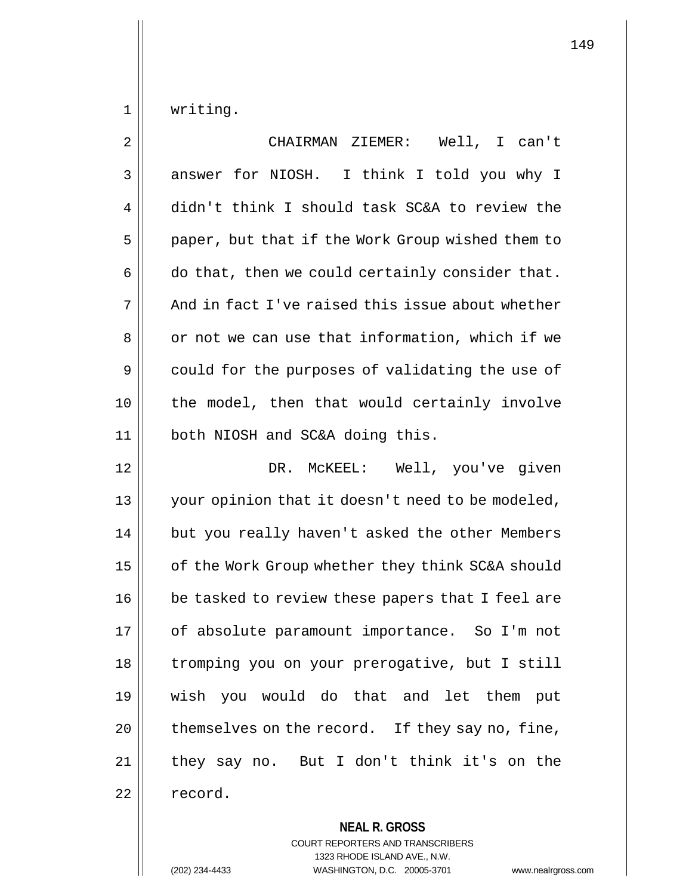writing.

CHAIRMAN ZIEMER: Well, I can't answer for NIOSH. I think I told you why I didn't think I should task SC&A to review the paper, but that if the Work Group wished them to do that, then we could certainly consider that. And in fact I've raised this issue about whether or not we can use that information, which if we could for the purposes of validating the use of the model, then that would certainly involve both NIOSH and SC&A doing this.

DR. McKEEL: Well, you've given your opinion that it doesn't need to be modeled, but you really haven't asked the other Members of the Work Group whether they think SC&A should be tasked to review these papers that I feel are of absolute paramount importance. So I'm not tromping you on your prerogative, but I still wish you would do that and let them put themselves on the record. If they say no, fine, they say no. But I don't think it's on the record.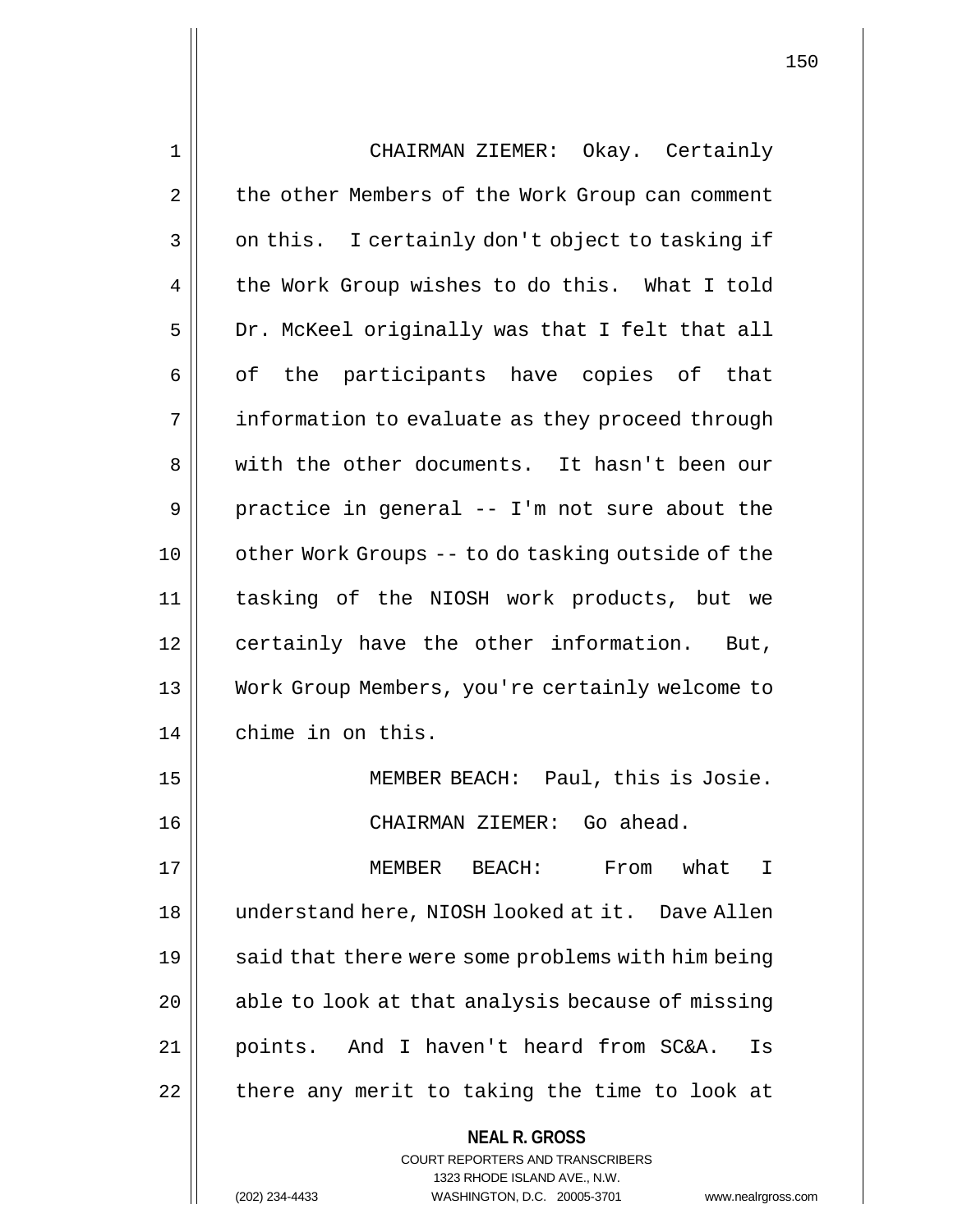CHAIRMAN ZIEMER: Okay. Certainly the other Members of the Work Group can comment on this. I certainly don't object to tasking if the Work Group wishes to do this. What I told Dr. McKeel originally was that I felt that all of the participants have copies of that information to evaluate as they proceed through with the other documents. It hasn't been our practice in general -- I'm not sure about the other Work Groups -- to do tasking outside of the tasking of the NIOSH work products, but we certainly have the other information. But, Work Group Members, you're certainly welcome to chime in on this.

MEMBER BEACH: Paul, this is Josie.

CHAIRMAN ZIEMER: Go ahead.

MEMBER BEACH: From what I understand here, NIOSH looked at it. Dave Allen said that there were some problems with him being able to look at that analysis because of missing points. And I haven't heard from SC&A. Is there any merit to taking the time to look at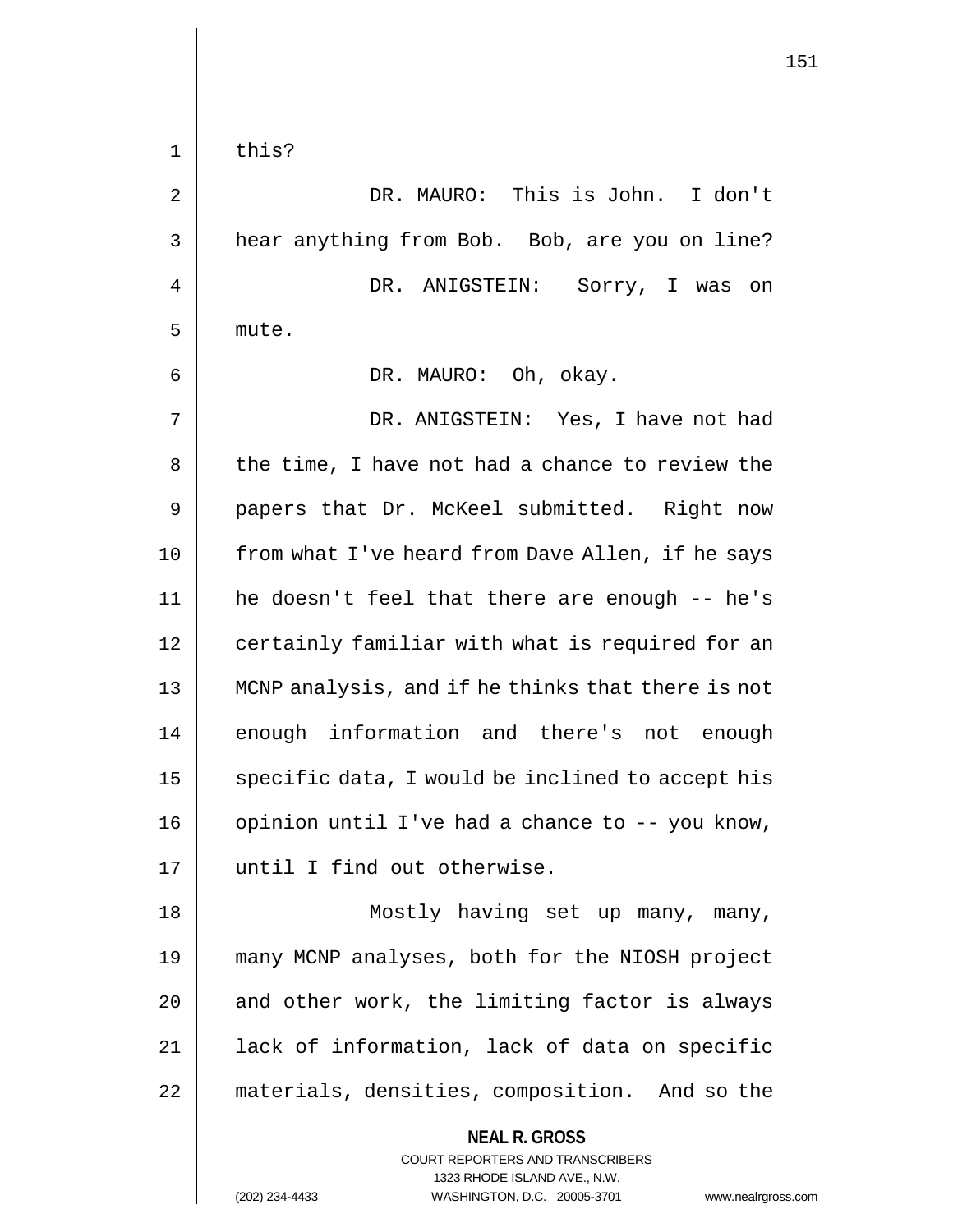this?

DR. MAURO: This is John. I don't hear anything from Bob. Bob, are you on line?

DR. ANIGSTEIN: Sorry, I was on mute.

DR. MAURO: Oh, okay.

DR. ANIGSTEIN: Yes, I have not had the time, I have not had a chance to review the papers that Dr. McKeel submitted. Right now from what I've heard from Dave Allen, if he says he doesn't feel that there are enough -- he's certainly familiar with what is required for an MCNP analysis, and if he thinks that there is not enough information and there's not enough specific data, I would be inclined to accept his opinion until I've had a chance to -- you know, until I find out otherwise.

Mostly having set up many, many, many MCNP analyses, both for the NIOSH project and other work, the limiting factor is always lack of information, lack of data on specific materials, densities, composition. And so the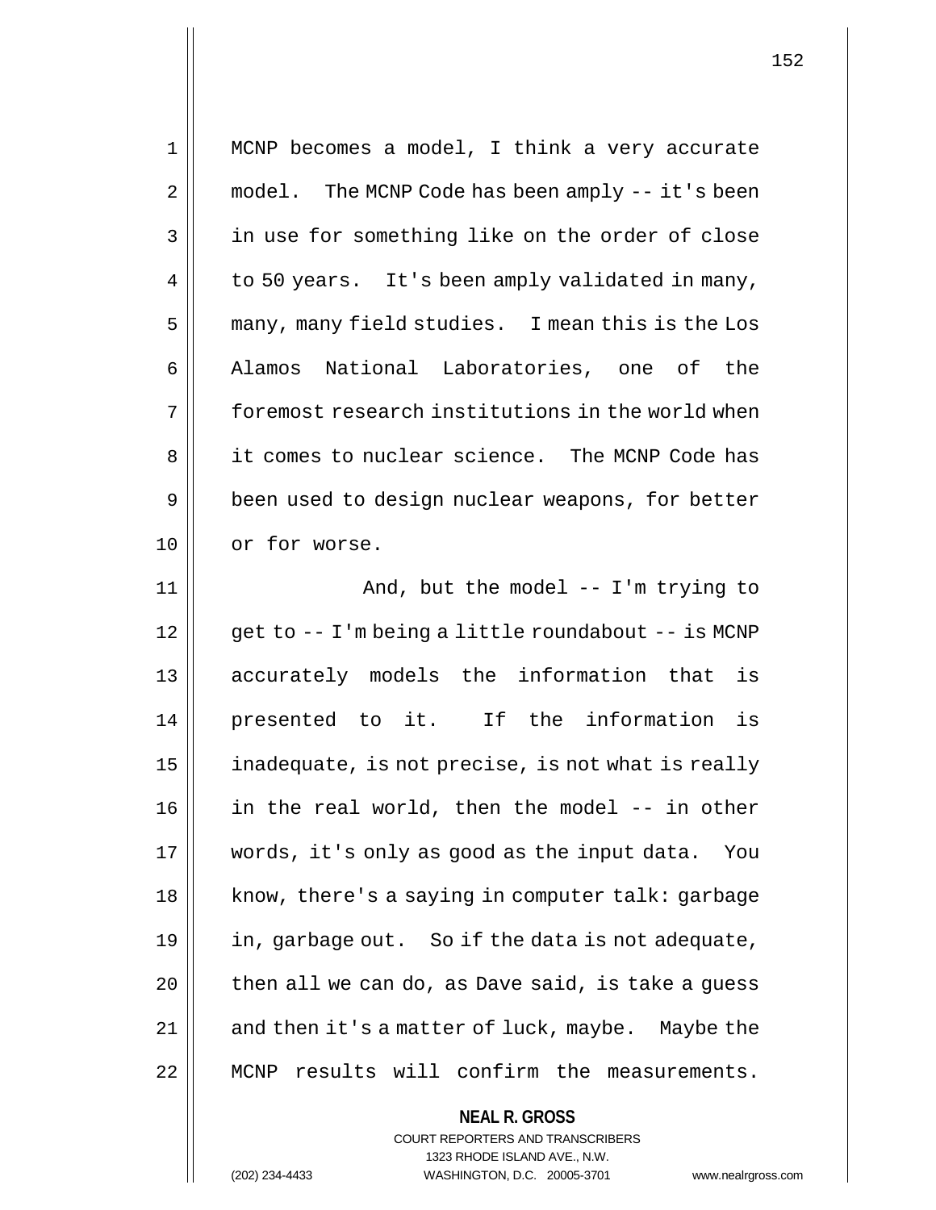MCNP becomes a model, I think a very accurate model. The MCNP Code has been amply -- it's been in use for something like on the order of close to 50 years. It's been amply validated in many, many, many field studies. I mean this is the Los Alamos National Laboratories, one of the foremost research institutions in the world when it comes to nuclear science. The MCNP Code has been used to design nuclear weapons, for better or for worse.

And, but the model -- I'm trying to get to -- I'm being a little roundabout -- is MCNP accurately models the information that is presented to it. If the information is inadequate, is not precise, is not what is really in the real world, then the model -- in other words, it's only as good as the input data. You know, there's a saying in computer talk: garbage in, garbage out. So if the data is not adequate, then all we can do, as Dave said, is take a guess and then it's a matter of luck, maybe. Maybe the MCNP results will confirm the measurements.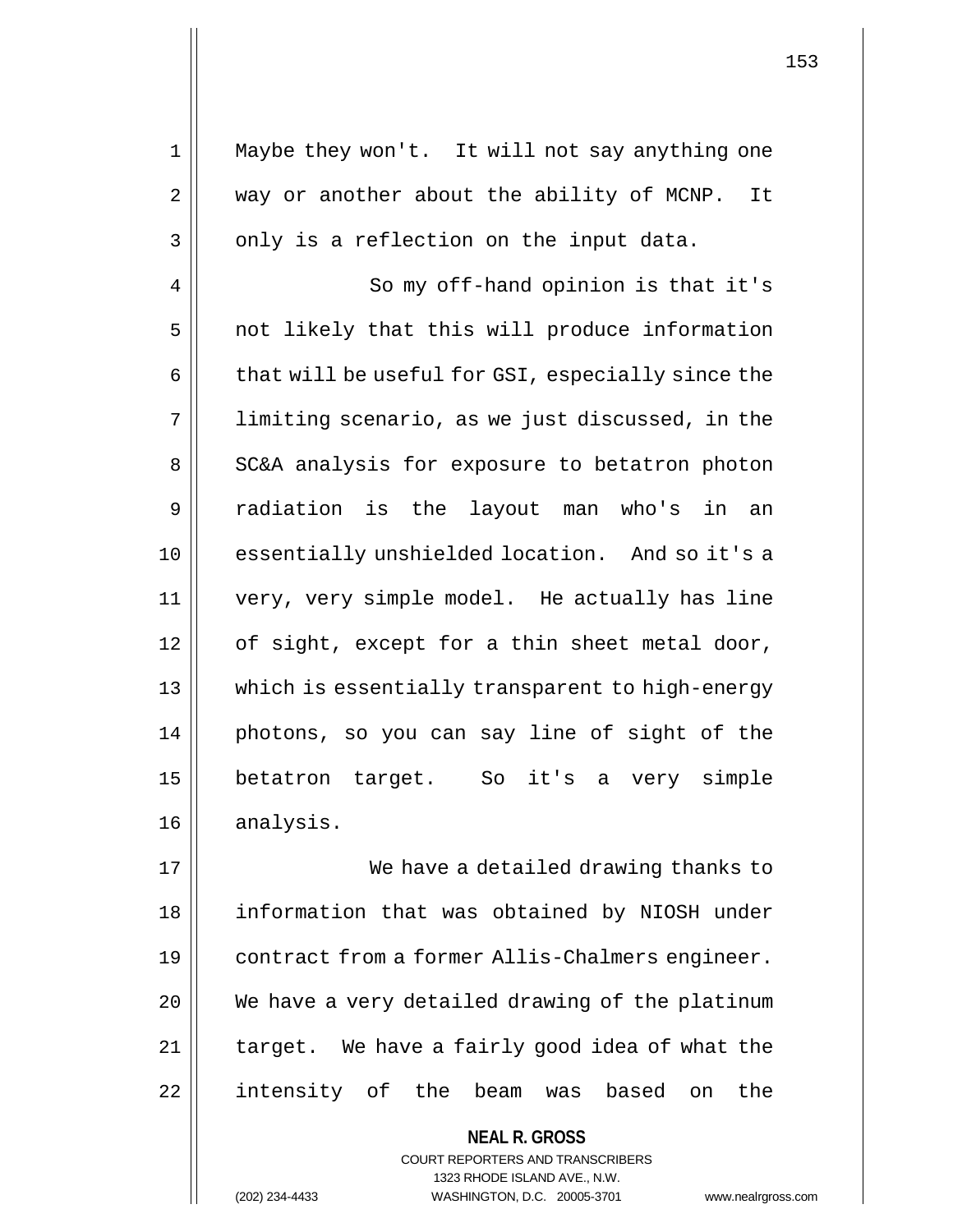Maybe they won't. It will not say anything one way or another about the ability of MCNP. It only is a reflection on the input data.

So my off-hand opinion is that it's not likely that this will produce information that will be useful for GSI, especially since the limiting scenario, as we just discussed, in the SC&A analysis for exposure to betatron photon radiation is the layout man who's in an essentially unshielded location. And so it's a very, very simple model. He actually has line of sight, except for a thin sheet metal door, which is essentially transparent to high-energy photons, so you can say line of sight of the betatron target. So it's a very simple analysis.

We have a detailed drawing thanks to information that was obtained by NIOSH under contract from a former Allis-Chalmers engineer. We have a very detailed drawing of the platinum target. We have a fairly good idea of what the intensity of the beam was based on the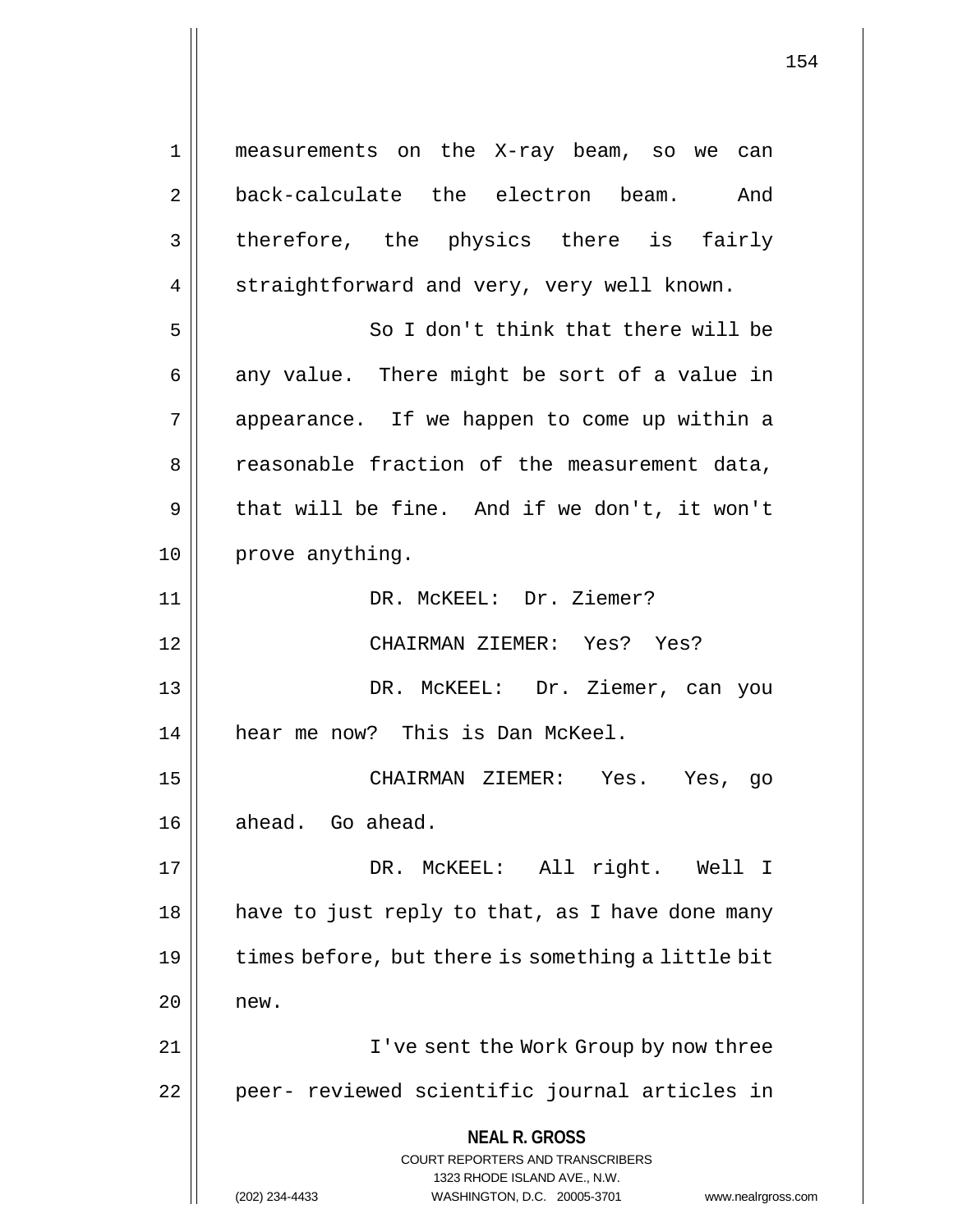measurements on the X-ray beam, so we can back-calculate the electron beam. And therefore, the physics there is fairly straightforward and very, very well known.

So I don't think that there will be any value. There might be sort of a value in appearance. If we happen to come up within a reasonable fraction of the measurement data, that will be fine. And if we don't, it won't prove anything.

DR. McKEEL: Dr. Ziemer?

CHAIRMAN ZIEMER: Yes? Yes?

DR. McKEEL: Dr. Ziemer, can you hear me now? This is Dan McKeel.

CHAIRMAN ZIEMER: Yes. Yes, go ahead. Go ahead.

DR. McKEEL: All right. Well I have to just reply to that, as I have done many times before, but there is something a little bit new.

I've sent the Work Group by now three peer- reviewed scientific journal articles in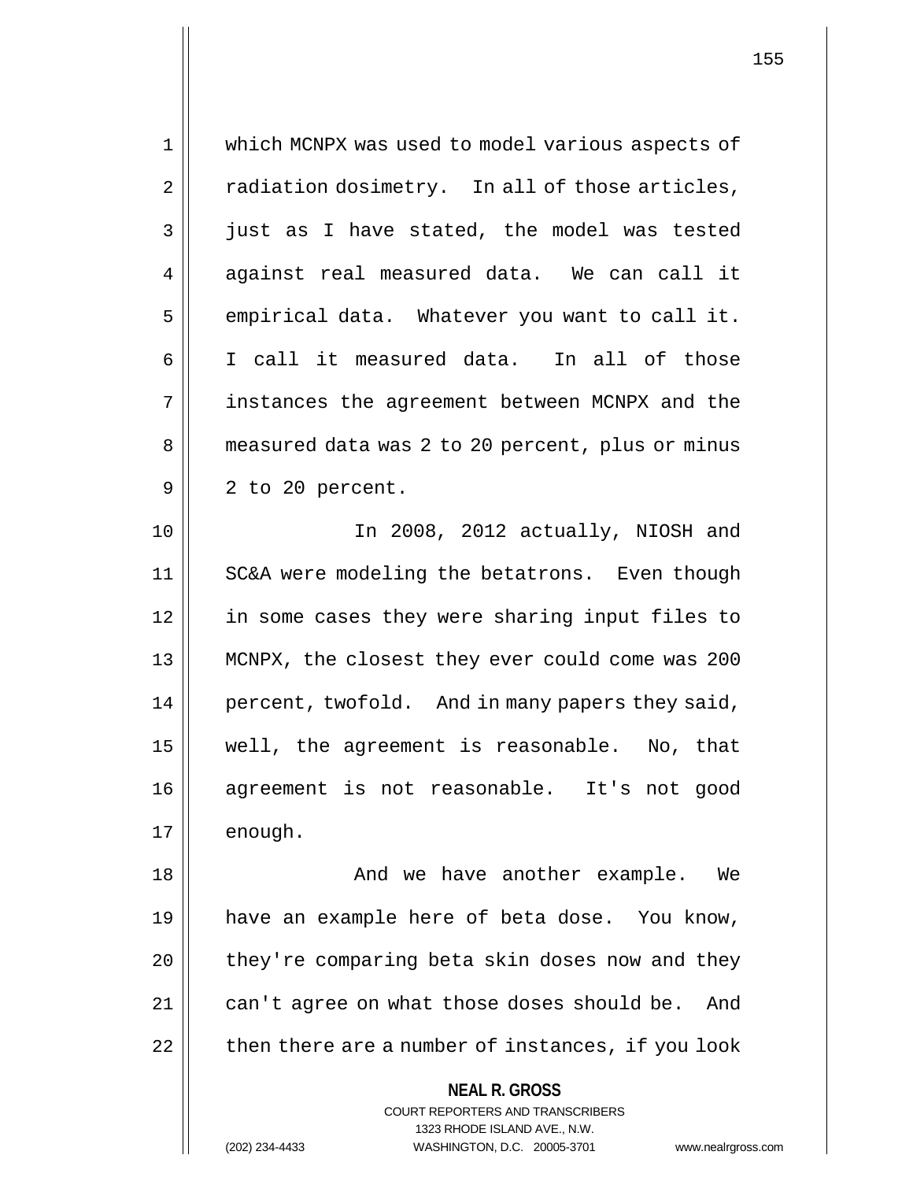which MCNPX was used to model various aspects of radiation dosimetry. In all of those articles, just as I have stated, the model was tested against real measured data. We can call it empirical data. Whatever you want to call it. I call it measured data. In all of those instances the agreement between MCNPX and the measured data was 2 to 20 percent, plus or minus 2 to 20 percent.

In 2008, 2012 actually, NIOSH and SC&A were modeling the betatrons. Even though in some cases they were sharing input files to MCNPX, the closest they ever could come was 200 percent, twofold. And in many papers they said, well, the agreement is reasonable. No, that agreement is not reasonable. It's not good enough.

And we have another example. We have an example here of beta dose. You know, they're comparing beta skin doses now and they can't agree on what those doses should be. And then there are a number of instances, if you look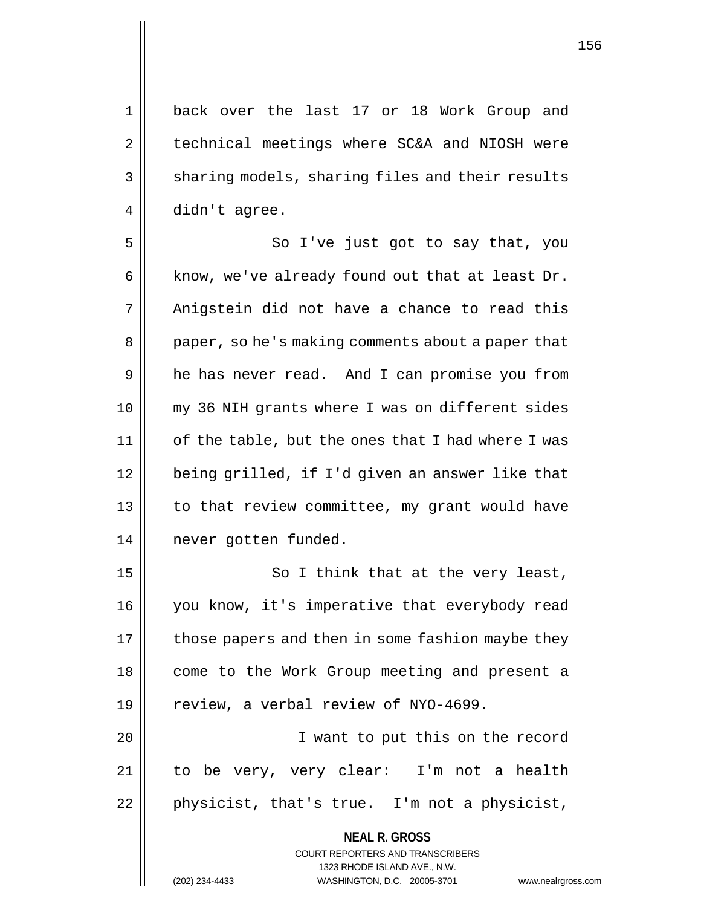back over the last 17 or 18 Work Group and technical meetings where SC&A and NIOSH were sharing models, sharing files and their results didn't agree.

So I've just got to say that, you know, we've already found out that at least Dr. Anigstein did not have a chance to read this paper, so he's making comments about a paper that he has never read. And I can promise you from my 36 NIH grants where I was on different sides of the table, but the ones that I had where I was being grilled, if I'd given an answer like that to that review committee, my grant would have never gotten funded.

So I think that at the very least, you know, it's imperative that everybody read those papers and then in some fashion maybe they come to the Work Group meeting and present a review, a verbal review of NYO-4699.

I want to put this on the record to be very, very clear: I'm not a health physicist, that's true. I'm not a physicist,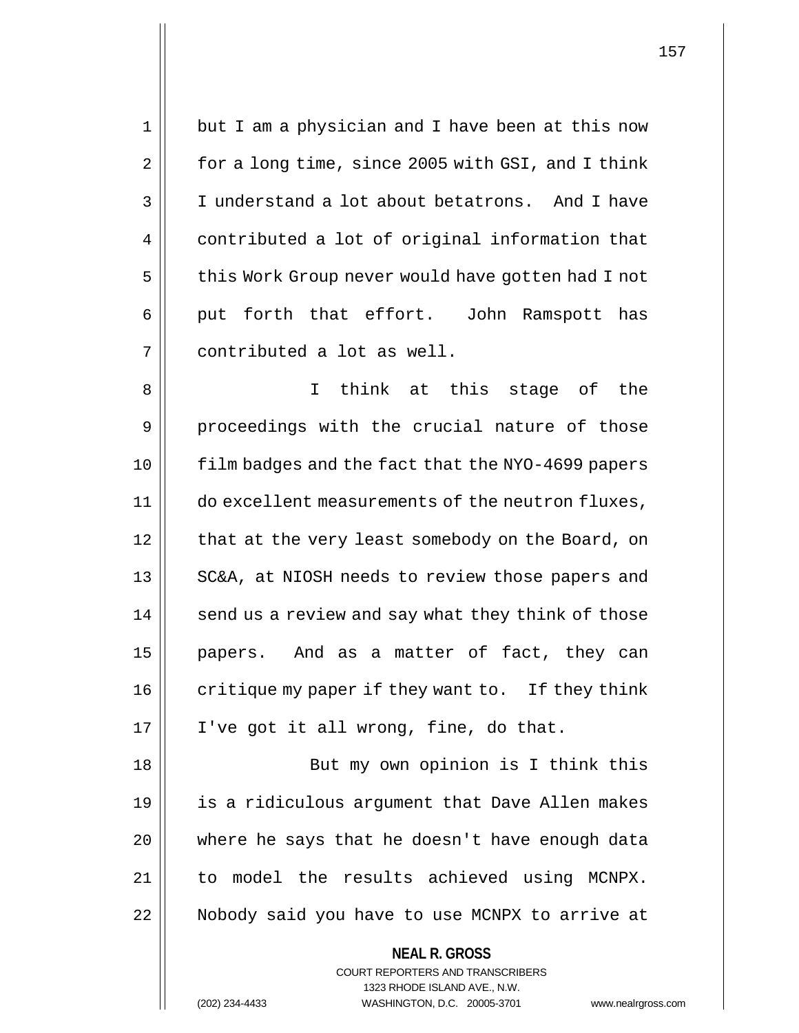but I am a physician and I have been at this now for a long time, since 2005 with GSI, and I think I understand a lot about betatrons. And I have contributed a lot of original information that this Work Group never would have gotten had I not put forth that effort. John Ramspott has contributed a lot as well.

I think at this stage of the proceedings with the crucial nature of those film badges and the fact that the NYO-4699 papers do excellent measurements of the neutron fluxes, that at the very least somebody on the Board, on SC&A, at NIOSH needs to review those papers and send us a review and say what they think of those papers. And as a matter of fact, they can critique my paper if they want to. If they think I've got it all wrong, fine, do that.

But my own opinion is I think this is a ridiculous argument that Dave Allen makes where he says that he doesn't have enough data to model the results achieved using MCNPX. Nobody said you have to use MCNPX to arrive at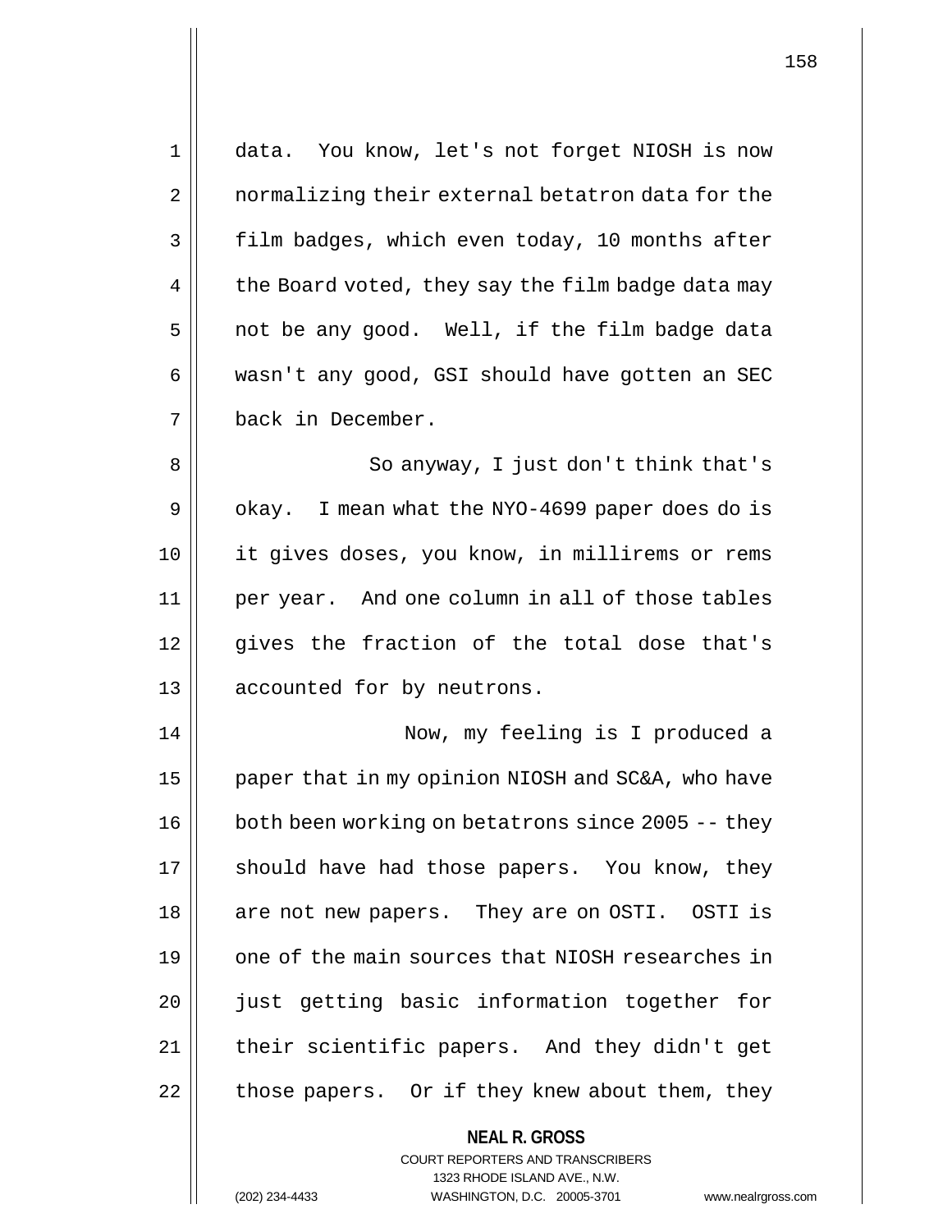data. You know, let's not forget NIOSH is now normalizing their external betatron data for the film badges, which even today, 10 months after the Board voted, they say the film badge data may not be any good. Well, if the film badge data wasn't any good, GSI should have gotten an SEC back in December.

So anyway, I just don't think that's okay. I mean what the NYO-4699 paper does do is it gives doses, you know, in millirems or rems per year. And one column in all of those tables gives the fraction of the total dose that's accounted for by neutrons.

Now, my feeling is I produced a paper that in my opinion NIOSH and SC&A, who have both been working on betatrons since 2005 -- they should have had those papers. You know, they are not new papers. They are on OSTI. OSTI is one of the main sources that NIOSH researches in just getting basic information together for their scientific papers. And they didn't get those papers. Or if they knew about them, they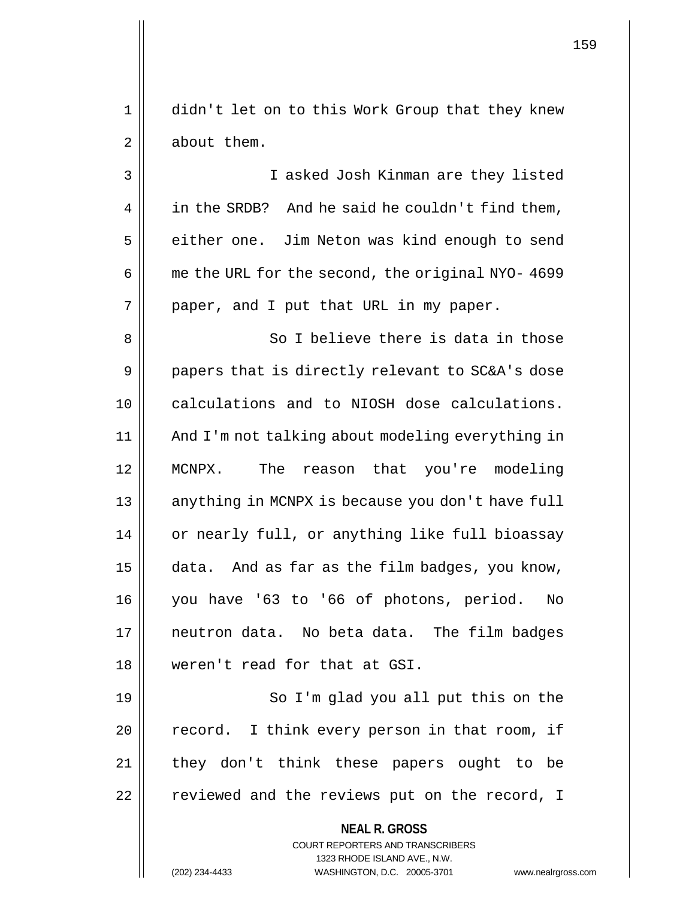didn't let on to this Work Group that they knew about them.

I asked Josh Kinman are they listed in the SRDB? And he said he couldn't find them, either one. Jim Neton was kind enough to send me the URL for the second, the original NYO- 4699 paper, and I put that URL in my paper.

So I believe there is data in those papers that is directly relevant to SC&A's dose calculations and to NIOSH dose calculations. And I'm not talking about modeling everything in MCNPX. The reason that you're modeling anything in MCNPX is because you don't have full or nearly full, or anything like full bioassay data. And as far as the film badges, you know, you have '63 to '66 of photons, period. No neutron data. No beta data. The film badges weren't read for that at GSI.

So I'm glad you all put this on the record. I think every person in that room, if they don't think these papers ought to be reviewed and the reviews put on the record, I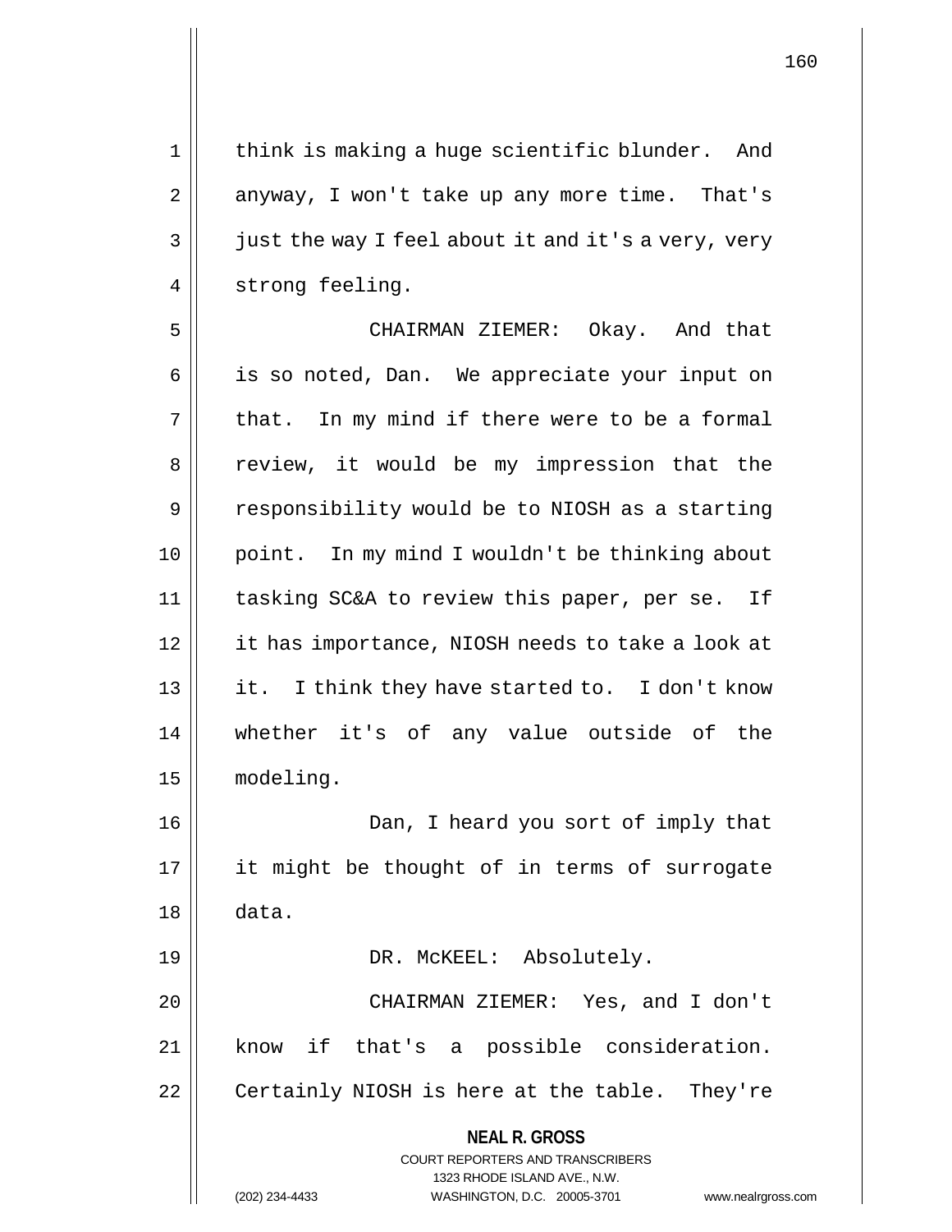think is making a huge scientific blunder. And anyway, I won't take up any more time. That's just the way I feel about it and it's a very, very strong feeling.

CHAIRMAN ZIEMER: Okay. And that is so noted, Dan. We appreciate your input on that. In my mind if there were to be a formal review, it would be my impression that the responsibility would be to NIOSH as a starting point. In my mind I wouldn't be thinking about tasking SC&A to review this paper, per se. If it has importance, NIOSH needs to take a look at it. I think they have started to. I don't know whether it's of any value outside of the modeling.

Dan, I heard you sort of imply that it might be thought of in terms of surrogate data.

DR. McKEEL: Absolutely.

CHAIRMAN ZIEMER: Yes, and I don't know if that's a possible consideration. Certainly NIOSH is here at the table. They're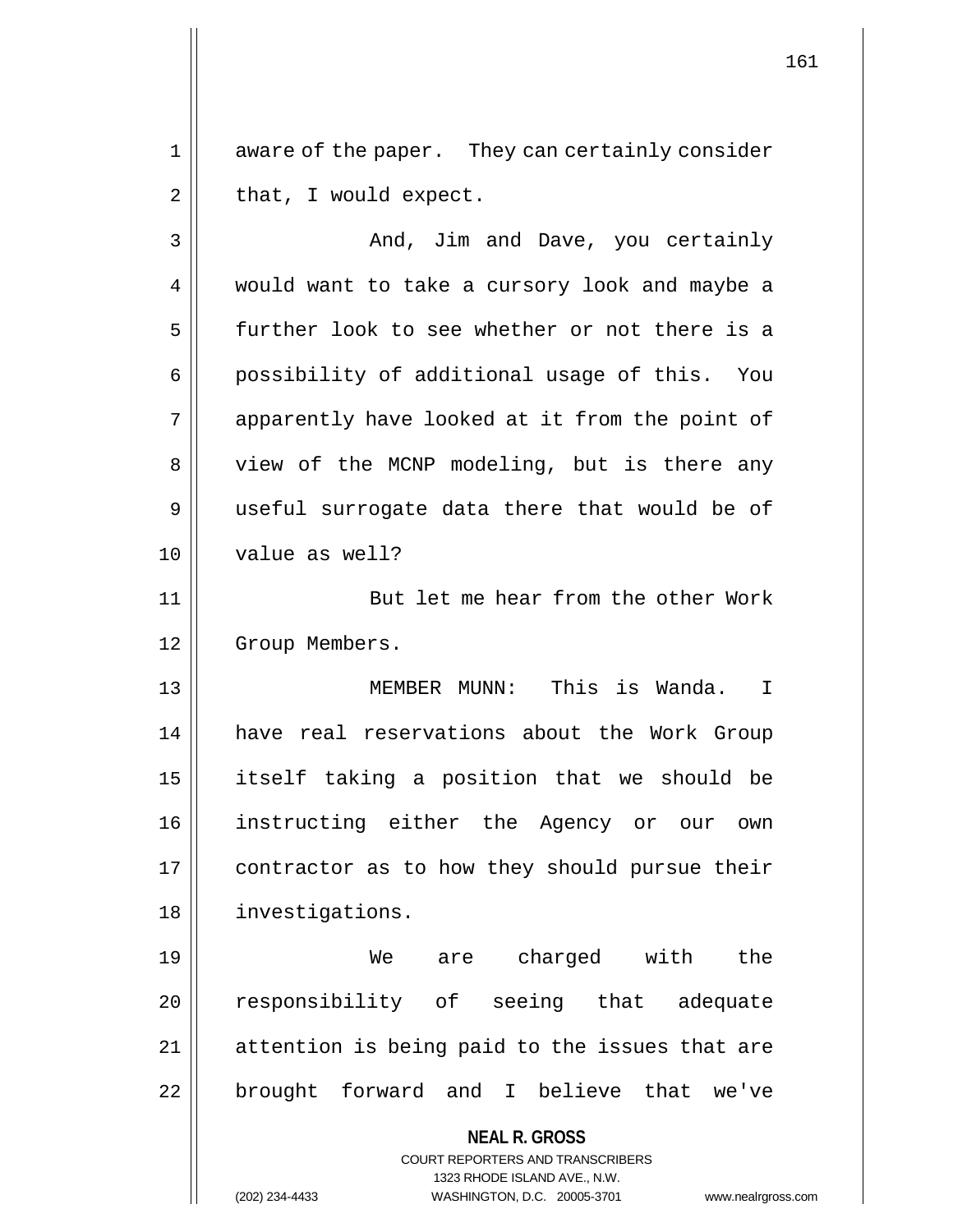aware of the paper. They can certainly consider that, I would expect.

And, Jim and Dave, you certainly would want to take a cursory look and maybe a further look to see whether or not there is a possibility of additional usage of this. You apparently have looked at it from the point of view of the MCNP modeling, but is there any useful surrogate data there that would be of value as well?

But let me hear from the other Work Group Members.

MEMBER MUNN: This is Wanda. I have real reservations about the Work Group itself taking a position that we should be instructing either the Agency or our own contractor as to how they should pursue their investigations.

We are charged with the responsibility of seeing that adequate attention is being paid to the issues that are brought forward and I believe that we've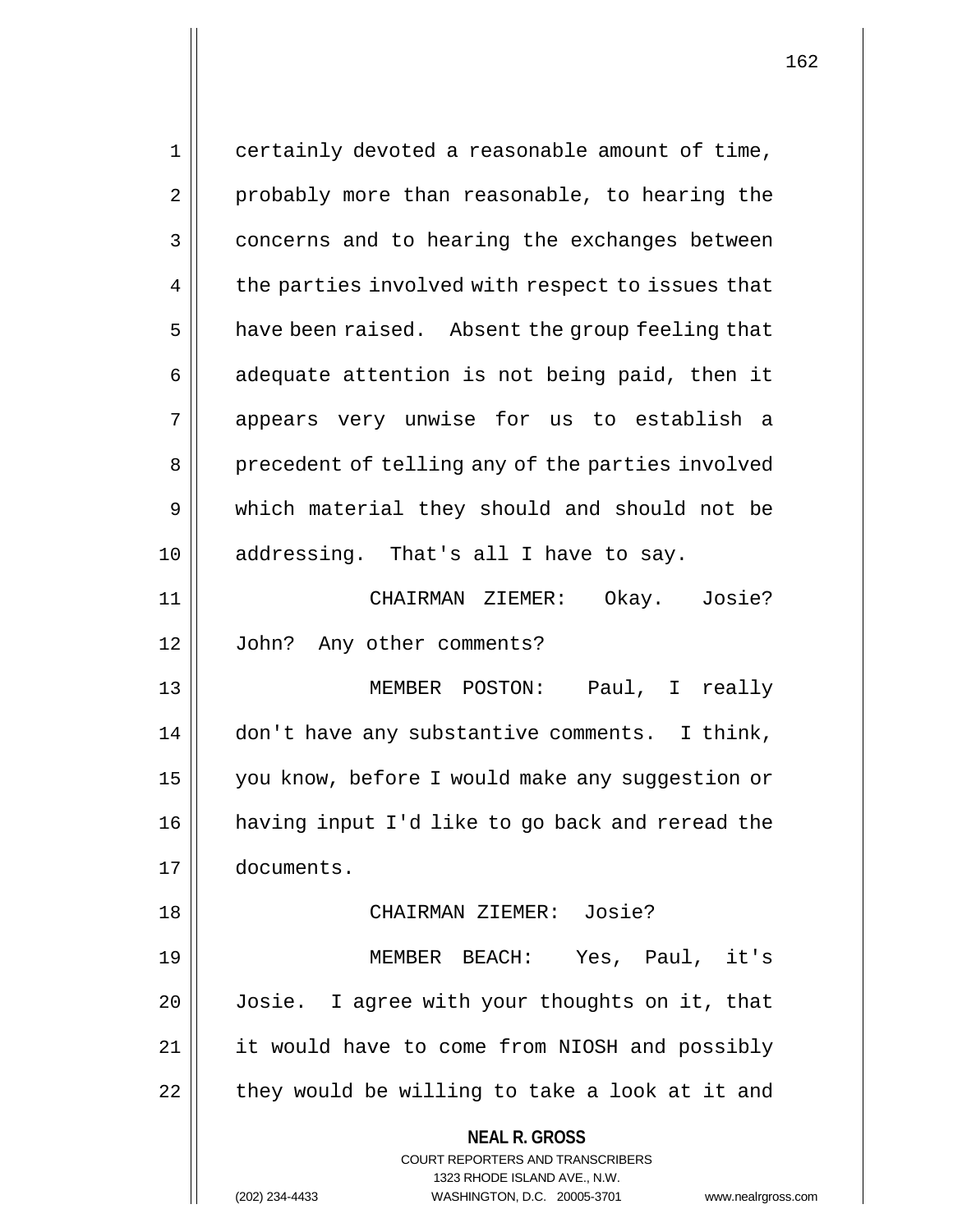certainly devoted a reasonable amount of time, probably more than reasonable, to hearing the concerns and to hearing the exchanges between the parties involved with respect to issues that have been raised. Absent the group feeling that adequate attention is not being paid, then it appears very unwise for us to establish a precedent of telling any of the parties involved which material they should and should not be addressing. That's all I have to say.

CHAIRMAN ZIEMER: Okay. Josie? John? Any other comments?

MEMBER POSTON: Paul, I really don't have any substantive comments. I think, you know, before I would make any suggestion or having input I'd like to go back and reread the documents.

CHAIRMAN ZIEMER: Josie?

MEMBER BEACH: Yes, Paul, it's Josie. I agree with your thoughts on it, that it would have to come from NIOSH and possibly they would be willing to take a look at it and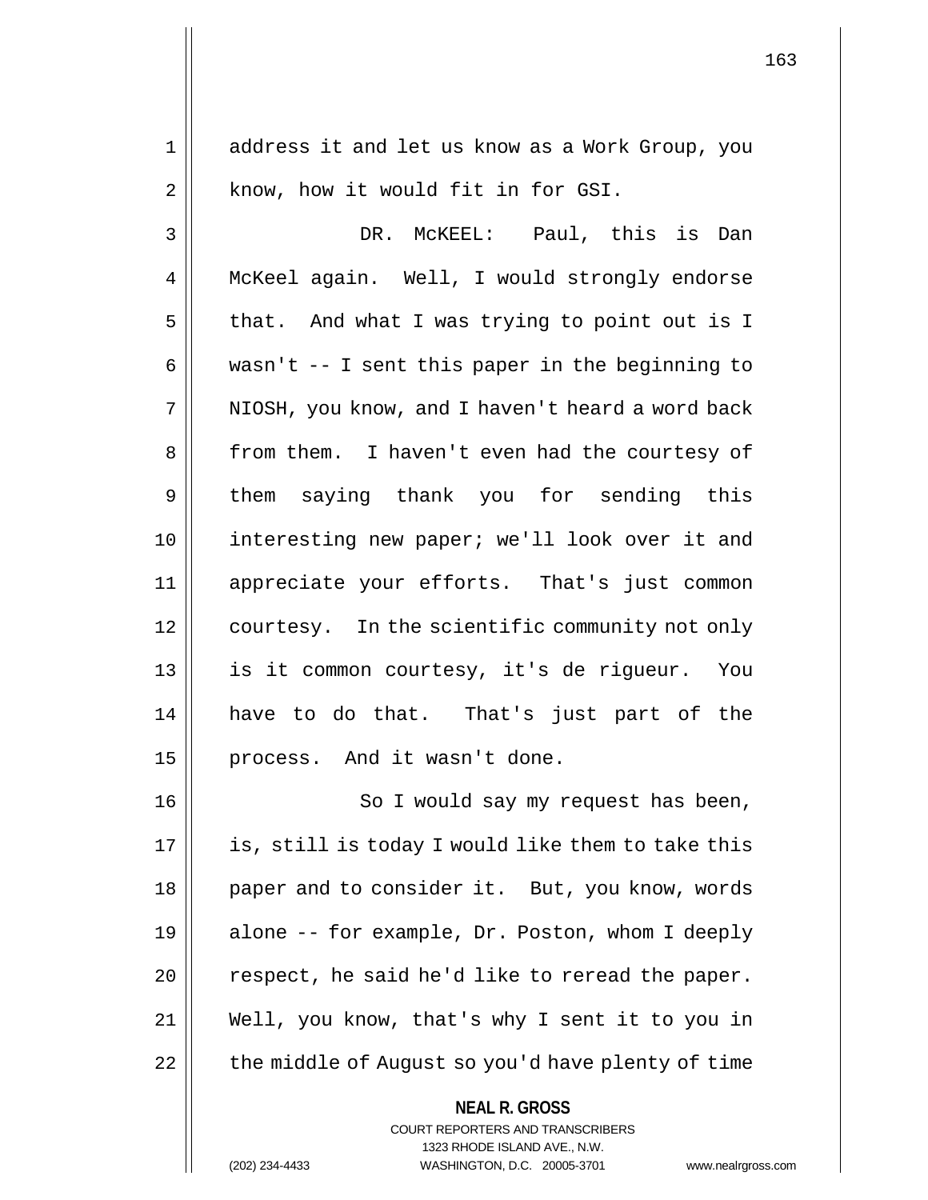address it and let us know as a Work Group, you know, how it would fit in for GSI.

DR. McKEEL: Paul, this is Dan McKeel again. Well, I would strongly endorse that. And what I was trying to point out is I wasn't -- I sent this paper in the beginning to NIOSH, you know, and I haven't heard a word back from them. I haven't even had the courtesy of them saying thank you for sending this interesting new paper; we'll look over it and appreciate your efforts. That's just common courtesy. In the scientific community not only is it common courtesy, it's de rigueur. You have to do that. That's just part of the process. And it wasn't done.

So I would say my request has been, is, still is today I would like them to take this paper and to consider it. But, you know, words alone -- for example, Dr. Poston, whom I deeply respect, he said he'd like to reread the paper. Well, you know, that's why I sent it to you in the middle of August so you'd have plenty of time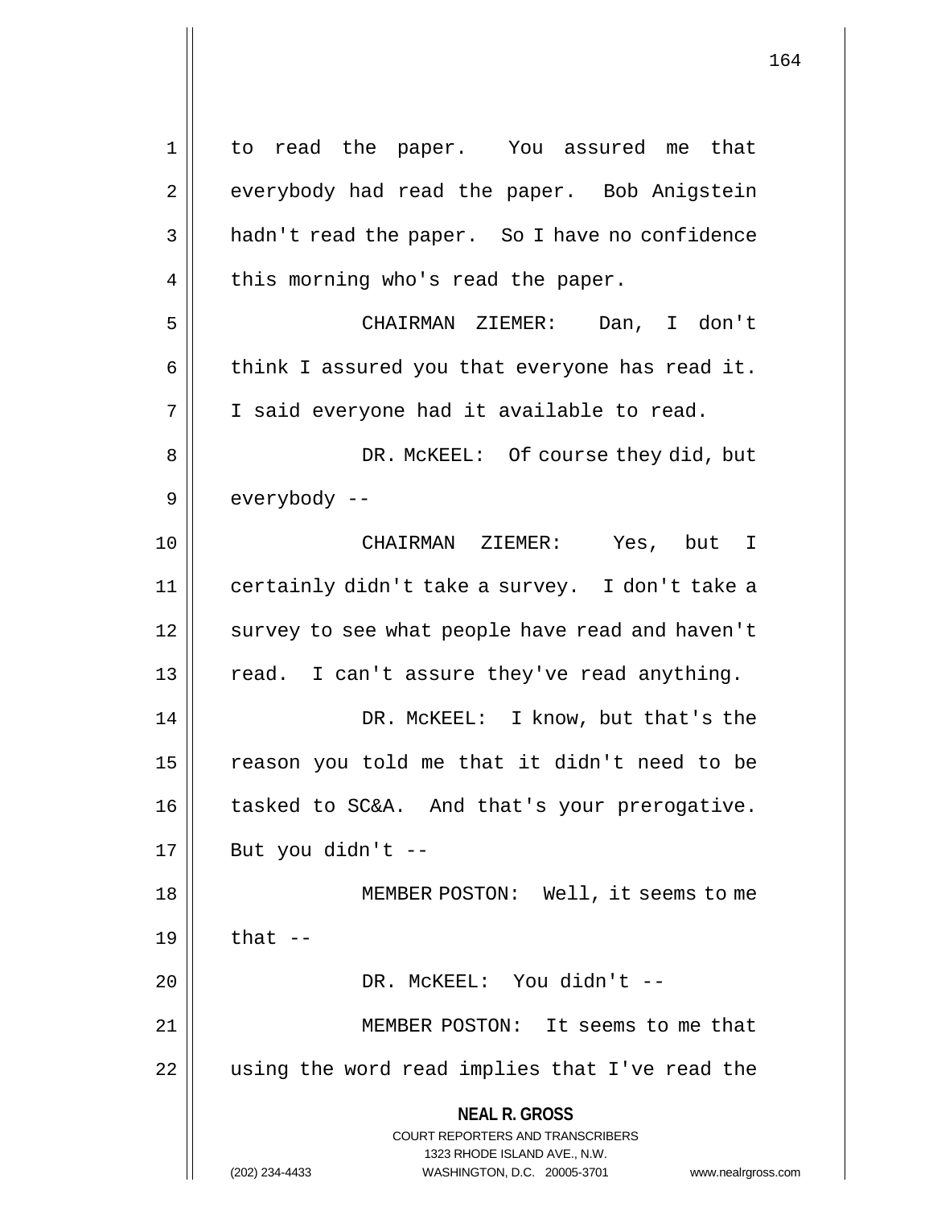to read the paper. You assured me that everybody had read the paper. Bob Anigstein hadn't read the paper. So I have no confidence this morning who's read the paper.

CHAIRMAN ZIEMER: Dan, I don't think I assured you that everyone has read it. I said everyone had it available to read.

DR. McKEEL: Of course they did, but everybody --

CHAIRMAN ZIEMER: Yes, but I certainly didn't take a survey. I don't take a survey to see what people have read and haven't read. I can't assure they've read anything.

DR. McKEEL: I know, but that's the reason you told me that it didn't need to be tasked to SC&A. And that's your prerogative. But you didn't --

MEMBER POSTON: Well, it seems to me that --

DR. McKEEL: You didn't --

MEMBER POSTON: It seems to me that using the word read implies that I've read the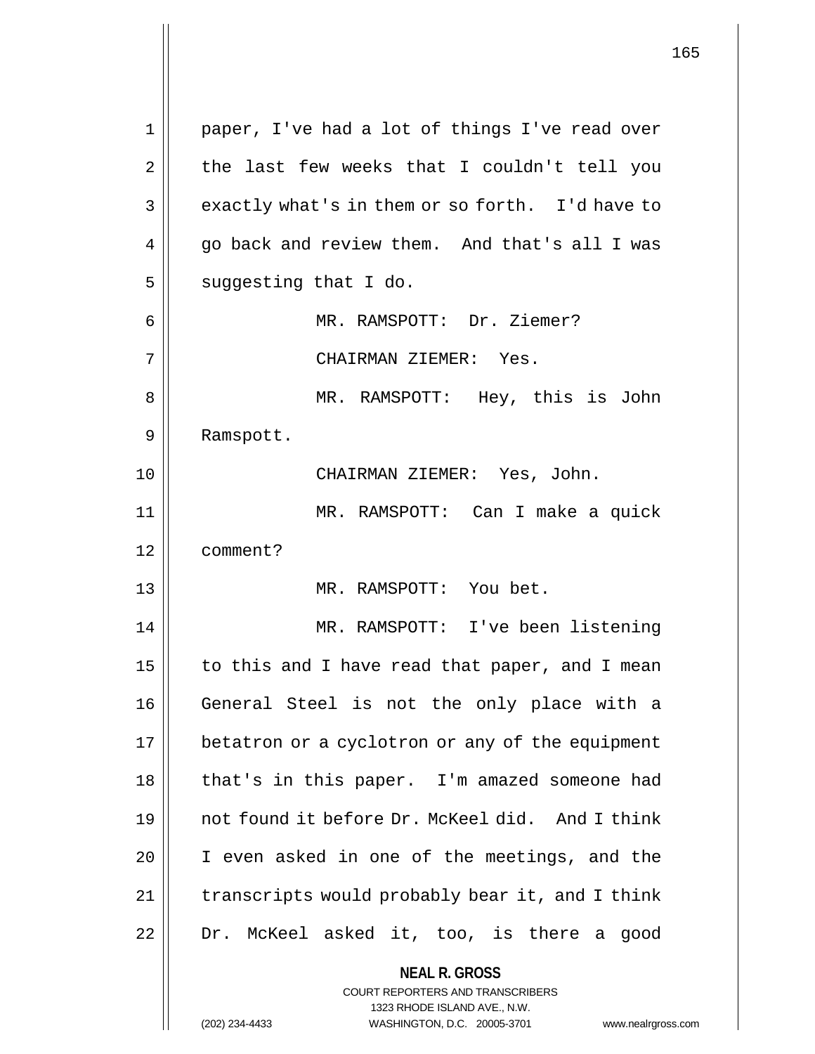paper, I've had a lot of things I've read over the last few weeks that I couldn't tell you exactly what's in them or so forth. I'd have to go back and review them. And that's all I was suggesting that I do.

MR. RAMSPOTT: Dr. Ziemer?

CHAIRMAN ZIEMER: Yes.

MR. RAMSPOTT: Hey, this is John Ramspott.

CHAIRMAN ZIEMER: Yes, John.

MR. RAMSPOTT: Can I make a quick comment?

MR. RAMSPOTT: You bet.

MR. RAMSPOTT: I've been listening to this and I have read that paper, and I mean General Steel is not the only place with a betatron or a cyclotron or any of the equipment that's in this paper. I'm amazed someone had not found it before Dr. McKeel did. And I think I even asked in one of the meetings, and the transcripts would probably bear it, and I think Dr. McKeel asked it, too, is there a good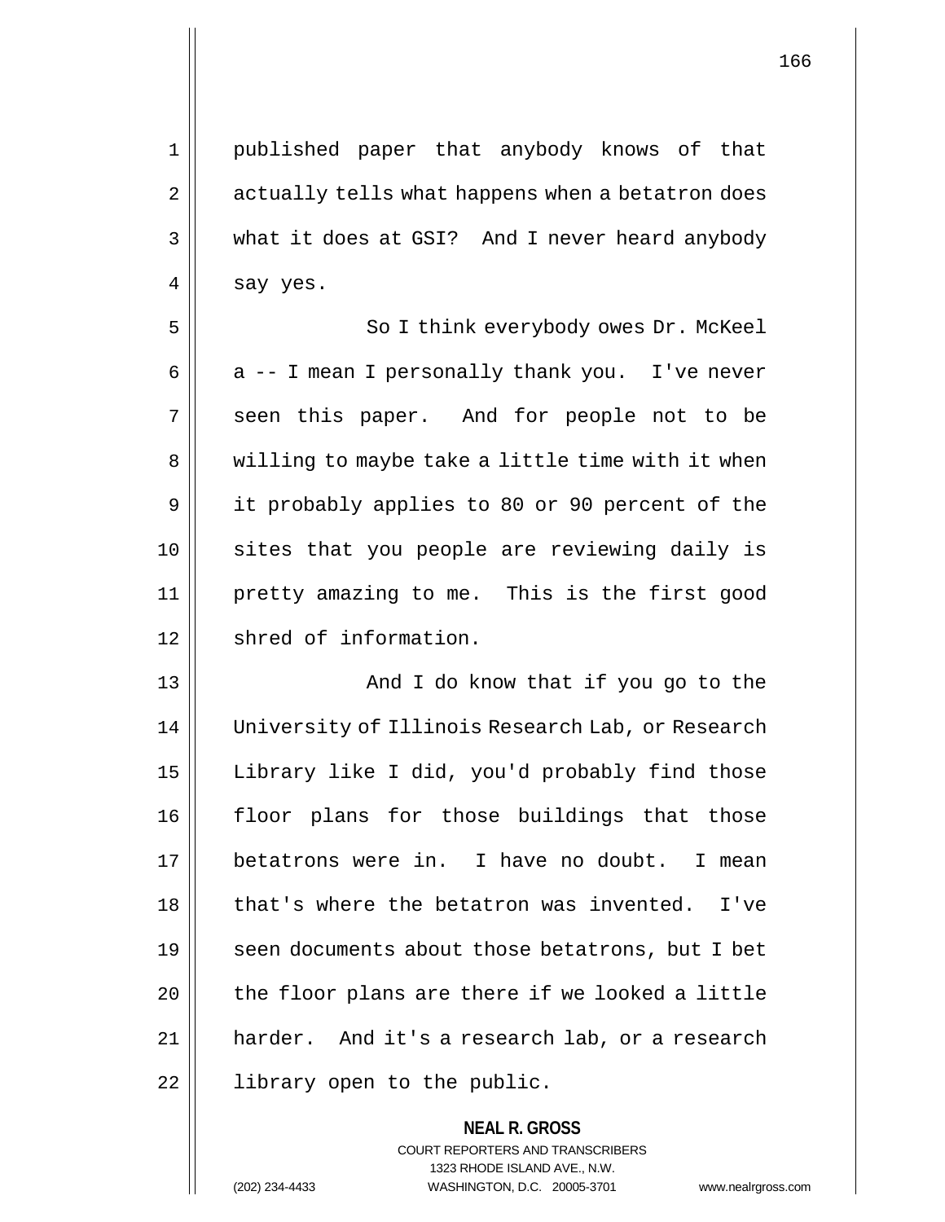published paper that anybody knows of that actually tells what happens when a betatron does what it does at GSI? And I never heard anybody say yes.

So I think everybody owes Dr. McKeel a -- I mean I personally thank you. I've never seen this paper. And for people not to be willing to maybe take a little time with it when it probably applies to 80 or 90 percent of the sites that you people are reviewing daily is pretty amazing to me. This is the first good shred of information.

And I do know that if you go to the University of Illinois Research Lab, or Research Library like I did, you'd probably find those floor plans for those buildings that those betatrons were in. I have no doubt. I mean that's where the betatron was invented. I've seen documents about those betatrons, but I bet the floor plans are there if we looked a little harder. And it's a research lab, or a research library open to the public.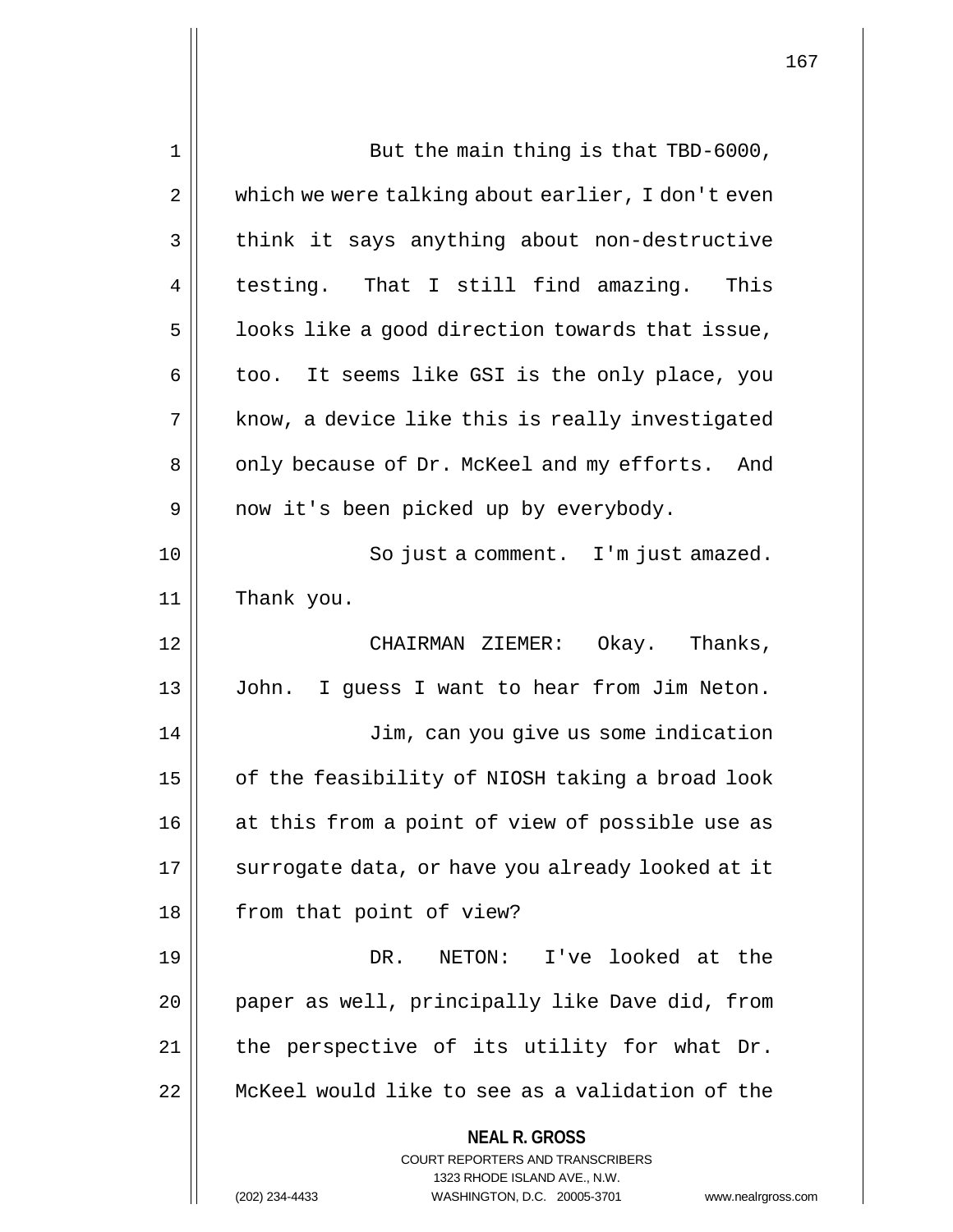But the main thing is that TBD-6000, which we were talking about earlier, I don't even think it says anything about non-destructive testing. That I still find amazing. This looks like a good direction towards that issue, too. It seems like GSI is the only place, you know, a device like this is really investigated only because of Dr. McKeel and my efforts. And now it's been picked up by everybody.

So just a comment. I'm just amazed. Thank you.

CHAIRMAN ZIEMER: Okay. Thanks, John. I guess I want to hear from Jim Neton.

Jim, can you give us some indication of the feasibility of NIOSH taking a broad look at this from a point of view of possible use as surrogate data, or have you already looked at it from that point of view?

DR. NETON: I've looked at the paper as well, principally like Dave did, from the perspective of its utility for what Dr. McKeel would like to see as a validation of the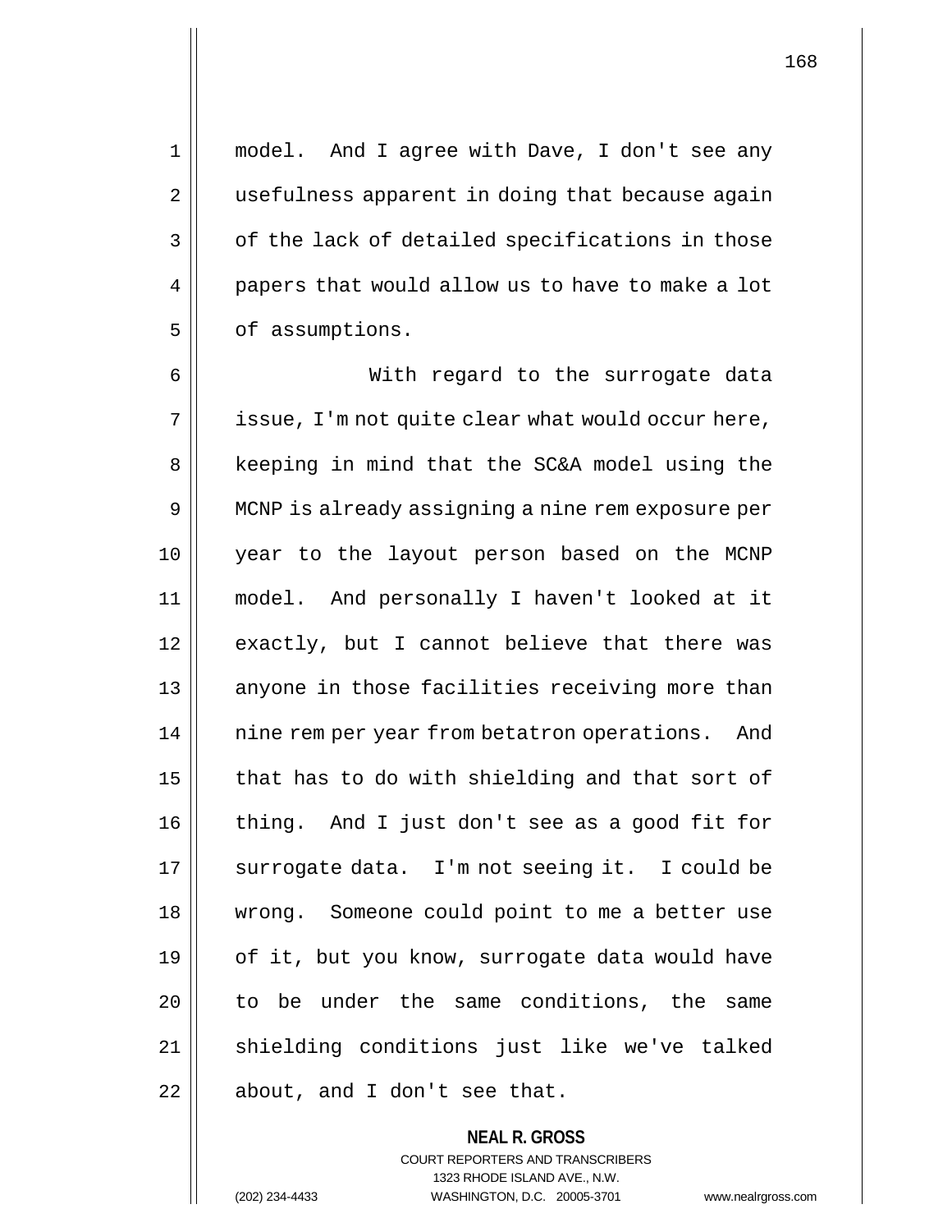model. And I agree with Dave, I don't see any usefulness apparent in doing that because again of the lack of detailed specifications in those papers that would allow us to have to make a lot of assumptions.

With regard to the surrogate data issue, I'm not quite clear what would occur here, keeping in mind that the SC&A model using the MCNP is already assigning a nine rem exposure per year to the layout person based on the MCNP model. And personally I haven't looked at it exactly, but I cannot believe that there was anyone in those facilities receiving more than nine rem per year from betatron operations. And that has to do with shielding and that sort of thing. And I just don't see as a good fit for surrogate data. I'm not seeing it. I could be wrong. Someone could point to me a better use of it, but you know, surrogate data would have to be under the same conditions, the same shielding conditions just like we've talked about, and I don't see that.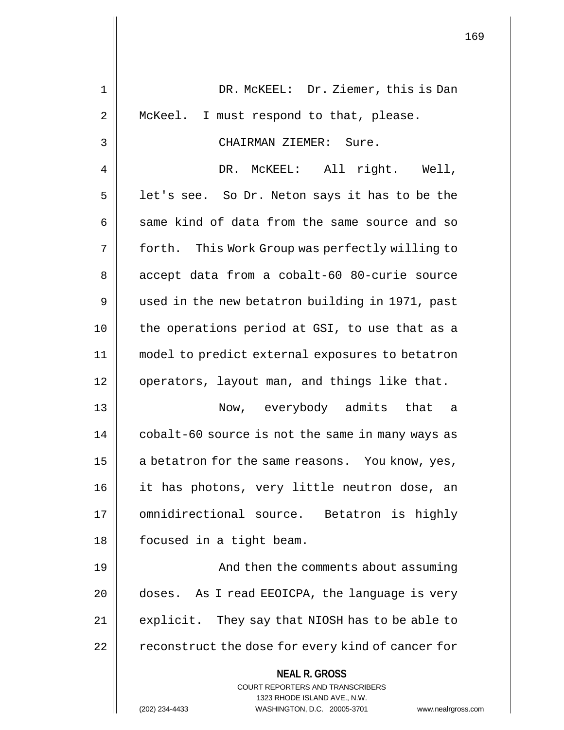DR. McKEEL: Dr. Ziemer, this is Dan McKeel. I must respond to that, please.

CHAIRMAN ZIEMER: Sure.

DR. McKEEL: All right. Well, let's see. So Dr. Neton says it has to be the same kind of data from the same source and so forth. This Work Group was perfectly willing to accept data from a cobalt-60 80-curie source used in the new betatron building in 1971, past the operations period at GSI, to use that as a model to predict external exposures to betatron operators, layout man, and things like that.

Now, everybody admits that a cobalt-60 source is not the same in many ways as a betatron for the same reasons. You know, yes, it has photons, very little neutron dose, an omnidirectional source. Betatron is highly focused in a tight beam.

And then the comments about assuming doses. As I read EEOICPA, the language is very explicit. They say that NIOSH has to be able to reconstruct the dose for every kind of cancer for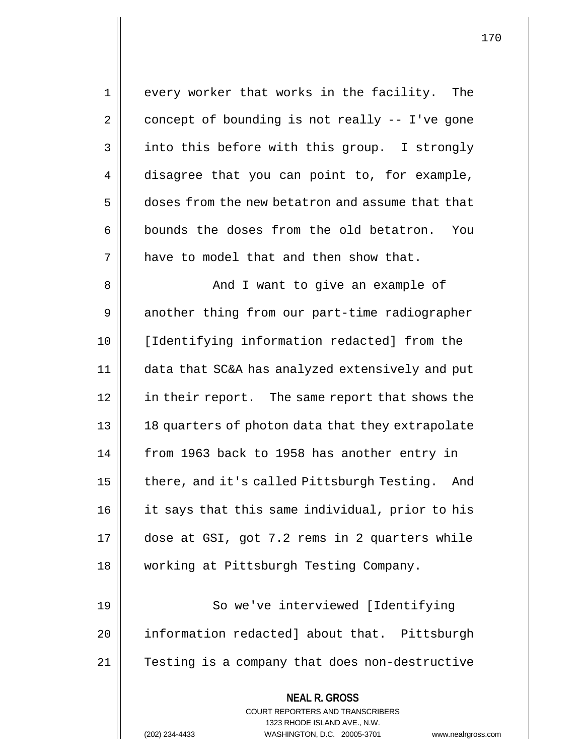every worker that works in the facility. The concept of bounding is not really -- I've gone into this before with this group. I strongly disagree that you can point to, for example, doses from the new betatron and assume that that bounds the doses from the old betatron. You have to model that and then show that.

And I want to give an example of another thing from our part-time radiographer [Identifying information redacted] from the data that SC&A has analyzed extensively and put in their report. The same report that shows the 18 quarters of photon data that they extrapolate from 1963 back to 1958 has another entry in there, and it's called Pittsburgh Testing. And it says that this same individual, prior to his dose at GSI, got 7.2 rems in 2 quarters while working at Pittsburgh Testing Company.

So we've interviewed [Identifying information redacted] about that. Pittsburgh Testing is a company that does non-destructive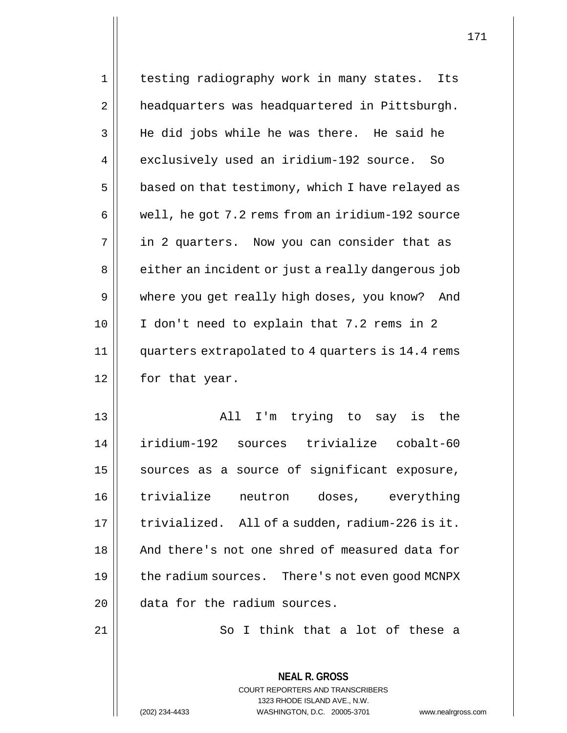testing radiography work in many states. Its headquarters was headquartered in Pittsburgh. He did jobs while he was there. He said he exclusively used an iridium-192 source. So based on that testimony, which I have relayed as well, he got 7.2 rems from an iridium-192 source in 2 quarters. Now you can consider that as either an incident or just a really dangerous job where you get really high doses, you know? And I don't need to explain that 7.2 rems in 2 quarters extrapolated to 4 quarters is 14.4 rems for that year.

All I'm trying to say is the iridium-192 sources trivialize cobalt-60 sources as a source of significant exposure, trivialize neutron doses, everything trivialized. All of a sudden, radium-226 is it. And there's not one shred of measured data for the radium sources. There's not even good MCNPX data for the radium sources.

So I think that a lot of these a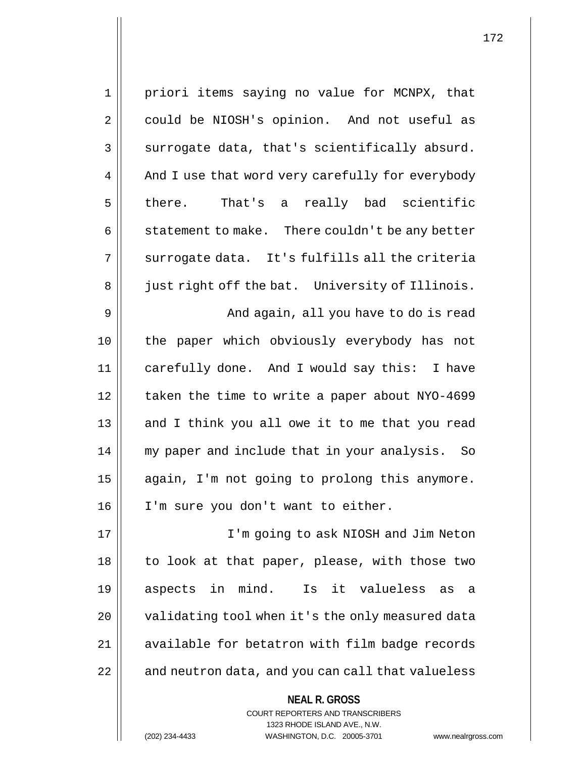priori items saying no value for MCNPX, that could be NIOSH's opinion. And not useful as surrogate data, that's scientifically absurd. And I use that word very carefully for everybody there. That's a really bad scientific statement to make. There couldn't be any better surrogate data. It's fulfills all the criteria just right off the bat. University of Illinois.

And again, all you have to do is read the paper which obviously everybody has not carefully done. And I would say this: I have taken the time to write a paper about NYO-4699 and I think you all owe it to me that you read my paper and include that in your analysis. So again, I'm not going to prolong this anymore. I'm sure you don't want to either.

I'm going to ask NIOSH and Jim Neton to look at that paper, please, with those two aspects in mind. Is it valueless as a validating tool when it's the only measured data available for betatron with film badge records and neutron data, and you can call that valueless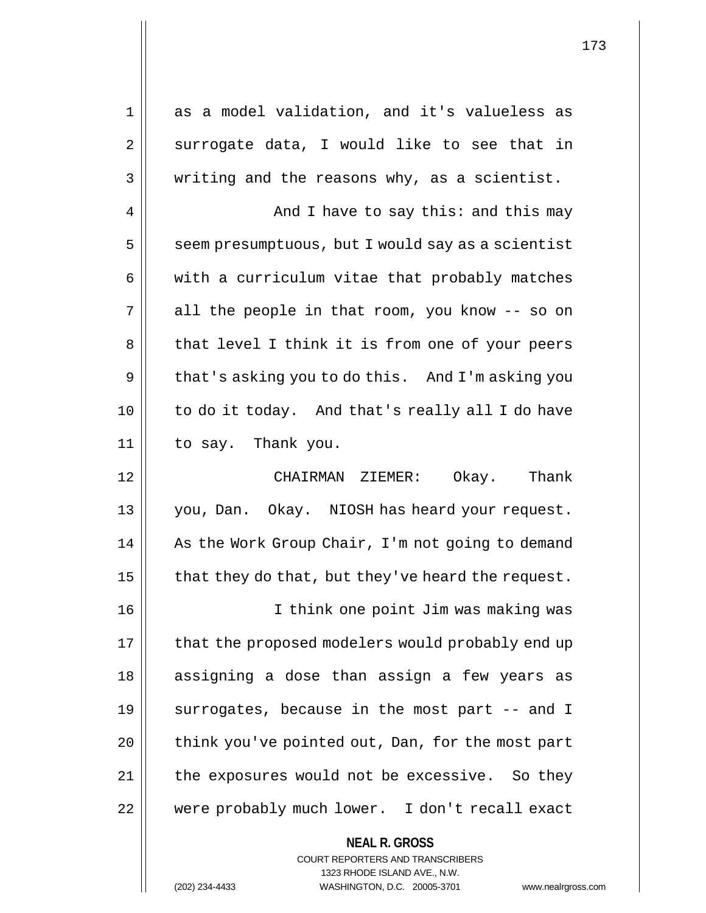as a model validation, and it's valueless as surrogate data, I would like to see that in writing and the reasons why, as a scientist.

And I have to say this: and this may seem presumptuous, but I would say as a scientist with a curriculum vitae that probably matches all the people in that room, you know -- so on that level I think it is from one of your peers that's asking you to do this. And I'm asking you to do it today. And that's really all I do have to say. Thank you.

CHAIRMAN ZIEMER: Okay. Thank you, Dan. Okay. NIOSH has heard your request. As the Work Group Chair, I'm not going to demand that they do that, but they've heard the request.

I think one point Jim was making was that the proposed modelers would probably end up assigning a dose than assign a few years as surrogates, because in the most part -- and I think you've pointed out, Dan, for the most part the exposures would not be excessive. So they were probably much lower. I don't recall exact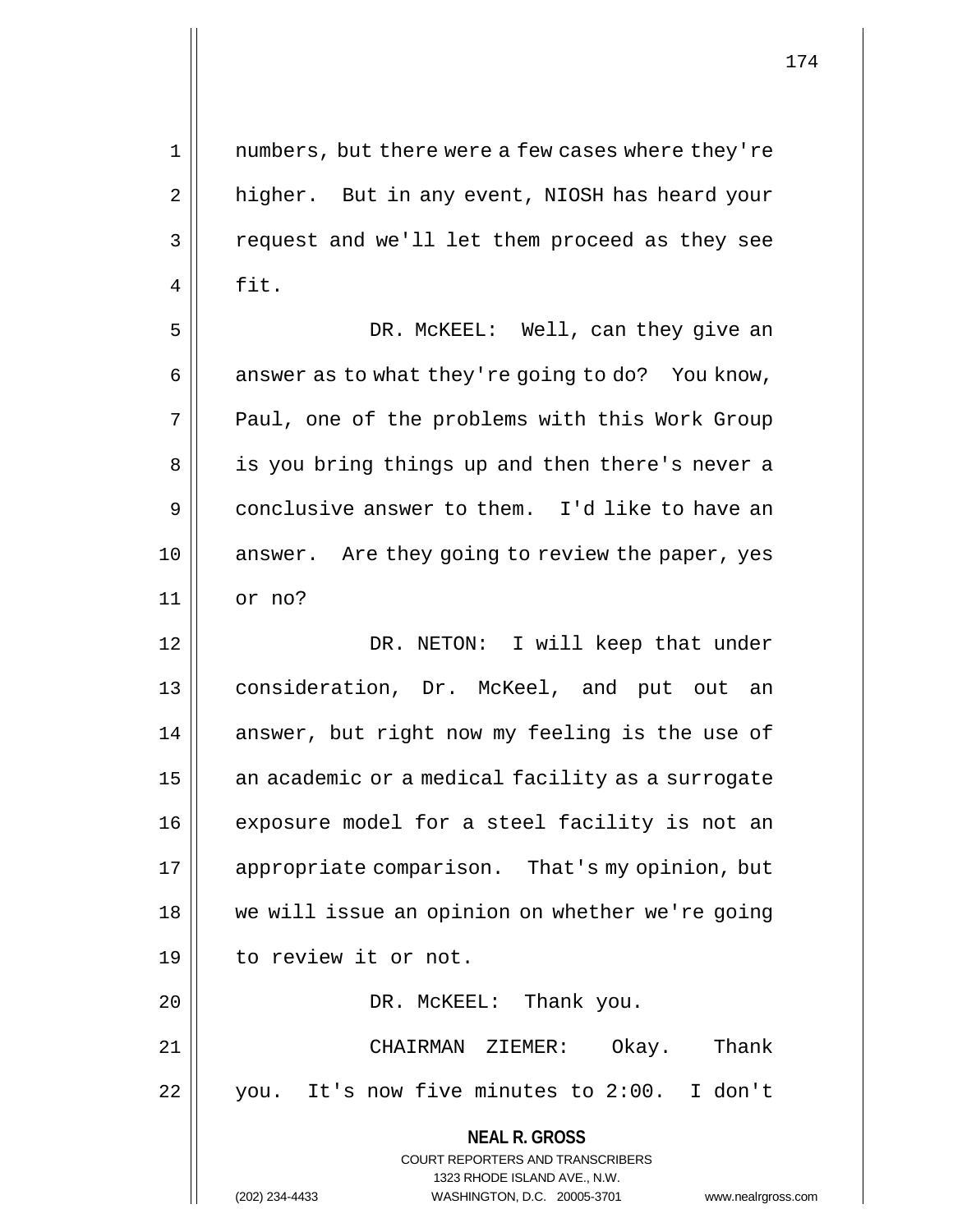numbers, but there were a few cases where they're higher. But in any event, NIOSH has heard your request and we'll let them proceed as they see fit.

DR. McKEEL: Well, can they give an answer as to what they're going to do? You know, Paul, one of the problems with this Work Group is you bring things up and then there's never a conclusive answer to them. I'd like to have an answer. Are they going to review the paper, yes or no?

DR. NETON: I will keep that under consideration, Dr. McKeel, and put out an answer, but right now my feeling is the use of an academic or a medical facility as a surrogate exposure model for a steel facility is not an appropriate comparison. That's my opinion, but we will issue an opinion on whether we're going to review it or not.

DR. McKEEL: Thank you.

CHAIRMAN ZIEMER: Okay. Thank you. It's now five minutes to 2:00. I don't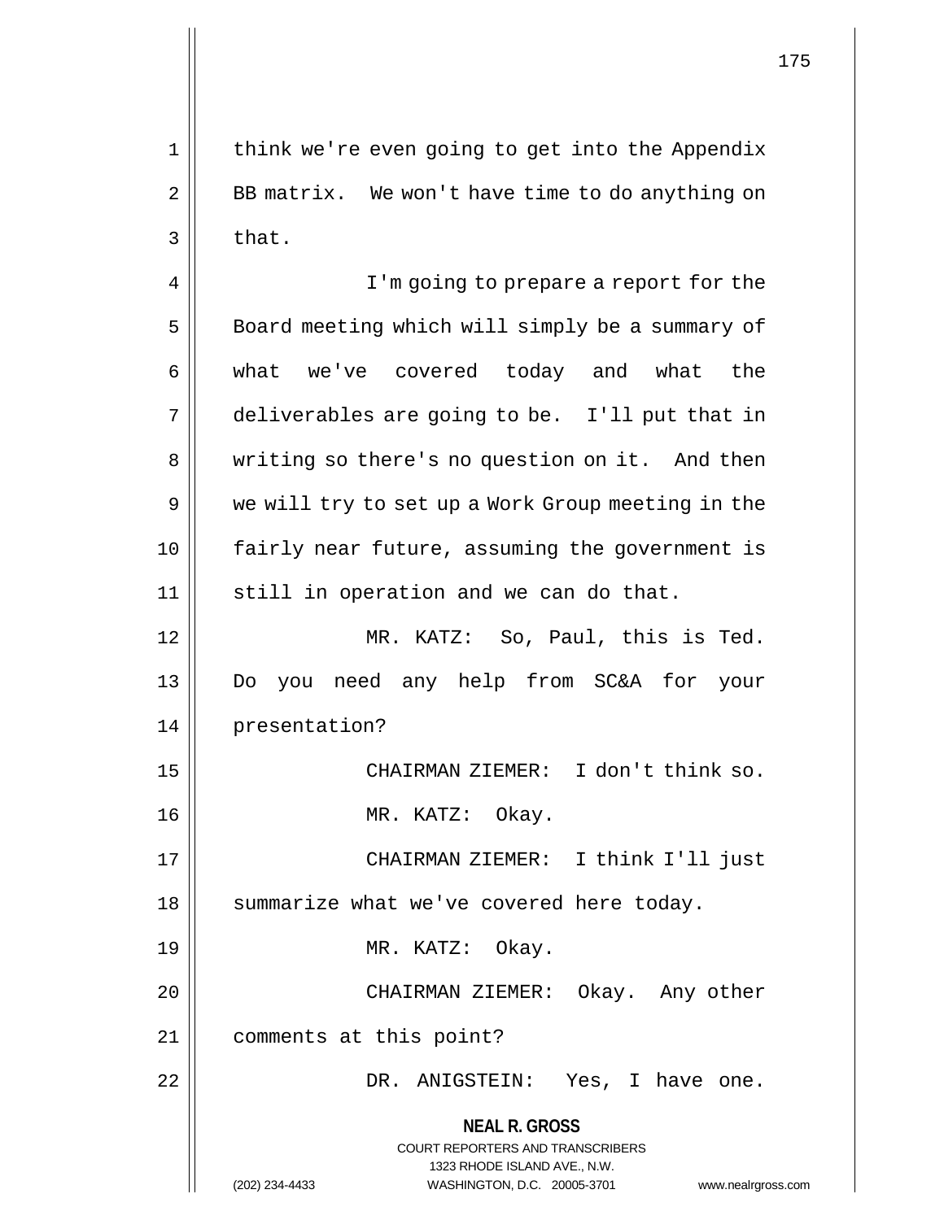think we're even going to get into the Appendix BB matrix. We won't have time to do anything on that.

I'm going to prepare a report for the Board meeting which will simply be a summary of what we've covered today and what the deliverables are going to be. I'll put that in writing so there's no question on it. And then we will try to set up a Work Group meeting in the fairly near future, assuming the government is still in operation and we can do that.

MR. KATZ: So, Paul, this is Ted. Do you need any help from SC&A for your presentation?

CHAIRMAN ZIEMER: I don't think so.

MR. KATZ: Okay.

CHAIRMAN ZIEMER: I think I'll just summarize what we've covered here today.

MR. KATZ: Okay.

CHAIRMAN ZIEMER: Okay. Any other comments at this point?

DR. ANIGSTEIN: Yes, I have one.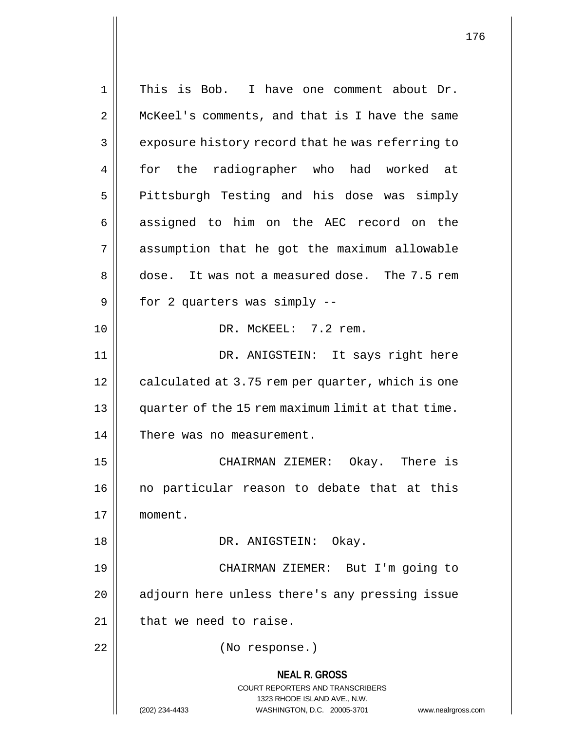This is Bob. I have one comment about Dr. McKeel's comments, and that is I have the same exposure history record that he was referring to for the radiographer who had worked at Pittsburgh Testing and his dose was simply assigned to him on the AEC record on the assumption that he got the maximum allowable dose. It was not a measured dose. The 7.5 rem for 2 quarters was simply --

DR. McKEEL: 7.2 rem.

DR. ANIGSTEIN: It says right here calculated at 3.75 rem per quarter, which is one quarter of the 15 rem maximum limit at that time. There was no measurement.

CHAIRMAN ZIEMER: Okay. There is no particular reason to debate that at this moment.

DR. ANIGSTEIN: Okay.

CHAIRMAN ZIEMER: But I'm going to adjourn here unless there's any pressing issue that we need to raise.

(No response.)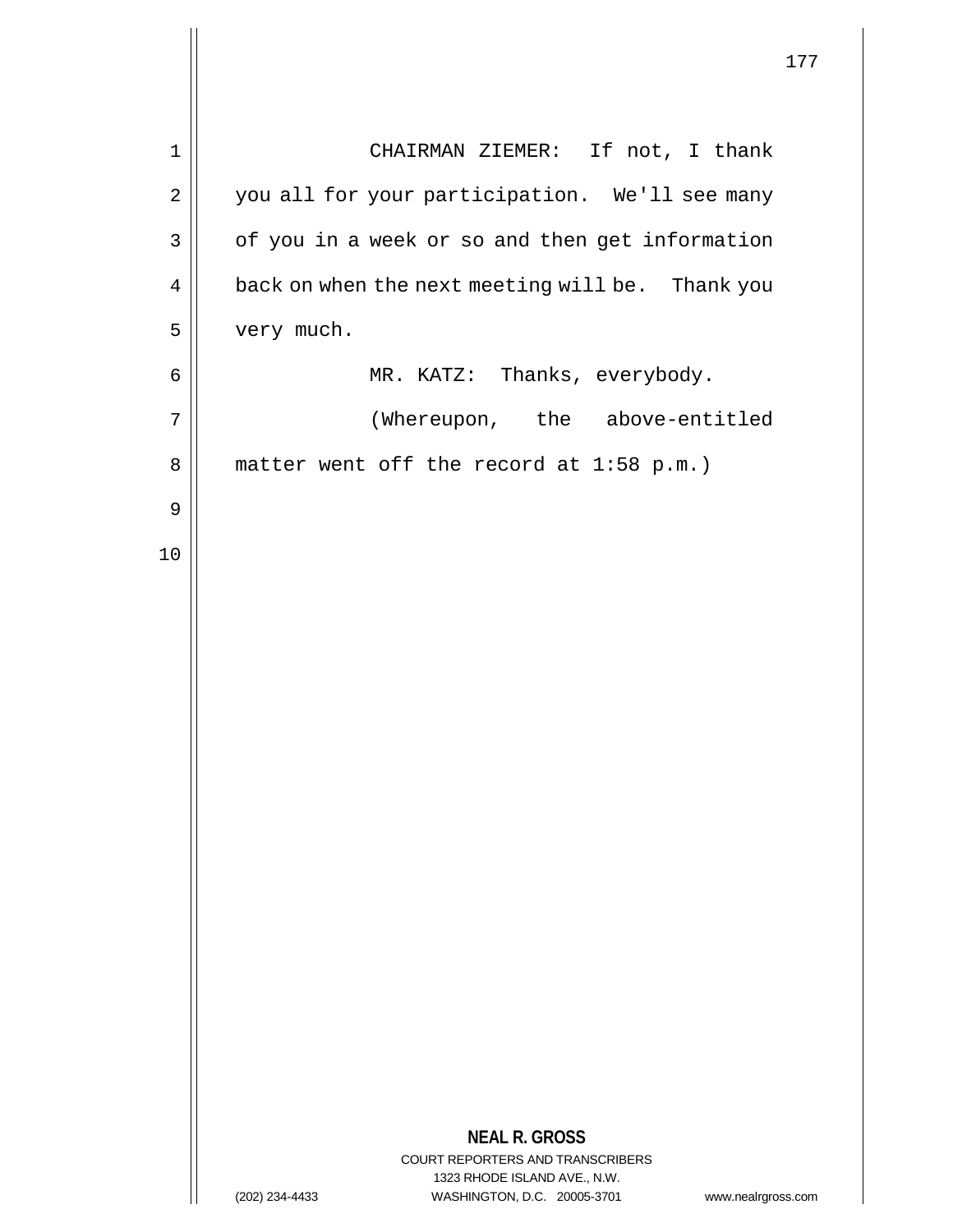CHAIRMAN ZIEMER: If not, I thank you all for your participation. We'll see many of you in a week or so and then get information back on when the next meeting will be. Thank you very much.

MR. KATZ: Thanks, everybody.

(Whereupon, the above-entitled matter went off the record at 1:58 p.m.)